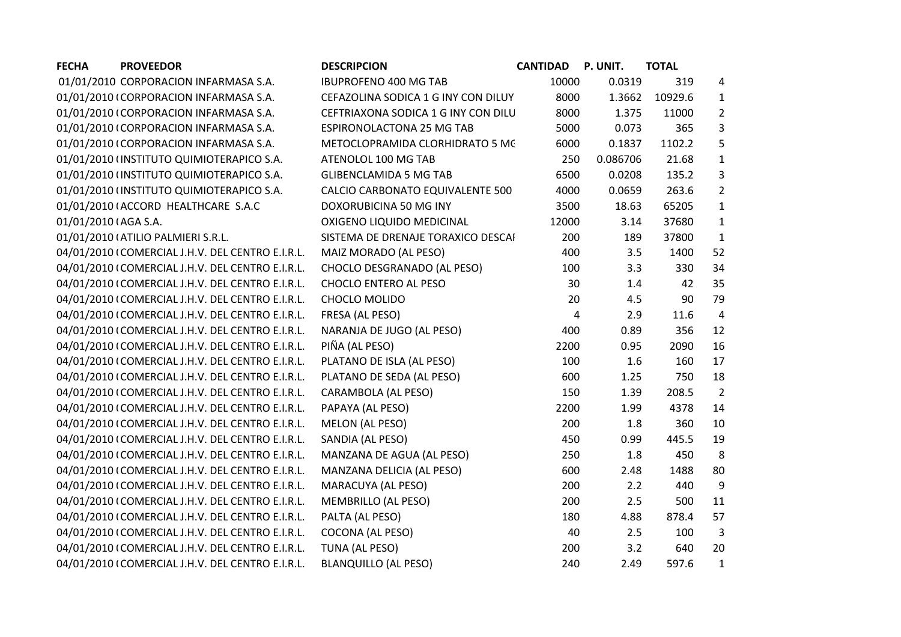| FECHA | PROVEEDOR | DESCRIPCION | CANTIDAD | P. UNIT. | TOTAL | |
|---|---|---|---|---|---|---|
| 01/01/2010 | CORPORACION INFARMASA S.A. | IBUPROFENO 400 MG TAB | 10000 | 0.0319 | 319 | 4 |
| 01/01/2010 ( | CORPORACION INFARMASA S.A. | CEFAZOLINA SODICA 1 G INY CON DILUY | 8000 | 1.3662 | 10929.6 | 1 |
| 01/01/2010 ( | CORPORACION INFARMASA S.A. | CEFTRIAXONA SODICA 1 G INY CON DILU | 8000 | 1.375 | 11000 | 2 |
| 01/01/2010 ( | CORPORACION INFARMASA S.A. | ESPIRONOLACTONA 25 MG TAB | 5000 | 0.073 | 365 | 3 |
| 01/01/2010 ( | CORPORACION INFARMASA S.A. | METOCLOPRAMIDA CLORHIDRATO 5 MG | 6000 | 0.1837 | 1102.2 | 5 |
| 01/01/2010 ( | INSTITUTO QUIMIOTERAPICO S.A. | ATENOLOL 100 MG TAB | 250 | 0.086706 | 21.68 | 1 |
| 01/01/2010 ( | INSTITUTO QUIMIOTERAPICO S.A. | GLIBENCLAMIDA 5 MG TAB | 6500 | 0.0208 | 135.2 | 3 |
| 01/01/2010 ( | INSTITUTO QUIMIOTERAPICO S.A. | CALCIO CARBONATO EQUIVALENTE 500 | 4000 | 0.0659 | 263.6 | 2 |
| 01/01/2010 ( | ACCORD HEALTHCARE S.A.C | DOXORUBICINA 50 MG INY | 3500 | 18.63 | 65205 | 1 |
| 01/01/2010 ( | AGA S.A. | OXIGENO LIQUIDO MEDICINAL | 12000 | 3.14 | 37680 | 1 |
| 01/01/2010 ( | ATILIO PALMIERI S.R.L. | SISTEMA DE DRENAJE TORAXICO DESCAI | 200 | 189 | 37800 | 1 |
| 04/01/2010 ( | COMERCIAL J.H.V. DEL CENTRO E.I.R.L. | MAIZ MORADO (AL PESO) | 400 | 3.5 | 1400 | 52 |
| 04/01/2010 ( | COMERCIAL J.H.V. DEL CENTRO E.I.R.L. | CHOCLO DESGRANADO (AL PESO) | 100 | 3.3 | 330 | 34 |
| 04/01/2010 ( | COMERCIAL J.H.V. DEL CENTRO E.I.R.L. | CHOCLO ENTERO AL PESO | 30 | 1.4 | 42 | 35 |
| 04/01/2010 ( | COMERCIAL J.H.V. DEL CENTRO E.I.R.L. | CHOCLO MOLIDO | 20 | 4.5 | 90 | 79 |
| 04/01/2010 ( | COMERCIAL J.H.V. DEL CENTRO E.I.R.L. | FRESA (AL PESO) | 4 | 2.9 | 11.6 | 4 |
| 04/01/2010 ( | COMERCIAL J.H.V. DEL CENTRO E.I.R.L. | NARANJA DE JUGO (AL PESO) | 400 | 0.89 | 356 | 12 |
| 04/01/2010 ( | COMERCIAL J.H.V. DEL CENTRO E.I.R.L. | PIÑA (AL PESO) | 2200 | 0.95 | 2090 | 16 |
| 04/01/2010 ( | COMERCIAL J.H.V. DEL CENTRO E.I.R.L. | PLATANO DE ISLA (AL PESO) | 100 | 1.6 | 160 | 17 |
| 04/01/2010 ( | COMERCIAL J.H.V. DEL CENTRO E.I.R.L. | PLATANO DE SEDA (AL PESO) | 600 | 1.25 | 750 | 18 |
| 04/01/2010 ( | COMERCIAL J.H.V. DEL CENTRO E.I.R.L. | CARAMBOLA (AL PESO) | 150 | 1.39 | 208.5 | 2 |
| 04/01/2010 ( | COMERCIAL J.H.V. DEL CENTRO E.I.R.L. | PAPAYA (AL PESO) | 2200 | 1.99 | 4378 | 14 |
| 04/01/2010 ( | COMERCIAL J.H.V. DEL CENTRO E.I.R.L. | MELON (AL PESO) | 200 | 1.8 | 360 | 10 |
| 04/01/2010 ( | COMERCIAL J.H.V. DEL CENTRO E.I.R.L. | SANDIA (AL PESO) | 450 | 0.99 | 445.5 | 19 |
| 04/01/2010 ( | COMERCIAL J.H.V. DEL CENTRO E.I.R.L. | MANZANA DE AGUA (AL PESO) | 250 | 1.8 | 450 | 8 |
| 04/01/2010 ( | COMERCIAL J.H.V. DEL CENTRO E.I.R.L. | MANZANA DELICIA (AL PESO) | 600 | 2.48 | 1488 | 80 |
| 04/01/2010 ( | COMERCIAL J.H.V. DEL CENTRO E.I.R.L. | MARACUYA (AL PESO) | 200 | 2.2 | 440 | 9 |
| 04/01/2010 ( | COMERCIAL J.H.V. DEL CENTRO E.I.R.L. | MEMBRILLO (AL PESO) | 200 | 2.5 | 500 | 11 |
| 04/01/2010 ( | COMERCIAL J.H.V. DEL CENTRO E.I.R.L. | PALTA (AL PESO) | 180 | 4.88 | 878.4 | 57 |
| 04/01/2010 ( | COMERCIAL J.H.V. DEL CENTRO E.I.R.L. | COCONA (AL PESO) | 40 | 2.5 | 100 | 3 |
| 04/01/2010 ( | COMERCIAL J.H.V. DEL CENTRO E.I.R.L. | TUNA (AL PESO) | 200 | 3.2 | 640 | 20 |
| 04/01/2010 ( | COMERCIAL J.H.V. DEL CENTRO E.I.R.L. | BLANQUILLO (AL PESO) | 240 | 2.49 | 597.6 | 1 |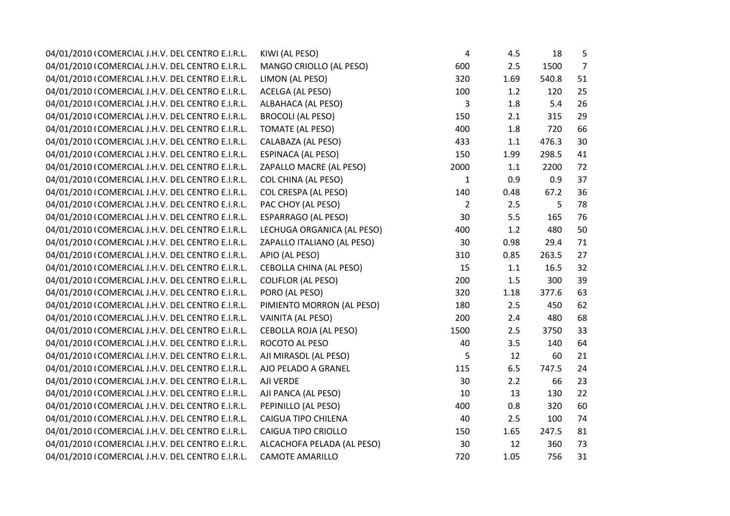| | | | | | |
|---|---|---|---|---|---|
| 04/01/2010 ( COMERCIAL J.H.V. DEL CENTRO E.I.R.L. | KIWI (AL PESO) | 4 | 4.5 | 18 | 5 |
| 04/01/2010 ( COMERCIAL J.H.V. DEL CENTRO E.I.R.L. | MANGO CRIOLLO (AL PESO) | 600 | 2.5 | 1500 | 7 |
| 04/01/2010 ( COMERCIAL J.H.V. DEL CENTRO E.I.R.L. | LIMON (AL PESO) | 320 | 1.69 | 540.8 | 51 |
| 04/01/2010 ( COMERCIAL J.H.V. DEL CENTRO E.I.R.L. | ACELGA (AL PESO) | 100 | 1.2 | 120 | 25 |
| 04/01/2010 ( COMERCIAL J.H.V. DEL CENTRO E.I.R.L. | ALBAHACA (AL PESO) | 3 | 1.8 | 5.4 | 26 |
| 04/01/2010 ( COMERCIAL J.H.V. DEL CENTRO E.I.R.L. | BROCOLI (AL PESO) | 150 | 2.1 | 315 | 29 |
| 04/01/2010 ( COMERCIAL J.H.V. DEL CENTRO E.I.R.L. | TOMATE (AL PESO) | 400 | 1.8 | 720 | 66 |
| 04/01/2010 ( COMERCIAL J.H.V. DEL CENTRO E.I.R.L. | CALABAZA (AL PESO) | 433 | 1.1 | 476.3 | 30 |
| 04/01/2010 ( COMERCIAL J.H.V. DEL CENTRO E.I.R.L. | ESPINACA (AL PESO) | 150 | 1.99 | 298.5 | 41 |
| 04/01/2010 ( COMERCIAL J.H.V. DEL CENTRO E.I.R.L. | ZAPALLO MACRE (AL PESO) | 2000 | 1.1 | 2200 | 72 |
| 04/01/2010 ( COMERCIAL J.H.V. DEL CENTRO E.I.R.L. | COL CHINA (AL PESO) | 1 | 0.9 | 0.9 | 37 |
| 04/01/2010 ( COMERCIAL J.H.V. DEL CENTRO E.I.R.L. | COL CRESPA (AL PESO) | 140 | 0.48 | 67.2 | 36 |
| 04/01/2010 ( COMERCIAL J.H.V. DEL CENTRO E.I.R.L. | PAC CHOY (AL PESO) | 2 | 2.5 | 5 | 78 |
| 04/01/2010 ( COMERCIAL J.H.V. DEL CENTRO E.I.R.L. | ESPARRAGO (AL PESO) | 30 | 5.5 | 165 | 76 |
| 04/01/2010 ( COMERCIAL J.H.V. DEL CENTRO E.I.R.L. | LECHUGA ORGANICA (AL PESO) | 400 | 1.2 | 480 | 50 |
| 04/01/2010 ( COMERCIAL J.H.V. DEL CENTRO E.I.R.L. | ZAPALLO ITALIANO (AL PESO) | 30 | 0.98 | 29.4 | 71 |
| 04/01/2010 ( COMERCIAL J.H.V. DEL CENTRO E.I.R.L. | APIO (AL PESO) | 310 | 0.85 | 263.5 | 27 |
| 04/01/2010 ( COMERCIAL J.H.V. DEL CENTRO E.I.R.L. | CEBOLLA CHINA (AL PESO) | 15 | 1.1 | 16.5 | 32 |
| 04/01/2010 ( COMERCIAL J.H.V. DEL CENTRO E.I.R.L. | COLIFLOR (AL PESO) | 200 | 1.5 | 300 | 39 |
| 04/01/2010 ( COMERCIAL J.H.V. DEL CENTRO E.I.R.L. | PORO (AL PESO) | 320 | 1.18 | 377.6 | 63 |
| 04/01/2010 ( COMERCIAL J.H.V. DEL CENTRO E.I.R.L. | PIMIENTO MORRON (AL PESO) | 180 | 2.5 | 450 | 62 |
| 04/01/2010 ( COMERCIAL J.H.V. DEL CENTRO E.I.R.L. | VAINITA (AL PESO) | 200 | 2.4 | 480 | 68 |
| 04/01/2010 ( COMERCIAL J.H.V. DEL CENTRO E.I.R.L. | CEBOLLA ROJA (AL PESO) | 1500 | 2.5 | 3750 | 33 |
| 04/01/2010 ( COMERCIAL J.H.V. DEL CENTRO E.I.R.L. | ROCOTO AL PESO | 40 | 3.5 | 140 | 64 |
| 04/01/2010 ( COMERCIAL J.H.V. DEL CENTRO E.I.R.L. | AJI MIRASOL (AL PESO) | 5 | 12 | 60 | 21 |
| 04/01/2010 ( COMERCIAL J.H.V. DEL CENTRO E.I.R.L. | AJO PELADO A GRANEL | 115 | 6.5 | 747.5 | 24 |
| 04/01/2010 ( COMERCIAL J.H.V. DEL CENTRO E.I.R.L. | AJI VERDE | 30 | 2.2 | 66 | 23 |
| 04/01/2010 ( COMERCIAL J.H.V. DEL CENTRO E.I.R.L. | AJI PANCA (AL PESO) | 10 | 13 | 130 | 22 |
| 04/01/2010 ( COMERCIAL J.H.V. DEL CENTRO E.I.R.L. | PEPINILLO (AL PESO) | 400 | 0.8 | 320 | 60 |
| 04/01/2010 ( COMERCIAL J.H.V. DEL CENTRO E.I.R.L. | CAIGUA TIPO CHILENA | 40 | 2.5 | 100 | 74 |
| 04/01/2010 ( COMERCIAL J.H.V. DEL CENTRO E.I.R.L. | CAIGUA TIPO CRIOLLO | 150 | 1.65 | 247.5 | 81 |
| 04/01/2010 ( COMERCIAL J.H.V. DEL CENTRO E.I.R.L. | ALCACHOFA PELADA (AL PESO) | 30 | 12 | 360 | 73 |
| 04/01/2010 ( COMERCIAL J.H.V. DEL CENTRO E.I.R.L. | CAMOTE AMARILLO | 720 | 1.05 | 756 | 31 |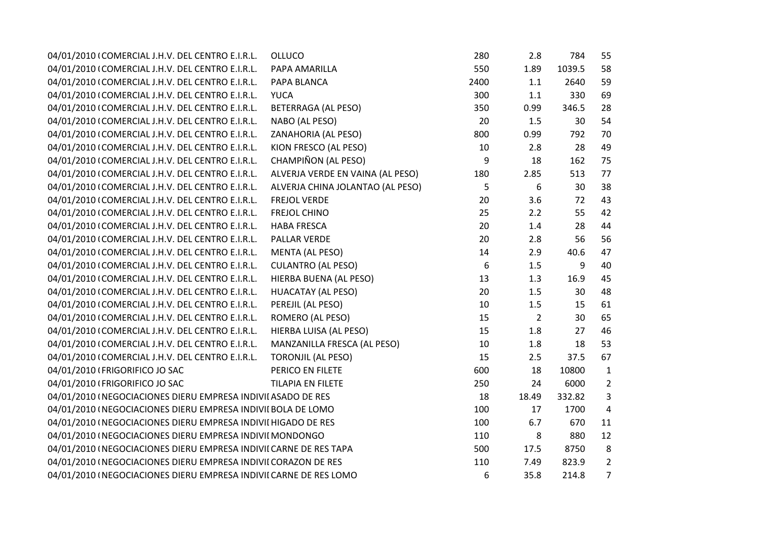| | | | | | | |
|---|---|---|---|---|---|---|
| 04/01/2010 ( | COMERCIAL J.H.V. DEL CENTRO E.I.R.L. | OLLUCO | 280 | 2.8 | 784 | 55 |
| 04/01/2010 ( | COMERCIAL J.H.V. DEL CENTRO E.I.R.L. | PAPA AMARILLA | 550 | 1.89 | 1039.5 | 58 |
| 04/01/2010 ( | COMERCIAL J.H.V. DEL CENTRO E.I.R.L. | PAPA BLANCA | 2400 | 1.1 | 2640 | 59 |
| 04/01/2010 ( | COMERCIAL J.H.V. DEL CENTRO E.I.R.L. | YUCA | 300 | 1.1 | 330 | 69 |
| 04/01/2010 ( | COMERCIAL J.H.V. DEL CENTRO E.I.R.L. | BETERRAGA (AL PESO) | 350 | 0.99 | 346.5 | 28 |
| 04/01/2010 ( | COMERCIAL J.H.V. DEL CENTRO E.I.R.L. | NABO (AL PESO) | 20 | 1.5 | 30 | 54 |
| 04/01/2010 ( | COMERCIAL J.H.V. DEL CENTRO E.I.R.L. | ZANAHORIA (AL PESO) | 800 | 0.99 | 792 | 70 |
| 04/01/2010 ( | COMERCIAL J.H.V. DEL CENTRO E.I.R.L. | KION FRESCO (AL PESO) | 10 | 2.8 | 28 | 49 |
| 04/01/2010 ( | COMERCIAL J.H.V. DEL CENTRO E.I.R.L. | CHAMPIÑON (AL PESO) | 9 | 18 | 162 | 75 |
| 04/01/2010 ( | COMERCIAL J.H.V. DEL CENTRO E.I.R.L. | ALVERJA VERDE EN VAINA (AL PESO) | 180 | 2.85 | 513 | 77 |
| 04/01/2010 ( | COMERCIAL J.H.V. DEL CENTRO E.I.R.L. | ALVERJA CHINA JOLANTAO (AL PESO) | 5 | 6 | 30 | 38 |
| 04/01/2010 ( | COMERCIAL J.H.V. DEL CENTRO E.I.R.L. | FREJOL VERDE | 20 | 3.6 | 72 | 43 |
| 04/01/2010 ( | COMERCIAL J.H.V. DEL CENTRO E.I.R.L. | FREJOL CHINO | 25 | 2.2 | 55 | 42 |
| 04/01/2010 ( | COMERCIAL J.H.V. DEL CENTRO E.I.R.L. | HABA FRESCA | 20 | 1.4 | 28 | 44 |
| 04/01/2010 ( | COMERCIAL J.H.V. DEL CENTRO E.I.R.L. | PALLAR VERDE | 20 | 2.8 | 56 | 56 |
| 04/01/2010 ( | COMERCIAL J.H.V. DEL CENTRO E.I.R.L. | MENTA (AL PESO) | 14 | 2.9 | 40.6 | 47 |
| 04/01/2010 ( | COMERCIAL J.H.V. DEL CENTRO E.I.R.L. | CULANTRO (AL PESO) | 6 | 1.5 | 9 | 40 |
| 04/01/2010 ( | COMERCIAL J.H.V. DEL CENTRO E.I.R.L. | HIERBA BUENA (AL PESO) | 13 | 1.3 | 16.9 | 45 |
| 04/01/2010 ( | COMERCIAL J.H.V. DEL CENTRO E.I.R.L. | HUACATAY (AL PESO) | 20 | 1.5 | 30 | 48 |
| 04/01/2010 ( | COMERCIAL J.H.V. DEL CENTRO E.I.R.L. | PEREJIL (AL PESO) | 10 | 1.5 | 15 | 61 |
| 04/01/2010 ( | COMERCIAL J.H.V. DEL CENTRO E.I.R.L. | ROMERO (AL PESO) | 15 | 2 | 30 | 65 |
| 04/01/2010 ( | COMERCIAL J.H.V. DEL CENTRO E.I.R.L. | HIERBA LUISA (AL PESO) | 15 | 1.8 | 27 | 46 |
| 04/01/2010 ( | COMERCIAL J.H.V. DEL CENTRO E.I.R.L. | MANZANILLA FRESCA (AL PESO) | 10 | 1.8 | 18 | 53 |
| 04/01/2010 ( | COMERCIAL J.H.V. DEL CENTRO E.I.R.L. | TORONJIL (AL PESO) | 15 | 2.5 | 37.5 | 67 |
| 04/01/2010 ( | FRIGORIFICO JO SAC | PERICO EN FILETE | 600 | 18 | 10800 | 1 |
| 04/01/2010 ( | FRIGORIFICO JO SAC | TILAPIA EN FILETE | 250 | 24 | 6000 | 2 |
| 04/01/2010 ( | NEGOCIACIONES DIERU EMPRESA INDIVII | ASADO DE RES | 18 | 18.49 | 332.82 | 3 |
| 04/01/2010 ( | NEGOCIACIONES DIERU EMPRESA INDIVII | BOLA DE LOMO | 100 | 17 | 1700 | 4 |
| 04/01/2010 ( | NEGOCIACIONES DIERU EMPRESA INDIVII | HIGADO DE RES | 100 | 6.7 | 670 | 11 |
| 04/01/2010 ( | NEGOCIACIONES DIERU EMPRESA INDIVII | MONDONGO | 110 | 8 | 880 | 12 |
| 04/01/2010 ( | NEGOCIACIONES DIERU EMPRESA INDIVII | CARNE DE RES TAPA | 500 | 17.5 | 8750 | 8 |
| 04/01/2010 ( | NEGOCIACIONES DIERU EMPRESA INDIVII | CORAZON DE RES | 110 | 7.49 | 823.9 | 2 |
| 04/01/2010 ( | NEGOCIACIONES DIERU EMPRESA INDIVII | CARNE DE RES LOMO | 6 | 35.8 | 214.8 | 7 |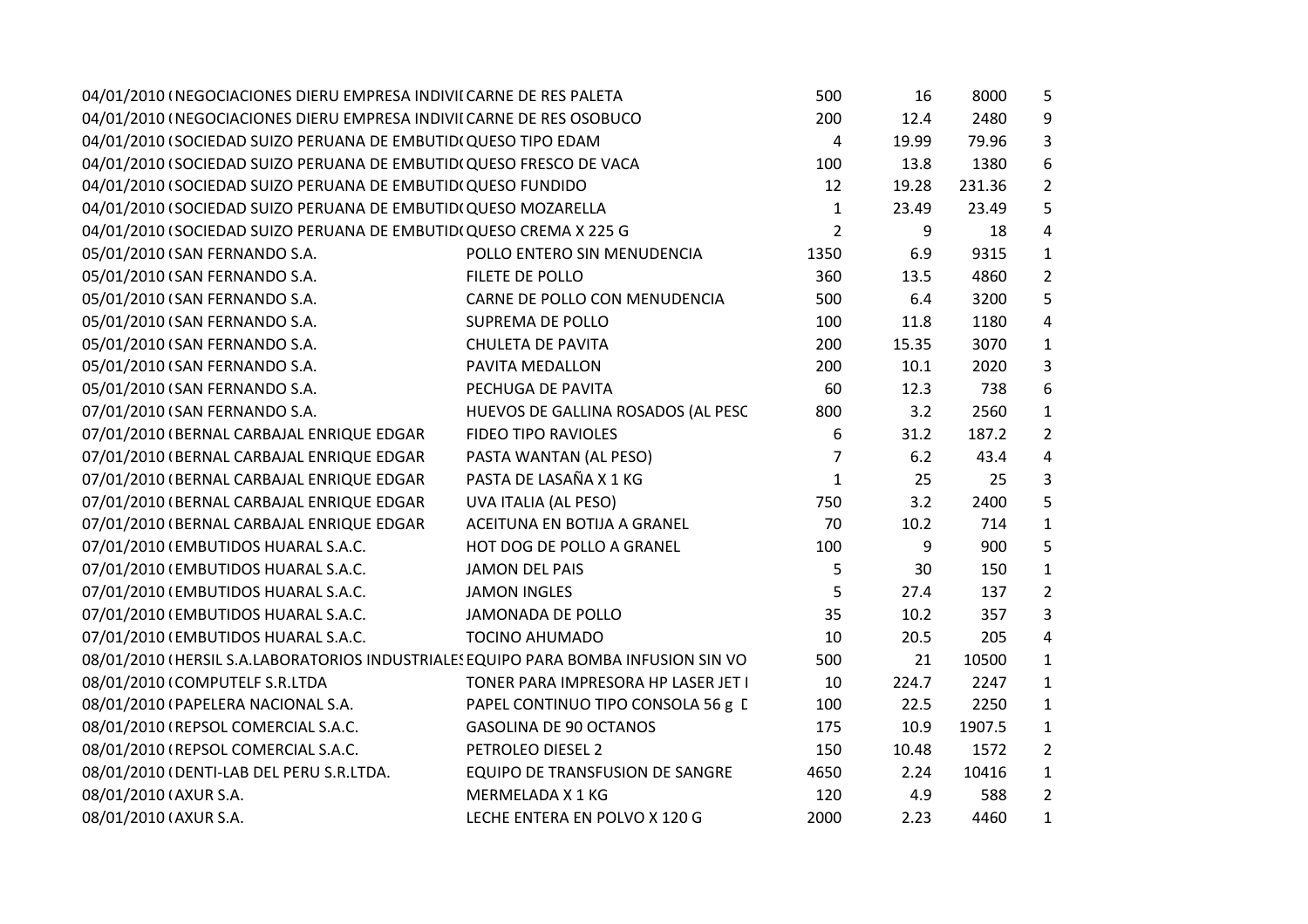| | | | | | | |
|---|---|---|---|---|---|---|
| 04/01/2010 ( | NEGOCIACIONES DIERU EMPRESA INDIVI[ | CARNE DE RES PALETA | 500 | 16 | 8000 | 5 |
| 04/01/2010 ( | NEGOCIACIONES DIERU EMPRESA INDIVI[ | CARNE DE RES OSOBUCO | 200 | 12.4 | 2480 | 9 |
| 04/01/2010 ( | SOCIEDAD SUIZO PERUANA DE EMBUTID( | QUESO TIPO EDAM | 4 | 19.99 | 79.96 | 3 |
| 04/01/2010 ( | SOCIEDAD SUIZO PERUANA DE EMBUTID( | QUESO FRESCO DE VACA | 100 | 13.8 | 1380 | 6 |
| 04/01/2010 ( | SOCIEDAD SUIZO PERUANA DE EMBUTID( | QUESO FUNDIDO | 12 | 19.28 | 231.36 | 2 |
| 04/01/2010 ( | SOCIEDAD SUIZO PERUANA DE EMBUTID( | QUESO MOZARELLA | 1 | 23.49 | 23.49 | 5 |
| 04/01/2010 ( | SOCIEDAD SUIZO PERUANA DE EMBUTID( | QUESO CREMA X 225 G | 2 | 9 | 18 | 4 |
| 05/01/2010 ( | SAN FERNANDO S.A. | POLLO ENTERO SIN MENUDENCIA | 1350 | 6.9 | 9315 | 1 |
| 05/01/2010 ( | SAN FERNANDO S.A. | FILETE DE POLLO | 360 | 13.5 | 4860 | 2 |
| 05/01/2010 ( | SAN FERNANDO S.A. | CARNE DE POLLO CON MENUDENCIA | 500 | 6.4 | 3200 | 5 |
| 05/01/2010 ( | SAN FERNANDO S.A. | SUPREMA DE POLLO | 100 | 11.8 | 1180 | 4 |
| 05/01/2010 ( | SAN FERNANDO S.A. | CHULETA DE PAVITA | 200 | 15.35 | 3070 | 1 |
| 05/01/2010 ( | SAN FERNANDO S.A. | PAVITA MEDALLON | 200 | 10.1 | 2020 | 3 |
| 05/01/2010 ( | SAN FERNANDO S.A. | PECHUGA DE PAVITA | 60 | 12.3 | 738 | 6 |
| 07/01/2010 ( | SAN FERNANDO S.A. | HUEVOS DE GALLINA ROSADOS (AL PESC | 800 | 3.2 | 2560 | 1 |
| 07/01/2010 ( | BERNAL CARBAJAL ENRIQUE EDGAR | FIDEO TIPO RAVIOLES | 6 | 31.2 | 187.2 | 2 |
| 07/01/2010 ( | BERNAL CARBAJAL ENRIQUE EDGAR | PASTA WANTAN (AL PESO) | 7 | 6.2 | 43.4 | 4 |
| 07/01/2010 ( | BERNAL CARBAJAL ENRIQUE EDGAR | PASTA DE LASAÑA X 1 KG | 1 | 25 | 25 | 3 |
| 07/01/2010 ( | BERNAL CARBAJAL ENRIQUE EDGAR | UVA ITALIA (AL PESO) | 750 | 3.2 | 2400 | 5 |
| 07/01/2010 ( | BERNAL CARBAJAL ENRIQUE EDGAR | ACEITUNA EN BOTIJA A GRANEL | 70 | 10.2 | 714 | 1 |
| 07/01/2010 ( | EMBUTIDOS HUARAL S.A.C. | HOT DOG DE POLLO A GRANEL | 100 | 9 | 900 | 5 |
| 07/01/2010 ( | EMBUTIDOS HUARAL S.A.C. | JAMON DEL PAIS | 5 | 30 | 150 | 1 |
| 07/01/2010 ( | EMBUTIDOS HUARAL S.A.C. | JAMON INGLES | 5 | 27.4 | 137 | 2 |
| 07/01/2010 ( | EMBUTIDOS HUARAL S.A.C. | JAMONADA DE POLLO | 35 | 10.2 | 357 | 3 |
| 07/01/2010 ( | EMBUTIDOS HUARAL S.A.C. | TOCINO AHUMADO | 10 | 20.5 | 205 | 4 |
| 08/01/2010 ( | HERSIL S.A.LABORATORIOS INDUSTRIALES | EQUIPO PARA BOMBA INFUSION SIN VO | 500 | 21 | 10500 | 1 |
| 08/01/2010 ( | COMPUTELF S.R.LTDA | TONER PARA IMPRESORA HP LASER JET I | 10 | 224.7 | 2247 | 1 |
| 08/01/2010 ( | PAPELERA NACIONAL S.A. | PAPEL CONTINUO TIPO CONSOLA 56 g D | 100 | 22.5 | 2250 | 1 |
| 08/01/2010 ( | REPSOL COMERCIAL S.A.C. | GASOLINA DE 90 OCTANOS | 175 | 10.9 | 1907.5 | 1 |
| 08/01/2010 ( | REPSOL COMERCIAL S.A.C. | PETROLEO DIESEL 2 | 150 | 10.48 | 1572 | 2 |
| 08/01/2010 ( | DENTI-LAB DEL PERU S.R.LTDA. | EQUIPO DE TRANSFUSION DE SANGRE | 4650 | 2.24 | 10416 | 1 |
| 08/01/2010 ( | AXUR S.A. | MERMELADA X 1 KG | 120 | 4.9 | 588 | 2 |
| 08/01/2010 ( | AXUR S.A. | LECHE ENTERA EN POLVO X 120 G | 2000 | 2.23 | 4460 | 1 |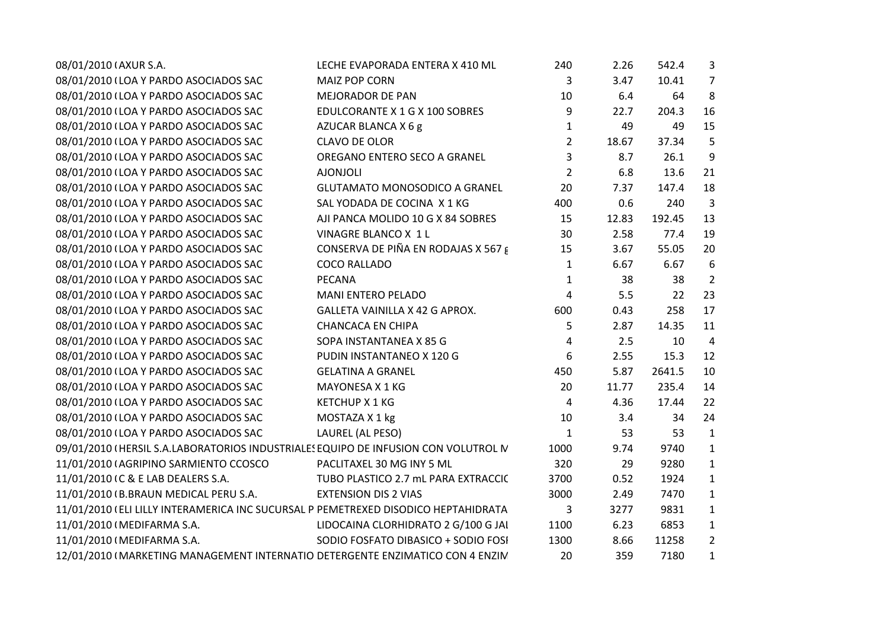| | | | | | | |
|---|---|---|---|---|---|---|
| 08/01/2010 ( | AXUR S.A. | LECHE EVAPORADA ENTERA X 410 ML | 240 | 2.26 | 542.4 | 3 |
| 08/01/2010 ( | LOA Y PARDO ASOCIADOS SAC | MAIZ POP CORN | 3 | 3.47 | 10.41 | 7 |
| 08/01/2010 ( | LOA Y PARDO ASOCIADOS SAC | MEJORADOR DE PAN | 10 | 6.4 | 64 | 8 |
| 08/01/2010 ( | LOA Y PARDO ASOCIADOS SAC | EDULCORANTE X 1 G X 100 SOBRES | 9 | 22.7 | 204.3 | 16 |
| 08/01/2010 ( | LOA Y PARDO ASOCIADOS SAC | AZUCAR BLANCA X 6 g | 1 | 49 | 49 | 15 |
| 08/01/2010 ( | LOA Y PARDO ASOCIADOS SAC | CLAVO DE OLOR | 2 | 18.67 | 37.34 | 5 |
| 08/01/2010 ( | LOA Y PARDO ASOCIADOS SAC | OREGANO ENTERO SECO A GRANEL | 3 | 8.7 | 26.1 | 9 |
| 08/01/2010 ( | LOA Y PARDO ASOCIADOS SAC | AJONJOLI | 2 | 6.8 | 13.6 | 21 |
| 08/01/2010 ( | LOA Y PARDO ASOCIADOS SAC | GLUTAMATO MONOSODICO A GRANEL | 20 | 7.37 | 147.4 | 18 |
| 08/01/2010 ( | LOA Y PARDO ASOCIADOS SAC | SAL YODADA DE COCINA X 1 KG | 400 | 0.6 | 240 | 3 |
| 08/01/2010 ( | LOA Y PARDO ASOCIADOS SAC | AJI PANCA MOLIDO 10 G X 84 SOBRES | 15 | 12.83 | 192.45 | 13 |
| 08/01/2010 ( | LOA Y PARDO ASOCIADOS SAC | VINAGRE BLANCO X 1 L | 30 | 2.58 | 77.4 | 19 |
| 08/01/2010 ( | LOA Y PARDO ASOCIADOS SAC | CONSERVA DE PIÑA EN RODAJAS X 567 g | 15 | 3.67 | 55.05 | 20 |
| 08/01/2010 ( | LOA Y PARDO ASOCIADOS SAC | COCO RALLADO | 1 | 6.67 | 6.67 | 6 |
| 08/01/2010 ( | LOA Y PARDO ASOCIADOS SAC | PECANA | 1 | 38 | 38 | 2 |
| 08/01/2010 ( | LOA Y PARDO ASOCIADOS SAC | MANI ENTERO PELADO | 4 | 5.5 | 22 | 23 |
| 08/01/2010 ( | LOA Y PARDO ASOCIADOS SAC | GALLETA VAINILLA X 42 G APROX. | 600 | 0.43 | 258 | 17 |
| 08/01/2010 ( | LOA Y PARDO ASOCIADOS SAC | CHANCACA EN CHIPA | 5 | 2.87 | 14.35 | 11 |
| 08/01/2010 ( | LOA Y PARDO ASOCIADOS SAC | SOPA INSTANTANEA X 85 G | 4 | 2.5 | 10 | 4 |
| 08/01/2010 ( | LOA Y PARDO ASOCIADOS SAC | PUDIN INSTANTANEO X 120 G | 6 | 2.55 | 15.3 | 12 |
| 08/01/2010 ( | LOA Y PARDO ASOCIADOS SAC | GELATINA A GRANEL | 450 | 5.87 | 2641.5 | 10 |
| 08/01/2010 ( | LOA Y PARDO ASOCIADOS SAC | MAYONESA X 1 KG | 20 | 11.77 | 235.4 | 14 |
| 08/01/2010 ( | LOA Y PARDO ASOCIADOS SAC | KETCHUP X 1 KG | 4 | 4.36 | 17.44 | 22 |
| 08/01/2010 ( | LOA Y PARDO ASOCIADOS SAC | MOSTAZA X 1 kg | 10 | 3.4 | 34 | 24 |
| 08/01/2010 ( | LOA Y PARDO ASOCIADOS SAC | LAUREL (AL PESO) | 1 | 53 | 53 | 1 |
| 09/01/2010 ( | HERSIL S.A.LABORATORIOS INDUSTRIALES | EQUIPO DE INFUSION CON VOLUTROL M | 1000 | 9.74 | 9740 | 1 |
| 11/01/2010 ( | AGRIPINO SARMIENTO CCOSCO | PACLITAXEL 30 MG INY 5 ML | 320 | 29 | 9280 | 1 |
| 11/01/2010 ( | C & E LAB DEALERS S.A. | TUBO PLASTICO 2.7 mL PARA EXTRACCIC | 3700 | 0.52 | 1924 | 1 |
| 11/01/2010 ( | B.BRAUN MEDICAL PERU S.A. | EXTENSION DIS 2 VIAS | 3000 | 2.49 | 7470 | 1 |
| 11/01/2010 ( | ELI LILLY INTERAMERICA INC SUCURSAL P | PEMETREXED DISODICO HEPTAHIDRATA | 3 | 3277 | 9831 | 1 |
| 11/01/2010 ( | MEDIFARMA S.A. | LIDOCAINA CLORHIDRATO 2 G/100 G JAI | 1100 | 6.23 | 6853 | 1 |
| 11/01/2010 ( | MEDIFARMA S.A. | SODIO FOSFATO DIBASICO + SODIO FOSI | 1300 | 8.66 | 11258 | 2 |
| 12/01/2010 ( | MARKETING MANAGEMENT INTERNATIO | DETERGENTE ENZIMATICO CON 4 ENZIM | 20 | 359 | 7180 | 1 |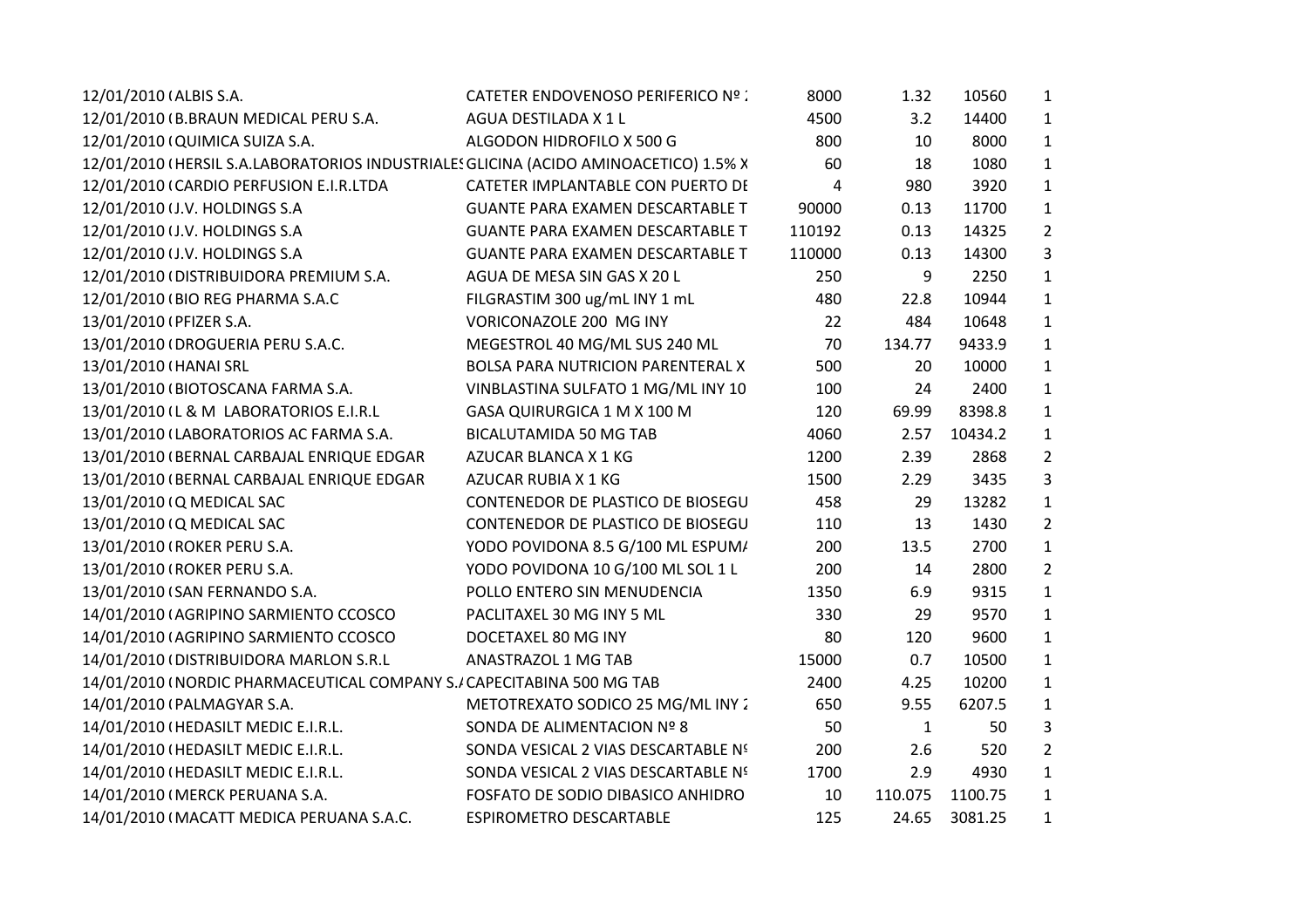| | | | | | | |
|---|---|---|---|---|---|---|
| 12/01/2010 ( | ALBIS S.A. | CATETER ENDOVENOSO PERIFERICO Nº : | 8000 | 1.32 | 10560 | 1 |
| 12/01/2010 ( | B.BRAUN MEDICAL PERU S.A. | AGUA DESTILADA X 1 L | 4500 | 3.2 | 14400 | 1 |
| 12/01/2010 ( | QUIMICA SUIZA S.A. | ALGODON HIDROFILO X 500 G | 800 | 10 | 8000 | 1 |
| 12/01/2010 ( | HERSIL S.A.LABORATORIOS INDUSTRIALES | GLICINA (ACIDO AMINOACETICO) 1.5% X | 60 | 18 | 1080 | 1 |
| 12/01/2010 ( | CARDIO PERFUSION E.I.R.LTDA | CATETER IMPLANTABLE CON PUERTO DE | 4 | 980 | 3920 | 1 |
| 12/01/2010 ( | J.V. HOLDINGS S.A | GUANTE PARA EXAMEN DESCARTABLE T | 90000 | 0.13 | 11700 | 1 |
| 12/01/2010 ( | J.V. HOLDINGS S.A | GUANTE PARA EXAMEN DESCARTABLE T | 110192 | 0.13 | 14325 | 2 |
| 12/01/2010 ( | J.V. HOLDINGS S.A | GUANTE PARA EXAMEN DESCARTABLE T | 110000 | 0.13 | 14300 | 3 |
| 12/01/2010 ( | DISTRIBUIDORA PREMIUM S.A. | AGUA DE MESA SIN GAS X 20 L | 250 | 9 | 2250 | 1 |
| 12/01/2010 ( | BIO REG PHARMA S.A.C | FILGRASTIM 300 ug/mL INY 1 mL | 480 | 22.8 | 10944 | 1 |
| 13/01/2010 ( | PFIZER S.A. | VORICONAZOLE 200 MG INY | 22 | 484 | 10648 | 1 |
| 13/01/2010 ( | DROGUERIA PERU S.A.C. | MEGESTROL 40 MG/ML SUS 240 ML | 70 | 134.77 | 9433.9 | 1 |
| 13/01/2010 ( | HANAI SRL | BOLSA PARA NUTRICION PARENTERAL X | 500 | 20 | 10000 | 1 |
| 13/01/2010 ( | BIOTOSCANA FARMA S.A. | VINBLASTINA SULFATO 1 MG/ML INY 10 | 100 | 24 | 2400 | 1 |
| 13/01/2010 ( | L & M LABORATORIOS E.I.R.L | GASA QUIRURGICA 1 M X 100 M | 120 | 69.99 | 8398.8 | 1 |
| 13/01/2010 ( | LABORATORIOS AC FARMA S.A. | BICALUTAMIDA 50 MG TAB | 4060 | 2.57 | 10434.2 | 1 |
| 13/01/2010 ( | BERNAL CARBAJAL ENRIQUE EDGAR | AZUCAR BLANCA X 1 KG | 1200 | 2.39 | 2868 | 2 |
| 13/01/2010 ( | BERNAL CARBAJAL ENRIQUE EDGAR | AZUCAR RUBIA X 1 KG | 1500 | 2.29 | 3435 | 3 |
| 13/01/2010 ( | Q MEDICAL SAC | CONTENEDOR DE PLASTICO DE BIOSEGU | 458 | 29 | 13282 | 1 |
| 13/01/2010 ( | Q MEDICAL SAC | CONTENEDOR DE PLASTICO DE BIOSEGU | 110 | 13 | 1430 | 2 |
| 13/01/2010 ( | ROKER PERU S.A. | YODO POVIDONA 8.5 G/100 ML ESPUMA | 200 | 13.5 | 2700 | 1 |
| 13/01/2010 ( | ROKER PERU S.A. | YODO POVIDONA 10 G/100 ML SOL 1 L | 200 | 14 | 2800 | 2 |
| 13/01/2010 ( | SAN FERNANDO S.A. | POLLO ENTERO SIN MENUDENCIA | 1350 | 6.9 | 9315 | 1 |
| 14/01/2010 ( | AGRIPINO SARMIENTO CCOSCO | PACLITAXEL 30 MG INY 5 ML | 330 | 29 | 9570 | 1 |
| 14/01/2010 ( | AGRIPINO SARMIENTO CCOSCO | DOCETAXEL 80 MG INY | 80 | 120 | 9600 | 1 |
| 14/01/2010 ( | DISTRIBUIDORA MARLON S.R.L | ANASTRAZOL 1 MG TAB | 15000 | 0.7 | 10500 | 1 |
| 14/01/2010 ( | NORDIC PHARMACEUTICAL COMPANY S.A | CAPECITABINA 500 MG TAB | 2400 | 4.25 | 10200 | 1 |
| 14/01/2010 ( | PALMAGYAR S.A. | METOTREXATO SODICO 25 MG/ML INY 2 | 650 | 9.55 | 6207.5 | 1 |
| 14/01/2010 ( | HEDASILT MEDIC E.I.R.L. | SONDA DE ALIMENTACION Nº 8 | 50 | 1 | 50 | 3 |
| 14/01/2010 ( | HEDASILT MEDIC E.I.R.L. | SONDA VESICAL 2 VIAS DESCARTABLE Nº | 200 | 2.6 | 520 | 2 |
| 14/01/2010 ( | HEDASILT MEDIC E.I.R.L. | SONDA VESICAL 2 VIAS DESCARTABLE Nº | 1700 | 2.9 | 4930 | 1 |
| 14/01/2010 ( | MERCK PERUANA S.A. | FOSFATO DE SODIO DIBASICO ANHIDRO | 10 | 110.075 | 1100.75 | 1 |
| 14/01/2010 ( | MACATT MEDICA PERUANA S.A.C. | ESPIROMETRO DESCARTABLE | 125 | 24.65 | 3081.25 | 1 |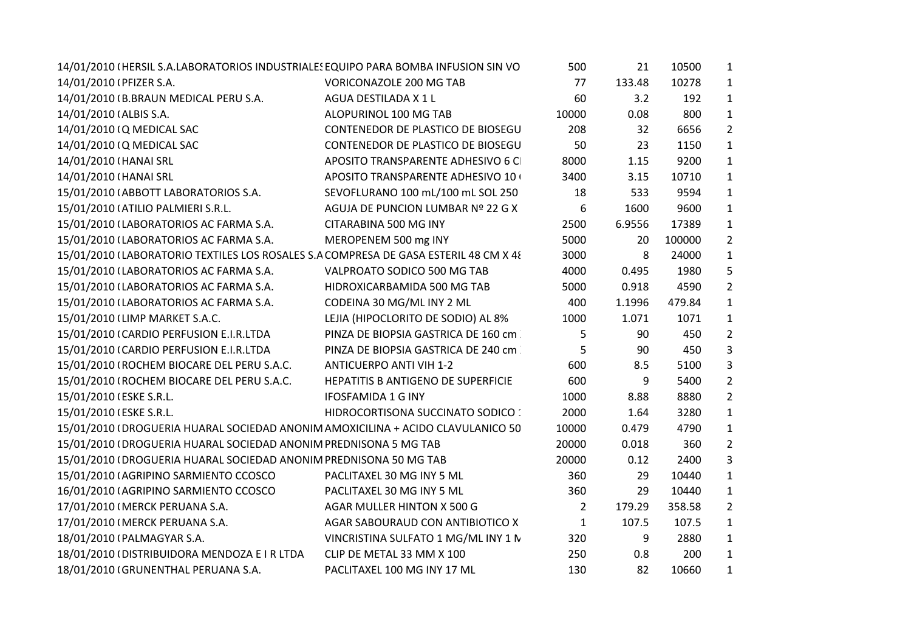| | | | | | | |
|---|---|---|---|---|---|---|
| 14/01/2010 ( | HERSIL S.A.LABORATORIOS INDUSTRIALES | EQUIPO PARA BOMBA INFUSION SIN VO | 500 | 21 | 10500 | 1 |
| 14/01/2010 ( | PFIZER S.A. | VORICONAZOLE 200 MG TAB | 77 | 133.48 | 10278 | 1 |
| 14/01/2010 ( | B.BRAUN MEDICAL PERU S.A. | AGUA DESTILADA X 1 L | 60 | 3.2 | 192 | 1 |
| 14/01/2010 ( | ALBIS S.A. | ALOPURINOL 100 MG TAB | 10000 | 0.08 | 800 | 1 |
| 14/01/2010 ( | Q MEDICAL SAC | CONTENEDOR DE PLASTICO DE BIOSEGU | 208 | 32 | 6656 | 2 |
| 14/01/2010 ( | Q MEDICAL SAC | CONTENEDOR DE PLASTICO DE BIOSEGU | 50 | 23 | 1150 | 1 |
| 14/01/2010 ( | HANAI SRL | APOSITO TRANSPARENTE ADHESIVO 6 CI | 8000 | 1.15 | 9200 | 1 |
| 14/01/2010 ( | HANAI SRL | APOSITO TRANSPARENTE ADHESIVO 10 ( | 3400 | 3.15 | 10710 | 1 |
| 15/01/2010 ( | ABBOTT LABORATORIOS S.A. | SEVOFLURANO 100 mL/100 mL SOL 250 | 18 | 533 | 9594 | 1 |
| 15/01/2010 ( | ATILIO PALMIERI S.R.L. | AGUJA DE PUNCION LUMBAR Nº 22 G X | 6 | 1600 | 9600 | 1 |
| 15/01/2010 ( | LABORATORIOS AC FARMA S.A. | CITARABINA 500 MG INY | 2500 | 6.9556 | 17389 | 1 |
| 15/01/2010 ( | LABORATORIOS AC FARMA S.A. | MEROPENEM 500 mg INY | 5000 | 20 | 100000 | 2 |
| 15/01/2010 ( | LABORATORIO TEXTILES LOS ROSALES S.A | COMPRESA DE GASA ESTERIL 48 CM X 48 | 3000 | 8 | 24000 | 1 |
| 15/01/2010 ( | LABORATORIOS AC FARMA S.A. | VALPROATO SODICO 500 MG TAB | 4000 | 0.495 | 1980 | 5 |
| 15/01/2010 ( | LABORATORIOS AC FARMA S.A. | HIDROXICARBAMIDA 500 MG TAB | 5000 | 0.918 | 4590 | 2 |
| 15/01/2010 ( | LABORATORIOS AC FARMA S.A. | CODEINA 30 MG/ML INY 2 ML | 400 | 1.1996 | 479.84 | 1 |
| 15/01/2010 ( | LIMP MARKET S.A.C. | LEJIA (HIPOCLORITO DE SODIO) AL 8% | 1000 | 1.071 | 1071 | 1 |
| 15/01/2010 ( | CARDIO PERFUSION E.I.R.LTDA | PINZA DE BIOPSIA GASTRICA DE 160 cm | 5 | 90 | 450 | 2 |
| 15/01/2010 ( | CARDIO PERFUSION E.I.R.LTDA | PINZA DE BIOPSIA GASTRICA DE 240 cm | 5 | 90 | 450 | 3 |
| 15/01/2010 ( | ROCHEM BIOCARE DEL PERU S.A.C. | ANTICUERPO ANTI VIH 1-2 | 600 | 8.5 | 5100 | 3 |
| 15/01/2010 ( | ROCHEM BIOCARE DEL PERU S.A.C. | HEPATITIS B ANTIGENO DE SUPERFICIE | 600 | 9 | 5400 | 2 |
| 15/01/2010 ( | ESKE S.R.L. | IFOSFAMIDA 1 G INY | 1000 | 8.88 | 8880 | 2 |
| 15/01/2010 ( | ESKE S.R.L. | HIDROCORTISONA SUCCINATO SODICO 1 | 2000 | 1.64 | 3280 | 1 |
| 15/01/2010 ( | DROGUERIA HUARAL SOCIEDAD ANONIM | AMOXICILINA + ACIDO CLAVULANICO 50 | 10000 | 0.479 | 4790 | 1 |
| 15/01/2010 ( | DROGUERIA HUARAL SOCIEDAD ANONIM | PREDNISONA 5 MG TAB | 20000 | 0.018 | 360 | 2 |
| 15/01/2010 ( | DROGUERIA HUARAL SOCIEDAD ANONIM | PREDNISONA 50 MG TAB | 20000 | 0.12 | 2400 | 3 |
| 15/01/2010 ( | AGRIPINO SARMIENTO CCOSCO | PACLITAXEL 30 MG INY 5 ML | 360 | 29 | 10440 | 1 |
| 16/01/2010 ( | AGRIPINO SARMIENTO CCOSCO | PACLITAXEL 30 MG INY 5 ML | 360 | 29 | 10440 | 1 |
| 17/01/2010 ( | MERCK PERUANA S.A. | AGAR MULLER HINTON X 500 G | 2 | 179.29 | 358.58 | 2 |
| 17/01/2010 ( | MERCK PERUANA S.A. | AGAR SABOURAUD CON ANTIBIOTICO X | 1 | 107.5 | 107.5 | 1 |
| 18/01/2010 ( | PALMAGYAR S.A. | VINCRISTINA SULFATO 1 MG/ML INY 1 M | 320 | 9 | 2880 | 1 |
| 18/01/2010 ( | DISTRIBUIDORA MENDOZA E I R LTDA | CLIP DE METAL 33 MM X 100 | 250 | 0.8 | 200 | 1 |
| 18/01/2010 ( | GRUNENTHAL PERUANA S.A. | PACLITAXEL 100 MG INY 17 ML | 130 | 82 | 10660 | 1 |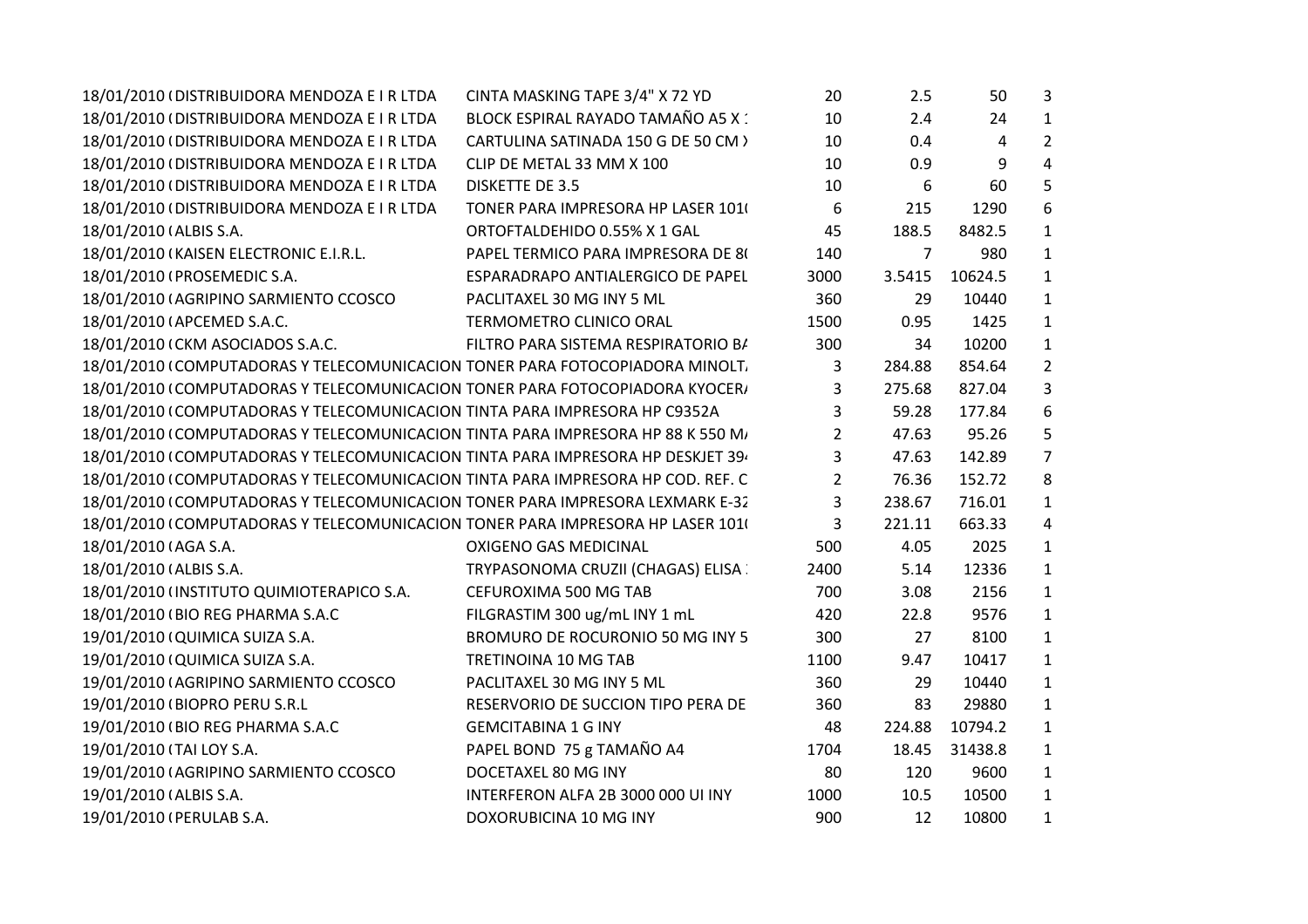| | | | | | | |
|---|---|---|---|---|---|---|
| 18/01/2010 ( | DISTRIBUIDORA MENDOZA E I R LTDA | CINTA MASKING TAPE 3/4" X 72 YD | 20 | 2.5 | 50 | 3 |
| 18/01/2010 ( | DISTRIBUIDORA MENDOZA E I R LTDA | BLOCK ESPIRAL RAYADO TAMAÑO A5 X : | 10 | 2.4 | 24 | 1 |
| 18/01/2010 ( | DISTRIBUIDORA MENDOZA E I R LTDA | CARTULINA SATINADA 150 G DE 50 CM ) | 10 | 0.4 | 4 | 2 |
| 18/01/2010 ( | DISTRIBUIDORA MENDOZA E I R LTDA | CLIP DE METAL 33 MM X 100 | 10 | 0.9 | 9 | 4 |
| 18/01/2010 ( | DISTRIBUIDORA MENDOZA E I R LTDA | DISKETTE DE 3.5 | 10 | 6 | 60 | 5 |
| 18/01/2010 ( | DISTRIBUIDORA MENDOZA E I R LTDA | TONER PARA IMPRESORA HP LASER 101( | 6 | 215 | 1290 | 6 |
| 18/01/2010 ( | ALBIS S.A. | ORTOFTALDEHIDO 0.55% X 1 GAL | 45 | 188.5 | 8482.5 | 1 |
| 18/01/2010 ( | KAISEN ELECTRONIC E.I.R.L. | PAPEL TERMICO PARA IMPRESORA DE 8( | 140 | 7 | 980 | 1 |
| 18/01/2010 ( | PROSEMEDIC S.A. | ESPARADRAPO ANTIALERGICO DE PAPEL | 3000 | 3.5415 | 10624.5 | 1 |
| 18/01/2010 ( | AGRIPINO SARMIENTO CCOSCO | PACLITAXEL 30 MG INY 5 ML | 360 | 29 | 10440 | 1 |
| 18/01/2010 ( | APCEMED S.A.C. | TERMOMETRO CLINICO ORAL | 1500 | 0.95 | 1425 | 1 |
| 18/01/2010 ( | CKM ASOCIADOS S.A.C. | FILTRO PARA SISTEMA RESPIRATORIO B/ | 300 | 34 | 10200 | 1 |
| 18/01/2010 ( | COMPUTADORAS Y TELECOMUNICACION | TONER PARA FOTOCOPIADORA MINOLT/ | 3 | 284.88 | 854.64 | 2 |
| 18/01/2010 ( | COMPUTADORAS Y TELECOMUNICACION | TONER PARA FOTOCOPIADORA KYOCER/ | 3 | 275.68 | 827.04 | 3 |
| 18/01/2010 ( | COMPUTADORAS Y TELECOMUNICACION | TINTA PARA IMPRESORA HP C9352A | 3 | 59.28 | 177.84 | 6 |
| 18/01/2010 ( | COMPUTADORAS Y TELECOMUNICACION | TINTA PARA IMPRESORA HP 88 K 550 M/ | 2 | 47.63 | 95.26 | 5 |
| 18/01/2010 ( | COMPUTADORAS Y TELECOMUNICACION | TINTA PARA IMPRESORA HP DESKJET 39. | 3 | 47.63 | 142.89 | 7 |
| 18/01/2010 ( | COMPUTADORAS Y TELECOMUNICACION | TINTA PARA IMPRESORA HP COD. REF. C | 2 | 76.36 | 152.72 | 8 |
| 18/01/2010 ( | COMPUTADORAS Y TELECOMUNICACION | TONER PARA IMPRESORA LEXMARK E-32 | 3 | 238.67 | 716.01 | 1 |
| 18/01/2010 ( | COMPUTADORAS Y TELECOMUNICACION | TONER PARA IMPRESORA HP LASER 101( | 3 | 221.11 | 663.33 | 4 |
| 18/01/2010 ( | AGA S.A. | OXIGENO GAS MEDICINAL | 500 | 4.05 | 2025 | 1 |
| 18/01/2010 ( | ALBIS S.A. | TRYPASONOMA CRUZII (CHAGAS) ELISA : | 2400 | 5.14 | 12336 | 1 |
| 18/01/2010 ( | INSTITUTO QUIMIOTERAPICO S.A. | CEFUROXIMA 500 MG TAB | 700 | 3.08 | 2156 | 1 |
| 18/01/2010 ( | BIO REG PHARMA S.A.C | FILGRASTIM 300 ug/mL INY 1 mL | 420 | 22.8 | 9576 | 1 |
| 19/01/2010 ( | QUIMICA SUIZA S.A. | BROMURO DE ROCURONIO 50 MG INY 5 | 300 | 27 | 8100 | 1 |
| 19/01/2010 ( | QUIMICA SUIZA S.A. | TRETINOINA 10 MG TAB | 1100 | 9.47 | 10417 | 1 |
| 19/01/2010 ( | AGRIPINO SARMIENTO CCOSCO | PACLITAXEL 30 MG INY 5 ML | 360 | 29 | 10440 | 1 |
| 19/01/2010 ( | BIOPRO PERU S.R.L | RESERVORIO DE SUCCION TIPO PERA DE | 360 | 83 | 29880 | 1 |
| 19/01/2010 ( | BIO REG PHARMA S.A.C | GEMCITABINA 1 G INY | 48 | 224.88 | 10794.2 | 1 |
| 19/01/2010 ( | TAI LOY S.A. | PAPEL BOND 75 g TAMAÑO A4 | 1704 | 18.45 | 31438.8 | 1 |
| 19/01/2010 ( | AGRIPINO SARMIENTO CCOSCO | DOCETAXEL 80 MG INY | 80 | 120 | 9600 | 1 |
| 19/01/2010 ( | ALBIS S.A. | INTERFERON ALFA 2B 3000 000 UI INY | 1000 | 10.5 | 10500 | 1 |
| 19/01/2010 ( | PERULAB S.A. | DOXORUBICINA 10 MG INY | 900 | 12 | 10800 | 1 |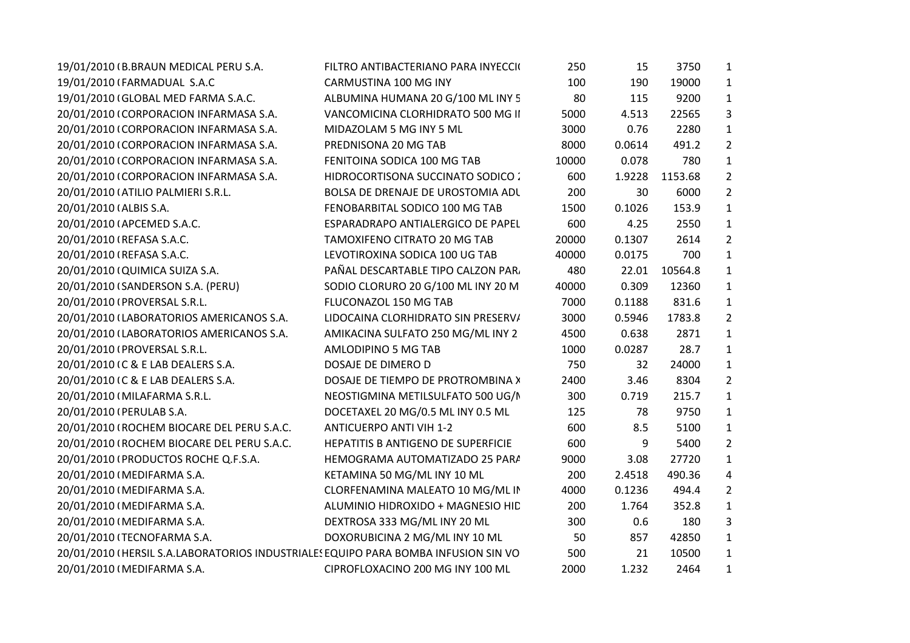| | | | | | | |
|---|---|---|---|---|---|---|
| 19/01/2010 ( | B.BRAUN MEDICAL PERU S.A. | FILTRO ANTIBACTERIANO PARA INYECCI( | 250 | 15 | 3750 | 1 |
| 19/01/2010 ( | FARMADUAL S.A.C | CARMUSTINA 100 MG INY | 100 | 190 | 19000 | 1 |
| 19/01/2010 ( | GLOBAL MED FARMA S.A.C. | ALBUMINA HUMANA 20 G/100 ML INY 5 | 80 | 115 | 9200 | 1 |
| 20/01/2010 ( | CORPORACION INFARMASA S.A. | VANCOMICINA CLORHIDRATO 500 MG II | 5000 | 4.513 | 22565 | 3 |
| 20/01/2010 ( | CORPORACION INFARMASA S.A. | MIDAZOLAM 5 MG INY 5 ML | 3000 | 0.76 | 2280 | 1 |
| 20/01/2010 ( | CORPORACION INFARMASA S.A. | PREDNISONA 20 MG TAB | 8000 | 0.0614 | 491.2 | 2 |
| 20/01/2010 ( | CORPORACION INFARMASA S.A. | FENITOINA SODICA 100 MG TAB | 10000 | 0.078 | 780 | 1 |
| 20/01/2010 ( | CORPORACION INFARMASA S.A. | HIDROCORTISONA SUCCINATO SODICO 2 | 600 | 1.9228 | 1153.68 | 2 |
| 20/01/2010 ( | ATILIO PALMIERI S.R.L. | BOLSA DE DRENAJE DE UROSTOMIA ADU | 200 | 30 | 6000 | 2 |
| 20/01/2010 ( | ALBIS S.A. | FENOBARBITAL SODICO 100 MG TAB | 1500 | 0.1026 | 153.9 | 1 |
| 20/01/2010 ( | APCEMED S.A.C. | ESPARADRAPO ANTIALERGICO DE PAPEL | 600 | 4.25 | 2550 | 1 |
| 20/01/2010 ( | REFASA S.A.C. | TAMOXIFENO CITRATO 20 MG TAB | 20000 | 0.1307 | 2614 | 2 |
| 20/01/2010 ( | REFASA S.A.C. | LEVOTIROXINA SODICA 100 UG TAB | 40000 | 0.0175 | 700 | 1 |
| 20/01/2010 ( | QUIMICA SUIZA S.A. | PAÑAL DESCARTABLE TIPO CALZON PAR/ | 480 | 22.01 | 10564.8 | 1 |
| 20/01/2010 ( | SANDERSON S.A. (PERU) | SODIO CLORURO 20 G/100 ML INY 20 M | 40000 | 0.309 | 12360 | 1 |
| 20/01/2010 ( | PROVERSAL S.R.L. | FLUCONAZOL 150 MG TAB | 7000 | 0.1188 | 831.6 | 1 |
| 20/01/2010 ( | LABORATORIOS AMERICANOS S.A. | LIDOCAINA CLORHIDRATO SIN PRESERV/ | 3000 | 0.5946 | 1783.8 | 2 |
| 20/01/2010 ( | LABORATORIOS AMERICANOS S.A. | AMIKACINA SULFATO 250 MG/ML INY 2 | 4500 | 0.638 | 2871 | 1 |
| 20/01/2010 ( | PROVERSAL S.R.L. | AMLODIPINO 5 MG TAB | 1000 | 0.0287 | 28.7 | 1 |
| 20/01/2010 ( | C & E LAB DEALERS S.A. | DOSAJE DE DIMERO D | 750 | 32 | 24000 | 1 |
| 20/01/2010 ( | C & E LAB DEALERS S.A. | DOSAJE DE TIEMPO DE PROTROMBINA X | 2400 | 3.46 | 8304 | 2 |
| 20/01/2010 ( | MILAFARMA S.R.L. | NEOSTIGMINA METILSULFATO 500 UG/N | 300 | 0.719 | 215.7 | 1 |
| 20/01/2010 ( | PERULAB S.A. | DOCETAXEL 20 MG/0.5 ML INY 0.5 ML | 125 | 78 | 9750 | 1 |
| 20/01/2010 ( | ROCHEM BIOCARE DEL PERU S.A.C. | ANTICUERPO ANTI VIH 1-2 | 600 | 8.5 | 5100 | 1 |
| 20/01/2010 ( | ROCHEM BIOCARE DEL PERU S.A.C. | HEPATITIS B ANTIGENO DE SUPERFICIE | 600 | 9 | 5400 | 2 |
| 20/01/2010 ( | PRODUCTOS ROCHE Q.F.S.A. | HEMOGRAMA AUTOMATIZADO 25 PAR/ | 9000 | 3.08 | 27720 | 1 |
| 20/01/2010 ( | MEDIFARMA S.A. | KETAMINA 50 MG/ML INY 10 ML | 200 | 2.4518 | 490.36 | 4 |
| 20/01/2010 ( | MEDIFARMA S.A. | CLORFENAMINA MALEATO 10 MG/ML IN | 4000 | 0.1236 | 494.4 | 2 |
| 20/01/2010 ( | MEDIFARMA S.A. | ALUMINIO HIDROXIDO + MAGNESIO HID | 200 | 1.764 | 352.8 | 1 |
| 20/01/2010 ( | MEDIFARMA S.A. | DEXTROSA 333 MG/ML INY 20 ML | 300 | 0.6 | 180 | 3 |
| 20/01/2010 ( | TECNOFARMA S.A. | DOXORUBICINA 2 MG/ML INY 10 ML | 50 | 857 | 42850 | 1 |
| 20/01/2010 ( | HERSIL S.A.LABORATORIOS INDUSTRIALES | EQUIPO PARA BOMBA INFUSION SIN VO | 500 | 21 | 10500 | 1 |
| 20/01/2010 ( | MEDIFARMA S.A. | CIPROFLOXACINO 200 MG INY 100 ML | 2000 | 1.232 | 2464 | 1 |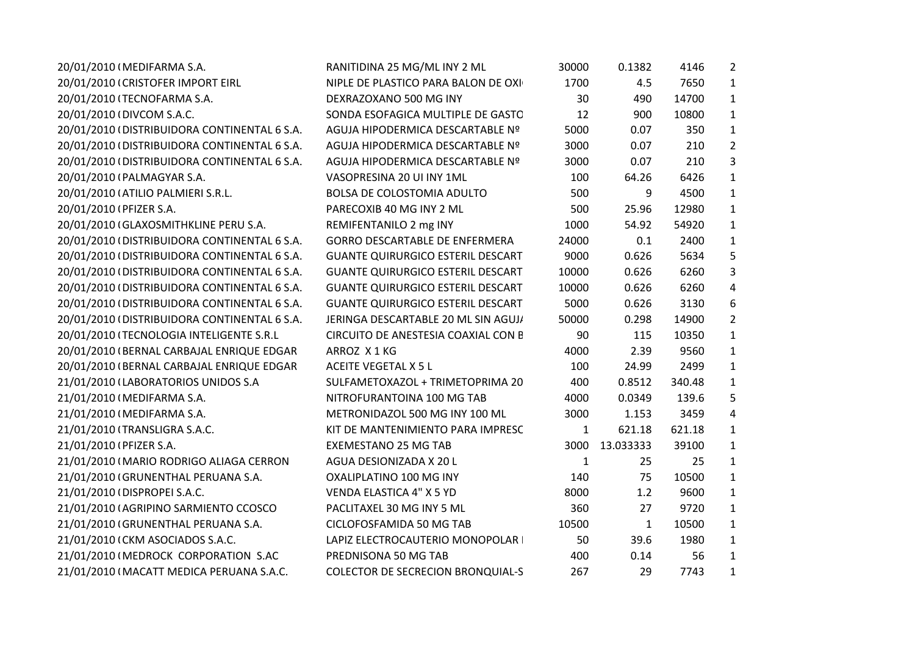| | | | | | | |
|---|---|---|---|---|---|---|
| 20/01/2010 ( | MEDIFARMA S.A. | RANITIDINA 25 MG/ML INY 2 ML | 30000 | 0.1382 | 4146 | 2 |
| 20/01/2010 ( | CRISTOFER IMPORT EIRL | NIPLE DE PLASTICO PARA BALON DE OXI | 1700 | 4.5 | 7650 | 1 |
| 20/01/2010 ( | TECNOFARMA S.A. | DEXRAZOXANO 500 MG INY | 30 | 490 | 14700 | 1 |
| 20/01/2010 ( | DIVCOM S.A.C. | SONDA ESOFAGICA MULTIPLE DE GASTO | 12 | 900 | 10800 | 1 |
| 20/01/2010 ( | DISTRIBUIDORA CONTINENTAL 6 S.A. | AGUJA HIPODERMICA DESCARTABLE Nº | 5000 | 0.07 | 350 | 1 |
| 20/01/2010 ( | DISTRIBUIDORA CONTINENTAL 6 S.A. | AGUJA HIPODERMICA DESCARTABLE Nº | 3000 | 0.07 | 210 | 2 |
| 20/01/2010 ( | DISTRIBUIDORA CONTINENTAL 6 S.A. | AGUJA HIPODERMICA DESCARTABLE Nº | 3000 | 0.07 | 210 | 3 |
| 20/01/2010 ( | PALMAGYAR S.A. | VASOPRESINA 20 UI INY 1ML | 100 | 64.26 | 6426 | 1 |
| 20/01/2010 ( | ATILIO PALMIERI S.R.L. | BOLSA DE COLOSTOMIA ADULTO | 500 | 9 | 4500 | 1 |
| 20/01/2010 ( | PFIZER S.A. | PARECOXIB 40 MG INY 2 ML | 500 | 25.96 | 12980 | 1 |
| 20/01/2010 ( | GLAXOSMITHKLINE PERU S.A. | REMIFENTANILO 2 mg INY | 1000 | 54.92 | 54920 | 1 |
| 20/01/2010 ( | DISTRIBUIDORA CONTINENTAL 6 S.A. | GORRO DESCARTABLE DE ENFERMERA | 24000 | 0.1 | 2400 | 1 |
| 20/01/2010 ( | DISTRIBUIDORA CONTINENTAL 6 S.A. | GUANTE QUIRURGICO ESTERIL DESCART | 9000 | 0.626 | 5634 | 5 |
| 20/01/2010 ( | DISTRIBUIDORA CONTINENTAL 6 S.A. | GUANTE QUIRURGICO ESTERIL DESCART | 10000 | 0.626 | 6260 | 3 |
| 20/01/2010 ( | DISTRIBUIDORA CONTINENTAL 6 S.A. | GUANTE QUIRURGICO ESTERIL DESCART | 10000 | 0.626 | 6260 | 4 |
| 20/01/2010 ( | DISTRIBUIDORA CONTINENTAL 6 S.A. | GUANTE QUIRURGICO ESTERIL DESCART | 5000 | 0.626 | 3130 | 6 |
| 20/01/2010 ( | DISTRIBUIDORA CONTINENTAL 6 S.A. | JERINGA DESCARTABLE 20 ML SIN AGUJ/ | 50000 | 0.298 | 14900 | 2 |
| 20/01/2010 ( | TECNOLOGIA INTELIGENTE S.R.L | CIRCUITO DE ANESTESIA COAXIAL CON B | 90 | 115 | 10350 | 1 |
| 20/01/2010 ( | BERNAL CARBAJAL ENRIQUE EDGAR | ARROZ X 1 KG | 4000 | 2.39 | 9560 | 1 |
| 20/01/2010 ( | BERNAL CARBAJAL ENRIQUE EDGAR | ACEITE VEGETAL X 5 L | 100 | 24.99 | 2499 | 1 |
| 21/01/2010 ( | LABORATORIOS UNIDOS S.A | SULFAMETOXAZOL + TRIMETOPRIMA 20 | 400 | 0.8512 | 340.48 | 1 |
| 21/01/2010 ( | MEDIFARMA S.A. | NITROFURANTOINA 100 MG TAB | 4000 | 0.0349 | 139.6 | 5 |
| 21/01/2010 ( | MEDIFARMA S.A. | METRONIDAZOL 500 MG INY 100 ML | 3000 | 1.153 | 3459 | 4 |
| 21/01/2010 ( | TRANSLIGRA S.A.C. | KIT DE MANTENIMIENTO PARA IMPRESC | 1 | 621.18 | 621.18 | 1 |
| 21/01/2010 ( | PFIZER S.A. | EXEMESTANO 25 MG TAB | 3000 | 13.033333 | 39100 | 1 |
| 21/01/2010 ( | MARIO RODRIGO ALIAGA CERRON | AGUA DESIONIZADA X 20 L | 1 | 25 | 25 | 1 |
| 21/01/2010 ( | GRUNENTHAL PERUANA S.A. | OXALIPLATINO 100 MG INY | 140 | 75 | 10500 | 1 |
| 21/01/2010 ( | DISPROPEI S.A.C. | VENDA ELASTICA 4" X 5 YD | 8000 | 1.2 | 9600 | 1 |
| 21/01/2010 ( | AGRIPINO SARMIENTO CCOSCO | PACLITAXEL 30 MG INY 5 ML | 360 | 27 | 9720 | 1 |
| 21/01/2010 ( | GRUNENTHAL PERUANA S.A. | CICLOFOSFAMIDA 50 MG TAB | 10500 | 1 | 10500 | 1 |
| 21/01/2010 ( | CKM ASOCIADOS S.A.C. | LAPIZ ELECTROCAUTERIO MONOPOLAR I | 50 | 39.6 | 1980 | 1 |
| 21/01/2010 ( | MEDROCK CORPORATION S.AC | PREDNISONA 50 MG TAB | 400 | 0.14 | 56 | 1 |
| 21/01/2010 ( | MACATT MEDICA PERUANA S.A.C. | COLECTOR DE SECRECION BRONQUIAL-S | 267 | 29 | 7743 | 1 |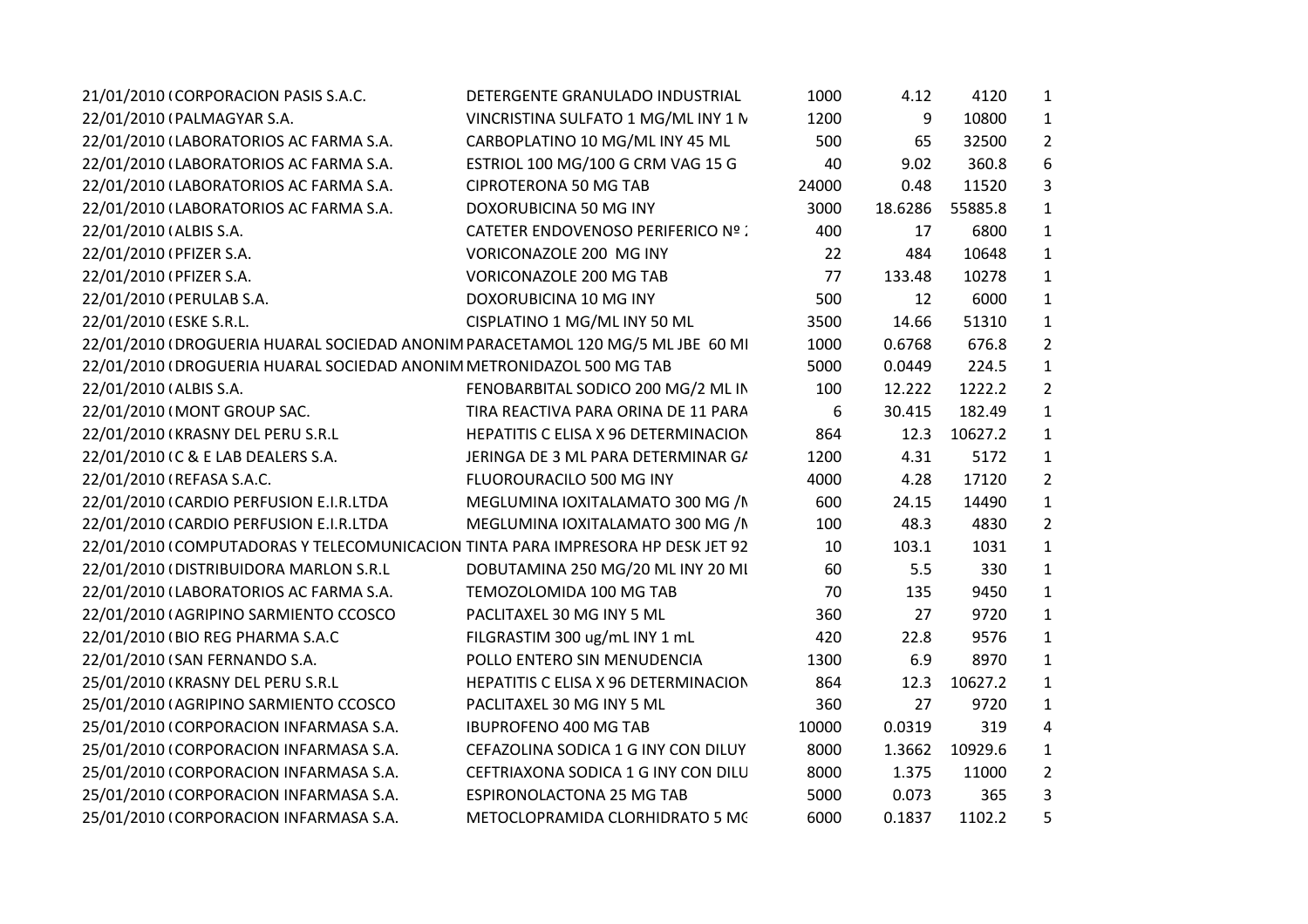| | | | | | | |
|---|---|---|---|---|---|---|
| 21/01/2010 ( | CORPORACION PASIS S.A.C. | DETERGENTE GRANULADO INDUSTRIAL | 1000 | 4.12 | 4120 | 1 |
| 22/01/2010 ( | PALMAGYAR S.A. | VINCRISTINA SULFATO 1 MG/ML INY 1 M | 1200 | 9 | 10800 | 1 |
| 22/01/2010 ( | LABORATORIOS AC FARMA S.A. | CARBOPLATINO 10 MG/ML INY 45 ML | 500 | 65 | 32500 | 2 |
| 22/01/2010 ( | LABORATORIOS AC FARMA S.A. | ESTRIOL 100 MG/100 G CRM VAG 15 G | 40 | 9.02 | 360.8 | 6 |
| 22/01/2010 ( | LABORATORIOS AC FARMA S.A. | CIPROTERONA 50 MG TAB | 24000 | 0.48 | 11520 | 3 |
| 22/01/2010 ( | LABORATORIOS AC FARMA S.A. | DOXORUBICINA 50 MG INY | 3000 | 18.6286 | 55885.8 | 1 |
| 22/01/2010 ( | ALBIS S.A. | CATETER ENDOVENOSO PERIFERICO Nº : | 400 | 17 | 6800 | 1 |
| 22/01/2010 ( | PFIZER S.A. | VORICONAZOLE 200 MG INY | 22 | 484 | 10648 | 1 |
| 22/01/2010 ( | PFIZER S.A. | VORICONAZOLE 200 MG TAB | 77 | 133.48 | 10278 | 1 |
| 22/01/2010 ( | PERULAB S.A. | DOXORUBICINA 10 MG INY | 500 | 12 | 6000 | 1 |
| 22/01/2010 ( | ESKE S.R.L. | CISPLATINO 1 MG/ML INY 50 ML | 3500 | 14.66 | 51310 | 1 |
| 22/01/2010 ( | DROGUERIA HUARAL SOCIEDAD ANONIM | PARACETAMOL 120 MG/5 ML JBE 60 MI | 1000 | 0.6768 | 676.8 | 2 |
| 22/01/2010 ( | DROGUERIA HUARAL SOCIEDAD ANONIM | METRONIDAZOL 500 MG TAB | 5000 | 0.0449 | 224.5 | 1 |
| 22/01/2010 ( | ALBIS S.A. | FENOBARBITAL SODICO 200 MG/2 ML IN | 100 | 12.222 | 1222.2 | 2 |
| 22/01/2010 ( | MONT GROUP SAC. | TIRA REACTIVA PARA ORINA DE 11 PARA | 6 | 30.415 | 182.49 | 1 |
| 22/01/2010 ( | KRASNY DEL PERU S.R.L | HEPATITIS C ELISA X 96 DETERMINACION | 864 | 12.3 | 10627.2 | 1 |
| 22/01/2010 ( | C & E LAB DEALERS S.A. | JERINGA DE 3 ML PARA DETERMINAR GA | 1200 | 4.31 | 5172 | 1 |
| 22/01/2010 ( | REFASA S.A.C. | FLUOROURACILO 500 MG INY | 4000 | 4.28 | 17120 | 2 |
| 22/01/2010 ( | CARDIO PERFUSION E.I.R.LTDA | MEGLUMINA IOXITALAMATO 300 MG /M | 600 | 24.15 | 14490 | 1 |
| 22/01/2010 ( | CARDIO PERFUSION E.I.R.LTDA | MEGLUMINA IOXITALAMATO 300 MG /M | 100 | 48.3 | 4830 | 2 |
| 22/01/2010 ( | COMPUTADORAS Y TELECOMUNICACION | TINTA PARA IMPRESORA HP DESK JET 92 | 10 | 103.1 | 1031 | 1 |
| 22/01/2010 ( | DISTRIBUIDORA MARLON S.R.L | DOBUTAMINA 250 MG/20 ML INY 20 ML | 60 | 5.5 | 330 | 1 |
| 22/01/2010 ( | LABORATORIOS AC FARMA S.A. | TEMOZOLOMIDA 100 MG TAB | 70 | 135 | 9450 | 1 |
| 22/01/2010 ( | AGRIPINO SARMIENTO CCOSCO | PACLITAXEL 30 MG INY 5 ML | 360 | 27 | 9720 | 1 |
| 22/01/2010 ( | BIO REG PHARMA S.A.C | FILGRASTIM 300 ug/mL INY 1 mL | 420 | 22.8 | 9576 | 1 |
| 22/01/2010 ( | SAN FERNANDO S.A. | POLLO ENTERO SIN MENUDENCIA | 1300 | 6.9 | 8970 | 1 |
| 25/01/2010 ( | KRASNY DEL PERU S.R.L | HEPATITIS C ELISA X 96 DETERMINACION | 864 | 12.3 | 10627.2 | 1 |
| 25/01/2010 ( | AGRIPINO SARMIENTO CCOSCO | PACLITAXEL 30 MG INY 5 ML | 360 | 27 | 9720 | 1 |
| 25/01/2010 ( | CORPORACION INFARMASA S.A. | IBUPROFENO 400 MG TAB | 10000 | 0.0319 | 319 | 4 |
| 25/01/2010 ( | CORPORACION INFARMASA S.A. | CEFAZOLINA SODICA 1 G INY CON DILUY | 8000 | 1.3662 | 10929.6 | 1 |
| 25/01/2010 ( | CORPORACION INFARMASA S.A. | CEFTRIAXONA SODICA 1 G INY CON DILU | 8000 | 1.375 | 11000 | 2 |
| 25/01/2010 ( | CORPORACION INFARMASA S.A. | ESPIRONOLACTONA 25 MG TAB | 5000 | 0.073 | 365 | 3 |
| 25/01/2010 ( | CORPORACION INFARMASA S.A. | METOCLOPRAMIDA CLORHIDRATO 5 MG | 6000 | 0.1837 | 1102.2 | 5 |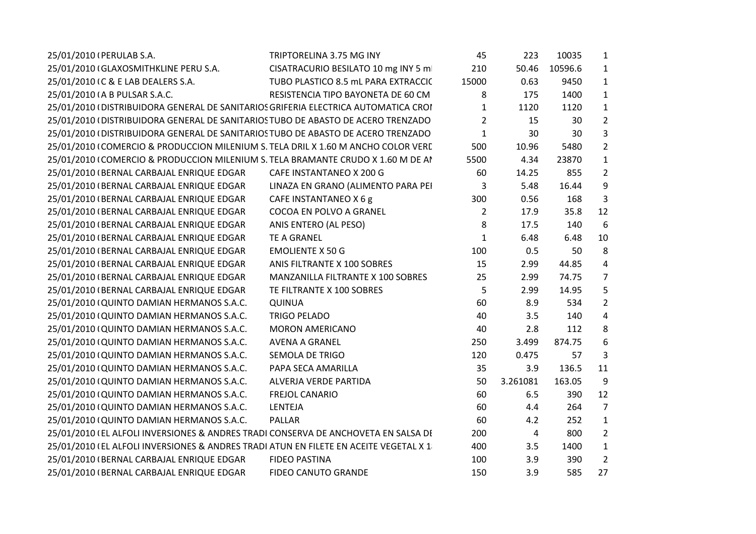| | | | | | | |
|---|---|---|---|---|---|---|
| 25/01/2010 ( | PERULAB S.A. | TRIPTORELINA 3.75 MG INY | 45 | 223 | 10035 | 1 |
| 25/01/2010 ( | GLAXOSMITHKLINE PERU S.A. | CISATRACURIO BESILATO 10 mg INY 5 ml | 210 | 50.46 | 10596.6 | 1 |
| 25/01/2010 ( | C & E LAB DEALERS S.A. | TUBO PLASTICO 8.5 mL PARA EXTRACCIC | 15000 | 0.63 | 9450 | 1 |
| 25/01/2010 ( | A B PULSAR S.A.C. | RESISTENCIA TIPO BAYONETA DE 60 CM | 8 | 175 | 1400 | 1 |
| 25/01/2010 ( | DISTRIBUIDORA GENERAL DE SANITARIOS | GRIFERIA ELECTRICA AUTOMATICA CROI | 1 | 1120 | 1120 | 1 |
| 25/01/2010 ( | DISTRIBUIDORA GENERAL DE SANITARIOS | TUBO DE ABASTO DE ACERO TRENZADO | 2 | 15 | 30 | 2 |
| 25/01/2010 ( | DISTRIBUIDORA GENERAL DE SANITARIOS | TUBO DE ABASTO DE ACERO TRENZADO | 1 | 30 | 30 | 3 |
| 25/01/2010 ( | COMERCIO & PRODUCCION MILENIUM S. | TELA DRIL X 1.60 M ANCHO COLOR VERD | 500 | 10.96 | 5480 | 2 |
| 25/01/2010 ( | COMERCIO & PRODUCCION MILENIUM S. | TELA BRAMANTE CRUDO X 1.60 M DE AN | 5500 | 4.34 | 23870 | 1 |
| 25/01/2010 ( | BERNAL CARBAJAL ENRIQUE EDGAR | CAFE INSTANTANEO X 200 G | 60 | 14.25 | 855 | 2 |
| 25/01/2010 ( | BERNAL CARBAJAL ENRIQUE EDGAR | LINAZA EN GRANO (ALIMENTO PARA PEI | 3 | 5.48 | 16.44 | 9 |
| 25/01/2010 ( | BERNAL CARBAJAL ENRIQUE EDGAR | CAFE INSTANTANEO X 6 g | 300 | 0.56 | 168 | 3 |
| 25/01/2010 ( | BERNAL CARBAJAL ENRIQUE EDGAR | COCOA EN POLVO A GRANEL | 2 | 17.9 | 35.8 | 12 |
| 25/01/2010 ( | BERNAL CARBAJAL ENRIQUE EDGAR | ANIS ENTERO (AL PESO) | 8 | 17.5 | 140 | 6 |
| 25/01/2010 ( | BERNAL CARBAJAL ENRIQUE EDGAR | TE A GRANEL | 1 | 6.48 | 6.48 | 10 |
| 25/01/2010 ( | BERNAL CARBAJAL ENRIQUE EDGAR | EMOLIENTE X 50 G | 100 | 0.5 | 50 | 8 |
| 25/01/2010 ( | BERNAL CARBAJAL ENRIQUE EDGAR | ANIS FILTRANTE X 100 SOBRES | 15 | 2.99 | 44.85 | 4 |
| 25/01/2010 ( | BERNAL CARBAJAL ENRIQUE EDGAR | MANZANILLA FILTRANTE X 100 SOBRES | 25 | 2.99 | 74.75 | 7 |
| 25/01/2010 ( | BERNAL CARBAJAL ENRIQUE EDGAR | TE FILTRANTE X 100 SOBRES | 5 | 2.99 | 14.95 | 5 |
| 25/01/2010 ( | QUINTO DAMIAN HERMANOS S.A.C. | QUINUA | 60 | 8.9 | 534 | 2 |
| 25/01/2010 ( | QUINTO DAMIAN HERMANOS S.A.C. | TRIGO PELADO | 40 | 3.5 | 140 | 4 |
| 25/01/2010 ( | QUINTO DAMIAN HERMANOS S.A.C. | MORON AMERICANO | 40 | 2.8 | 112 | 8 |
| 25/01/2010 ( | QUINTO DAMIAN HERMANOS S.A.C. | AVENA A GRANEL | 250 | 3.499 | 874.75 | 6 |
| 25/01/2010 ( | QUINTO DAMIAN HERMANOS S.A.C. | SEMOLA DE TRIGO | 120 | 0.475 | 57 | 3 |
| 25/01/2010 ( | QUINTO DAMIAN HERMANOS S.A.C. | PAPA SECA AMARILLA | 35 | 3.9 | 136.5 | 11 |
| 25/01/2010 ( | QUINTO DAMIAN HERMANOS S.A.C. | ALVERJA VERDE PARTIDA | 50 | 3.261081 | 163.05 | 9 |
| 25/01/2010 ( | QUINTO DAMIAN HERMANOS S.A.C. | FREJOL CANARIO | 60 | 6.5 | 390 | 12 |
| 25/01/2010 ( | QUINTO DAMIAN HERMANOS S.A.C. | LENTEJA | 60 | 4.4 | 264 | 7 |
| 25/01/2010 ( | QUINTO DAMIAN HERMANOS S.A.C. | PALLAR | 60 | 4.2 | 252 | 1 |
| 25/01/2010 ( | EL ALFOLI INVERSIONES & ANDRES TRADI | CONSERVA DE ANCHOVETA EN SALSA DE | 200 | 4 | 800 | 2 |
| 25/01/2010 ( | EL ALFOLI INVERSIONES & ANDRES TRADI | ATUN EN FILETE EN ACEITE VEGETAL X 1 | 400 | 3.5 | 1400 | 1 |
| 25/01/2010 ( | BERNAL CARBAJAL ENRIQUE EDGAR | FIDEO PASTINA | 100 | 3.9 | 390 | 2 |
| 25/01/2010 ( | BERNAL CARBAJAL ENRIQUE EDGAR | FIDEO CANUTO GRANDE | 150 | 3.9 | 585 | 27 |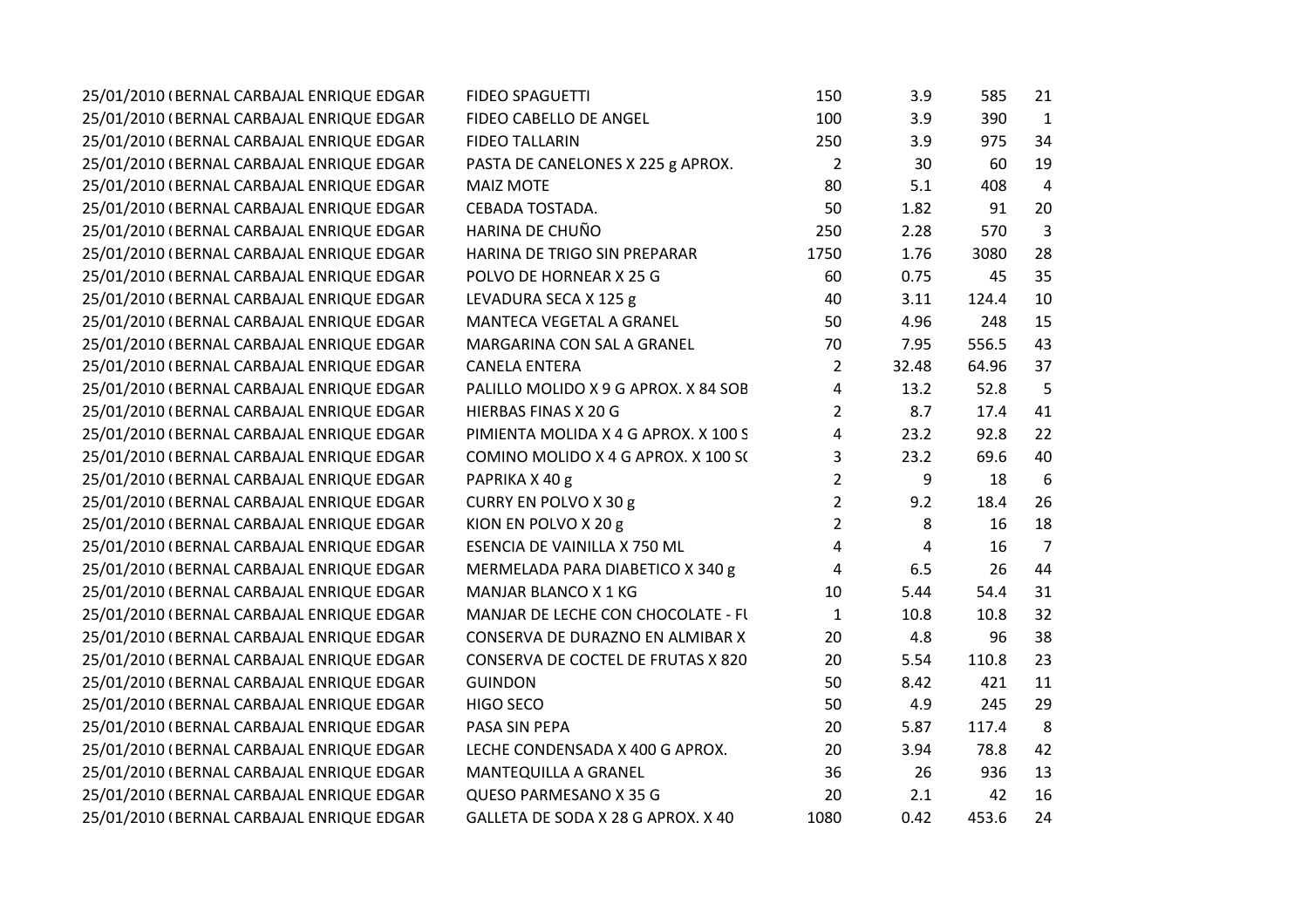| | | | | | |
|---|---|---|---|---|---|
| 25/01/2010 (BERNAL CARBAJAL ENRIQUE EDGAR | FIDEO SPAGUETTI | 150 | 3.9 | 585 | 21 |
| 25/01/2010 (BERNAL CARBAJAL ENRIQUE EDGAR | FIDEO CABELLO DE ANGEL | 100 | 3.9 | 390 | 1 |
| 25/01/2010 (BERNAL CARBAJAL ENRIQUE EDGAR | FIDEO TALLARIN | 250 | 3.9 | 975 | 34 |
| 25/01/2010 (BERNAL CARBAJAL ENRIQUE EDGAR | PASTA DE CANELONES X 225 g APROX. | 2 | 30 | 60 | 19 |
| 25/01/2010 (BERNAL CARBAJAL ENRIQUE EDGAR | MAIZ MOTE | 80 | 5.1 | 408 | 4 |
| 25/01/2010 (BERNAL CARBAJAL ENRIQUE EDGAR | CEBADA TOSTADA. | 50 | 1.82 | 91 | 20 |
| 25/01/2010 (BERNAL CARBAJAL ENRIQUE EDGAR | HARINA DE CHUÑO | 250 | 2.28 | 570 | 3 |
| 25/01/2010 (BERNAL CARBAJAL ENRIQUE EDGAR | HARINA DE TRIGO SIN PREPARAR | 1750 | 1.76 | 3080 | 28 |
| 25/01/2010 (BERNAL CARBAJAL ENRIQUE EDGAR | POLVO DE HORNEAR X 25 G | 60 | 0.75 | 45 | 35 |
| 25/01/2010 (BERNAL CARBAJAL ENRIQUE EDGAR | LEVADURA SECA X 125 g | 40 | 3.11 | 124.4 | 10 |
| 25/01/2010 (BERNAL CARBAJAL ENRIQUE EDGAR | MANTECA VEGETAL A GRANEL | 50 | 4.96 | 248 | 15 |
| 25/01/2010 (BERNAL CARBAJAL ENRIQUE EDGAR | MARGARINA CON SAL A GRANEL | 70 | 7.95 | 556.5 | 43 |
| 25/01/2010 (BERNAL CARBAJAL ENRIQUE EDGAR | CANELA ENTERA | 2 | 32.48 | 64.96 | 37 |
| 25/01/2010 (BERNAL CARBAJAL ENRIQUE EDGAR | PALILLO MOLIDO X 9 G APROX. X 84 SOB | 4 | 13.2 | 52.8 | 5 |
| 25/01/2010 (BERNAL CARBAJAL ENRIQUE EDGAR | HIERBAS FINAS X 20 G | 2 | 8.7 | 17.4 | 41 |
| 25/01/2010 (BERNAL CARBAJAL ENRIQUE EDGAR | PIMIENTA MOLIDA X 4 G APROX. X 100 S | 4 | 23.2 | 92.8 | 22 |
| 25/01/2010 (BERNAL CARBAJAL ENRIQUE EDGAR | COMINO MOLIDO X 4 G APROX. X 100 S( | 3 | 23.2 | 69.6 | 40 |
| 25/01/2010 (BERNAL CARBAJAL ENRIQUE EDGAR | PAPRIKA X 40 g | 2 | 9 | 18 | 6 |
| 25/01/2010 (BERNAL CARBAJAL ENRIQUE EDGAR | CURRY EN POLVO X 30 g | 2 | 9.2 | 18.4 | 26 |
| 25/01/2010 (BERNAL CARBAJAL ENRIQUE EDGAR | KION EN POLVO X 20 g | 2 | 8 | 16 | 18 |
| 25/01/2010 (BERNAL CARBAJAL ENRIQUE EDGAR | ESENCIA DE VAINILLA X 750 ML | 4 | 4 | 16 | 7 |
| 25/01/2010 (BERNAL CARBAJAL ENRIQUE EDGAR | MERMELADA PARA DIABETICO X 340 g | 4 | 6.5 | 26 | 44 |
| 25/01/2010 (BERNAL CARBAJAL ENRIQUE EDGAR | MANJAR BLANCO X 1 KG | 10 | 5.44 | 54.4 | 31 |
| 25/01/2010 (BERNAL CARBAJAL ENRIQUE EDGAR | MANJAR DE LECHE CON CHOCOLATE - FU | 1 | 10.8 | 10.8 | 32 |
| 25/01/2010 (BERNAL CARBAJAL ENRIQUE EDGAR | CONSERVA DE DURAZNO EN ALMIBAR X | 20 | 4.8 | 96 | 38 |
| 25/01/2010 (BERNAL CARBAJAL ENRIQUE EDGAR | CONSERVA DE COCTEL DE FRUTAS X 820 | 20 | 5.54 | 110.8 | 23 |
| 25/01/2010 (BERNAL CARBAJAL ENRIQUE EDGAR | GUINDON | 50 | 8.42 | 421 | 11 |
| 25/01/2010 (BERNAL CARBAJAL ENRIQUE EDGAR | HIGO SECO | 50 | 4.9 | 245 | 29 |
| 25/01/2010 (BERNAL CARBAJAL ENRIQUE EDGAR | PASA SIN PEPA | 20 | 5.87 | 117.4 | 8 |
| 25/01/2010 (BERNAL CARBAJAL ENRIQUE EDGAR | LECHE CONDENSADA X 400 G APROX. | 20 | 3.94 | 78.8 | 42 |
| 25/01/2010 (BERNAL CARBAJAL ENRIQUE EDGAR | MANTEQUILLA A GRANEL | 36 | 26 | 936 | 13 |
| 25/01/2010 (BERNAL CARBAJAL ENRIQUE EDGAR | QUESO PARMESANO X 35 G | 20 | 2.1 | 42 | 16 |
| 25/01/2010 (BERNAL CARBAJAL ENRIQUE EDGAR | GALLETA DE SODA X 28 G APROX. X 40 | 1080 | 0.42 | 453.6 | 24 |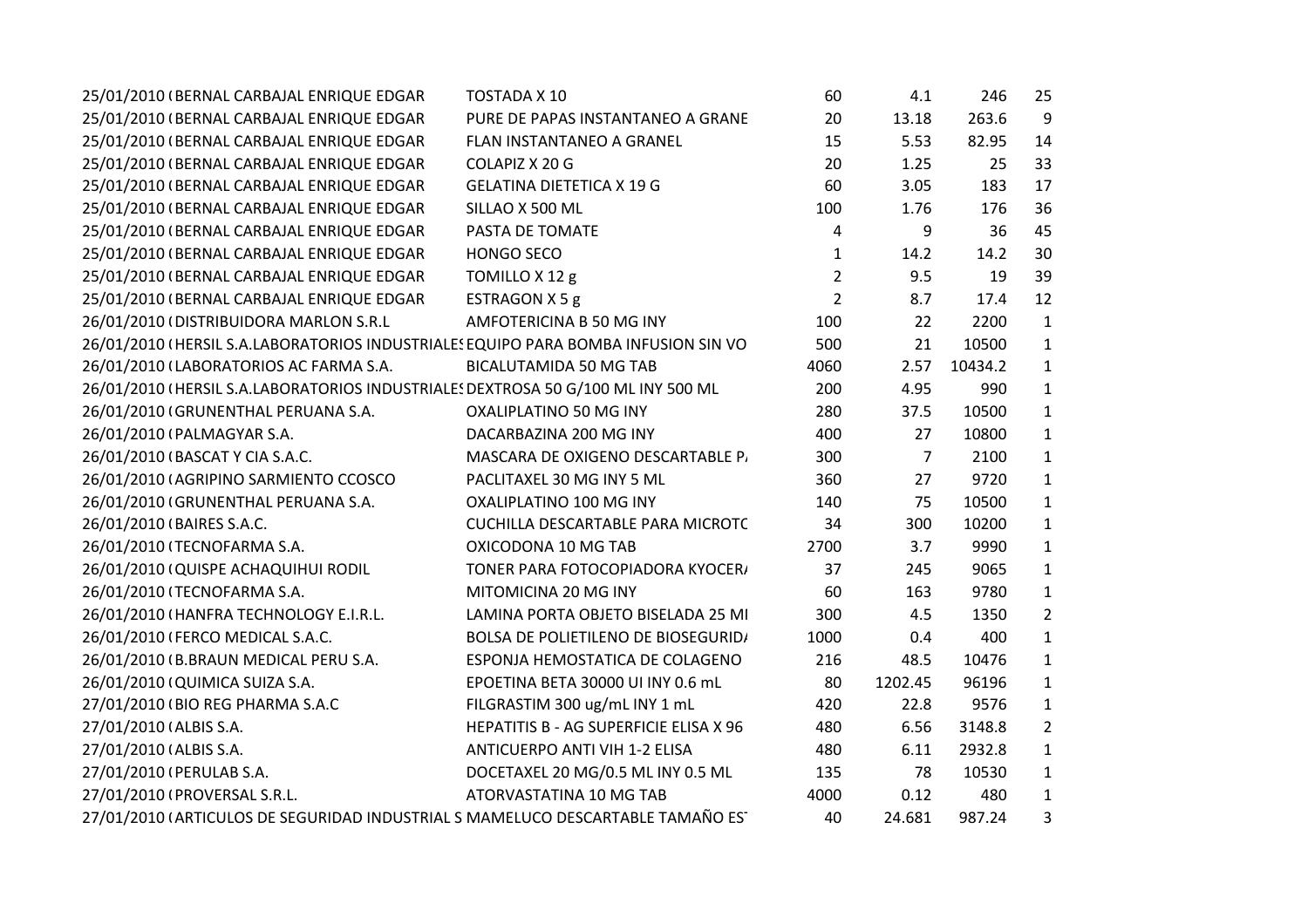| | | | | | | |
|---|---|---|---|---|---|---|
| 25/01/2010 ( | BERNAL CARBAJAL ENRIQUE EDGAR | TOSTADA X 10 | 60 | 4.1 | 246 | 25 |
| 25/01/2010 ( | BERNAL CARBAJAL ENRIQUE EDGAR | PURE DE PAPAS INSTANTANEO A GRANE | 20 | 13.18 | 263.6 | 9 |
| 25/01/2010 ( | BERNAL CARBAJAL ENRIQUE EDGAR | FLAN INSTANTANEO A GRANEL | 15 | 5.53 | 82.95 | 14 |
| 25/01/2010 ( | BERNAL CARBAJAL ENRIQUE EDGAR | COLAPIZ X 20 G | 20 | 1.25 | 25 | 33 |
| 25/01/2010 ( | BERNAL CARBAJAL ENRIQUE EDGAR | GELATINA DIETETICA X 19 G | 60 | 3.05 | 183 | 17 |
| 25/01/2010 ( | BERNAL CARBAJAL ENRIQUE EDGAR | SILLAO X 500 ML | 100 | 1.76 | 176 | 36 |
| 25/01/2010 ( | BERNAL CARBAJAL ENRIQUE EDGAR | PASTA DE TOMATE | 4 | 9 | 36 | 45 |
| 25/01/2010 ( | BERNAL CARBAJAL ENRIQUE EDGAR | HONGO SECO | 1 | 14.2 | 14.2 | 30 |
| 25/01/2010 ( | BERNAL CARBAJAL ENRIQUE EDGAR | TOMILLO X 12 g | 2 | 9.5 | 19 | 39 |
| 25/01/2010 ( | BERNAL CARBAJAL ENRIQUE EDGAR | ESTRAGON X 5 g | 2 | 8.7 | 17.4 | 12 |
| 26/01/2010 ( | DISTRIBUIDORA MARLON S.R.L | AMFOTERICINA B 50 MG INY | 100 | 22 | 2200 | 1 |
| 26/01/2010 ( | HERSIL S.A.LABORATORIOS INDUSTRIALES | EQUIPO PARA BOMBA INFUSION SIN VO | 500 | 21 | 10500 | 1 |
| 26/01/2010 ( | LABORATORIOS AC FARMA S.A. | BICALUTAMIDA 50 MG TAB | 4060 | 2.57 | 10434.2 | 1 |
| 26/01/2010 ( | HERSIL S.A.LABORATORIOS INDUSTRIALES | DEXTROSA 50 G/100 ML INY 500 ML | 200 | 4.95 | 990 | 1 |
| 26/01/2010 ( | GRUNENTHAL PERUANA S.A. | OXALIPLATINO 50 MG INY | 280 | 37.5 | 10500 | 1 |
| 26/01/2010 ( | PALMAGYAR S.A. | DACARBAZINA 200 MG INY | 400 | 27 | 10800 | 1 |
| 26/01/2010 ( | BASCAT Y CIA S.A.C. | MASCARA DE OXIGENO DESCARTABLE P/ | 300 | 7 | 2100 | 1 |
| 26/01/2010 ( | AGRIPINO SARMIENTO CCOSCO | PACLITAXEL 30 MG INY 5 ML | 360 | 27 | 9720 | 1 |
| 26/01/2010 ( | GRUNENTHAL PERUANA S.A. | OXALIPLATINO 100 MG INY | 140 | 75 | 10500 | 1 |
| 26/01/2010 ( | BAIRES S.A.C. | CUCHILLA DESCARTABLE PARA MICROTC | 34 | 300 | 10200 | 1 |
| 26/01/2010 ( | TECNOFARMA S.A. | OXICODONA 10 MG TAB | 2700 | 3.7 | 9990 | 1 |
| 26/01/2010 ( | QUISPE ACHAQUIHUI RODIL | TONER PARA FOTOCOPIADORA KYOCER/ | 37 | 245 | 9065 | 1 |
| 26/01/2010 ( | TECNOFARMA S.A. | MITOMICINA 20 MG INY | 60 | 163 | 9780 | 1 |
| 26/01/2010 ( | HANFRA TECHNOLOGY E.I.R.L. | LAMINA PORTA OBJETO BISELADA 25 MI | 300 | 4.5 | 1350 | 2 |
| 26/01/2010 ( | FERCO MEDICAL S.A.C. | BOLSA DE POLIETILENO DE BIOSEGURID/ | 1000 | 0.4 | 400 | 1 |
| 26/01/2010 ( | B.BRAUN MEDICAL PERU S.A. | ESPONJA HEMOSTATICA DE COLAGENO | 216 | 48.5 | 10476 | 1 |
| 26/01/2010 ( | QUIMICA SUIZA S.A. | EPOETINA BETA 30000 UI INY 0.6 mL | 80 | 1202.45 | 96196 | 1 |
| 27/01/2010 ( | BIO REG PHARMA S.A.C | FILGRASTIM 300 ug/mL INY 1 mL | 420 | 22.8 | 9576 | 1 |
| 27/01/2010 ( | ALBIS S.A. | HEPATITIS B - AG SUPERFICIE ELISA X 96 | 480 | 6.56 | 3148.8 | 2 |
| 27/01/2010 ( | ALBIS S.A. | ANTICUERPO ANTI VIH 1-2 ELISA | 480 | 6.11 | 2932.8 | 1 |
| 27/01/2010 ( | PERULAB S.A. | DOCETAXEL 20 MG/0.5 ML INY 0.5 ML | 135 | 78 | 10530 | 1 |
| 27/01/2010 ( | PROVERSAL S.R.L. | ATORVASTATINA 10 MG TAB | 4000 | 0.12 | 480 | 1 |
| 27/01/2010 ( | ARTICULOS DE SEGURIDAD INDUSTRIAL S | MAMELUCO DESCARTABLE TAMAÑO ES | 40 | 24.681 | 987.24 | 3 |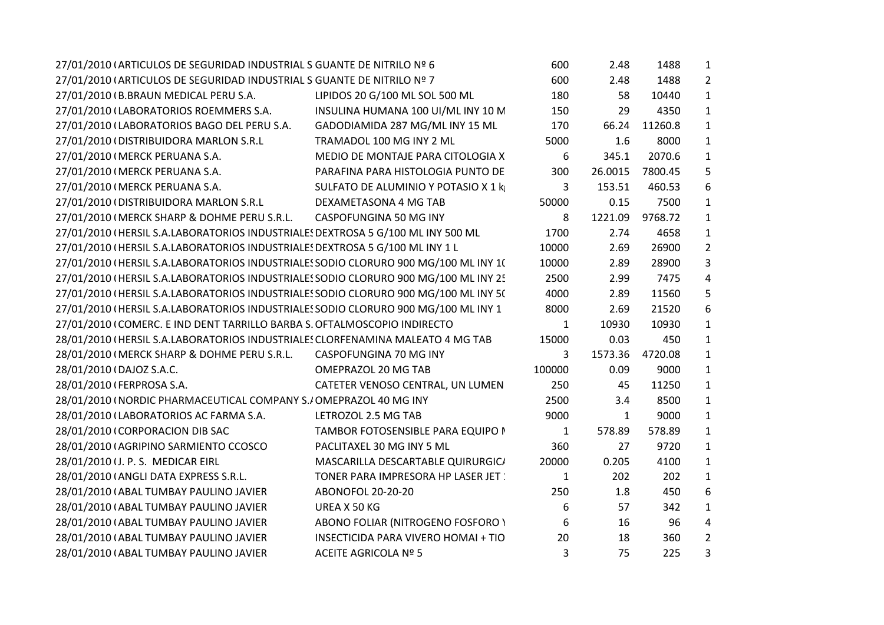| | | | | | | |
|---|---|---|---|---|---|---|
| 27/01/2010 ( | ARTICULOS DE SEGURIDAD INDUSTRIAL S | GUANTE DE NITRILO Nº 6 | 600 | 2.48 | 1488 | 1 |
| 27/01/2010 ( | ARTICULOS DE SEGURIDAD INDUSTRIAL S | GUANTE DE NITRILO Nº 7 | 600 | 2.48 | 1488 | 2 |
| 27/01/2010 ( | B.BRAUN MEDICAL PERU S.A. | LIPIDOS 20 G/100 ML SOL 500 ML | 180 | 58 | 10440 | 1 |
| 27/01/2010 ( | LABORATORIOS ROEMMERS S.A. | INSULINA HUMANA 100 UI/ML INY 10 M | 150 | 29 | 4350 | 1 |
| 27/01/2010 ( | LABORATORIOS BAGO DEL PERU S.A. | GADODIAMIDA 287 MG/ML INY 15 ML | 170 | 66.24 | 11260.8 | 1 |
| 27/01/2010 ( | DISTRIBUIDORA MARLON S.R.L | TRAMADOL 100 MG INY 2 ML | 5000 | 1.6 | 8000 | 1 |
| 27/01/2010 ( | MERCK PERUANA S.A. | MEDIO DE MONTAJE PARA CITOLOGIA X | 6 | 345.1 | 2070.6 | 1 |
| 27/01/2010 ( | MERCK PERUANA S.A. | PARAFINA PARA HISTOLOGIA PUNTO DE | 300 | 26.0015 | 7800.45 | 5 |
| 27/01/2010 ( | MERCK PERUANA S.A. | SULFATO DE ALUMINIO Y POTASIO X 1 k | 3 | 153.51 | 460.53 | 6 |
| 27/01/2010 ( | DISTRIBUIDORA MARLON S.R.L | DEXAMETASONA 4 MG TAB | 50000 | 0.15 | 7500 | 1 |
| 27/01/2010 ( | MERCK SHARP & DOHME PERU S.R.L. | CASPOFUNGINA 50 MG INY | 8 | 1221.09 | 9768.72 | 1 |
| 27/01/2010 ( | HERSIL S.A.LABORATORIOS INDUSTRIALES | DEXTROSA 5 G/100 ML INY 500 ML | 1700 | 2.74 | 4658 | 1 |
| 27/01/2010 ( | HERSIL S.A.LABORATORIOS INDUSTRIALES | DEXTROSA 5 G/100 ML INY 1 L | 10000 | 2.69 | 26900 | 2 |
| 27/01/2010 ( | HERSIL S.A.LABORATORIOS INDUSTRIALES | SODIO CLORURO 900 MG/100 ML INY 10 | 10000 | 2.89 | 28900 | 3 |
| 27/01/2010 ( | HERSIL S.A.LABORATORIOS INDUSTRIALES | SODIO CLORURO 900 MG/100 ML INY 25 | 2500 | 2.99 | 7475 | 4 |
| 27/01/2010 ( | HERSIL S.A.LABORATORIOS INDUSTRIALES | SODIO CLORURO 900 MG/100 ML INY 50 | 4000 | 2.89 | 11560 | 5 |
| 27/01/2010 ( | HERSIL S.A.LABORATORIOS INDUSTRIALES | SODIO CLORURO 900 MG/100 ML INY 1 | 8000 | 2.69 | 21520 | 6 |
| 27/01/2010 ( | COMERC. E IND DENT TARRILLO BARBA S. | OFTALMOSCOPIO INDIRECTO | 1 | 10930 | 10930 | 1 |
| 28/01/2010 ( | HERSIL S.A.LABORATORIOS INDUSTRIALES | CLORFENAMINA MALEATO 4 MG TAB | 15000 | 0.03 | 450 | 1 |
| 28/01/2010 ( | MERCK SHARP & DOHME PERU S.R.L. | CASPOFUNGINA 70 MG INY | 3 | 1573.36 | 4720.08 | 1 |
| 28/01/2010 ( | DAJOZ S.A.C. | OMEPRAZOL 20 MG TAB | 100000 | 0.09 | 9000 | 1 |
| 28/01/2010 ( | FERPROSA S.A. | CATETER VENOSO CENTRAL, UN LUMEN | 250 | 45 | 11250 | 1 |
| 28/01/2010 ( | NORDIC PHARMACEUTICAL COMPANY S.A | OMEPRAZOL 40 MG INY | 2500 | 3.4 | 8500 | 1 |
| 28/01/2010 ( | LABORATORIOS AC FARMA S.A. | LETROZOL 2.5 MG TAB | 9000 | 1 | 9000 | 1 |
| 28/01/2010 ( | CORPORACION DIB SAC | TAMBOR FOTOSENSIBLE PARA EQUIPO M | 1 | 578.89 | 578.89 | 1 |
| 28/01/2010 ( | AGRIPINO SARMIENTO CCOSCO | PACLITAXEL 30 MG INY 5 ML | 360 | 27 | 9720 | 1 |
| 28/01/2010 ( | J. P. S. MEDICAR EIRL | MASCARILLA DESCARTABLE QUIRURGICA | 20000 | 0.205 | 4100 | 1 |
| 28/01/2010 ( | ANGLI DATA EXPRESS S.R.L. | TONER PARA IMPRESORA HP LASER JET 1 | 1 | 202 | 202 | 1 |
| 28/01/2010 ( | ABAL TUMBAY PAULINO JAVIER | ABONOFOL 20-20-20 | 250 | 1.8 | 450 | 6 |
| 28/01/2010 ( | ABAL TUMBAY PAULINO JAVIER | UREA X 50 KG | 6 | 57 | 342 | 1 |
| 28/01/2010 ( | ABAL TUMBAY PAULINO JAVIER | ABONO FOLIAR (NITROGENO FOSFORO Y | 6 | 16 | 96 | 4 |
| 28/01/2010 ( | ABAL TUMBAY PAULINO JAVIER | INSECTICIDA PARA VIVERO HOMAI + TIO | 20 | 18 | 360 | 2 |
| 28/01/2010 ( | ABAL TUMBAY PAULINO JAVIER | ACEITE AGRICOLA Nº 5 | 3 | 75 | 225 | 3 |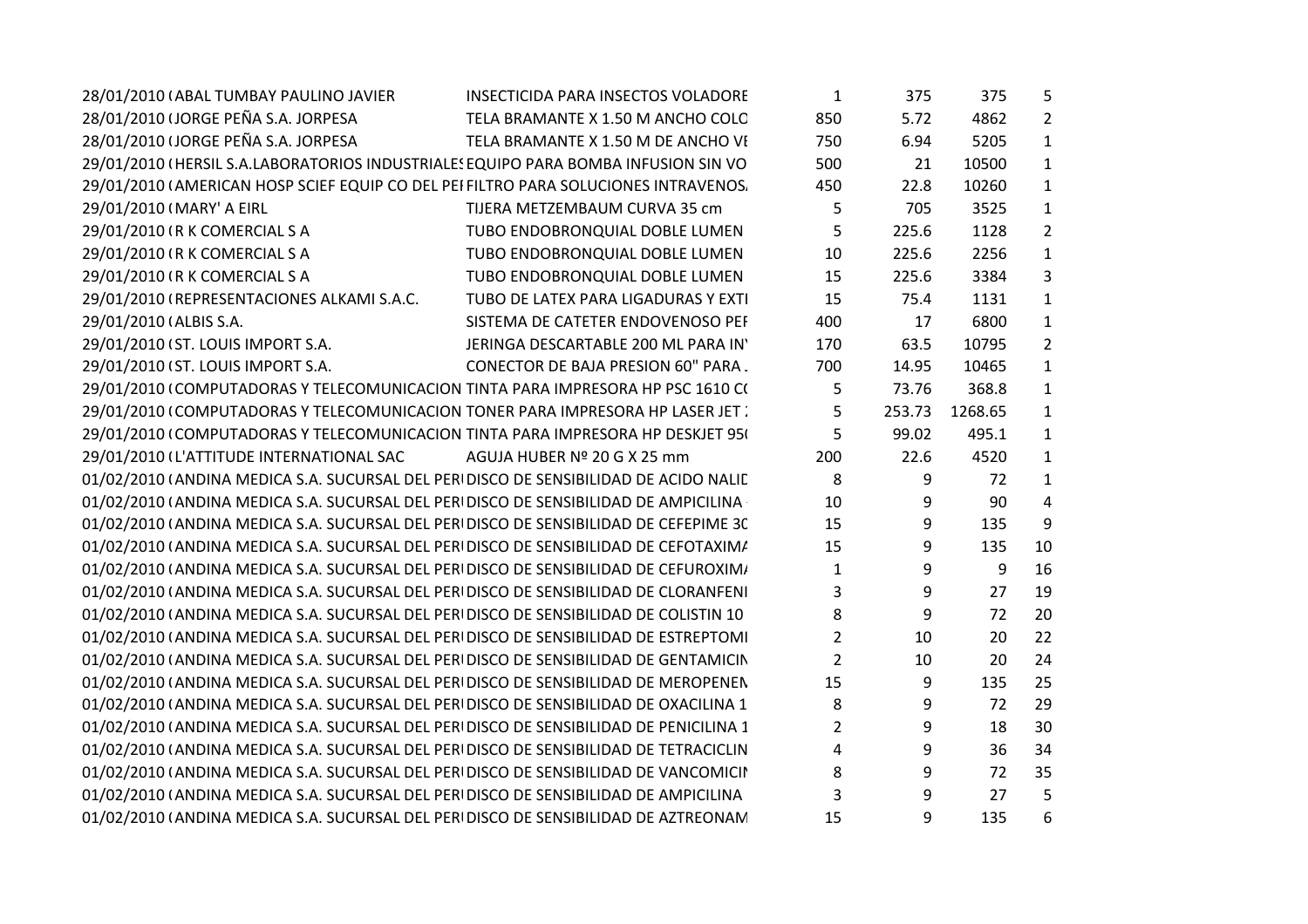| | | | | | | |
|---|---|---|---|---|---|---|
| 28/01/2010 ( | ABAL TUMBAY PAULINO JAVIER | INSECTICIDA PARA INSECTOS VOLADORE | 1 | 375 | 375 | 5 |
| 28/01/2010 ( | JORGE PEÑA S.A. JORPESA | TELA BRAMANTE X 1.50 M ANCHO COLO | 850 | 5.72 | 4862 | 2 |
| 28/01/2010 ( | JORGE PEÑA S.A. JORPESA | TELA BRAMANTE X 1.50 M DE ANCHO VE | 750 | 6.94 | 5205 | 1 |
| 29/01/2010 ( | HERSIL S.A.LABORATORIOS INDUSTRIALES | EQUIPO PARA BOMBA INFUSION SIN VO | 500 | 21 | 10500 | 1 |
| 29/01/2010 ( | AMERICAN HOSP SCIEF EQUIP CO DEL PEI | FILTRO PARA SOLUCIONES INTRAVENOS. | 450 | 22.8 | 10260 | 1 |
| 29/01/2010 ( | MARY' A EIRL | TIJERA METZEMBAUM CURVA 35 cm | 5 | 705 | 3525 | 1 |
| 29/01/2010 ( | R K COMERCIAL S A | TUBO ENDOBRONQUIAL DOBLE LUMEN | 5 | 225.6 | 1128 | 2 |
| 29/01/2010 ( | R K COMERCIAL S A | TUBO ENDOBRONQUIAL DOBLE LUMEN | 10 | 225.6 | 2256 | 1 |
| 29/01/2010 ( | R K COMERCIAL S A | TUBO ENDOBRONQUIAL DOBLE LUMEN | 15 | 225.6 | 3384 | 3 |
| 29/01/2010 ( | REPRESENTACIONES ALKAMI S.A.C. | TUBO DE LATEX PARA LIGADURAS Y EXTI | 15 | 75.4 | 1131 | 1 |
| 29/01/2010 ( | ALBIS S.A. | SISTEMA DE CATETER ENDOVENOSO PEF | 400 | 17 | 6800 | 1 |
| 29/01/2010 ( | ST. LOUIS IMPORT S.A. | JERINGA DESCARTABLE 200 ML PARA IN' | 170 | 63.5 | 10795 | 2 |
| 29/01/2010 ( | ST. LOUIS IMPORT S.A. | CONECTOR DE BAJA PRESION 60" PARA . | 700 | 14.95 | 10465 | 1 |
| 29/01/2010 ( | COMPUTADORAS Y TELECOMUNICACION | TINTA PARA IMPRESORA HP PSC 1610 C( | 5 | 73.76 | 368.8 | 1 |
| 29/01/2010 ( | COMPUTADORAS Y TELECOMUNICACION | TONER PARA IMPRESORA HP LASER JET : | 5 | 253.73 | 1268.65 | 1 |
| 29/01/2010 ( | COMPUTADORAS Y TELECOMUNICACION | TINTA PARA IMPRESORA HP DESKJET 95( | 5 | 99.02 | 495.1 | 1 |
| 29/01/2010 ( | L'ATTITUDE INTERNATIONAL SAC | AGUJA HUBER Nº 20 G X 25 mm | 200 | 22.6 | 4520 | 1 |
| 01/02/2010 ( | ANDINA MEDICA S.A. SUCURSAL DEL PERI | DISCO DE SENSIBILIDAD DE ACIDO NALIC | 8 | 9 | 72 | 1 |
| 01/02/2010 ( | ANDINA MEDICA S.A. SUCURSAL DEL PERI | DISCO DE SENSIBILIDAD DE AMPICILINA | 10 | 9 | 90 | 4 |
| 01/02/2010 ( | ANDINA MEDICA S.A. SUCURSAL DEL PERI | DISCO DE SENSIBILIDAD DE CEFEPIME 3C | 15 | 9 | 135 | 9 |
| 01/02/2010 ( | ANDINA MEDICA S.A. SUCURSAL DEL PERI | DISCO DE SENSIBILIDAD DE CEFOTAXIMA | 15 | 9 | 135 | 10 |
| 01/02/2010 ( | ANDINA MEDICA S.A. SUCURSAL DEL PERI | DISCO DE SENSIBILIDAD DE CEFUROXIMA | 1 | 9 | 9 | 16 |
| 01/02/2010 ( | ANDINA MEDICA S.A. SUCURSAL DEL PERI | DISCO DE SENSIBILIDAD DE CLORANFENI | 3 | 9 | 27 | 19 |
| 01/02/2010 ( | ANDINA MEDICA S.A. SUCURSAL DEL PERI | DISCO DE SENSIBILIDAD DE COLISTIN 10 | 8 | 9 | 72 | 20 |
| 01/02/2010 ( | ANDINA MEDICA S.A. SUCURSAL DEL PERI | DISCO DE SENSIBILIDAD DE ESTREPTOMI | 2 | 10 | 20 | 22 |
| 01/02/2010 ( | ANDINA MEDICA S.A. SUCURSAL DEL PERI | DISCO DE SENSIBILIDAD DE GENTAMICIN | 2 | 10 | 20 | 24 |
| 01/02/2010 ( | ANDINA MEDICA S.A. SUCURSAL DEL PERI | DISCO DE SENSIBILIDAD DE MEROPENEN | 15 | 9 | 135 | 25 |
| 01/02/2010 ( | ANDINA MEDICA S.A. SUCURSAL DEL PERI | DISCO DE SENSIBILIDAD DE OXACILINA 1 | 8 | 9 | 72 | 29 |
| 01/02/2010 ( | ANDINA MEDICA S.A. SUCURSAL DEL PERI | DISCO DE SENSIBILIDAD DE PENICILINA 1 | 2 | 9 | 18 | 30 |
| 01/02/2010 ( | ANDINA MEDICA S.A. SUCURSAL DEL PERI | DISCO DE SENSIBILIDAD DE TETRACICLIN | 4 | 9 | 36 | 34 |
| 01/02/2010 ( | ANDINA MEDICA S.A. SUCURSAL DEL PERI | DISCO DE SENSIBILIDAD DE VANCOMICIN | 8 | 9 | 72 | 35 |
| 01/02/2010 ( | ANDINA MEDICA S.A. SUCURSAL DEL PERI | DISCO DE SENSIBILIDAD DE AMPICILINA | 3 | 9 | 27 | 5 |
| 01/02/2010 ( | ANDINA MEDICA S.A. SUCURSAL DEL PERI | DISCO DE SENSIBILIDAD DE AZTREONAM | 15 | 9 | 135 | 6 |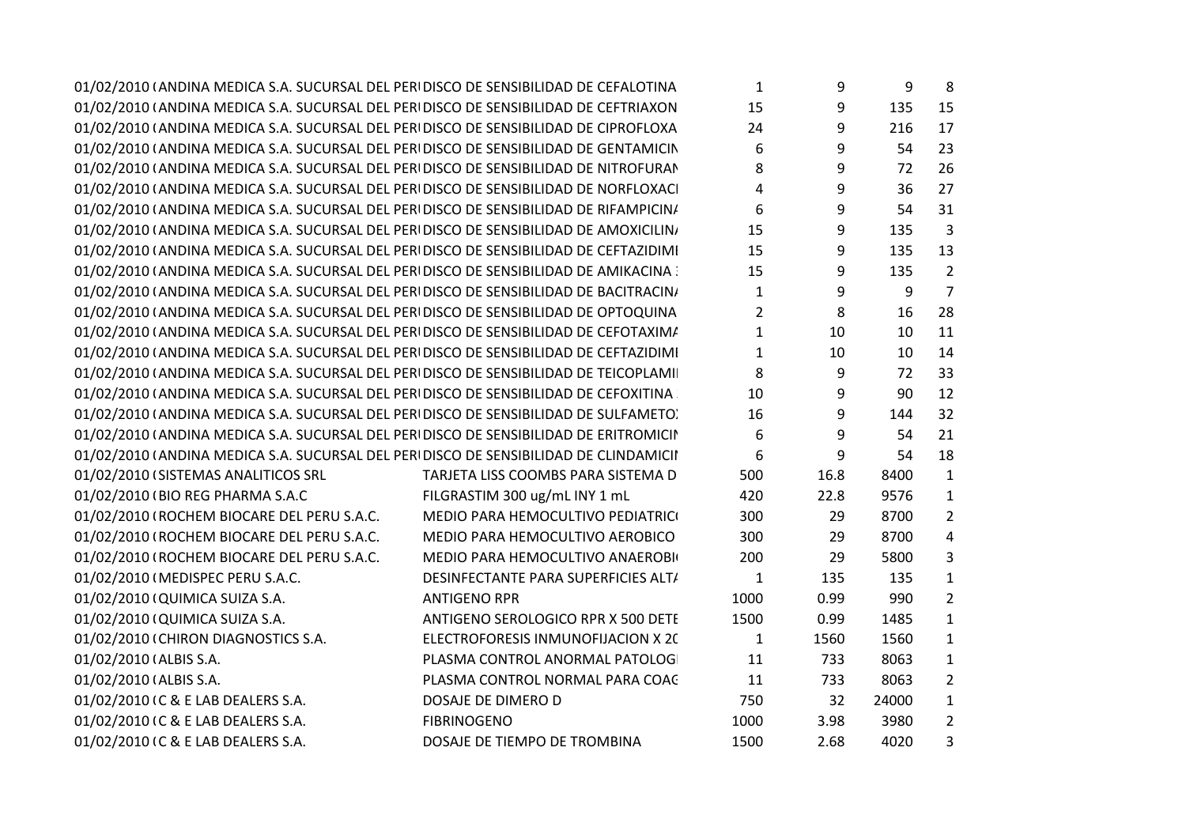| | | | | | | |
|---|---|---|---|---|---|---|
| 01/02/2010 ( | ANDINA MEDICA S.A. SUCURSAL DEL PERI | DISCO DE SENSIBILIDAD DE CEFALOTINA | 1 | 9 | 9 | 8 |
| 01/02/2010 ( | ANDINA MEDICA S.A. SUCURSAL DEL PERI | DISCO DE SENSIBILIDAD DE CEFTRIAXON | 15 | 9 | 135 | 15 |
| 01/02/2010 ( | ANDINA MEDICA S.A. SUCURSAL DEL PERI | DISCO DE SENSIBILIDAD DE CIPROFLOXA | 24 | 9 | 216 | 17 |
| 01/02/2010 ( | ANDINA MEDICA S.A. SUCURSAL DEL PERI | DISCO DE SENSIBILIDAD DE GENTAMICIN | 6 | 9 | 54 | 23 |
| 01/02/2010 ( | ANDINA MEDICA S.A. SUCURSAL DEL PERI | DISCO DE SENSIBILIDAD DE NITROFURAN | 8 | 9 | 72 | 26 |
| 01/02/2010 ( | ANDINA MEDICA S.A. SUCURSAL DEL PERI | DISCO DE SENSIBILIDAD DE NORFLOXACI | 4 | 9 | 36 | 27 |
| 01/02/2010 ( | ANDINA MEDICA S.A. SUCURSAL DEL PERI | DISCO DE SENSIBILIDAD DE RIFAMPICIN/ | 6 | 9 | 54 | 31 |
| 01/02/2010 ( | ANDINA MEDICA S.A. SUCURSAL DEL PERI | DISCO DE SENSIBILIDAD DE AMOXICILIN/ | 15 | 9 | 135 | 3 |
| 01/02/2010 ( | ANDINA MEDICA S.A. SUCURSAL DEL PERI | DISCO DE SENSIBILIDAD DE CEFTAZIDIMI | 15 | 9 | 135 | 13 |
| 01/02/2010 ( | ANDINA MEDICA S.A. SUCURSAL DEL PERI | DISCO DE SENSIBILIDAD DE AMIKACINA : | 15 | 9 | 135 | 2 |
| 01/02/2010 ( | ANDINA MEDICA S.A. SUCURSAL DEL PERI | DISCO DE SENSIBILIDAD DE BACITRACIN/ | 1 | 9 | 9 | 7 |
| 01/02/2010 ( | ANDINA MEDICA S.A. SUCURSAL DEL PERI | DISCO DE SENSIBILIDAD DE OPTOQUINA | 2 | 8 | 16 | 28 |
| 01/02/2010 ( | ANDINA MEDICA S.A. SUCURSAL DEL PERI | DISCO DE SENSIBILIDAD DE CEFOTAXIM/ | 1 | 10 | 10 | 11 |
| 01/02/2010 ( | ANDINA MEDICA S.A. SUCURSAL DEL PERI | DISCO DE SENSIBILIDAD DE CEFTAZIDIMI | 1 | 10 | 10 | 14 |
| 01/02/2010 ( | ANDINA MEDICA S.A. SUCURSAL DEL PERI | DISCO DE SENSIBILIDAD DE TEICOPLAMII | 8 | 9 | 72 | 33 |
| 01/02/2010 ( | ANDINA MEDICA S.A. SUCURSAL DEL PERI | DISCO DE SENSIBILIDAD DE CEFOXITINA | 10 | 9 | 90 | 12 |
| 01/02/2010 ( | ANDINA MEDICA S.A. SUCURSAL DEL PERI | DISCO DE SENSIBILIDAD DE SULFAMETO: | 16 | 9 | 144 | 32 |
| 01/02/2010 ( | ANDINA MEDICA S.A. SUCURSAL DEL PERI | DISCO DE SENSIBILIDAD DE ERITROMICIN | 6 | 9 | 54 | 21 |
| 01/02/2010 ( | ANDINA MEDICA S.A. SUCURSAL DEL PERI | DISCO DE SENSIBILIDAD DE CLINDAMICII | 6 | 9 | 54 | 18 |
| 01/02/2010 ( | SISTEMAS ANALITICOS SRL | TARJETA LISS COOMBS PARA SISTEMA D | 500 | 16.8 | 8400 | 1 |
| 01/02/2010 ( | BIO REG PHARMA S.A.C | FILGRASTIM 300 ug/mL INY 1 mL | 420 | 22.8 | 9576 | 1 |
| 01/02/2010 ( | ROCHEM BIOCARE DEL PERU S.A.C. | MEDIO PARA HEMOCULTIVO PEDIATRIC( | 300 | 29 | 8700 | 2 |
| 01/02/2010 ( | ROCHEM BIOCARE DEL PERU S.A.C. | MEDIO PARA HEMOCULTIVO AEROBICO | 300 | 29 | 8700 | 4 |
| 01/02/2010 ( | ROCHEM BIOCARE DEL PERU S.A.C. | MEDIO PARA HEMOCULTIVO ANAEROBI( | 200 | 29 | 5800 | 3 |
| 01/02/2010 ( | MEDISPEC PERU S.A.C. | DESINFECTANTE PARA SUPERFICIES ALT/ | 1 | 135 | 135 | 1 |
| 01/02/2010 ( | QUIMICA SUIZA S.A. | ANTIGENO RPR | 1000 | 0.99 | 990 | 2 |
| 01/02/2010 ( | QUIMICA SUIZA S.A. | ANTIGENO SEROLOGICO RPR X 500 DETE | 1500 | 0.99 | 1485 | 1 |
| 01/02/2010 ( | CHIRON DIAGNOSTICS S.A. | ELECTROFORESIS INMUNOFIJACION X 2( | 1 | 1560 | 1560 | 1 |
| 01/02/2010 ( | ALBIS S.A. | PLASMA CONTROL ANORMAL PATOLOGI | 11 | 733 | 8063 | 1 |
| 01/02/2010 ( | ALBIS S.A. | PLASMA CONTROL NORMAL PARA COAG | 11 | 733 | 8063 | 2 |
| 01/02/2010 ( | C & E LAB DEALERS S.A. | DOSAJE DE DIMERO D | 750 | 32 | 24000 | 1 |
| 01/02/2010 ( | C & E LAB DEALERS S.A. | FIBRINOGENO | 1000 | 3.98 | 3980 | 2 |
| 01/02/2010 ( | C & E LAB DEALERS S.A. | DOSAJE DE TIEMPO DE TROMBINA | 1500 | 2.68 | 4020 | 3 |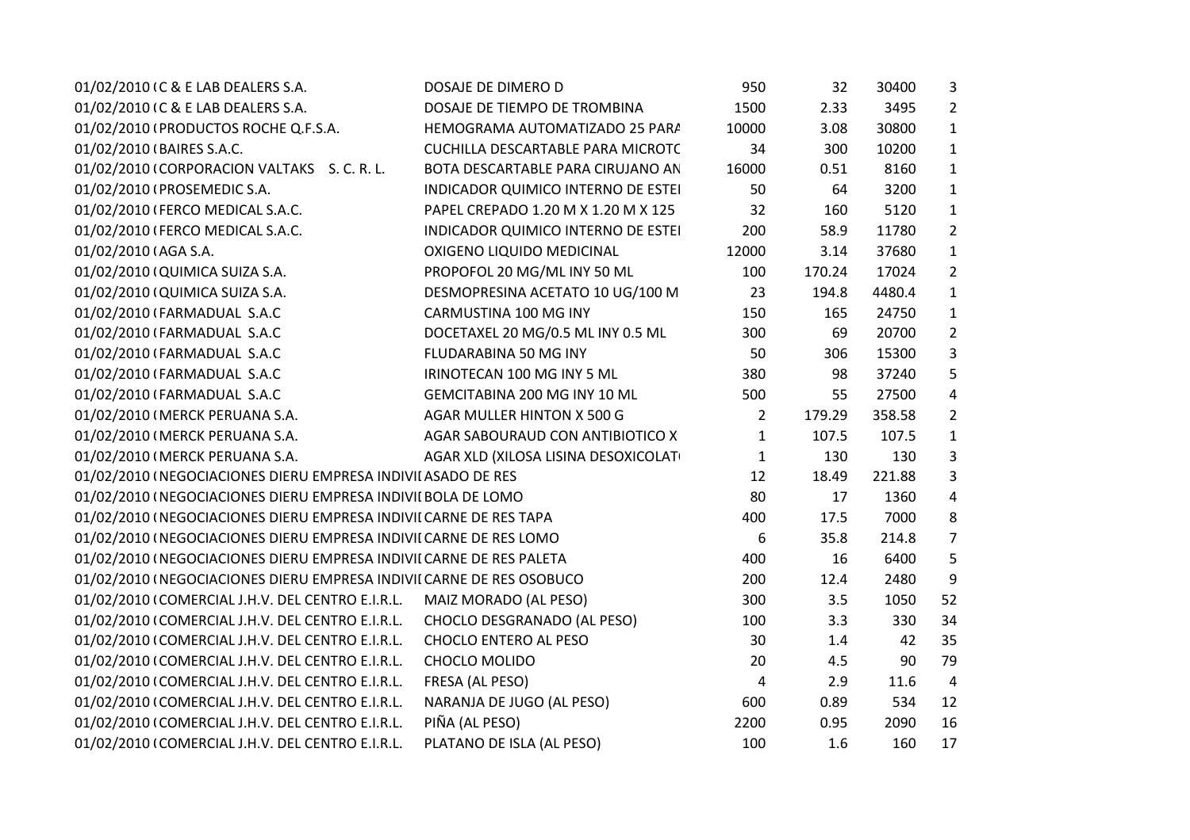| | | | | | | |
|---|---|---|---|---|---|---|
| 01/02/2010 ( | C & E LAB DEALERS S.A. | DOSAJE DE DIMERO D | 950 | 32 | 30400 | 3 |
| 01/02/2010 ( | C & E LAB DEALERS S.A. | DOSAJE DE TIEMPO DE TROMBINA | 1500 | 2.33 | 3495 | 2 |
| 01/02/2010 ( | PRODUCTOS ROCHE Q.F.S.A. | HEMOGRAMA AUTOMATIZADO 25 PARA | 10000 | 3.08 | 30800 | 1 |
| 01/02/2010 ( | BAIRES S.A.C. | CUCHILLA DESCARTABLE PARA MICROTC | 34 | 300 | 10200 | 1 |
| 01/02/2010 ( | CORPORACION VALTAKS S. C. R. L. | BOTA DESCARTABLE PARA CIRUJANO AN | 16000 | 0.51 | 8160 | 1 |
| 01/02/2010 ( | PROSEMEDIC S.A. | INDICADOR QUIMICO INTERNO DE ESTEI | 50 | 64 | 3200 | 1 |
| 01/02/2010 ( | FERCO MEDICAL S.A.C. | PAPEL CREPADO 1.20 M X 1.20 M X 125 | 32 | 160 | 5120 | 1 |
| 01/02/2010 ( | FERCO MEDICAL S.A.C. | INDICADOR QUIMICO INTERNO DE ESTEI | 200 | 58.9 | 11780 | 2 |
| 01/02/2010 ( | AGA S.A. | OXIGENO LIQUIDO MEDICINAL | 12000 | 3.14 | 37680 | 1 |
| 01/02/2010 ( | QUIMICA SUIZA S.A. | PROPOFOL 20 MG/ML INY 50 ML | 100 | 170.24 | 17024 | 2 |
| 01/02/2010 ( | QUIMICA SUIZA S.A. | DESMOPRESINA ACETATO 10 UG/100 M | 23 | 194.8 | 4480.4 | 1 |
| 01/02/2010 ( | FARMADUAL S.A.C | CARMUSTINA 100 MG INY | 150 | 165 | 24750 | 1 |
| 01/02/2010 ( | FARMADUAL S.A.C | DOCETAXEL 20 MG/0.5 ML INY 0.5 ML | 300 | 69 | 20700 | 2 |
| 01/02/2010 ( | FARMADUAL S.A.C | FLUDARABINA 50 MG INY | 50 | 306 | 15300 | 3 |
| 01/02/2010 ( | FARMADUAL S.A.C | IRINOTECAN 100 MG INY 5 ML | 380 | 98 | 37240 | 5 |
| 01/02/2010 ( | FARMADUAL S.A.C | GEMCITABINA 200 MG INY 10 ML | 500 | 55 | 27500 | 4 |
| 01/02/2010 ( | MERCK PERUANA S.A. | AGAR MULLER HINTON X 500 G | 2 | 179.29 | 358.58 | 2 |
| 01/02/2010 ( | MERCK PERUANA S.A. | AGAR SABOURAUD CON ANTIBIOTICO X | 1 | 107.5 | 107.5 | 1 |
| 01/02/2010 ( | MERCK PERUANA S.A. | AGAR XLD (XILOSA LISINA DESOXICOLAT | 1 | 130 | 130 | 3 |
| 01/02/2010 ( | NEGOCIACIONES DIERU EMPRESA INDIVII | ASADO DE RES | 12 | 18.49 | 221.88 | 3 |
| 01/02/2010 ( | NEGOCIACIONES DIERU EMPRESA INDIVII | BOLA DE LOMO | 80 | 17 | 1360 | 4 |
| 01/02/2010 ( | NEGOCIACIONES DIERU EMPRESA INDIVII | CARNE DE RES TAPA | 400 | 17.5 | 7000 | 8 |
| 01/02/2010 ( | NEGOCIACIONES DIERU EMPRESA INDIVII | CARNE DE RES LOMO | 6 | 35.8 | 214.8 | 7 |
| 01/02/2010 ( | NEGOCIACIONES DIERU EMPRESA INDIVII | CARNE DE RES PALETA | 400 | 16 | 6400 | 5 |
| 01/02/2010 ( | NEGOCIACIONES DIERU EMPRESA INDIVII | CARNE DE RES OSOBUCO | 200 | 12.4 | 2480 | 9 |
| 01/02/2010 ( | COMERCIAL J.H.V. DEL CENTRO E.I.R.L. | MAIZ MORADO (AL PESO) | 300 | 3.5 | 1050 | 52 |
| 01/02/2010 ( | COMERCIAL J.H.V. DEL CENTRO E.I.R.L. | CHOCLO DESGRANADO (AL PESO) | 100 | 3.3 | 330 | 34 |
| 01/02/2010 ( | COMERCIAL J.H.V. DEL CENTRO E.I.R.L. | CHOCLO ENTERO AL PESO | 30 | 1.4 | 42 | 35 |
| 01/02/2010 ( | COMERCIAL J.H.V. DEL CENTRO E.I.R.L. | CHOCLO MOLIDO | 20 | 4.5 | 90 | 79 |
| 01/02/2010 ( | COMERCIAL J.H.V. DEL CENTRO E.I.R.L. | FRESA (AL PESO) | 4 | 2.9 | 11.6 | 4 |
| 01/02/2010 ( | COMERCIAL J.H.V. DEL CENTRO E.I.R.L. | NARANJA DE JUGO (AL PESO) | 600 | 0.89 | 534 | 12 |
| 01/02/2010 ( | COMERCIAL J.H.V. DEL CENTRO E.I.R.L. | PIÑA (AL PESO) | 2200 | 0.95 | 2090 | 16 |
| 01/02/2010 ( | COMERCIAL J.H.V. DEL CENTRO E.I.R.L. | PLATANO DE ISLA (AL PESO) | 100 | 1.6 | 160 | 17 |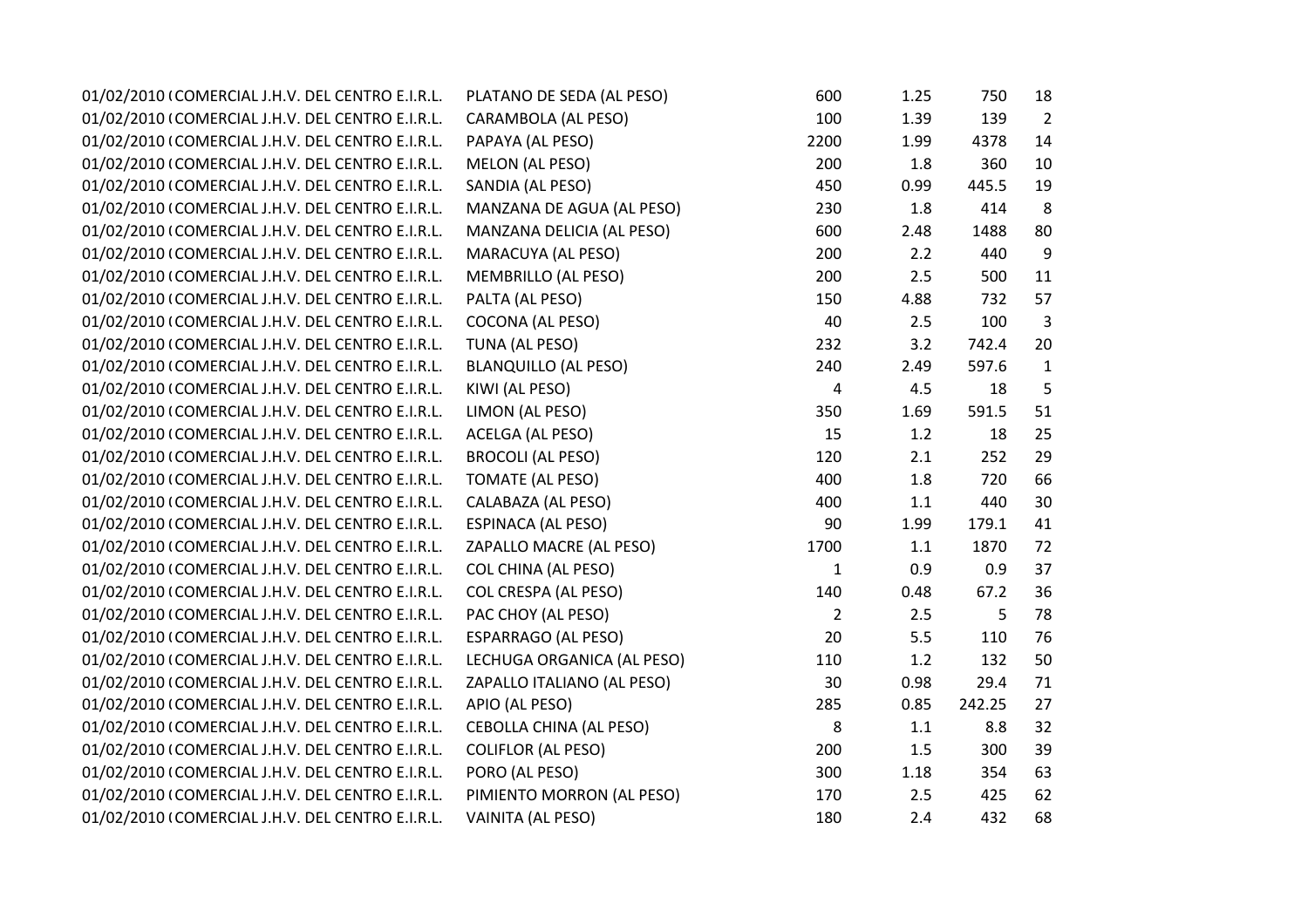| | | | | | |
|---|---|---|---|---|---|
| 01/02/2010 ( COMERCIAL J.H.V. DEL CENTRO E.I.R.L. | PLATANO DE SEDA (AL PESO) | 600 | 1.25 | 750 | 18 |
| 01/02/2010 ( COMERCIAL J.H.V. DEL CENTRO E.I.R.L. | CARAMBOLA (AL PESO) | 100 | 1.39 | 139 | 2 |
| 01/02/2010 ( COMERCIAL J.H.V. DEL CENTRO E.I.R.L. | PAPAYA (AL PESO) | 2200 | 1.99 | 4378 | 14 |
| 01/02/2010 ( COMERCIAL J.H.V. DEL CENTRO E.I.R.L. | MELON (AL PESO) | 200 | 1.8 | 360 | 10 |
| 01/02/2010 ( COMERCIAL J.H.V. DEL CENTRO E.I.R.L. | SANDIA (AL PESO) | 450 | 0.99 | 445.5 | 19 |
| 01/02/2010 ( COMERCIAL J.H.V. DEL CENTRO E.I.R.L. | MANZANA DE AGUA (AL PESO) | 230 | 1.8 | 414 | 8 |
| 01/02/2010 ( COMERCIAL J.H.V. DEL CENTRO E.I.R.L. | MANZANA DELICIA (AL PESO) | 600 | 2.48 | 1488 | 80 |
| 01/02/2010 ( COMERCIAL J.H.V. DEL CENTRO E.I.R.L. | MARACUYA (AL PESO) | 200 | 2.2 | 440 | 9 |
| 01/02/2010 ( COMERCIAL J.H.V. DEL CENTRO E.I.R.L. | MEMBRILLO (AL PESO) | 200 | 2.5 | 500 | 11 |
| 01/02/2010 ( COMERCIAL J.H.V. DEL CENTRO E.I.R.L. | PALTA (AL PESO) | 150 | 4.88 | 732 | 57 |
| 01/02/2010 ( COMERCIAL J.H.V. DEL CENTRO E.I.R.L. | COCONA (AL PESO) | 40 | 2.5 | 100 | 3 |
| 01/02/2010 ( COMERCIAL J.H.V. DEL CENTRO E.I.R.L. | TUNA (AL PESO) | 232 | 3.2 | 742.4 | 20 |
| 01/02/2010 ( COMERCIAL J.H.V. DEL CENTRO E.I.R.L. | BLANQUILLO (AL PESO) | 240 | 2.49 | 597.6 | 1 |
| 01/02/2010 ( COMERCIAL J.H.V. DEL CENTRO E.I.R.L. | KIWI (AL PESO) | 4 | 4.5 | 18 | 5 |
| 01/02/2010 ( COMERCIAL J.H.V. DEL CENTRO E.I.R.L. | LIMON (AL PESO) | 350 | 1.69 | 591.5 | 51 |
| 01/02/2010 ( COMERCIAL J.H.V. DEL CENTRO E.I.R.L. | ACELGA (AL PESO) | 15 | 1.2 | 18 | 25 |
| 01/02/2010 ( COMERCIAL J.H.V. DEL CENTRO E.I.R.L. | BROCOLI (AL PESO) | 120 | 2.1 | 252 | 29 |
| 01/02/2010 ( COMERCIAL J.H.V. DEL CENTRO E.I.R.L. | TOMATE (AL PESO) | 400 | 1.8 | 720 | 66 |
| 01/02/2010 ( COMERCIAL J.H.V. DEL CENTRO E.I.R.L. | CALABAZA (AL PESO) | 400 | 1.1 | 440 | 30 |
| 01/02/2010 ( COMERCIAL J.H.V. DEL CENTRO E.I.R.L. | ESPINACA (AL PESO) | 90 | 1.99 | 179.1 | 41 |
| 01/02/2010 ( COMERCIAL J.H.V. DEL CENTRO E.I.R.L. | ZAPALLO MACRE (AL PESO) | 1700 | 1.1 | 1870 | 72 |
| 01/02/2010 ( COMERCIAL J.H.V. DEL CENTRO E.I.R.L. | COL CHINA (AL PESO) | 1 | 0.9 | 0.9 | 37 |
| 01/02/2010 ( COMERCIAL J.H.V. DEL CENTRO E.I.R.L. | COL CRESPA (AL PESO) | 140 | 0.48 | 67.2 | 36 |
| 01/02/2010 ( COMERCIAL J.H.V. DEL CENTRO E.I.R.L. | PAC CHOY (AL PESO) | 2 | 2.5 | 5 | 78 |
| 01/02/2010 ( COMERCIAL J.H.V. DEL CENTRO E.I.R.L. | ESPARRAGO (AL PESO) | 20 | 5.5 | 110 | 76 |
| 01/02/2010 ( COMERCIAL J.H.V. DEL CENTRO E.I.R.L. | LECHUGA ORGANICA (AL PESO) | 110 | 1.2 | 132 | 50 |
| 01/02/2010 ( COMERCIAL J.H.V. DEL CENTRO E.I.R.L. | ZAPALLO ITALIANO (AL PESO) | 30 | 0.98 | 29.4 | 71 |
| 01/02/2010 ( COMERCIAL J.H.V. DEL CENTRO E.I.R.L. | APIO (AL PESO) | 285 | 0.85 | 242.25 | 27 |
| 01/02/2010 ( COMERCIAL J.H.V. DEL CENTRO E.I.R.L. | CEBOLLA CHINA (AL PESO) | 8 | 1.1 | 8.8 | 32 |
| 01/02/2010 ( COMERCIAL J.H.V. DEL CENTRO E.I.R.L. | COLIFLOR (AL PESO) | 200 | 1.5 | 300 | 39 |
| 01/02/2010 ( COMERCIAL J.H.V. DEL CENTRO E.I.R.L. | PORO (AL PESO) | 300 | 1.18 | 354 | 63 |
| 01/02/2010 ( COMERCIAL J.H.V. DEL CENTRO E.I.R.L. | PIMIENTO MORRON (AL PESO) | 170 | 2.5 | 425 | 62 |
| 01/02/2010 ( COMERCIAL J.H.V. DEL CENTRO E.I.R.L. | VAINITA (AL PESO) | 180 | 2.4 | 432 | 68 |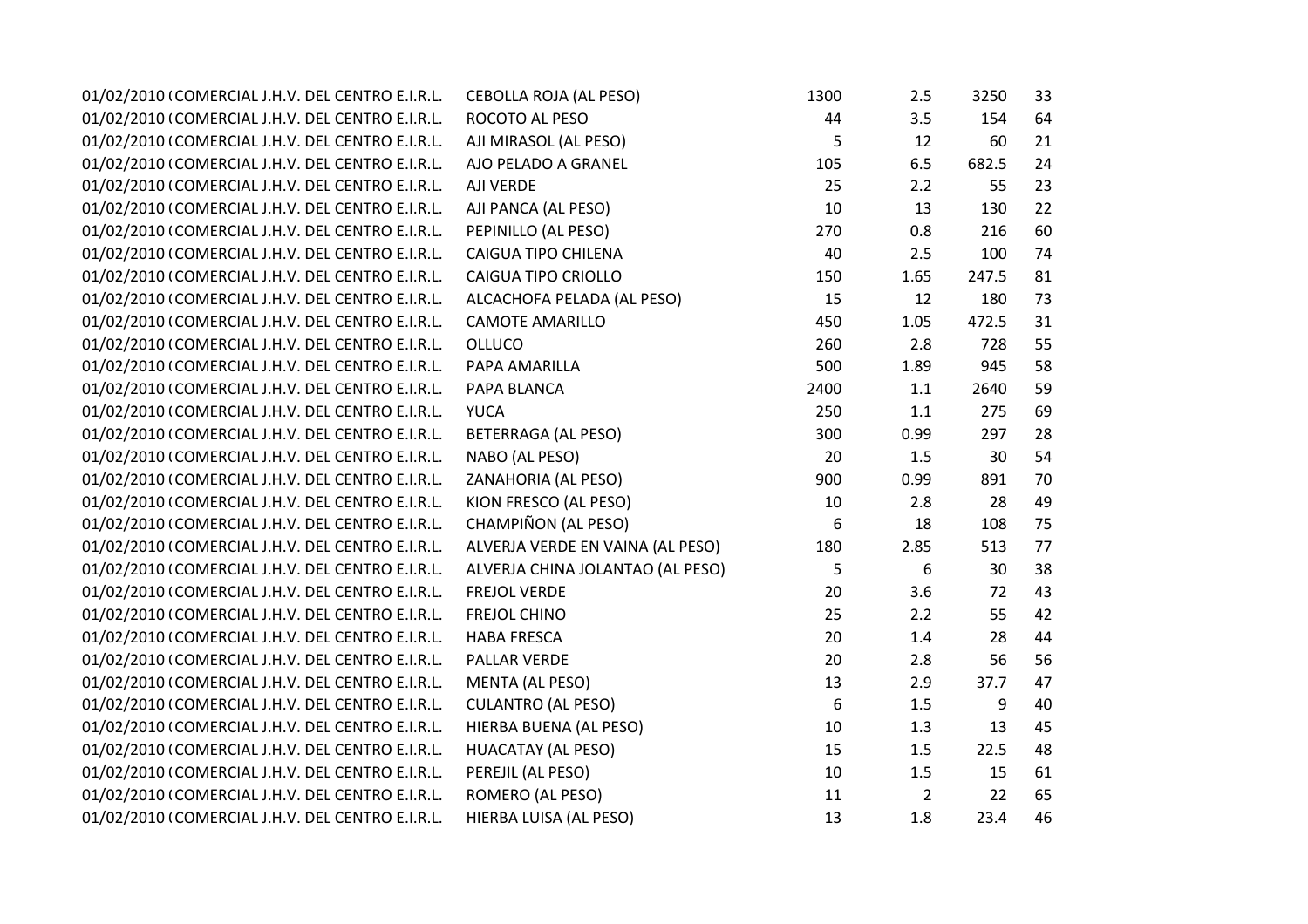| | | | | | |
|---|---|---|---|---|---|
| 01/02/2010 ( COMERCIAL J.H.V. DEL CENTRO E.I.R.L. | CEBOLLA ROJA (AL PESO) | 1300 | 2.5 | 3250 | 33 |
| 01/02/2010 ( COMERCIAL J.H.V. DEL CENTRO E.I.R.L. | ROCOTO AL PESO | 44 | 3.5 | 154 | 64 |
| 01/02/2010 ( COMERCIAL J.H.V. DEL CENTRO E.I.R.L. | AJI MIRASOL (AL PESO) | 5 | 12 | 60 | 21 |
| 01/02/2010 ( COMERCIAL J.H.V. DEL CENTRO E.I.R.L. | AJO PELADO A GRANEL | 105 | 6.5 | 682.5 | 24 |
| 01/02/2010 ( COMERCIAL J.H.V. DEL CENTRO E.I.R.L. | AJI VERDE | 25 | 2.2 | 55 | 23 |
| 01/02/2010 ( COMERCIAL J.H.V. DEL CENTRO E.I.R.L. | AJI PANCA (AL PESO) | 10 | 13 | 130 | 22 |
| 01/02/2010 ( COMERCIAL J.H.V. DEL CENTRO E.I.R.L. | PEPINILLO (AL PESO) | 270 | 0.8 | 216 | 60 |
| 01/02/2010 ( COMERCIAL J.H.V. DEL CENTRO E.I.R.L. | CAIGUA TIPO CHILENA | 40 | 2.5 | 100 | 74 |
| 01/02/2010 ( COMERCIAL J.H.V. DEL CENTRO E.I.R.L. | CAIGUA TIPO CRIOLLO | 150 | 1.65 | 247.5 | 81 |
| 01/02/2010 ( COMERCIAL J.H.V. DEL CENTRO E.I.R.L. | ALCACHOFA PELADA (AL PESO) | 15 | 12 | 180 | 73 |
| 01/02/2010 ( COMERCIAL J.H.V. DEL CENTRO E.I.R.L. | CAMOTE AMARILLO | 450 | 1.05 | 472.5 | 31 |
| 01/02/2010 ( COMERCIAL J.H.V. DEL CENTRO E.I.R.L. | OLLUCO | 260 | 2.8 | 728 | 55 |
| 01/02/2010 ( COMERCIAL J.H.V. DEL CENTRO E.I.R.L. | PAPA AMARILLA | 500 | 1.89 | 945 | 58 |
| 01/02/2010 ( COMERCIAL J.H.V. DEL CENTRO E.I.R.L. | PAPA BLANCA | 2400 | 1.1 | 2640 | 59 |
| 01/02/2010 ( COMERCIAL J.H.V. DEL CENTRO E.I.R.L. | YUCA | 250 | 1.1 | 275 | 69 |
| 01/02/2010 ( COMERCIAL J.H.V. DEL CENTRO E.I.R.L. | BETERRAGA (AL PESO) | 300 | 0.99 | 297 | 28 |
| 01/02/2010 ( COMERCIAL J.H.V. DEL CENTRO E.I.R.L. | NABO (AL PESO) | 20 | 1.5 | 30 | 54 |
| 01/02/2010 ( COMERCIAL J.H.V. DEL CENTRO E.I.R.L. | ZANAHORIA (AL PESO) | 900 | 0.99 | 891 | 70 |
| 01/02/2010 ( COMERCIAL J.H.V. DEL CENTRO E.I.R.L. | KION FRESCO (AL PESO) | 10 | 2.8 | 28 | 49 |
| 01/02/2010 ( COMERCIAL J.H.V. DEL CENTRO E.I.R.L. | CHAMPIÑON (AL PESO) | 6 | 18 | 108 | 75 |
| 01/02/2010 ( COMERCIAL J.H.V. DEL CENTRO E.I.R.L. | ALVERJA VERDE EN VAINA (AL PESO) | 180 | 2.85 | 513 | 77 |
| 01/02/2010 ( COMERCIAL J.H.V. DEL CENTRO E.I.R.L. | ALVERJA CHINA JOLANTAO (AL PESO) | 5 | 6 | 30 | 38 |
| 01/02/2010 ( COMERCIAL J.H.V. DEL CENTRO E.I.R.L. | FREJOL VERDE | 20 | 3.6 | 72 | 43 |
| 01/02/2010 ( COMERCIAL J.H.V. DEL CENTRO E.I.R.L. | FREJOL CHINO | 25 | 2.2 | 55 | 42 |
| 01/02/2010 ( COMERCIAL J.H.V. DEL CENTRO E.I.R.L. | HABA FRESCA | 20 | 1.4 | 28 | 44 |
| 01/02/2010 ( COMERCIAL J.H.V. DEL CENTRO E.I.R.L. | PALLAR VERDE | 20 | 2.8 | 56 | 56 |
| 01/02/2010 ( COMERCIAL J.H.V. DEL CENTRO E.I.R.L. | MENTA (AL PESO) | 13 | 2.9 | 37.7 | 47 |
| 01/02/2010 ( COMERCIAL J.H.V. DEL CENTRO E.I.R.L. | CULANTRO (AL PESO) | 6 | 1.5 | 9 | 40 |
| 01/02/2010 ( COMERCIAL J.H.V. DEL CENTRO E.I.R.L. | HIERBA BUENA (AL PESO) | 10 | 1.3 | 13 | 45 |
| 01/02/2010 ( COMERCIAL J.H.V. DEL CENTRO E.I.R.L. | HUACATAY (AL PESO) | 15 | 1.5 | 22.5 | 48 |
| 01/02/2010 ( COMERCIAL J.H.V. DEL CENTRO E.I.R.L. | PEREJIL (AL PESO) | 10 | 1.5 | 15 | 61 |
| 01/02/2010 ( COMERCIAL J.H.V. DEL CENTRO E.I.R.L. | ROMERO (AL PESO) | 11 | 2 | 22 | 65 |
| 01/02/2010 ( COMERCIAL J.H.V. DEL CENTRO E.I.R.L. | HIERBA LUISA (AL PESO) | 13 | 1.8 | 23.4 | 46 |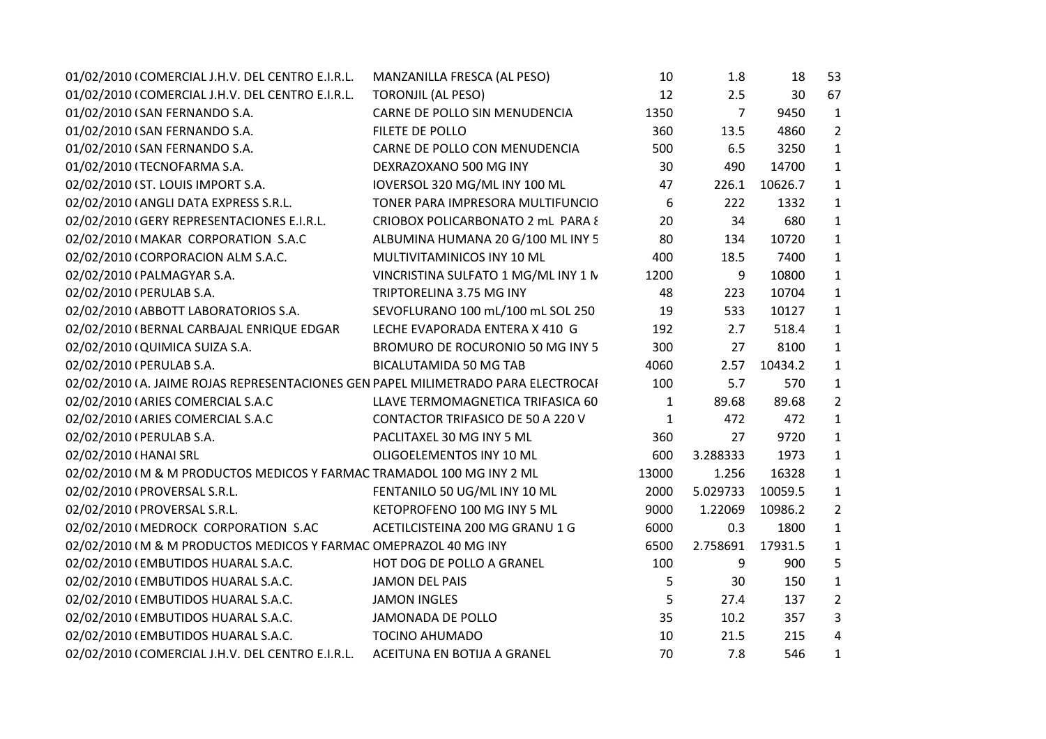| | | | | | | |
|---|---|---|---|---|---|---|
| 01/02/2010 ( | COMERCIAL J.H.V. DEL CENTRO E.I.R.L. | MANZANILLA FRESCA (AL PESO) | 10 | 1.8 | 18 | 53 |
| 01/02/2010 ( | COMERCIAL J.H.V. DEL CENTRO E.I.R.L. | TORONJIL (AL PESO) | 12 | 2.5 | 30 | 67 |
| 01/02/2010 ( | SAN FERNANDO S.A. | CARNE DE POLLO SIN MENUDENCIA | 1350 | 7 | 9450 | 1 |
| 01/02/2010 ( | SAN FERNANDO S.A. | FILETE DE POLLO | 360 | 13.5 | 4860 | 2 |
| 01/02/2010 ( | SAN FERNANDO S.A. | CARNE DE POLLO CON MENUDENCIA | 500 | 6.5 | 3250 | 1 |
| 01/02/2010 ( | TECNOFARMA S.A. | DEXRAZOXANO 500 MG INY | 30 | 490 | 14700 | 1 |
| 02/02/2010 ( | ST. LOUIS IMPORT S.A. | IOVERSOL 320 MG/ML INY 100 ML | 47 | 226.1 | 10626.7 | 1 |
| 02/02/2010 ( | ANGLI DATA EXPRESS S.R.L. | TONER PARA IMPRESORA MULTIFUNCIO | 6 | 222 | 1332 | 1 |
| 02/02/2010 ( | GERY REPRESENTACIONES E.I.R.L. | CRIOBOX POLICARBONATO 2 mL PARA 8 | 20 | 34 | 680 | 1 |
| 02/02/2010 ( | MAKAR CORPORATION S.A.C | ALBUMINA HUMANA 20 G/100 ML INY 5 | 80 | 134 | 10720 | 1 |
| 02/02/2010 ( | CORPORACION ALM S.A.C. | MULTIVITAMINICOS INY 10 ML | 400 | 18.5 | 7400 | 1 |
| 02/02/2010 ( | PALMAGYAR S.A. | VINCRISTINA SULFATO 1 MG/ML INY 1 M | 1200 | 9 | 10800 | 1 |
| 02/02/2010 ( | PERULAB S.A. | TRIPTORELINA 3.75 MG INY | 48 | 223 | 10704 | 1 |
| 02/02/2010 ( | ABBOTT LABORATORIOS S.A. | SEVOFLURANO 100 mL/100 mL SOL 250 | 19 | 533 | 10127 | 1 |
| 02/02/2010 ( | BERNAL CARBAJAL ENRIQUE EDGAR | LECHE EVAPORADA ENTERA X 410 G | 192 | 2.7 | 518.4 | 1 |
| 02/02/2010 ( | QUIMICA SUIZA S.A. | BROMURO DE ROCURONIO 50 MG INY 5 | 300 | 27 | 8100 | 1 |
| 02/02/2010 ( | PERULAB S.A. | BICALUTAMIDA 50 MG TAB | 4060 | 2.57 | 10434.2 | 1 |
| 02/02/2010 ( | A. JAIME ROJAS REPRESENTACIONES GEN | PAPEL MILIMETRADO PARA ELECTROCAI | 100 | 5.7 | 570 | 1 |
| 02/02/2010 ( | ARIES COMERCIAL S.A.C | LLAVE TERMOMAGNETICA TRIFASICA 60 | 1 | 89.68 | 89.68 | 2 |
| 02/02/2010 ( | ARIES COMERCIAL S.A.C | CONTACTOR TRIFASICO DE 50 A 220 V | 1 | 472 | 472 | 1 |
| 02/02/2010 ( | PERULAB S.A. | PACLITAXEL 30 MG INY 5 ML | 360 | 27 | 9720 | 1 |
| 02/02/2010 ( | HANAI SRL | OLIGOELEMENTOS INY 10 ML | 600 | 3.288333 | 1973 | 1 |
| 02/02/2010 ( | M & M PRODUCTOS MEDICOS Y FARMAC | TRAMADOL 100 MG INY 2 ML | 13000 | 1.256 | 16328 | 1 |
| 02/02/2010 ( | PROVERSAL S.R.L. | FENTANILO 50 UG/ML INY 10 ML | 2000 | 5.029733 | 10059.5 | 1 |
| 02/02/2010 ( | PROVERSAL S.R.L. | KETOPROFENO 100 MG INY 5 ML | 9000 | 1.22069 | 10986.2 | 2 |
| 02/02/2010 ( | MEDROCK CORPORATION S.AC | ACETILCISTEINA 200 MG GRANU 1 G | 6000 | 0.3 | 1800 | 1 |
| 02/02/2010 ( | M & M PRODUCTOS MEDICOS Y FARMAC | OMEPRAZOL 40 MG INY | 6500 | 2.758691 | 17931.5 | 1 |
| 02/02/2010 ( | EMBUTIDOS HUARAL S.A.C. | HOT DOG DE POLLO A GRANEL | 100 | 9 | 900 | 5 |
| 02/02/2010 ( | EMBUTIDOS HUARAL S.A.C. | JAMON DEL PAIS | 5 | 30 | 150 | 1 |
| 02/02/2010 ( | EMBUTIDOS HUARAL S.A.C. | JAMON INGLES | 5 | 27.4 | 137 | 2 |
| 02/02/2010 ( | EMBUTIDOS HUARAL S.A.C. | JAMONADA DE POLLO | 35 | 10.2 | 357 | 3 |
| 02/02/2010 ( | EMBUTIDOS HUARAL S.A.C. | TOCINO AHUMADO | 10 | 21.5 | 215 | 4 |
| 02/02/2010 ( | COMERCIAL J.H.V. DEL CENTRO E.I.R.L. | ACEITUNA EN BOTIJA A GRANEL | 70 | 7.8 | 546 | 1 |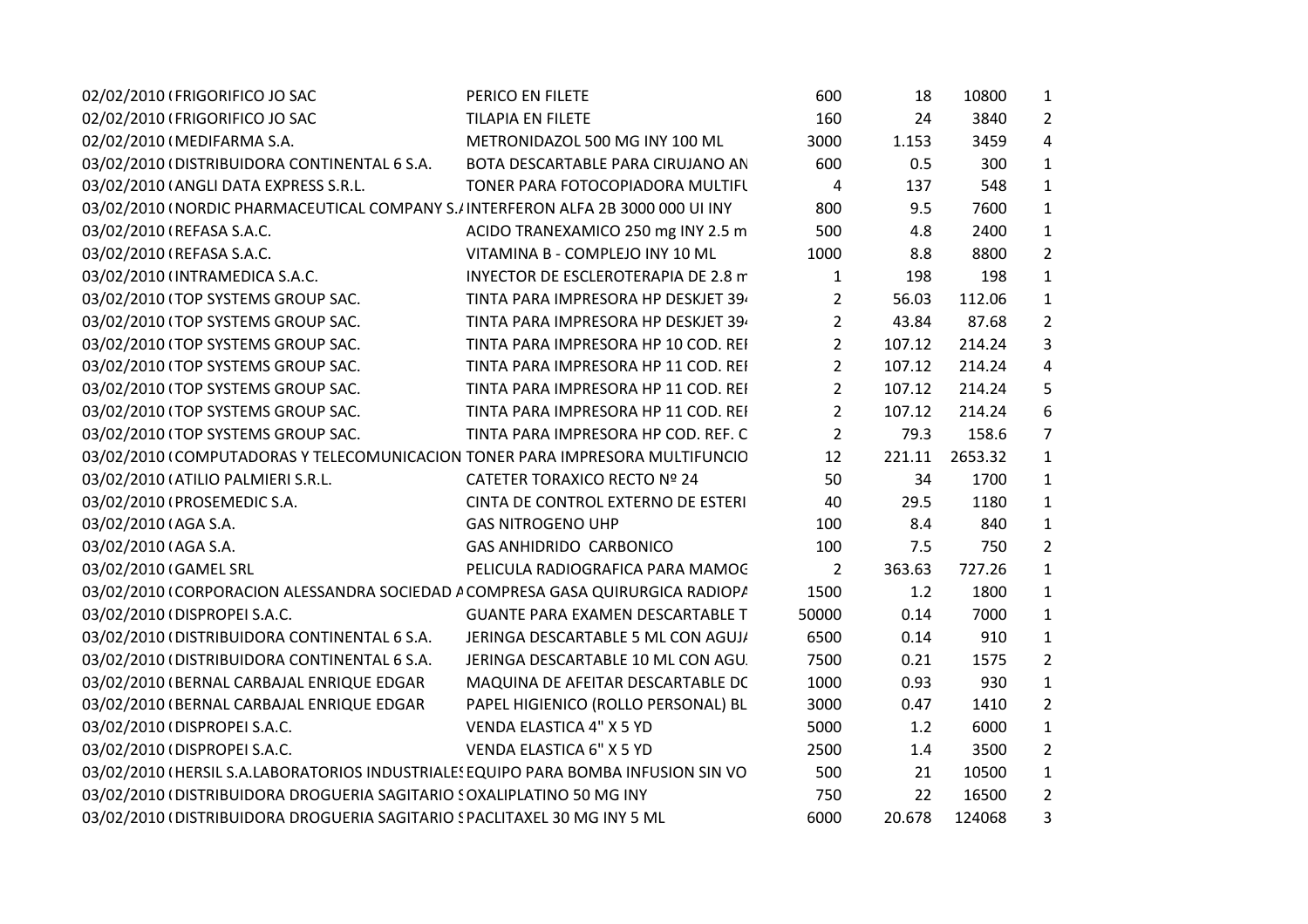| | | | | | | |
|---|---|---|---|---|---|---|
| 02/02/2010 ( | FRIGORIFICO JO SAC | PERICO EN FILETE | 600 | 18 | 10800 | 1 |
| 02/02/2010 ( | FRIGORIFICO JO SAC | TILAPIA EN FILETE | 160 | 24 | 3840 | 2 |
| 02/02/2010 ( | MEDIFARMA S.A. | METRONIDAZOL 500 MG INY 100 ML | 3000 | 1.153 | 3459 | 4 |
| 03/02/2010 ( | DISTRIBUIDORA CONTINENTAL 6 S.A. | BOTA DESCARTABLE PARA CIRUJANO AN | 600 | 0.5 | 300 | 1 |
| 03/02/2010 ( | ANGLI DATA EXPRESS S.R.L. | TONER PARA FOTOCOPIADORA MULTIFU | 4 | 137 | 548 | 1 |
| 03/02/2010 ( | NORDIC PHARMACEUTICAL COMPANY S.A | INTERFERON ALFA 2B 3000 000 UI INY | 800 | 9.5 | 7600 | 1 |
| 03/02/2010 ( | REFASA S.A.C. | ACIDO TRANEXAMICO 250 mg INY 2.5 m | 500 | 4.8 | 2400 | 1 |
| 03/02/2010 ( | REFASA S.A.C. | VITAMINA B - COMPLEJO INY 10 ML | 1000 | 8.8 | 8800 | 2 |
| 03/02/2010 ( | INTRAMEDICA S.A.C. | INYECTOR DE ESCLEROTERAPIA DE 2.8 m | 1 | 198 | 198 | 1 |
| 03/02/2010 ( | TOP SYSTEMS GROUP SAC. | TINTA PARA IMPRESORA HP DESKJET 39 | 2 | 56.03 | 112.06 | 1 |
| 03/02/2010 ( | TOP SYSTEMS GROUP SAC. | TINTA PARA IMPRESORA HP DESKJET 39 | 2 | 43.84 | 87.68 | 2 |
| 03/02/2010 ( | TOP SYSTEMS GROUP SAC. | TINTA PARA IMPRESORA HP 10 COD. REI | 2 | 107.12 | 214.24 | 3 |
| 03/02/2010 ( | TOP SYSTEMS GROUP SAC. | TINTA PARA IMPRESORA HP 11 COD. REI | 2 | 107.12 | 214.24 | 4 |
| 03/02/2010 ( | TOP SYSTEMS GROUP SAC. | TINTA PARA IMPRESORA HP 11 COD. REI | 2 | 107.12 | 214.24 | 5 |
| 03/02/2010 ( | TOP SYSTEMS GROUP SAC. | TINTA PARA IMPRESORA HP 11 COD. REI | 2 | 107.12 | 214.24 | 6 |
| 03/02/2010 ( | TOP SYSTEMS GROUP SAC. | TINTA PARA IMPRESORA HP COD. REF. C | 2 | 79.3 | 158.6 | 7 |
| 03/02/2010 ( | COMPUTADORAS Y TELECOMUNICACION | TONER PARA IMPRESORA MULTIFUNCIO | 12 | 221.11 | 2653.32 | 1 |
| 03/02/2010 ( | ATILIO PALMIERI S.R.L. | CATETER TORAXICO RECTO Nº 24 | 50 | 34 | 1700 | 1 |
| 03/02/2010 ( | PROSEMEDIC S.A. | CINTA DE CONTROL EXTERNO DE ESTERI | 40 | 29.5 | 1180 | 1 |
| 03/02/2010 ( | AGA S.A. | GAS NITROGENO UHP | 100 | 8.4 | 840 | 1 |
| 03/02/2010 ( | AGA S.A. | GAS ANHIDRIDO CARBONICO | 100 | 7.5 | 750 | 2 |
| 03/02/2010 ( | GAMEL SRL | PELICULA RADIOGRAFICA PARA MAMOG | 2 | 363.63 | 727.26 | 1 |
| 03/02/2010 ( | CORPORACION ALESSANDRA SOCIEDAD A | COMPRESA GASA QUIRURGICA RADIOPA | 1500 | 1.2 | 1800 | 1 |
| 03/02/2010 ( | DISPROPEI S.A.C. | GUANTE PARA EXAMEN DESCARTABLE T | 50000 | 0.14 | 7000 | 1 |
| 03/02/2010 ( | DISTRIBUIDORA CONTINENTAL 6 S.A. | JERINGA DESCARTABLE 5 ML CON AGUJA | 6500 | 0.14 | 910 | 1 |
| 03/02/2010 ( | DISTRIBUIDORA CONTINENTAL 6 S.A. | JERINGA DESCARTABLE 10 ML CON AGU | 7500 | 0.21 | 1575 | 2 |
| 03/02/2010 ( | BERNAL CARBAJAL ENRIQUE EDGAR | MAQUINA DE AFEITAR DESCARTABLE DC | 1000 | 0.93 | 930 | 1 |
| 03/02/2010 ( | BERNAL CARBAJAL ENRIQUE EDGAR | PAPEL HIGIENICO (ROLLO PERSONAL) BL | 3000 | 0.47 | 1410 | 2 |
| 03/02/2010 ( | DISPROPEI S.A.C. | VENDA ELASTICA 4" X 5 YD | 5000 | 1.2 | 6000 | 1 |
| 03/02/2010 ( | DISPROPEI S.A.C. | VENDA ELASTICA 6" X 5 YD | 2500 | 1.4 | 3500 | 2 |
| 03/02/2010 ( | HERSIL S.A.LABORATORIOS INDUSTRIALES | EQUIPO PARA BOMBA INFUSION SIN VO | 500 | 21 | 10500 | 1 |
| 03/02/2010 ( | DISTRIBUIDORA DROGUERIA SAGITARIO S | OXALIPLATINO 50 MG INY | 750 | 22 | 16500 | 2 |
| 03/02/2010 ( | DISTRIBUIDORA DROGUERIA SAGITARIO S | PACLITAXEL 30 MG INY 5 ML | 6000 | 20.678 | 124068 | 3 |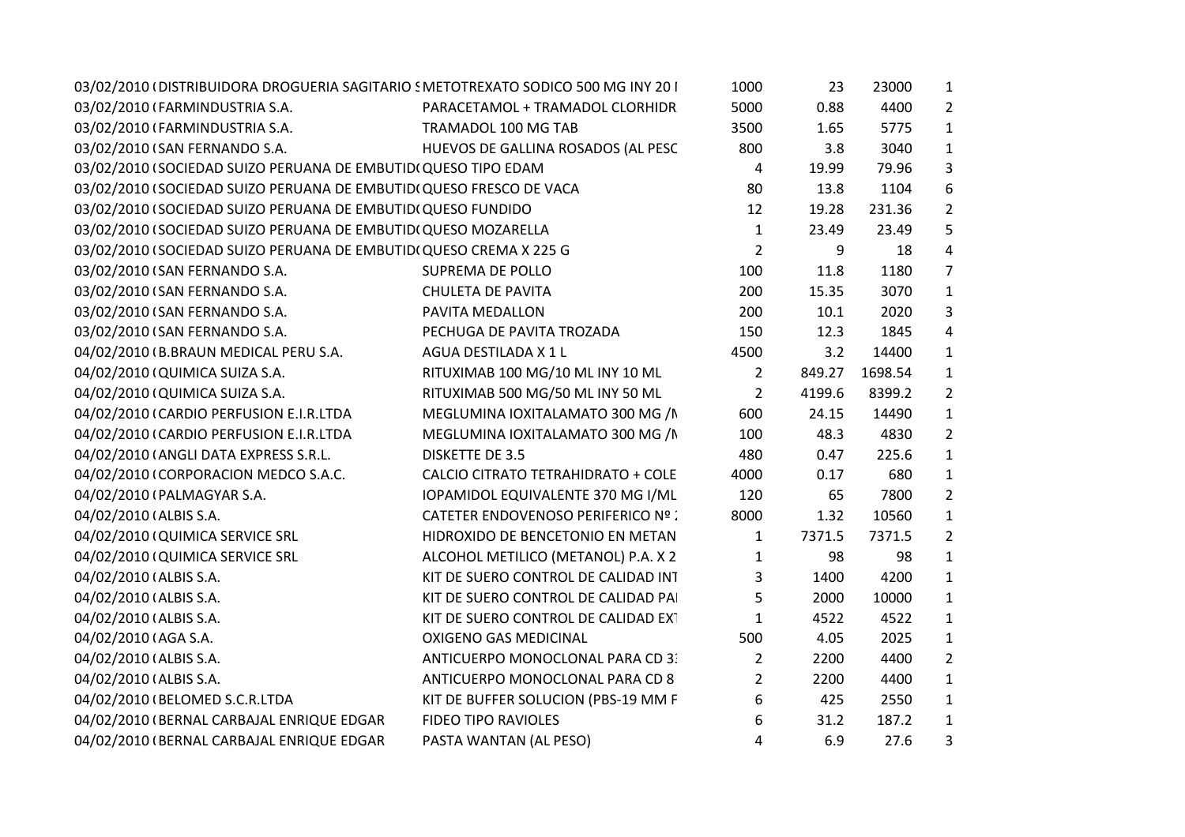| | | | | | | |
|---|---|---|---|---|---|---|
| 03/02/2010 ( | DISTRIBUIDORA DROGUERIA SAGITARIO S | METOTREXATO SODICO 500 MG INY 20 I | 1000 | 23 | 23000 | 1 |
| 03/02/2010 ( | FARMINDUSTRIA S.A. | PARACETAMOL + TRAMADOL CLORHIDR | 5000 | 0.88 | 4400 | 2 |
| 03/02/2010 ( | FARMINDUSTRIA S.A. | TRAMADOL 100 MG TAB | 3500 | 1.65 | 5775 | 1 |
| 03/02/2010 ( | SAN FERNANDO S.A. | HUEVOS DE GALLINA ROSADOS (AL PESC | 800 | 3.8 | 3040 | 1 |
| 03/02/2010 ( | SOCIEDAD SUIZO PERUANA DE EMBUTID( | QUESO TIPO EDAM | 4 | 19.99 | 79.96 | 3 |
| 03/02/2010 ( | SOCIEDAD SUIZO PERUANA DE EMBUTID( | QUESO FRESCO DE VACA | 80 | 13.8 | 1104 | 6 |
| 03/02/2010 ( | SOCIEDAD SUIZO PERUANA DE EMBUTID( | QUESO FUNDIDO | 12 | 19.28 | 231.36 | 2 |
| 03/02/2010 ( | SOCIEDAD SUIZO PERUANA DE EMBUTID( | QUESO MOZARELLA | 1 | 23.49 | 23.49 | 5 |
| 03/02/2010 ( | SOCIEDAD SUIZO PERUANA DE EMBUTID( | QUESO CREMA X 225 G | 2 | 9 | 18 | 4 |
| 03/02/2010 ( | SAN FERNANDO S.A. | SUPREMA DE POLLO | 100 | 11.8 | 1180 | 7 |
| 03/02/2010 ( | SAN FERNANDO S.A. | CHULETA DE PAVITA | 200 | 15.35 | 3070 | 1 |
| 03/02/2010 ( | SAN FERNANDO S.A. | PAVITA MEDALLON | 200 | 10.1 | 2020 | 3 |
| 03/02/2010 ( | SAN FERNANDO S.A. | PECHUGA DE PAVITA TROZADA | 150 | 12.3 | 1845 | 4 |
| 04/02/2010 ( | B.BRAUN MEDICAL PERU S.A. | AGUA DESTILADA X 1 L | 4500 | 3.2 | 14400 | 1 |
| 04/02/2010 ( | QUIMICA SUIZA S.A. | RITUXIMAB 100 MG/10 ML INY 10 ML | 2 | 849.27 | 1698.54 | 1 |
| 04/02/2010 ( | QUIMICA SUIZA S.A. | RITUXIMAB 500 MG/50 ML INY 50 ML | 2 | 4199.6 | 8399.2 | 2 |
| 04/02/2010 ( | CARDIO PERFUSION E.I.R.LTDA | MEGLUMINA IOXITALAMATO 300 MG /N | 600 | 24.15 | 14490 | 1 |
| 04/02/2010 ( | CARDIO PERFUSION E.I.R.LTDA | MEGLUMINA IOXITALAMATO 300 MG /N | 100 | 48.3 | 4830 | 2 |
| 04/02/2010 ( | ANGLI DATA EXPRESS S.R.L. | DISKETTE DE 3.5 | 480 | 0.47 | 225.6 | 1 |
| 04/02/2010 ( | CORPORACION MEDCO S.A.C. | CALCIO CITRATO TETRAHIDRATO + COLE | 4000 | 0.17 | 680 | 1 |
| 04/02/2010 ( | PALMAGYAR S.A. | IOPAMIDOL EQUIVALENTE 370 MG I/ML | 120 | 65 | 7800 | 2 |
| 04/02/2010 ( | ALBIS S.A. | CATETER ENDOVENOSO PERIFERICO Nº 2 | 8000 | 1.32 | 10560 | 1 |
| 04/02/2010 ( | QUIMICA SERVICE SRL | HIDROXIDO DE BENCETONIO EN METAN | 1 | 7371.5 | 7371.5 | 2 |
| 04/02/2010 ( | QUIMICA SERVICE SRL | ALCOHOL METILICO (METANOL) P.A. X 2 | 1 | 98 | 98 | 1 |
| 04/02/2010 ( | ALBIS S.A. | KIT DE SUERO CONTROL DE CALIDAD INT | 3 | 1400 | 4200 | 1 |
| 04/02/2010 ( | ALBIS S.A. | KIT DE SUERO CONTROL DE CALIDAD PAI | 5 | 2000 | 10000 | 1 |
| 04/02/2010 ( | ALBIS S.A. | KIT DE SUERO CONTROL DE CALIDAD EXT | 1 | 4522 | 4522 | 1 |
| 04/02/2010 ( | AGA S.A. | OXIGENO GAS MEDICINAL | 500 | 4.05 | 2025 | 1 |
| 04/02/2010 ( | ALBIS S.A. | ANTICUERPO MONOCLONAL PARA CD 3: | 2 | 2200 | 4400 | 2 |
| 04/02/2010 ( | ALBIS S.A. | ANTICUERPO MONOCLONAL PARA CD 8 | 2 | 2200 | 4400 | 1 |
| 04/02/2010 ( | BELOMED S.C.R.LTDA | KIT DE BUFFER SOLUCION (PBS-19 MM F | 6 | 425 | 2550 | 1 |
| 04/02/2010 ( | BERNAL CARBAJAL ENRIQUE EDGAR | FIDEO TIPO RAVIOLES | 6 | 31.2 | 187.2 | 1 |
| 04/02/2010 ( | BERNAL CARBAJAL ENRIQUE EDGAR | PASTA WANTAN (AL PESO) | 4 | 6.9 | 27.6 | 3 |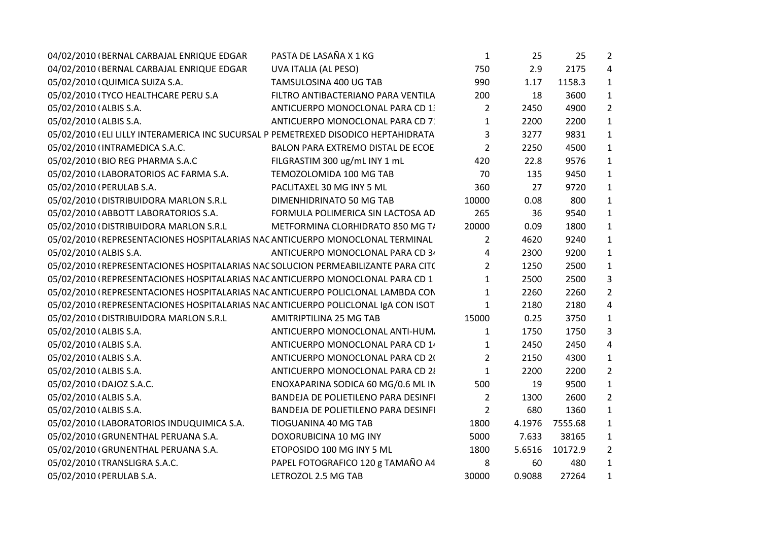| | | | | | |
|---|---|---|---|---|---|
| 04/02/2010 ( BERNAL CARBAJAL ENRIQUE EDGAR | PASTA DE LASAÑA X 1 KG | 1 | 25 | 25 | 2 |
| 04/02/2010 ( BERNAL CARBAJAL ENRIQUE EDGAR | UVA ITALIA (AL PESO) | 750 | 2.9 | 2175 | 4 |
| 05/02/2010 ( QUIMICA SUIZA S.A. | TAMSULOSINA 400 UG TAB | 990 | 1.17 | 1158.3 | 1 |
| 05/02/2010 ( TYCO HEALTHCARE PERU S.A | FILTRO ANTIBACTERIANO PARA VENTILA | 200 | 18 | 3600 | 1 |
| 05/02/2010 ( ALBIS S.A. | ANTICUERPO MONOCLONAL PARA CD 1 | 2 | 2450 | 4900 | 2 |
| 05/02/2010 ( ALBIS S.A. | ANTICUERPO MONOCLONAL PARA CD 7 | 1 | 2200 | 2200 | 1 |
| 05/02/2010 ( ELI LILLY INTERAMERICA INC SUCURSAL P | PEMETREXED DISODICO HEPTAHIDRATA | 3 | 3277 | 9831 | 1 |
| 05/02/2010 ( INTRAMEDICA S.A.C. | BALON PARA EXTREMO DISTAL DE ECOE | 2 | 2250 | 4500 | 1 |
| 05/02/2010 ( BIO REG PHARMA S.A.C | FILGRASTIM 300 ug/mL INY 1 mL | 420 | 22.8 | 9576 | 1 |
| 05/02/2010 ( LABORATORIOS AC FARMA S.A. | TEMOZOLOMIDA 100 MG TAB | 70 | 135 | 9450 | 1 |
| 05/02/2010 ( PERULAB S.A. | PACLITAXEL 30 MG INY 5 ML | 360 | 27 | 9720 | 1 |
| 05/02/2010 ( DISTRIBUIDORA MARLON S.R.L | DIMENHIDRINATO 50 MG TAB | 10000 | 0.08 | 800 | 1 |
| 05/02/2010 ( ABBOTT LABORATORIOS S.A. | FORMULA POLIMERICA SIN LACTOSA AD | 265 | 36 | 9540 | 1 |
| 05/02/2010 ( DISTRIBUIDORA MARLON S.R.L | METFORMINA CLORHIDRATO 850 MG T | 20000 | 0.09 | 1800 | 1 |
| 05/02/2010 ( REPRESENTACIONES HOSPITALARIAS NAC | ANTICUERPO MONOCLONAL TERMINAL | 2 | 4620 | 9240 | 1 |
| 05/02/2010 ( ALBIS S.A. | ANTICUERPO MONOCLONAL PARA CD 3 | 4 | 2300 | 9200 | 1 |
| 05/02/2010 ( REPRESENTACIONES HOSPITALARIAS NAC | SOLUCION PERMEABILIZANTE PARA CIT | 2 | 1250 | 2500 | 1 |
| 05/02/2010 ( REPRESENTACIONES HOSPITALARIAS NAC | ANTICUERPO MONOCLONAL PARA CD 1 | 1 | 2500 | 2500 | 3 |
| 05/02/2010 ( REPRESENTACIONES HOSPITALARIAS NAC | ANTICUERPO POLICLONAL LAMBDA CON | 1 | 2260 | 2260 | 2 |
| 05/02/2010 ( REPRESENTACIONES HOSPITALARIAS NAC | ANTICUERPO POLICLONAL IgA CON ISOT | 1 | 2180 | 2180 | 4 |
| 05/02/2010 ( DISTRIBUIDORA MARLON S.R.L | AMITRIPTILINA 25 MG TAB | 15000 | 0.25 | 3750 | 1 |
| 05/02/2010 ( ALBIS S.A. | ANTICUERPO MONOCLONAL ANTI-HUM | 1 | 1750 | 1750 | 3 |
| 05/02/2010 ( ALBIS S.A. | ANTICUERPO MONOCLONAL PARA CD 1 | 1 | 2450 | 2450 | 4 |
| 05/02/2010 ( ALBIS S.A. | ANTICUERPO MONOCLONAL PARA CD 2 | 2 | 2150 | 4300 | 1 |
| 05/02/2010 ( ALBIS S.A. | ANTICUERPO MONOCLONAL PARA CD 2 | 1 | 2200 | 2200 | 2 |
| 05/02/2010 ( DAJOZ S.A.C. | ENOXAPARINA SODICA 60 MG/0.6 ML IN | 500 | 19 | 9500 | 1 |
| 05/02/2010 ( ALBIS S.A. | BANDEJA DE POLIETILENO PARA DESINF | 2 | 1300 | 2600 | 2 |
| 05/02/2010 ( ALBIS S.A. | BANDEJA DE POLIETILENO PARA DESINF | 2 | 680 | 1360 | 1 |
| 05/02/2010 ( LABORATORIOS INDUQUIMICA S.A. | TIOGUANINA 40 MG TAB | 1800 | 4.1976 | 7555.68 | 1 |
| 05/02/2010 ( GRUNENTHAL PERUANA S.A. | DOXORUBICINA 10 MG INY | 5000 | 7.633 | 38165 | 1 |
| 05/02/2010 ( GRUNENTHAL PERUANA S.A. | ETOPOSIDO 100 MG INY 5 ML | 1800 | 5.6516 | 10172.9 | 2 |
| 05/02/2010 ( TRANSLIGRA S.A.C. | PAPEL FOTOGRAFICO 120 g TAMAÑO A4 | 8 | 60 | 480 | 1 |
| 05/02/2010 ( PERULAB S.A. | LETROZOL 2.5 MG TAB | 30000 | 0.9088 | 27264 | 1 |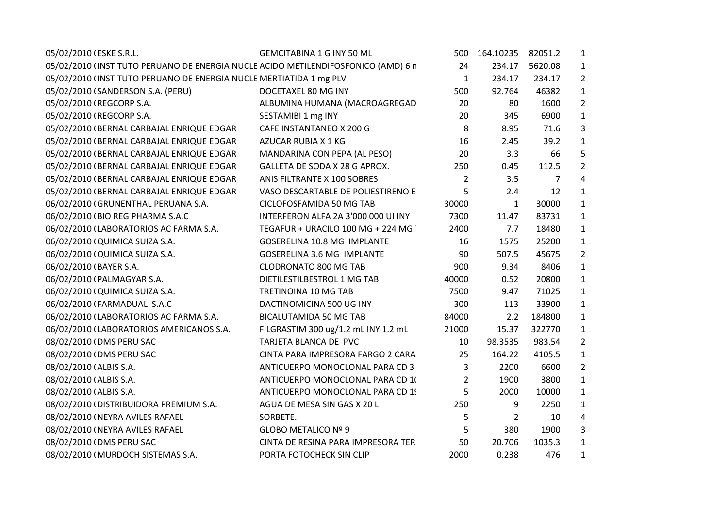| | | | | | | |
|---|---|---|---|---|---|---|
| 05/02/2010 ( | ESKE S.R.L. | GEMCITABINA 1 G INY 50 ML | 500 | 164.10235 | 82051.2 | 1 |
| 05/02/2010 ( | INSTITUTO PERUANO DE ENERGIA NUCLE | ACIDO METILENDIFOSFONICO (AMD) 6 n | 24 | 234.17 | 5620.08 | 1 |
| 05/02/2010 ( | INSTITUTO PERUANO DE ENERGIA NUCLE | MERTIATIDA 1 mg PLV | 1 | 234.17 | 234.17 | 2 |
| 05/02/2010 ( | SANDERSON S.A. (PERU) | DOCETAXEL 80 MG INY | 500 | 92.764 | 46382 | 1 |
| 05/02/2010 ( | REGCORP S.A. | ALBUMINA HUMANA (MACROAGREGAD | 20 | 80 | 1600 | 2 |
| 05/02/2010 ( | REGCORP S.A. | SESTAMIBI 1 mg INY | 20 | 345 | 6900 | 1 |
| 05/02/2010 ( | BERNAL CARBAJAL ENRIQUE EDGAR | CAFE INSTANTANEO X 200 G | 8 | 8.95 | 71.6 | 3 |
| 05/02/2010 ( | BERNAL CARBAJAL ENRIQUE EDGAR | AZUCAR RUBIA X 1 KG | 16 | 2.45 | 39.2 | 1 |
| 05/02/2010 ( | BERNAL CARBAJAL ENRIQUE EDGAR | MANDARINA CON PEPA (AL PESO) | 20 | 3.3 | 66 | 5 |
| 05/02/2010 ( | BERNAL CARBAJAL ENRIQUE EDGAR | GALLETA DE SODA X 28 G APROX. | 250 | 0.45 | 112.5 | 2 |
| 05/02/2010 ( | BERNAL CARBAJAL ENRIQUE EDGAR | ANIS FILTRANTE X 100 SOBRES | 2 | 3.5 | 7 | 4 |
| 05/02/2010 ( | BERNAL CARBAJAL ENRIQUE EDGAR | VASO DESCARTABLE DE POLIESTIRENO E | 5 | 2.4 | 12 | 1 |
| 06/02/2010 ( | GRUNENTHAL PERUANA S.A. | CICLOFOSFAMIDA 50 MG TAB | 30000 | 1 | 30000 | 1 |
| 06/02/2010 ( | BIO REG PHARMA S.A.C | INTERFERON ALFA 2A 3'000 000 UI INY | 7300 | 11.47 | 83731 | 1 |
| 06/02/2010 ( | LABORATORIOS AC FARMA S.A. | TEGAFUR + URACILO 100 MG + 224 MG | 2400 | 7.7 | 18480 | 1 |
| 06/02/2010 ( | QUIMICA SUIZA S.A. | GOSERELINA 10.8 MG IMPLANTE | 16 | 1575 | 25200 | 1 |
| 06/02/2010 ( | QUIMICA SUIZA S.A. | GOSERELINA 3.6 MG IMPLANTE | 90 | 507.5 | 45675 | 2 |
| 06/02/2010 ( | BAYER S.A. | CLODRONATO 800 MG TAB | 900 | 9.34 | 8406 | 1 |
| 06/02/2010 ( | PALMAGYAR S.A. | DIETILESTILBESTROL 1 MG TAB | 40000 | 0.52 | 20800 | 1 |
| 06/02/2010 ( | QUIMICA SUIZA S.A. | TRETINOINA 10 MG TAB | 7500 | 9.47 | 71025 | 1 |
| 06/02/2010 ( | FARMADUAL S.A.C | DACTINOMICINA 500 UG INY | 300 | 113 | 33900 | 1 |
| 06/02/2010 ( | LABORATORIOS AC FARMA S.A. | BICALUTAMIDA 50 MG TAB | 84000 | 2.2 | 184800 | 1 |
| 06/02/2010 ( | LABORATORIOS AMERICANOS S.A. | FILGRASTIM 300 ug/1.2 mL INY 1.2 mL | 21000 | 15.37 | 322770 | 1 |
| 08/02/2010 ( | DMS PERU SAC | TARJETA BLANCA DE PVC | 10 | 98.3535 | 983.54 | 2 |
| 08/02/2010 ( | DMS PERU SAC | CINTA PARA IMPRESORA FARGO 2 CARA | 25 | 164.22 | 4105.5 | 1 |
| 08/02/2010 ( | ALBIS S.A. | ANTICUERPO MONOCLONAL PARA CD 3 | 3 | 2200 | 6600 | 2 |
| 08/02/2010 ( | ALBIS S.A. | ANTICUERPO MONOCLONAL PARA CD 1( | 2 | 1900 | 3800 | 1 |
| 08/02/2010 ( | ALBIS S.A. | ANTICUERPO MONOCLONAL PARA CD 1! | 5 | 2000 | 10000 | 1 |
| 08/02/2010 ( | DISTRIBUIDORA PREMIUM S.A. | AGUA DE MESA SIN GAS X 20 L | 250 | 9 | 2250 | 1 |
| 08/02/2010 ( | NEYRA AVILES RAFAEL | SORBETE. | 5 | 2 | 10 | 4 |
| 08/02/2010 ( | NEYRA AVILES RAFAEL | GLOBO METALICO Nº 9 | 5 | 380 | 1900 | 3 |
| 08/02/2010 ( | DMS PERU SAC | CINTA DE RESINA PARA IMPRESORA TER | 50 | 20.706 | 1035.3 | 1 |
| 08/02/2010 ( | MURDOCH SISTEMAS S.A. | PORTA FOTOCHECK SIN CLIP | 2000 | 0.238 | 476 | 1 |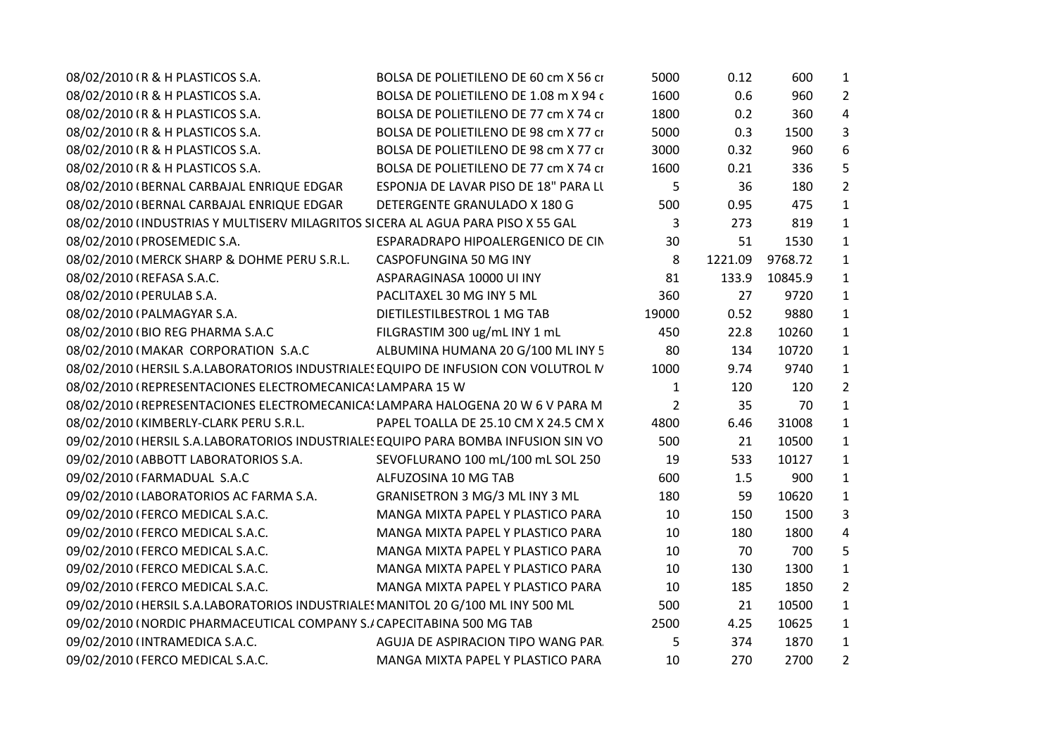| | | | | | | |
|---|---|---|---|---|---|---|
| 08/02/2010 ( | R & H PLASTICOS S.A. | BOLSA DE POLIETILENO DE 60 cm X 56 cr | 5000 | 0.12 | 600 | 1 |
| 08/02/2010 ( | R & H PLASTICOS S.A. | BOLSA DE POLIETILENO DE 1.08 m X 94 c | 1600 | 0.6 | 960 | 2 |
| 08/02/2010 ( | R & H PLASTICOS S.A. | BOLSA DE POLIETILENO DE 77 cm X 74 cr | 1800 | 0.2 | 360 | 4 |
| 08/02/2010 ( | R & H PLASTICOS S.A. | BOLSA DE POLIETILENO DE 98 cm X 77 cr | 5000 | 0.3 | 1500 | 3 |
| 08/02/2010 ( | R & H PLASTICOS S.A. | BOLSA DE POLIETILENO DE 98 cm X 77 cr | 3000 | 0.32 | 960 | 6 |
| 08/02/2010 ( | R & H PLASTICOS S.A. | BOLSA DE POLIETILENO DE 77 cm X 74 cr | 1600 | 0.21 | 336 | 5 |
| 08/02/2010 ( | BERNAL CARBAJAL ENRIQUE EDGAR | ESPONJA DE LAVAR PISO DE 18" PARA LU | 5 | 36 | 180 | 2 |
| 08/02/2010 ( | BERNAL CARBAJAL ENRIQUE EDGAR | DETERGENTE GRANULADO X 180 G | 500 | 0.95 | 475 | 1 |
| 08/02/2010 ( | INDUSTRIAS Y MULTISERV MILAGRITOS SI | CERA AL AGUA PARA PISO X 55 GAL | 3 | 273 | 819 | 1 |
| 08/02/2010 ( | PROSEMEDIC S.A. | ESPARADRAPO HIPOALERGENICO DE CIN | 30 | 51 | 1530 | 1 |
| 08/02/2010 ( | MERCK SHARP & DOHME PERU S.R.L. | CASPOFUNGINA 50 MG INY | 8 | 1221.09 | 9768.72 | 1 |
| 08/02/2010 ( | REFASA S.A.C. | ASPARAGINASA 10000 UI INY | 81 | 133.9 | 10845.9 | 1 |
| 08/02/2010 ( | PERULAB S.A. | PACLITAXEL 30 MG INY 5 ML | 360 | 27 | 9720 | 1 |
| 08/02/2010 ( | PALMAGYAR S.A. | DIETILESTILBESTROL 1 MG TAB | 19000 | 0.52 | 9880 | 1 |
| 08/02/2010 ( | BIO REG PHARMA S.A.C | FILGRASTIM 300 ug/mL INY 1 mL | 450 | 22.8 | 10260 | 1 |
| 08/02/2010 ( | MAKAR CORPORATION S.A.C | ALBUMINA HUMANA 20 G/100 ML INY 5 | 80 | 134 | 10720 | 1 |
| 08/02/2010 ( | HERSIL S.A.LABORATORIOS INDUSTRIALES | EQUIPO DE INFUSION CON VOLUTROL M | 1000 | 9.74 | 9740 | 1 |
| 08/02/2010 ( | REPRESENTACIONES ELECTROMECANICAS | LAMPARA 15 W | 1 | 120 | 120 | 2 |
| 08/02/2010 ( | REPRESENTACIONES ELECTROMECANICAS | LAMPARA HALOGENA 20 W 6 V PARA M | 2 | 35 | 70 | 1 |
| 08/02/2010 ( | KIMBERLY-CLARK PERU S.R.L. | PAPEL TOALLA DE 25.10 CM X 24.5 CM X | 4800 | 6.46 | 31008 | 1 |
| 09/02/2010 ( | HERSIL S.A.LABORATORIOS INDUSTRIALES | EQUIPO PARA BOMBA INFUSION SIN VO | 500 | 21 | 10500 | 1 |
| 09/02/2010 ( | ABBOTT LABORATORIOS S.A. | SEVOFLURANO 100 mL/100 mL SOL 250 | 19 | 533 | 10127 | 1 |
| 09/02/2010 ( | FARMADUAL S.A.C | ALFUZOSINA 10 MG TAB | 600 | 1.5 | 900 | 1 |
| 09/02/2010 ( | LABORATORIOS AC FARMA S.A. | GRANISETRON 3 MG/3 ML INY 3 ML | 180 | 59 | 10620 | 1 |
| 09/02/2010 ( | FERCO MEDICAL S.A.C. | MANGA MIXTA PAPEL Y PLASTICO PARA | 10 | 150 | 1500 | 3 |
| 09/02/2010 ( | FERCO MEDICAL S.A.C. | MANGA MIXTA PAPEL Y PLASTICO PARA | 10 | 180 | 1800 | 4 |
| 09/02/2010 ( | FERCO MEDICAL S.A.C. | MANGA MIXTA PAPEL Y PLASTICO PARA | 10 | 70 | 700 | 5 |
| 09/02/2010 ( | FERCO MEDICAL S.A.C. | MANGA MIXTA PAPEL Y PLASTICO PARA | 10 | 130 | 1300 | 1 |
| 09/02/2010 ( | FERCO MEDICAL S.A.C. | MANGA MIXTA PAPEL Y PLASTICO PARA | 10 | 185 | 1850 | 2 |
| 09/02/2010 ( | HERSIL S.A.LABORATORIOS INDUSTRIALES | MANITOL 20 G/100 ML INY 500 ML | 500 | 21 | 10500 | 1 |
| 09/02/2010 ( | NORDIC PHARMACEUTICAL COMPANY S.A | CAPECITABINA 500 MG TAB | 2500 | 4.25 | 10625 | 1 |
| 09/02/2010 ( | INTRAMEDICA S.A.C. | AGUJA DE ASPIRACION TIPO WANG PAR | 5 | 374 | 1870 | 1 |
| 09/02/2010 ( | FERCO MEDICAL S.A.C. | MANGA MIXTA PAPEL Y PLASTICO PARA | 10 | 270 | 2700 | 2 |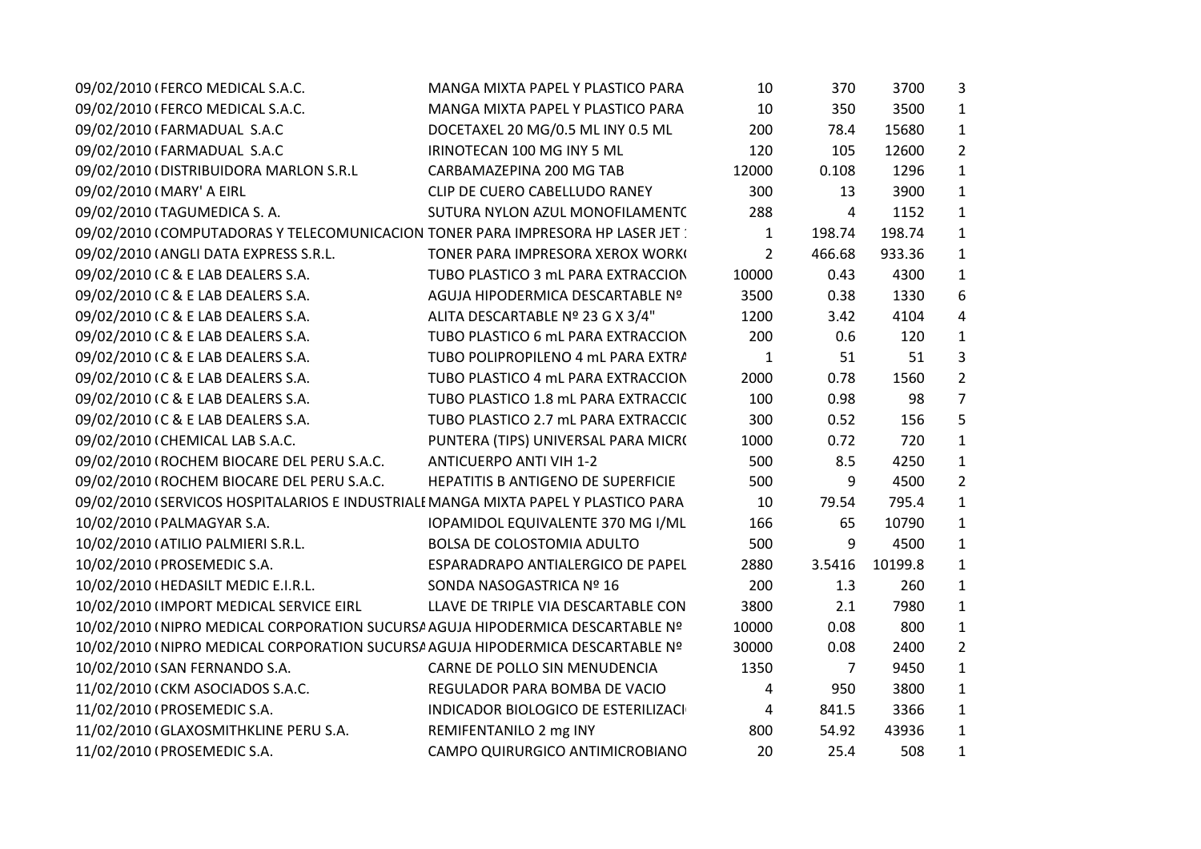| | | | | | | |
|---|---|---|---|---|---|---|
| 09/02/2010 ( | FERCO MEDICAL S.A.C. | MANGA MIXTA PAPEL Y PLASTICO PARA | 10 | 370 | 3700 | 3 |
| 09/02/2010 ( | FERCO MEDICAL S.A.C. | MANGA MIXTA PAPEL Y PLASTICO PARA | 10 | 350 | 3500 | 1 |
| 09/02/2010 ( | FARMADUAL S.A.C | DOCETAXEL 20 MG/0.5 ML INY 0.5 ML | 200 | 78.4 | 15680 | 1 |
| 09/02/2010 ( | FARMADUAL S.A.C | IRINOTECAN 100 MG INY 5 ML | 120 | 105 | 12600 | 2 |
| 09/02/2010 ( | DISTRIBUIDORA MARLON S.R.L | CARBAMAZEPINA 200 MG TAB | 12000 | 0.108 | 1296 | 1 |
| 09/02/2010 ( | MARY' A EIRL | CLIP DE CUERO CABELLUDO RANEY | 300 | 13 | 3900 | 1 |
| 09/02/2010 ( | TAGUMEDICA S. A. | SUTURA NYLON AZUL MONOFILAMENTO | 288 | 4 | 1152 | 1 |
| 09/02/2010 ( | COMPUTADORAS Y TELECOMUNICACION | TONER PARA IMPRESORA HP LASER JET 1 | 1 | 198.74 | 198.74 | 1 |
| 09/02/2010 ( | ANGLI DATA EXPRESS S.R.L. | TONER PARA IMPRESORA XEROX WORK( | 2 | 466.68 | 933.36 | 1 |
| 09/02/2010 ( | C & E LAB DEALERS S.A. | TUBO PLASTICO 3 mL PARA EXTRACCION | 10000 | 0.43 | 4300 | 1 |
| 09/02/2010 ( | C & E LAB DEALERS S.A. | AGUJA HIPODERMICA DESCARTABLE Nº | 3500 | 0.38 | 1330 | 6 |
| 09/02/2010 ( | C & E LAB DEALERS S.A. | ALITA DESCARTABLE Nº 23 G X 3/4" | 1200 | 3.42 | 4104 | 4 |
| 09/02/2010 ( | C & E LAB DEALERS S.A. | TUBO PLASTICO 6 mL PARA EXTRACCION | 200 | 0.6 | 120 | 1 |
| 09/02/2010 ( | C & E LAB DEALERS S.A. | TUBO POLIPROPILENO 4 mL PARA EXTRA | 1 | 51 | 51 | 3 |
| 09/02/2010 ( | C & E LAB DEALERS S.A. | TUBO PLASTICO 4 mL PARA EXTRACCION | 2000 | 0.78 | 1560 | 2 |
| 09/02/2010 ( | C & E LAB DEALERS S.A. | TUBO PLASTICO 1.8 mL PARA EXTRACCIO | 100 | 0.98 | 98 | 7 |
| 09/02/2010 ( | C & E LAB DEALERS S.A. | TUBO PLASTICO 2.7 mL PARA EXTRACCIO | 300 | 0.52 | 156 | 5 |
| 09/02/2010 ( | CHEMICAL LAB S.A.C. | PUNTERA (TIPS) UNIVERSAL PARA MICRO | 1000 | 0.72 | 720 | 1 |
| 09/02/2010 ( | ROCHEM BIOCARE DEL PERU S.A.C. | ANTICUERPO ANTI VIH 1-2 | 500 | 8.5 | 4250 | 1 |
| 09/02/2010 ( | ROCHEM BIOCARE DEL PERU S.A.C. | HEPATITIS B ANTIGENO DE SUPERFICIE | 500 | 9 | 4500 | 2 |
| 09/02/2010 ( | SERVICOS HOSPITALARIOS E INDUSTRIALE | MANGA MIXTA PAPEL Y PLASTICO PARA | 10 | 79.54 | 795.4 | 1 |
| 10/02/2010 ( | PALMAGYAR S.A. | IOPAMIDOL EQUIVALENTE 370 MG I/ML | 166 | 65 | 10790 | 1 |
| 10/02/2010 ( | ATILIO PALMIERI S.R.L. | BOLSA DE COLOSTOMIA ADULTO | 500 | 9 | 4500 | 1 |
| 10/02/2010 ( | PROSEMEDIC S.A. | ESPARADRAPO ANTIALERGICO DE PAPEL | 2880 | 3.5416 | 10199.8 | 1 |
| 10/02/2010 ( | HEDASILT MEDIC E.I.R.L. | SONDA NASOGASTRICA Nº 16 | 200 | 1.3 | 260 | 1 |
| 10/02/2010 ( | IMPORT MEDICAL SERVICE EIRL | LLAVE DE TRIPLE VIA DESCARTABLE CON | 3800 | 2.1 | 7980 | 1 |
| 10/02/2010 ( | NIPRO MEDICAL CORPORATION SUCURSA | AGUJA HIPODERMICA DESCARTABLE Nº | 10000 | 0.08 | 800 | 1 |
| 10/02/2010 ( | NIPRO MEDICAL CORPORATION SUCURSA | AGUJA HIPODERMICA DESCARTABLE Nº | 30000 | 0.08 | 2400 | 2 |
| 10/02/2010 ( | SAN FERNANDO S.A. | CARNE DE POLLO SIN MENUDENCIA | 1350 | 7 | 9450 | 1 |
| 11/02/2010 ( | CKM ASOCIADOS S.A.C. | REGULADOR PARA BOMBA DE VACIO | 4 | 950 | 3800 | 1 |
| 11/02/2010 ( | PROSEMEDIC S.A. | INDICADOR BIOLOGICO DE ESTERILIZACI | 4 | 841.5 | 3366 | 1 |
| 11/02/2010 ( | GLAXOSMITHKLINE PERU S.A. | REMIFENTANILO 2 mg INY | 800 | 54.92 | 43936 | 1 |
| 11/02/2010 ( | PROSEMEDIC S.A. | CAMPO QUIRURGICO ANTIMICROBIANO | 20 | 25.4 | 508 | 1 |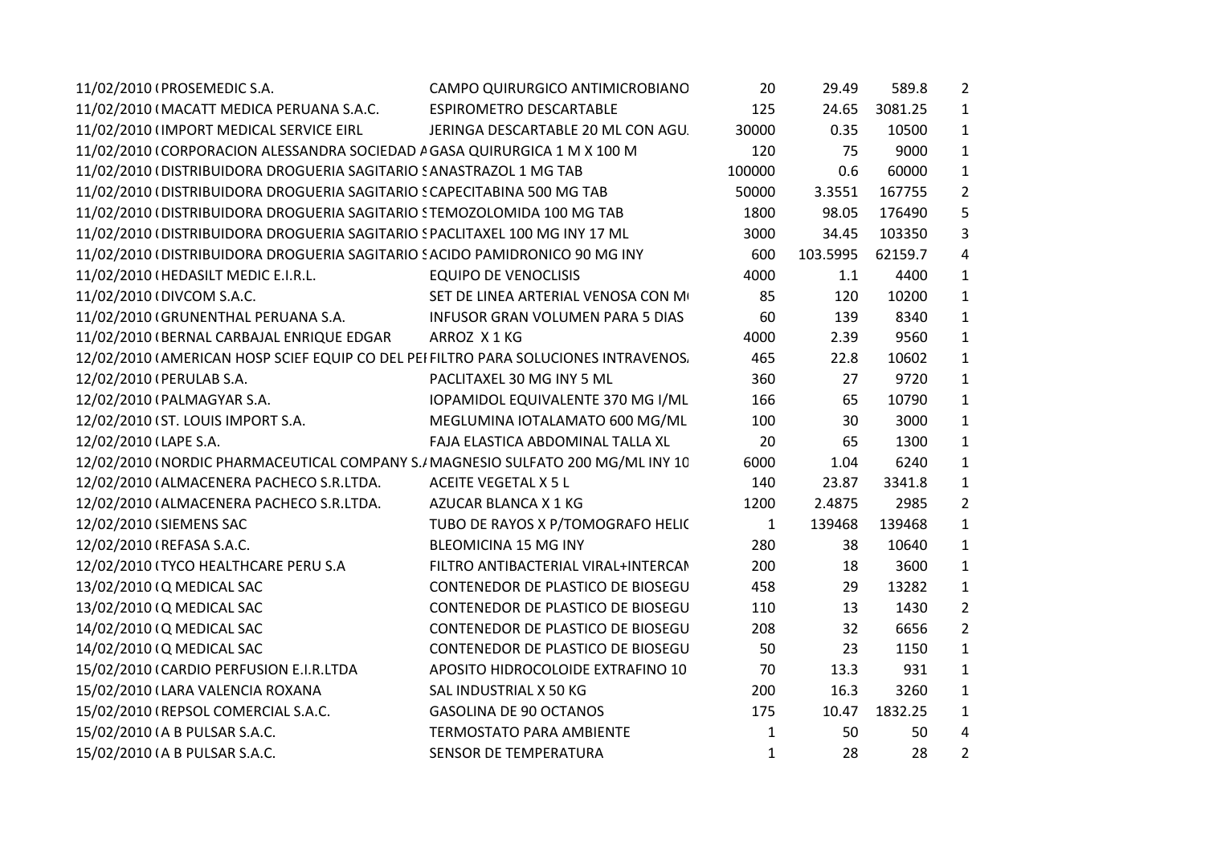| | | | | | | |
|---|---|---|---|---|---|---|
| 11/02/2010 ( | PROSEMEDIC S.A. | CAMPO QUIRURGICO ANTIMICROBIANO | 20 | 29.49 | 589.8 | 2 |
| 11/02/2010 ( | MACATT MEDICA PERUANA S.A.C. | ESPIROMETRO DESCARTABLE | 125 | 24.65 | 3081.25 | 1 |
| 11/02/2010 ( | IMPORT MEDICAL SERVICE EIRL | JERINGA DESCARTABLE 20 ML CON AGU. | 30000 | 0.35 | 10500 | 1 |
| 11/02/2010 ( | CORPORACION ALESSANDRA SOCIEDAD A | GASA QUIRURGICA 1 M X 100 M | 120 | 75 | 9000 | 1 |
| 11/02/2010 ( | DISTRIBUIDORA DROGUERIA SAGITARIO S | ANASTRAZOL 1 MG TAB | 100000 | 0.6 | 60000 | 1 |
| 11/02/2010 ( | DISTRIBUIDORA DROGUERIA SAGITARIO S | CAPECITABINA 500 MG TAB | 50000 | 3.3551 | 167755 | 2 |
| 11/02/2010 ( | DISTRIBUIDORA DROGUERIA SAGITARIO S | TEMOZOLOMIDA 100 MG TAB | 1800 | 98.05 | 176490 | 5 |
| 11/02/2010 ( | DISTRIBUIDORA DROGUERIA SAGITARIO S | PACLITAXEL 100 MG INY 17 ML | 3000 | 34.45 | 103350 | 3 |
| 11/02/2010 ( | DISTRIBUIDORA DROGUERIA SAGITARIO S | ACIDO PAMIDRONICO 90 MG INY | 600 | 103.5995 | 62159.7 | 4 |
| 11/02/2010 ( | HEDASILT MEDIC E.I.R.L. | EQUIPO DE VENOCLISIS | 4000 | 1.1 | 4400 | 1 |
| 11/02/2010 ( | DIVCOM S.A.C. | SET DE LINEA ARTERIAL VENOSA CON M | 85 | 120 | 10200 | 1 |
| 11/02/2010 ( | GRUNENTHAL PERUANA S.A. | INFUSOR GRAN VOLUMEN PARA 5 DIAS | 60 | 139 | 8340 | 1 |
| 11/02/2010 ( | BERNAL CARBAJAL ENRIQUE EDGAR | ARROZ X 1 KG | 4000 | 2.39 | 9560 | 1 |
| 12/02/2010 ( | AMERICAN HOSP SCIEF EQUIP CO DEL PE | FILTRO PARA SOLUCIONES INTRAVENOS. | 465 | 22.8 | 10602 | 1 |
| 12/02/2010 ( | PERULAB S.A. | PACLITAXEL 30 MG INY 5 ML | 360 | 27 | 9720 | 1 |
| 12/02/2010 ( | PALMAGYAR S.A. | IOPAMIDOL EQUIVALENTE 370 MG I/ML | 166 | 65 | 10790 | 1 |
| 12/02/2010 ( | ST. LOUIS IMPORT S.A. | MEGLUMINA IOTALAMATO 600 MG/ML | 100 | 30 | 3000 | 1 |
| 12/02/2010 ( | LAPE S.A. | FAJA ELASTICA ABDOMINAL TALLA XL | 20 | 65 | 1300 | 1 |
| 12/02/2010 ( | NORDIC PHARMACEUTICAL COMPANY S./ | MAGNESIO SULFATO 200 MG/ML INY 10 | 6000 | 1.04 | 6240 | 1 |
| 12/02/2010 ( | ALMACENERA PACHECO S.R.LTDA. | ACEITE VEGETAL X 5 L | 140 | 23.87 | 3341.8 | 1 |
| 12/02/2010 ( | ALMACENERA PACHECO S.R.LTDA. | AZUCAR BLANCA X 1 KG | 1200 | 2.4875 | 2985 | 2 |
| 12/02/2010 ( | SIEMENS SAC | TUBO DE RAYOS X P/TOMOGRAFO HELIC | 1 | 139468 | 139468 | 1 |
| 12/02/2010 ( | REFASA S.A.C. | BLEOMICINA 15 MG INY | 280 | 38 | 10640 | 1 |
| 12/02/2010 ( | TYCO HEALTHCARE PERU S.A | FILTRO ANTIBACTERIAL VIRAL+INTERCAN | 200 | 18 | 3600 | 1 |
| 13/02/2010 ( | Q MEDICAL SAC | CONTENEDOR DE PLASTICO DE BIOSEGU | 458 | 29 | 13282 | 1 |
| 13/02/2010 ( | Q MEDICAL SAC | CONTENEDOR DE PLASTICO DE BIOSEGU | 110 | 13 | 1430 | 2 |
| 14/02/2010 ( | Q MEDICAL SAC | CONTENEDOR DE PLASTICO DE BIOSEGU | 208 | 32 | 6656 | 2 |
| 14/02/2010 ( | Q MEDICAL SAC | CONTENEDOR DE PLASTICO DE BIOSEGU | 50 | 23 | 1150 | 1 |
| 15/02/2010 ( | CARDIO PERFUSION E.I.R.LTDA | APOSITO HIDROCOLOIDE EXTRAFINO 10 | 70 | 13.3 | 931 | 1 |
| 15/02/2010 ( | LARA VALENCIA ROXANA | SAL INDUSTRIAL X 50 KG | 200 | 16.3 | 3260 | 1 |
| 15/02/2010 ( | REPSOL COMERCIAL S.A.C. | GASOLINA DE 90 OCTANOS | 175 | 10.47 | 1832.25 | 1 |
| 15/02/2010 ( | A B PULSAR S.A.C. | TERMOSTATO PARA AMBIENTE | 1 | 50 | 50 | 4 |
| 15/02/2010 ( | A B PULSAR S.A.C. | SENSOR DE TEMPERATURA | 1 | 28 | 28 | 2 |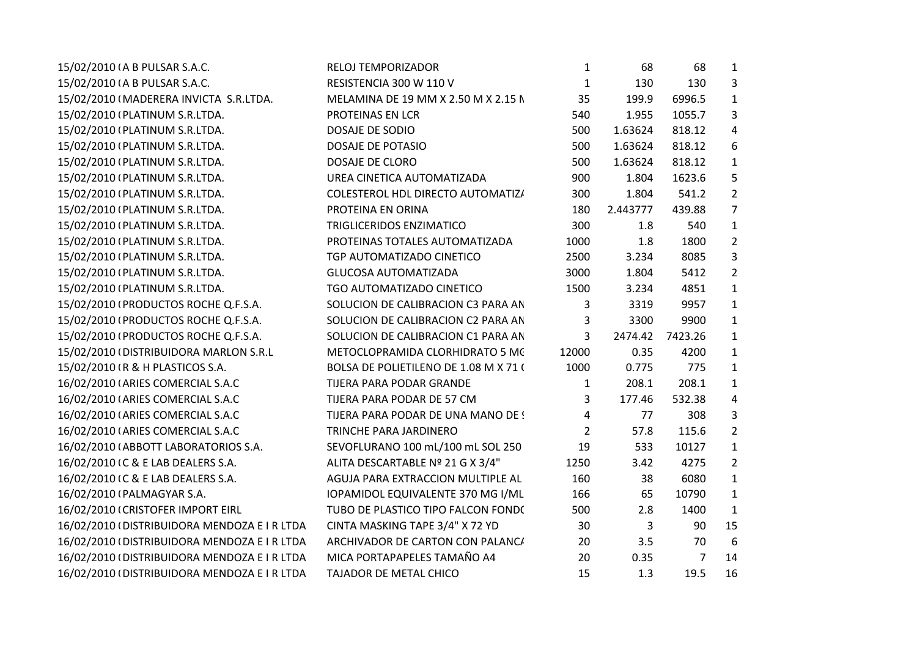| | | | | | | |
|---|---|---|---|---|---|---|
| 15/02/2010 ( | A B PULSAR S.A.C. | RELOJ TEMPORIZADOR | 1 | 68 | 68 | 1 |
| 15/02/2010 ( | A B PULSAR S.A.C. | RESISTENCIA 300 W 110 V | 1 | 130 | 130 | 3 |
| 15/02/2010 ( | MADERERA INVICTA S.R.LTDA. | MELAMINA DE 19 MM X 2.50 M X 2.15 M | 35 | 199.9 | 6996.5 | 1 |
| 15/02/2010 ( | PLATINUM S.R.LTDA. | PROTEINAS EN LCR | 540 | 1.955 | 1055.7 | 3 |
| 15/02/2010 ( | PLATINUM S.R.LTDA. | DOSAJE DE SODIO | 500 | 1.63624 | 818.12 | 4 |
| 15/02/2010 ( | PLATINUM S.R.LTDA. | DOSAJE DE POTASIO | 500 | 1.63624 | 818.12 | 6 |
| 15/02/2010 ( | PLATINUM S.R.LTDA. | DOSAJE DE CLORO | 500 | 1.63624 | 818.12 | 1 |
| 15/02/2010 ( | PLATINUM S.R.LTDA. | UREA CINETICA AUTOMATIZADA | 900 | 1.804 | 1623.6 | 5 |
| 15/02/2010 ( | PLATINUM S.R.LTDA. | COLESTEROL HDL DIRECTO AUTOMATIZA | 300 | 1.804 | 541.2 | 2 |
| 15/02/2010 ( | PLATINUM S.R.LTDA. | PROTEINA EN ORINA | 180 | 2.443777 | 439.88 | 7 |
| 15/02/2010 ( | PLATINUM S.R.LTDA. | TRIGLICERIDOS ENZIMATICO | 300 | 1.8 | 540 | 1 |
| 15/02/2010 ( | PLATINUM S.R.LTDA. | PROTEINAS TOTALES AUTOMATIZADA | 1000 | 1.8 | 1800 | 2 |
| 15/02/2010 ( | PLATINUM S.R.LTDA. | TGP AUTOMATIZADO CINETICO | 2500 | 3.234 | 8085 | 3 |
| 15/02/2010 ( | PLATINUM S.R.LTDA. | GLUCOSA AUTOMATIZADA | 3000 | 1.804 | 5412 | 2 |
| 15/02/2010 ( | PLATINUM S.R.LTDA. | TGO AUTOMATIZADO CINETICO | 1500 | 3.234 | 4851 | 1 |
| 15/02/2010 ( | PRODUCTOS ROCHE Q.F.S.A. | SOLUCION DE CALIBRACION C3 PARA AN | 3 | 3319 | 9957 | 1 |
| 15/02/2010 ( | PRODUCTOS ROCHE Q.F.S.A. | SOLUCION DE CALIBRACION C2 PARA AN | 3 | 3300 | 9900 | 1 |
| 15/02/2010 ( | PRODUCTOS ROCHE Q.F.S.A. | SOLUCION DE CALIBRACION C1 PARA AN | 3 | 2474.42 | 7423.26 | 1 |
| 15/02/2010 ( | DISTRIBUIDORA MARLON S.R.L | METOCLOPRAMIDA CLORHIDRATO 5 MG | 12000 | 0.35 | 4200 | 1 |
| 15/02/2010 ( | R & H PLASTICOS S.A. | BOLSA DE POLIETILENO DE 1.08 M X 71 ( | 1000 | 0.775 | 775 | 1 |
| 16/02/2010 ( | ARIES COMERCIAL S.A.C | TIJERA PARA PODAR GRANDE | 1 | 208.1 | 208.1 | 1 |
| 16/02/2010 ( | ARIES COMERCIAL S.A.C | TIJERA PARA PODAR DE 57 CM | 3 | 177.46 | 532.38 | 4 |
| 16/02/2010 ( | ARIES COMERCIAL S.A.C | TIJERA PARA PODAR DE UNA MANO DE 9 | 4 | 77 | 308 | 3 |
| 16/02/2010 ( | ARIES COMERCIAL S.A.C | TRINCHE PARA JARDINERO | 2 | 57.8 | 115.6 | 2 |
| 16/02/2010 ( | ABBOTT LABORATORIOS S.A. | SEVOFLURANO 100 mL/100 mL SOL 250 | 19 | 533 | 10127 | 1 |
| 16/02/2010 ( | C & E LAB DEALERS S.A. | ALITA DESCARTABLE Nº 21 G X 3/4" | 1250 | 3.42 | 4275 | 2 |
| 16/02/2010 ( | C & E LAB DEALERS S.A. | AGUJA PARA EXTRACCION MULTIPLE AL | 160 | 38 | 6080 | 1 |
| 16/02/2010 ( | PALMAGYAR S.A. | IOPAMIDOL EQUIVALENTE 370 MG I/ML | 166 | 65 | 10790 | 1 |
| 16/02/2010 ( | CRISTOFER IMPORT EIRL | TUBO DE PLASTICO TIPO FALCON FONDO | 500 | 2.8 | 1400 | 1 |
| 16/02/2010 ( | DISTRIBUIDORA MENDOZA E I R LTDA | CINTA MASKING TAPE 3/4" X 72 YD | 30 | 3 | 90 | 15 |
| 16/02/2010 ( | DISTRIBUIDORA MENDOZA E I R LTDA | ARCHIVADOR DE CARTON CON PALANCA | 20 | 3.5 | 70 | 6 |
| 16/02/2010 ( | DISTRIBUIDORA MENDOZA E I R LTDA | MICA PORTAPAPELES TAMAÑO A4 | 20 | 0.35 | 7 | 14 |
| 16/02/2010 ( | DISTRIBUIDORA MENDOZA E I R LTDA | TAJADOR DE METAL CHICO | 15 | 1.3 | 19.5 | 16 |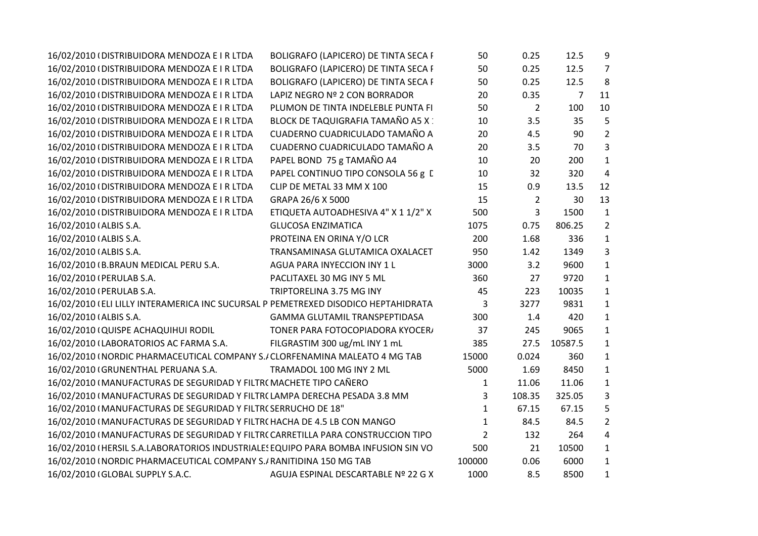| | | | | | | |
|---|---|---|---|---|---|---|
| 16/02/2010 ( | DISTRIBUIDORA MENDOZA E I R LTDA | BOLIGRAFO (LAPICERO) DE TINTA SECA F | 50 | 0.25 | 12.5 | 9 |
| 16/02/2010 ( | DISTRIBUIDORA MENDOZA E I R LTDA | BOLIGRAFO (LAPICERO) DE TINTA SECA F | 50 | 0.25 | 12.5 | 7 |
| 16/02/2010 ( | DISTRIBUIDORA MENDOZA E I R LTDA | BOLIGRAFO (LAPICERO) DE TINTA SECA F | 50 | 0.25 | 12.5 | 8 |
| 16/02/2010 ( | DISTRIBUIDORA MENDOZA E I R LTDA | LAPIZ NEGRO Nº 2 CON BORRADOR | 20 | 0.35 | 7 | 11 |
| 16/02/2010 ( | DISTRIBUIDORA MENDOZA E I R LTDA | PLUMON DE TINTA INDELEBLE PUNTA FI | 50 | 2 | 100 | 10 |
| 16/02/2010 ( | DISTRIBUIDORA MENDOZA E I R LTDA | BLOCK DE TAQUIGRAFIA TAMAÑO A5 X 1 | 10 | 3.5 | 35 | 5 |
| 16/02/2010 ( | DISTRIBUIDORA MENDOZA E I R LTDA | CUADERNO CUADRICULADO TAMAÑO A | 20 | 4.5 | 90 | 2 |
| 16/02/2010 ( | DISTRIBUIDORA MENDOZA E I R LTDA | CUADERNO CUADRICULADO TAMAÑO A | 20 | 3.5 | 70 | 3 |
| 16/02/2010 ( | DISTRIBUIDORA MENDOZA E I R LTDA | PAPEL BOND 75 g TAMAÑO A4 | 10 | 20 | 200 | 1 |
| 16/02/2010 ( | DISTRIBUIDORA MENDOZA E I R LTDA | PAPEL CONTINUO TIPO CONSOLA 56 g D | 10 | 32 | 320 | 4 |
| 16/02/2010 ( | DISTRIBUIDORA MENDOZA E I R LTDA | CLIP DE METAL 33 MM X 100 | 15 | 0.9 | 13.5 | 12 |
| 16/02/2010 ( | DISTRIBUIDORA MENDOZA E I R LTDA | GRAPA 26/6 X 5000 | 15 | 2 | 30 | 13 |
| 16/02/2010 ( | DISTRIBUIDORA MENDOZA E I R LTDA | ETIQUETA AUTOADHESIVA 4" X 1 1/2" X | 500 | 3 | 1500 | 1 |
| 16/02/2010 ( | ALBIS S.A. | GLUCOSA ENZIMATICA | 1075 | 0.75 | 806.25 | 2 |
| 16/02/2010 ( | ALBIS S.A. | PROTEINA EN ORINA Y/O LCR | 200 | 1.68 | 336 | 1 |
| 16/02/2010 ( | ALBIS S.A. | TRANSAMINASA GLUTAMICA OXALACET | 950 | 1.42 | 1349 | 3 |
| 16/02/2010 ( | B.BRAUN MEDICAL PERU S.A. | AGUA PARA INYECCION INY 1 L | 3000 | 3.2 | 9600 | 1 |
| 16/02/2010 ( | PERULAB S.A. | PACLITAXEL 30 MG INY 5 ML | 360 | 27 | 9720 | 1 |
| 16/02/2010 ( | PERULAB S.A. | TRIPTORELINA 3.75 MG INY | 45 | 223 | 10035 | 1 |
| 16/02/2010 ( | ELI LILLY INTERAMERICA INC SUCURSAL P | PEMETREXED DISODICO HEPTAHIDRATA | 3 | 3277 | 9831 | 1 |
| 16/02/2010 ( | ALBIS S.A. | GAMMA GLUTAMIL TRANSPEPTIDASA | 300 | 1.4 | 420 | 1 |
| 16/02/2010 ( | QUISPE ACHAQUIHUI RODIL | TONER PARA FOTOCOPIADORA KYOCER/ | 37 | 245 | 9065 | 1 |
| 16/02/2010 ( | LABORATORIOS AC FARMA S.A. | FILGRASTIM 300 ug/mL INY 1 mL | 385 | 27.5 | 10587.5 | 1 |
| 16/02/2010 ( | NORDIC PHARMACEUTICAL COMPANY S./ | CLORFENAMINA MALEATO 4 MG TAB | 15000 | 0.024 | 360 | 1 |
| 16/02/2010 ( | GRUNENTHAL PERUANA S.A. | TRAMADOL 100 MG INY 2 ML | 5000 | 1.69 | 8450 | 1 |
| 16/02/2010 ( | MANUFACTURAS DE SEGURIDAD Y FILTR( | MACHETE TIPO CAÑERO | 1 | 11.06 | 11.06 | 1 |
| 16/02/2010 ( | MANUFACTURAS DE SEGURIDAD Y FILTR( | LAMPA DERECHA PESADA 3.8 MM | 3 | 108.35 | 325.05 | 3 |
| 16/02/2010 ( | MANUFACTURAS DE SEGURIDAD Y FILTR( | SERRUCHO DE 18" | 1 | 67.15 | 67.15 | 5 |
| 16/02/2010 ( | MANUFACTURAS DE SEGURIDAD Y FILTR( | HACHA DE 4.5 LB CON MANGO | 1 | 84.5 | 84.5 | 2 |
| 16/02/2010 ( | MANUFACTURAS DE SEGURIDAD Y FILTR( | CARRETILLA PARA CONSTRUCCION TIPO | 2 | 132 | 264 | 4 |
| 16/02/2010 ( | HERSIL S.A.LABORATORIOS INDUSTRIALES | EQUIPO PARA BOMBA INFUSION SIN VO | 500 | 21 | 10500 | 1 |
| 16/02/2010 ( | NORDIC PHARMACEUTICAL COMPANY S./ | RANITIDINA 150 MG TAB | 100000 | 0.06 | 6000 | 1 |
| 16/02/2010 ( | GLOBAL SUPPLY S.A.C. | AGUJA ESPINAL DESCARTABLE Nº 22 G X | 1000 | 8.5 | 8500 | 1 |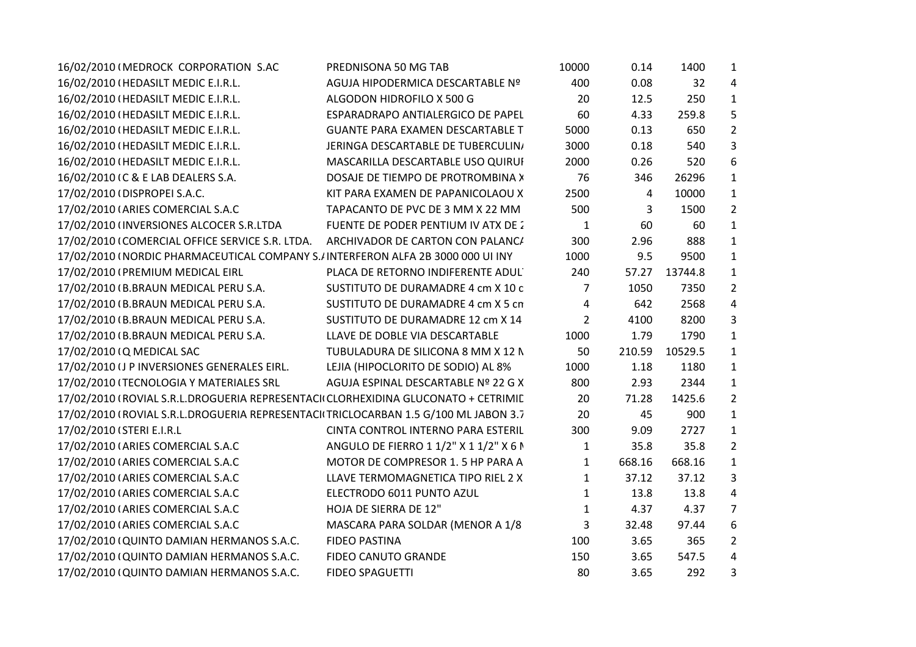| | | | | | | |
|---|---|---|---|---|---|---|
| 16/02/2010 ( | MEDROCK CORPORATION S.AC | PREDNISONA 50 MG TAB | 10000 | 0.14 | 1400 | 1 |
| 16/02/2010 ( | HEDASILT MEDIC E.I.R.L. | AGUJA HIPODERMICA DESCARTABLE Nº | 400 | 0.08 | 32 | 4 |
| 16/02/2010 ( | HEDASILT MEDIC E.I.R.L. | ALGODON HIDROFILO X 500 G | 20 | 12.5 | 250 | 1 |
| 16/02/2010 ( | HEDASILT MEDIC E.I.R.L. | ESPARADRAPO ANTIALERGICO DE PAPEL | 60 | 4.33 | 259.8 | 5 |
| 16/02/2010 ( | HEDASILT MEDIC E.I.R.L. | GUANTE PARA EXAMEN DESCARTABLE T | 5000 | 0.13 | 650 | 2 |
| 16/02/2010 ( | HEDASILT MEDIC E.I.R.L. | JERINGA DESCARTABLE DE TUBERCULIN/ | 3000 | 0.18 | 540 | 3 |
| 16/02/2010 ( | HEDASILT MEDIC E.I.R.L. | MASCARILLA DESCARTABLE USO QUIRUI | 2000 | 0.26 | 520 | 6 |
| 16/02/2010 ( | C & E LAB DEALERS S.A. | DOSAJE DE TIEMPO DE PROTROMBINA X | 76 | 346 | 26296 | 1 |
| 17/02/2010 ( | DISPROPEI S.A.C. | KIT PARA EXAMEN DE PAPANICOLAOU X | 2500 | 4 | 10000 | 1 |
| 17/02/2010 ( | ARIES COMERCIAL S.A.C | TAPACANTO DE PVC DE 3 MM X 22 MM | 500 | 3 | 1500 | 2 |
| 17/02/2010 ( | INVERSIONES ALCOCER S.R.LTDA | FUENTE DE PODER PENTIUM IV ATX DE 2 | 1 | 60 | 60 | 1 |
| 17/02/2010 ( | COMERCIAL OFFICE SERVICE S.R. LTDA. | ARCHIVADOR DE CARTON CON PALANC/ | 300 | 2.96 | 888 | 1 |
| 17/02/2010 ( | NORDIC PHARMACEUTICAL COMPANY S./ | INTERFERON ALFA 2B 3000 000 UI INY | 1000 | 9.5 | 9500 | 1 |
| 17/02/2010 ( | PREMIUM MEDICAL EIRL | PLACA DE RETORNO INDIFERENTE ADUL | 240 | 57.27 | 13744.8 | 1 |
| 17/02/2010 ( | B.BRAUN MEDICAL PERU S.A. | SUSTITUTO DE DURAMADRE 4 cm X 10 c | 7 | 1050 | 7350 | 2 |
| 17/02/2010 ( | B.BRAUN MEDICAL PERU S.A. | SUSTITUTO DE DURAMADRE 4 cm X 5 cm | 4 | 642 | 2568 | 4 |
| 17/02/2010 ( | B.BRAUN MEDICAL PERU S.A. | SUSTITUTO DE DURAMADRE 12 cm X 14 | 2 | 4100 | 8200 | 3 |
| 17/02/2010 ( | B.BRAUN MEDICAL PERU S.A. | LLAVE DE DOBLE VIA DESCARTABLE | 1000 | 1.79 | 1790 | 1 |
| 17/02/2010 ( | Q MEDICAL SAC | TUBULADURA DE SILICONA 8 MM X 12 N | 50 | 210.59 | 10529.5 | 1 |
| 17/02/2010 ( | J P INVERSIONES GENERALES EIRL. | LEJIA (HIPOCLORITO DE SODIO) AL 8% | 1000 | 1.18 | 1180 | 1 |
| 17/02/2010 ( | TECNOLOGIA Y MATERIALES SRL | AGUJA ESPINAL DESCARTABLE Nº 22 G X | 800 | 2.93 | 2344 | 1 |
| 17/02/2010 ( | ROVIAL S.R.L.DROGUERIA REPRESENTACI( | CLORHEXIDINA GLUCONATO + CETRIMID | 20 | 71.28 | 1425.6 | 2 |
| 17/02/2010 ( | ROVIAL S.R.L.DROGUERIA REPRESENTACI( | TRICLOCARBAN 1.5 G/100 ML JABON 3.7 | 20 | 45 | 900 | 1 |
| 17/02/2010 ( | STERI E.I.R.L | CINTA CONTROL INTERNO PARA ESTERIL | 300 | 9.09 | 2727 | 1 |
| 17/02/2010 ( | ARIES COMERCIAL S.A.C | ANGULO DE FIERRO 1 1/2" X 1 1/2" X 6 N | 1 | 35.8 | 35.8 | 2 |
| 17/02/2010 ( | ARIES COMERCIAL S.A.C | MOTOR DE COMPRESOR 1. 5 HP PARA A | 1 | 668.16 | 668.16 | 1 |
| 17/02/2010 ( | ARIES COMERCIAL S.A.C | LLAVE TERMOMAGNETICA TIPO RIEL 2 X | 1 | 37.12 | 37.12 | 3 |
| 17/02/2010 ( | ARIES COMERCIAL S.A.C | ELECTRODO 6011 PUNTO AZUL | 1 | 13.8 | 13.8 | 4 |
| 17/02/2010 ( | ARIES COMERCIAL S.A.C | HOJA DE SIERRA DE 12" | 1 | 4.37 | 4.37 | 7 |
| 17/02/2010 ( | ARIES COMERCIAL S.A.C | MASCARA PARA SOLDAR (MENOR A 1/8 | 3 | 32.48 | 97.44 | 6 |
| 17/02/2010 ( | QUINTO DAMIAN HERMANOS S.A.C. | FIDEO PASTINA | 100 | 3.65 | 365 | 2 |
| 17/02/2010 ( | QUINTO DAMIAN HERMANOS S.A.C. | FIDEO CANUTO GRANDE | 150 | 3.65 | 547.5 | 4 |
| 17/02/2010 ( | QUINTO DAMIAN HERMANOS S.A.C. | FIDEO SPAGUETTI | 80 | 3.65 | 292 | 3 |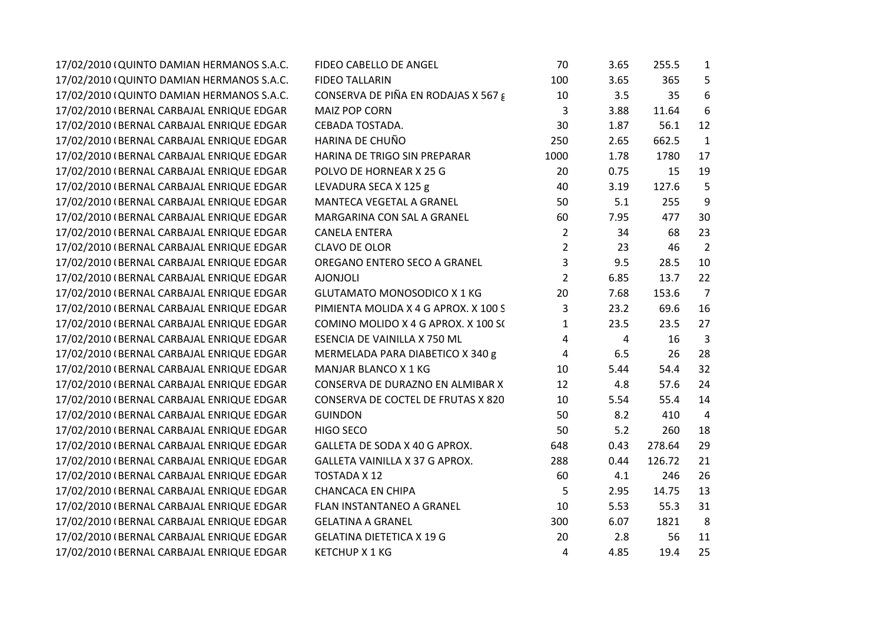| | | | | | |
|---|---|---|---|---|---|
| 17/02/2010 (QUINTO DAMIAN HERMANOS S.A.C. | FIDEO CABELLO DE ANGEL | 70 | 3.65 | 255.5 | 1 |
| 17/02/2010 (QUINTO DAMIAN HERMANOS S.A.C. | FIDEO TALLARIN | 100 | 3.65 | 365 | 5 |
| 17/02/2010 (QUINTO DAMIAN HERMANOS S.A.C. | CONSERVA DE PIÑA EN RODAJAS X 567 g | 10 | 3.5 | 35 | 6 |
| 17/02/2010 (BERNAL CARBAJAL ENRIQUE EDGAR | MAIZ POP CORN | 3 | 3.88 | 11.64 | 6 |
| 17/02/2010 (BERNAL CARBAJAL ENRIQUE EDGAR | CEBADA TOSTADA. | 30 | 1.87 | 56.1 | 12 |
| 17/02/2010 (BERNAL CARBAJAL ENRIQUE EDGAR | HARINA DE CHUÑO | 250 | 2.65 | 662.5 | 1 |
| 17/02/2010 (BERNAL CARBAJAL ENRIQUE EDGAR | HARINA DE TRIGO SIN PREPARAR | 1000 | 1.78 | 1780 | 17 |
| 17/02/2010 (BERNAL CARBAJAL ENRIQUE EDGAR | POLVO DE HORNEAR X 25 G | 20 | 0.75 | 15 | 19 |
| 17/02/2010 (BERNAL CARBAJAL ENRIQUE EDGAR | LEVADURA SECA X 125 g | 40 | 3.19 | 127.6 | 5 |
| 17/02/2010 (BERNAL CARBAJAL ENRIQUE EDGAR | MANTECA VEGETAL A GRANEL | 50 | 5.1 | 255 | 9 |
| 17/02/2010 (BERNAL CARBAJAL ENRIQUE EDGAR | MARGARINA CON SAL A GRANEL | 60 | 7.95 | 477 | 30 |
| 17/02/2010 (BERNAL CARBAJAL ENRIQUE EDGAR | CANELA ENTERA | 2 | 34 | 68 | 23 |
| 17/02/2010 (BERNAL CARBAJAL ENRIQUE EDGAR | CLAVO DE OLOR | 2 | 23 | 46 | 2 |
| 17/02/2010 (BERNAL CARBAJAL ENRIQUE EDGAR | OREGANO ENTERO SECO A GRANEL | 3 | 9.5 | 28.5 | 10 |
| 17/02/2010 (BERNAL CARBAJAL ENRIQUE EDGAR | AJONJOLI | 2 | 6.85 | 13.7 | 22 |
| 17/02/2010 (BERNAL CARBAJAL ENRIQUE EDGAR | GLUTAMATO MONOSODICO X 1 KG | 20 | 7.68 | 153.6 | 7 |
| 17/02/2010 (BERNAL CARBAJAL ENRIQUE EDGAR | PIMIENTA MOLIDA X 4 G APROX. X 100 S | 3 | 23.2 | 69.6 | 16 |
| 17/02/2010 (BERNAL CARBAJAL ENRIQUE EDGAR | COMINO MOLIDO X 4 G APROX. X 100 S( | 1 | 23.5 | 23.5 | 27 |
| 17/02/2010 (BERNAL CARBAJAL ENRIQUE EDGAR | ESENCIA DE VAINILLA X 750 ML | 4 | 4 | 16 | 3 |
| 17/02/2010 (BERNAL CARBAJAL ENRIQUE EDGAR | MERMELADA PARA DIABETICO X 340 g | 4 | 6.5 | 26 | 28 |
| 17/02/2010 (BERNAL CARBAJAL ENRIQUE EDGAR | MANJAR BLANCO X 1 KG | 10 | 5.44 | 54.4 | 32 |
| 17/02/2010 (BERNAL CARBAJAL ENRIQUE EDGAR | CONSERVA DE DURAZNO EN ALMIBAR X | 12 | 4.8 | 57.6 | 24 |
| 17/02/2010 (BERNAL CARBAJAL ENRIQUE EDGAR | CONSERVA DE COCTEL DE FRUTAS X 820 | 10 | 5.54 | 55.4 | 14 |
| 17/02/2010 (BERNAL CARBAJAL ENRIQUE EDGAR | GUINDON | 50 | 8.2 | 410 | 4 |
| 17/02/2010 (BERNAL CARBAJAL ENRIQUE EDGAR | HIGO SECO | 50 | 5.2 | 260 | 18 |
| 17/02/2010 (BERNAL CARBAJAL ENRIQUE EDGAR | GALLETA DE SODA X 40 G APROX. | 648 | 0.43 | 278.64 | 29 |
| 17/02/2010 (BERNAL CARBAJAL ENRIQUE EDGAR | GALLETA VAINILLA X 37 G APROX. | 288 | 0.44 | 126.72 | 21 |
| 17/02/2010 (BERNAL CARBAJAL ENRIQUE EDGAR | TOSTADA X 12 | 60 | 4.1 | 246 | 26 |
| 17/02/2010 (BERNAL CARBAJAL ENRIQUE EDGAR | CHANCACA EN CHIPA | 5 | 2.95 | 14.75 | 13 |
| 17/02/2010 (BERNAL CARBAJAL ENRIQUE EDGAR | FLAN INSTANTANEO A GRANEL | 10 | 5.53 | 55.3 | 31 |
| 17/02/2010 (BERNAL CARBAJAL ENRIQUE EDGAR | GELATINA A GRANEL | 300 | 6.07 | 1821 | 8 |
| 17/02/2010 (BERNAL CARBAJAL ENRIQUE EDGAR | GELATINA DIETETICA X 19 G | 20 | 2.8 | 56 | 11 |
| 17/02/2010 (BERNAL CARBAJAL ENRIQUE EDGAR | KETCHUP X 1 KG | 4 | 4.85 | 19.4 | 25 |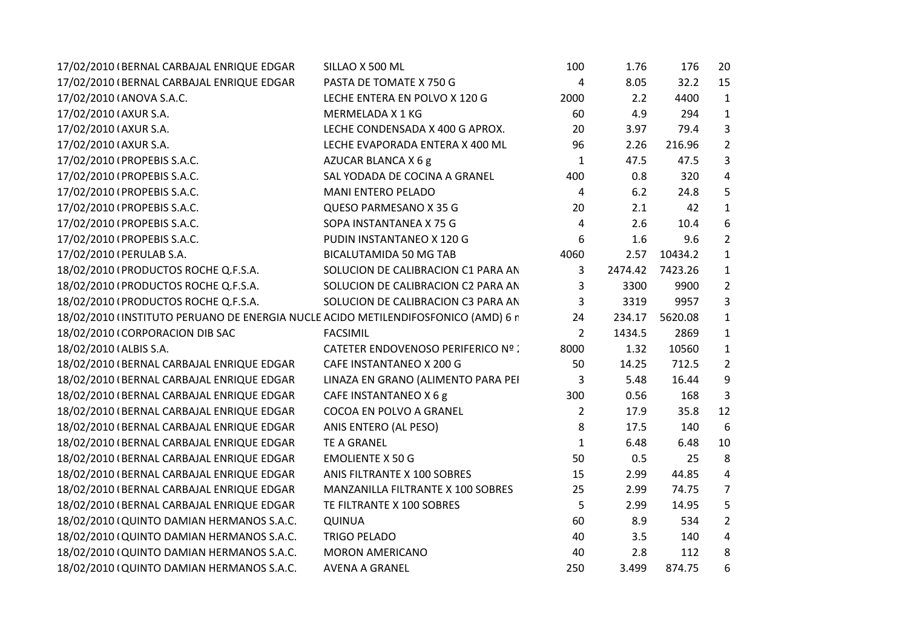| | | | | | | |
|---|---|---|---|---|---|---|
| 17/02/2010 ( | BERNAL CARBAJAL ENRIQUE EDGAR | SILLAO X 500 ML | 100 | 1.76 | 176 | 20 |
| 17/02/2010 ( | BERNAL CARBAJAL ENRIQUE EDGAR | PASTA DE TOMATE X 750 G | 4 | 8.05 | 32.2 | 15 |
| 17/02/2010 ( | ANOVA S.A.C. | LECHE ENTERA EN POLVO X 120 G | 2000 | 2.2 | 4400 | 1 |
| 17/02/2010 ( | AXUR S.A. | MERMELADA X 1 KG | 60 | 4.9 | 294 | 1 |
| 17/02/2010 ( | AXUR S.A. | LECHE CONDENSADA X 400 G APROX. | 20 | 3.97 | 79.4 | 3 |
| 17/02/2010 ( | AXUR S.A. | LECHE EVAPORADA ENTERA X 400 ML | 96 | 2.26 | 216.96 | 2 |
| 17/02/2010 ( | PROPEBIS S.A.C. | AZUCAR BLANCA X 6 g | 1 | 47.5 | 47.5 | 3 |
| 17/02/2010 ( | PROPEBIS S.A.C. | SAL YODADA DE COCINA A GRANEL | 400 | 0.8 | 320 | 4 |
| 17/02/2010 ( | PROPEBIS S.A.C. | MANI ENTERO PELADO | 4 | 6.2 | 24.8 | 5 |
| 17/02/2010 ( | PROPEBIS S.A.C. | QUESO PARMESANO X 35 G | 20 | 2.1 | 42 | 1 |
| 17/02/2010 ( | PROPEBIS S.A.C. | SOPA INSTANTANEA X 75 G | 4 | 2.6 | 10.4 | 6 |
| 17/02/2010 ( | PROPEBIS S.A.C. | PUDIN INSTANTANEO X 120 G | 6 | 1.6 | 9.6 | 2 |
| 17/02/2010 ( | PERULAB S.A. | BICALUTAMIDA 50 MG TAB | 4060 | 2.57 | 10434.2 | 1 |
| 18/02/2010 ( | PRODUCTOS ROCHE Q.F.S.A. | SOLUCION DE CALIBRACION C1 PARA AN | 3 | 2474.42 | 7423.26 | 1 |
| 18/02/2010 ( | PRODUCTOS ROCHE Q.F.S.A. | SOLUCION DE CALIBRACION C2 PARA AN | 3 | 3300 | 9900 | 2 |
| 18/02/2010 ( | PRODUCTOS ROCHE Q.F.S.A. | SOLUCION DE CALIBRACION C3 PARA AN | 3 | 3319 | 9957 | 3 |
| 18/02/2010 ( | INSTITUTO PERUANO DE ENERGIA NUCLE | ACIDO METILENDIFOSFONICO (AMD) 6 n | 24 | 234.17 | 5620.08 | 1 |
| 18/02/2010 ( | CORPORACION DIB SAC | FACSIMIL | 2 | 1434.5 | 2869 | 1 |
| 18/02/2010 ( | ALBIS S.A. | CATETER ENDOVENOSO PERIFERICO Nº : | 8000 | 1.32 | 10560 | 1 |
| 18/02/2010 ( | BERNAL CARBAJAL ENRIQUE EDGAR | CAFE INSTANTANEO X 200 G | 50 | 14.25 | 712.5 | 2 |
| 18/02/2010 ( | BERNAL CARBAJAL ENRIQUE EDGAR | LINAZA EN GRANO (ALIMENTO PARA PEI | 3 | 5.48 | 16.44 | 9 |
| 18/02/2010 ( | BERNAL CARBAJAL ENRIQUE EDGAR | CAFE INSTANTANEO X 6 g | 300 | 0.56 | 168 | 3 |
| 18/02/2010 ( | BERNAL CARBAJAL ENRIQUE EDGAR | COCOA EN POLVO A GRANEL | 2 | 17.9 | 35.8 | 12 |
| 18/02/2010 ( | BERNAL CARBAJAL ENRIQUE EDGAR | ANIS ENTERO (AL PESO) | 8 | 17.5 | 140 | 6 |
| 18/02/2010 ( | BERNAL CARBAJAL ENRIQUE EDGAR | TE A GRANEL | 1 | 6.48 | 6.48 | 10 |
| 18/02/2010 ( | BERNAL CARBAJAL ENRIQUE EDGAR | EMOLIENTE X 50 G | 50 | 0.5 | 25 | 8 |
| 18/02/2010 ( | BERNAL CARBAJAL ENRIQUE EDGAR | ANIS FILTRANTE X 100 SOBRES | 15 | 2.99 | 44.85 | 4 |
| 18/02/2010 ( | BERNAL CARBAJAL ENRIQUE EDGAR | MANZANILLA FILTRANTE X 100 SOBRES | 25 | 2.99 | 74.75 | 7 |
| 18/02/2010 ( | BERNAL CARBAJAL ENRIQUE EDGAR | TE FILTRANTE X 100 SOBRES | 5 | 2.99 | 14.95 | 5 |
| 18/02/2010 ( | QUINTO DAMIAN HERMANOS S.A.C. | QUINUA | 60 | 8.9 | 534 | 2 |
| 18/02/2010 ( | QUINTO DAMIAN HERMANOS S.A.C. | TRIGO PELADO | 40 | 3.5 | 140 | 4 |
| 18/02/2010 ( | QUINTO DAMIAN HERMANOS S.A.C. | MORON AMERICANO | 40 | 2.8 | 112 | 8 |
| 18/02/2010 ( | QUINTO DAMIAN HERMANOS S.A.C. | AVENA A GRANEL | 250 | 3.499 | 874.75 | 6 |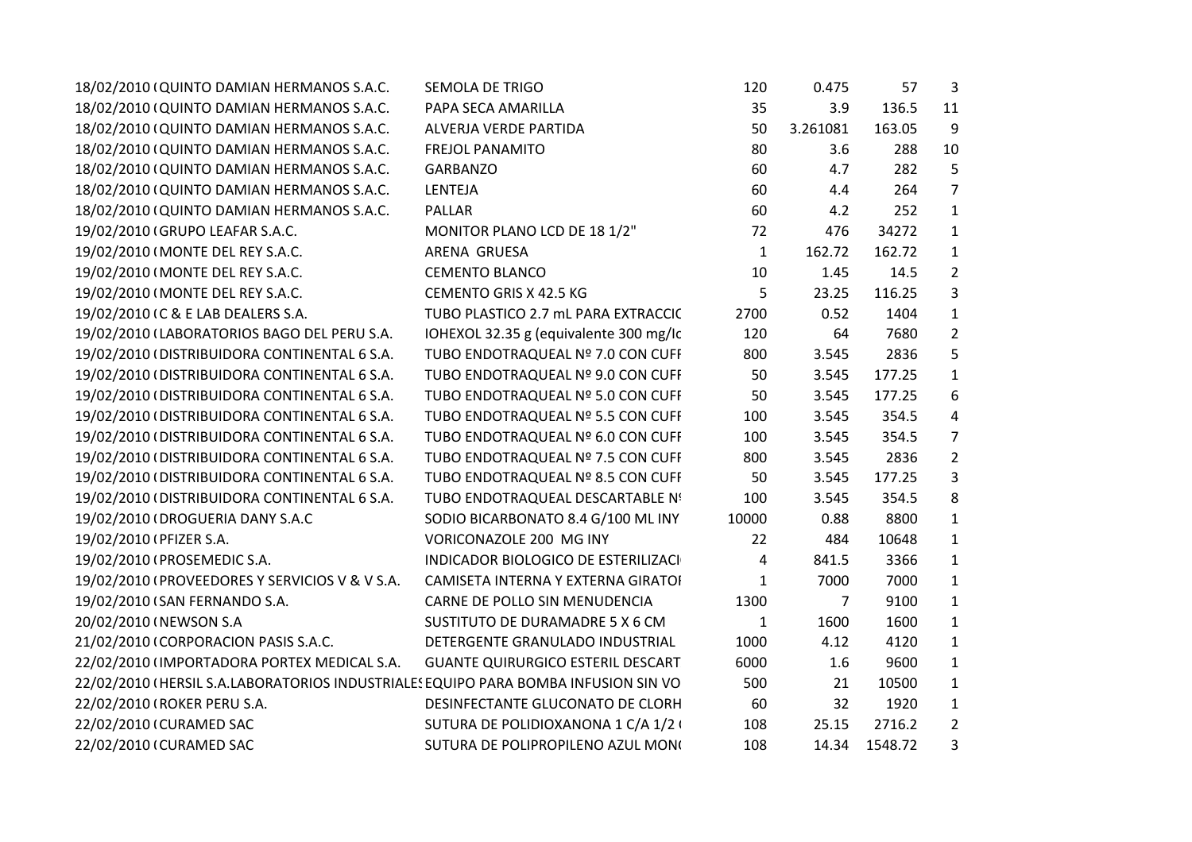| | | | | | | |
|---|---|---|---|---|---|---|
| 18/02/2010 ( | QUINTO DAMIAN HERMANOS S.A.C. | SEMOLA DE TRIGO | 120 | 0.475 | 57 | 3 |
| 18/02/2010 ( | QUINTO DAMIAN HERMANOS S.A.C. | PAPA SECA AMARILLA | 35 | 3.9 | 136.5 | 11 |
| 18/02/2010 ( | QUINTO DAMIAN HERMANOS S.A.C. | ALVERJA VERDE PARTIDA | 50 | 3.261081 | 163.05 | 9 |
| 18/02/2010 ( | QUINTO DAMIAN HERMANOS S.A.C. | FREJOL PANAMITO | 80 | 3.6 | 288 | 10 |
| 18/02/2010 ( | QUINTO DAMIAN HERMANOS S.A.C. | GARBANZO | 60 | 4.7 | 282 | 5 |
| 18/02/2010 ( | QUINTO DAMIAN HERMANOS S.A.C. | LENTEJA | 60 | 4.4 | 264 | 7 |
| 18/02/2010 ( | QUINTO DAMIAN HERMANOS S.A.C. | PALLAR | 60 | 4.2 | 252 | 1 |
| 19/02/2010 ( | GRUPO LEAFAR S.A.C. | MONITOR PLANO LCD DE 18 1/2" | 72 | 476 | 34272 | 1 |
| 19/02/2010 ( | MONTE DEL REY S.A.C. | ARENA GRUESA | 1 | 162.72 | 162.72 | 1 |
| 19/02/2010 ( | MONTE DEL REY S.A.C. | CEMENTO BLANCO | 10 | 1.45 | 14.5 | 2 |
| 19/02/2010 ( | MONTE DEL REY S.A.C. | CEMENTO GRIS X 42.5 KG | 5 | 23.25 | 116.25 | 3 |
| 19/02/2010 ( | C & E LAB DEALERS S.A. | TUBO PLASTICO 2.7 mL PARA EXTRACCIO | 2700 | 0.52 | 1404 | 1 |
| 19/02/2010 ( | LABORATORIOS BAGO DEL PERU S.A. | IOHEXOL 32.35 g (equivalente 300 mg/lo | 120 | 64 | 7680 | 2 |
| 19/02/2010 ( | DISTRIBUIDORA CONTINENTAL 6 S.A. | TUBO ENDOTRAQUEAL Nº 7.0 CON CUFF | 800 | 3.545 | 2836 | 5 |
| 19/02/2010 ( | DISTRIBUIDORA CONTINENTAL 6 S.A. | TUBO ENDOTRAQUEAL Nº 9.0 CON CUFF | 50 | 3.545 | 177.25 | 1 |
| 19/02/2010 ( | DISTRIBUIDORA CONTINENTAL 6 S.A. | TUBO ENDOTRAQUEAL Nº 5.0 CON CUFF | 50 | 3.545 | 177.25 | 6 |
| 19/02/2010 ( | DISTRIBUIDORA CONTINENTAL 6 S.A. | TUBO ENDOTRAQUEAL Nº 5.5 CON CUFF | 100 | 3.545 | 354.5 | 4 |
| 19/02/2010 ( | DISTRIBUIDORA CONTINENTAL 6 S.A. | TUBO ENDOTRAQUEAL Nº 6.0 CON CUFF | 100 | 3.545 | 354.5 | 7 |
| 19/02/2010 ( | DISTRIBUIDORA CONTINENTAL 6 S.A. | TUBO ENDOTRAQUEAL Nº 7.5 CON CUFF | 800 | 3.545 | 2836 | 2 |
| 19/02/2010 ( | DISTRIBUIDORA CONTINENTAL 6 S.A. | TUBO ENDOTRAQUEAL Nº 8.5 CON CUFF | 50 | 3.545 | 177.25 | 3 |
| 19/02/2010 ( | DISTRIBUIDORA CONTINENTAL 6 S.A. | TUBO ENDOTRAQUEAL DESCARTABLE Nº | 100 | 3.545 | 354.5 | 8 |
| 19/02/2010 ( | DROGUERIA DANY S.A.C | SODIO BICARBONATO 8.4 G/100 ML INY | 10000 | 0.88 | 8800 | 1 |
| 19/02/2010 ( | PFIZER S.A. | VORICONAZOLE 200 MG INY | 22 | 484 | 10648 | 1 |
| 19/02/2010 ( | PROSEMEDIC S.A. | INDICADOR BIOLOGICO DE ESTERILIZACI | 4 | 841.5 | 3366 | 1 |
| 19/02/2010 ( | PROVEEDORES Y SERVICIOS V & V S.A. | CAMISETA INTERNA Y EXTERNA GIRATOI | 1 | 7000 | 7000 | 1 |
| 19/02/2010 ( | SAN FERNANDO S.A. | CARNE DE POLLO SIN MENUDENCIA | 1300 | 7 | 9100 | 1 |
| 20/02/2010 ( | NEWSON S.A | SUSTITUTO DE DURAMADRE 5 X 6 CM | 1 | 1600 | 1600 | 1 |
| 21/02/2010 ( | CORPORACION PASIS S.A.C. | DETERGENTE GRANULADO INDUSTRIAL | 1000 | 4.12 | 4120 | 1 |
| 22/02/2010 ( | IMPORTADORA PORTEX MEDICAL S.A. | GUANTE QUIRURGICO ESTERIL DESCART | 6000 | 1.6 | 9600 | 1 |
| 22/02/2010 ( | HERSIL S.A.LABORATORIOS INDUSTRIALES | EQUIPO PARA BOMBA INFUSION SIN VO | 500 | 21 | 10500 | 1 |
| 22/02/2010 ( | ROKER PERU S.A. | DESINFECTANTE GLUCONATO DE CLORH | 60 | 32 | 1920 | 1 |
| 22/02/2010 ( | CURAMED SAC | SUTURA DE POLIDIOXANONA 1 C/A 1/2 ( | 108 | 25.15 | 2716.2 | 2 |
| 22/02/2010 ( | CURAMED SAC | SUTURA DE POLIPROPILENO AZUL MONO | 108 | 14.34 | 1548.72 | 3 |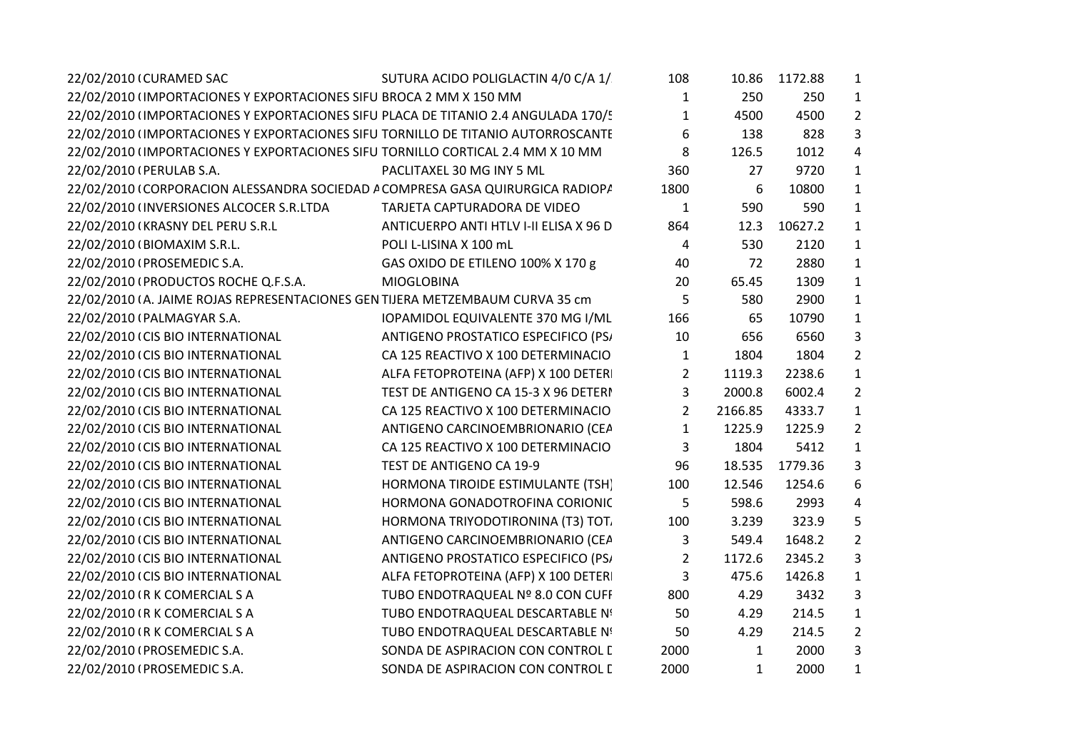| | | | | | |
|---|---|---|---|---|---|
| 22/02/2010 (CURAMED SAC | SUTURA ACIDO POLIGLACTIN 4/0 C/A 1/ | 108 | 10.86 | 1172.88 | 1 |
| 22/02/2010 (IMPORTACIONES Y EXPORTACIONES SIFU | BROCA 2 MM X 150 MM | 1 | 250 | 250 | 1 |
| 22/02/2010 (IMPORTACIONES Y EXPORTACIONES SIFU | PLACA DE TITANIO 2.4 ANGULADA 170/5 | 1 | 4500 | 4500 | 2 |
| 22/02/2010 (IMPORTACIONES Y EXPORTACIONES SIFU | TORNILLO DE TITANIO AUTORROSCANTE | 6 | 138 | 828 | 3 |
| 22/02/2010 (IMPORTACIONES Y EXPORTACIONES SIFU | TORNILLO CORTICAL 2.4 MM X 10 MM | 8 | 126.5 | 1012 | 4 |
| 22/02/2010 (PERULAB S.A. | PACLITAXEL 30 MG INY 5 ML | 360 | 27 | 9720 | 1 |
| 22/02/2010 (CORPORACION ALESSANDRA SOCIEDAD A | COMPRESA GASA QUIRURGICA RADIOPA | 1800 | 6 | 10800 | 1 |
| 22/02/2010 (INVERSIONES ALCOCER S.R.LTDA | TARJETA CAPTURADORA DE VIDEO | 1 | 590 | 590 | 1 |
| 22/02/2010 (KRASNY DEL PERU S.R.L | ANTICUERPO ANTI HTLV I-II ELISA X 96 D | 864 | 12.3 | 10627.2 | 1 |
| 22/02/2010 (BIOMAXIM S.R.L. | POLI L-LISINA X 100 mL | 4 | 530 | 2120 | 1 |
| 22/02/2010 (PROSEMEDIC S.A. | GAS OXIDO DE ETILENO 100% X 170 g | 40 | 72 | 2880 | 1 |
| 22/02/2010 (PRODUCTOS ROCHE Q.F.S.A. | MIOGLOBINA | 20 | 65.45 | 1309 | 1 |
| 22/02/2010 (A. JAIME ROJAS REPRESENTACIONES GEN | TIJERA METZEMBAUM CURVA 35 cm | 5 | 580 | 2900 | 1 |
| 22/02/2010 (PALMAGYAR S.A. | IOPAMIDOL EQUIVALENTE 370 MG I/ML | 166 | 65 | 10790 | 1 |
| 22/02/2010 (CIS BIO INTERNATIONAL | ANTIGENO PROSTATICO ESPECIFICO (PSA | 10 | 656 | 6560 | 3 |
| 22/02/2010 (CIS BIO INTERNATIONAL | CA 125 REACTIVO X 100 DETERMINACIO | 1 | 1804 | 1804 | 2 |
| 22/02/2010 (CIS BIO INTERNATIONAL | ALFA FETOPROTEINA (AFP) X 100 DETERI | 2 | 1119.3 | 2238.6 | 1 |
| 22/02/2010 (CIS BIO INTERNATIONAL | TEST DE ANTIGENO CA 15-3 X 96 DETERM | 3 | 2000.8 | 6002.4 | 2 |
| 22/02/2010 (CIS BIO INTERNATIONAL | CA 125 REACTIVO X 100 DETERMINACIO | 2 | 2166.85 | 4333.7 | 1 |
| 22/02/2010 (CIS BIO INTERNATIONAL | ANTIGENO CARCINOEMBRIONARIO (CEA | 1 | 1225.9 | 1225.9 | 2 |
| 22/02/2010 (CIS BIO INTERNATIONAL | CA 125 REACTIVO X 100 DETERMINACIO | 3 | 1804 | 5412 | 1 |
| 22/02/2010 (CIS BIO INTERNATIONAL | TEST DE ANTIGENO CA 19-9 | 96 | 18.535 | 1779.36 | 3 |
| 22/02/2010 (CIS BIO INTERNATIONAL | HORMONA TIROIDE ESTIMULANTE (TSH) | 100 | 12.546 | 1254.6 | 6 |
| 22/02/2010 (CIS BIO INTERNATIONAL | HORMONA GONADOTROFINA CORIONIC | 5 | 598.6 | 2993 | 4 |
| 22/02/2010 (CIS BIO INTERNATIONAL | HORMONA TRIYODOTIRONINA (T3) TOTA | 100 | 3.239 | 323.9 | 5 |
| 22/02/2010 (CIS BIO INTERNATIONAL | ANTIGENO CARCINOEMBRIONARIO (CEA | 3 | 549.4 | 1648.2 | 2 |
| 22/02/2010 (CIS BIO INTERNATIONAL | ANTIGENO PROSTATICO ESPECIFICO (PSA | 2 | 1172.6 | 2345.2 | 3 |
| 22/02/2010 (CIS BIO INTERNATIONAL | ALFA FETOPROTEINA (AFP) X 100 DETERI | 3 | 475.6 | 1426.8 | 1 |
| 22/02/2010 (R K COMERCIAL S A | TUBO ENDOTRAQUEAL Nº 8.0 CON CUFF | 800 | 4.29 | 3432 | 3 |
| 22/02/2010 (R K COMERCIAL S A | TUBO ENDOTRAQUEAL DESCARTABLE Nº | 50 | 4.29 | 214.5 | 1 |
| 22/02/2010 (R K COMERCIAL S A | TUBO ENDOTRAQUEAL DESCARTABLE Nº | 50 | 4.29 | 214.5 | 2 |
| 22/02/2010 (PROSEMEDIC S.A. | SONDA DE ASPIRACION CON CONTROL D | 2000 | 1 | 2000 | 3 |
| 22/02/2010 (PROSEMEDIC S.A. | SONDA DE ASPIRACION CON CONTROL D | 2000 | 1 | 2000 | 1 |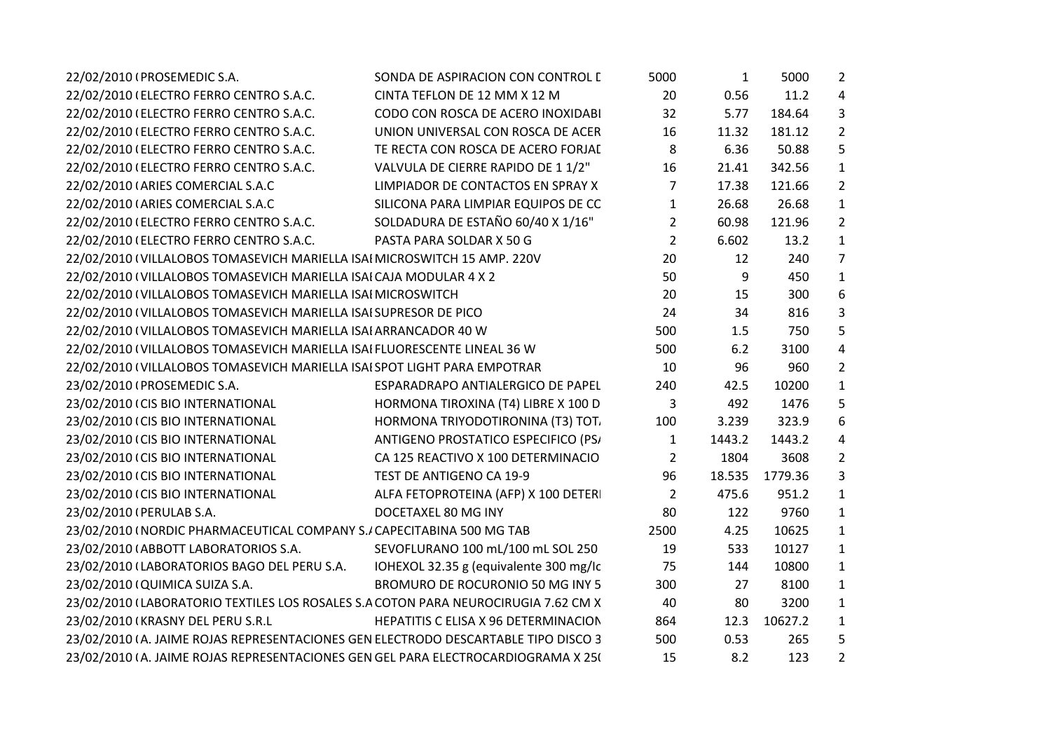| | | | | | | |
|---|---|---|---|---|---|---|
| 22/02/2010 ( | PROSEMEDIC S.A. | SONDA DE ASPIRACION CON CONTROL D | 5000 | 1 | 5000 | 2 |
| 22/02/2010 ( | ELECTRO FERRO CENTRO S.A.C. | CINTA TEFLON DE 12 MM X 12 M | 20 | 0.56 | 11.2 | 4 |
| 22/02/2010 ( | ELECTRO FERRO CENTRO S.A.C. | CODO CON ROSCA DE ACERO INOXIDABI | 32 | 5.77 | 184.64 | 3 |
| 22/02/2010 ( | ELECTRO FERRO CENTRO S.A.C. | UNION UNIVERSAL CON ROSCA DE ACER | 16 | 11.32 | 181.12 | 2 |
| 22/02/2010 ( | ELECTRO FERRO CENTRO S.A.C. | TE RECTA CON ROSCA DE ACERO FORJAD | 8 | 6.36 | 50.88 | 5 |
| 22/02/2010 ( | ELECTRO FERRO CENTRO S.A.C. | VALVULA DE CIERRE RAPIDO DE 1 1/2" | 16 | 21.41 | 342.56 | 1 |
| 22/02/2010 ( | ARIES COMERCIAL S.A.C | LIMPIADOR DE CONTACTOS EN SPRAY X | 7 | 17.38 | 121.66 | 2 |
| 22/02/2010 ( | ARIES COMERCIAL S.A.C | SILICONA PARA LIMPIAR EQUIPOS DE CC | 1 | 26.68 | 26.68 | 1 |
| 22/02/2010 ( | ELECTRO FERRO CENTRO S.A.C. | SOLDADURA DE ESTAÑO 60/40 X 1/16" | 2 | 60.98 | 121.96 | 2 |
| 22/02/2010 ( | ELECTRO FERRO CENTRO S.A.C. | PASTA PARA SOLDAR X 50 G | 2 | 6.602 | 13.2 | 1 |
| 22/02/2010 ( | VILLALOBOS TOMASEVICH MARIELLA ISAI | MICROSWITCH 15 AMP. 220V | 20 | 12 | 240 | 7 |
| 22/02/2010 ( | VILLALOBOS TOMASEVICH MARIELLA ISAI | CAJA MODULAR 4 X 2 | 50 | 9 | 450 | 1 |
| 22/02/2010 ( | VILLALOBOS TOMASEVICH MARIELLA ISAI | MICROSWITCH | 20 | 15 | 300 | 6 |
| 22/02/2010 ( | VILLALOBOS TOMASEVICH MARIELLA ISAI | SUPRESOR DE PICO | 24 | 34 | 816 | 3 |
| 22/02/2010 ( | VILLALOBOS TOMASEVICH MARIELLA ISAI | ARRANCADOR 40 W | 500 | 1.5 | 750 | 5 |
| 22/02/2010 ( | VILLALOBOS TOMASEVICH MARIELLA ISAI | FLUORESCENTE LINEAL 36 W | 500 | 6.2 | 3100 | 4 |
| 22/02/2010 ( | VILLALOBOS TOMASEVICH MARIELLA ISAI | SPOT LIGHT PARA EMPOTRAR | 10 | 96 | 960 | 2 |
| 23/02/2010 ( | PROSEMEDIC S.A. | ESPARADRAPO ANTIALERGICO DE PAPEL | 240 | 42.5 | 10200 | 1 |
| 23/02/2010 ( | CIS BIO INTERNATIONAL | HORMONA TIROXINA (T4) LIBRE X 100 D | 3 | 492 | 1476 | 5 |
| 23/02/2010 ( | CIS BIO INTERNATIONAL | HORMONA TRIYODOTIRONINA (T3) TOT/ | 100 | 3.239 | 323.9 | 6 |
| 23/02/2010 ( | CIS BIO INTERNATIONAL | ANTIGENO PROSTATICO ESPECIFICO (PS/ | 1 | 1443.2 | 1443.2 | 4 |
| 23/02/2010 ( | CIS BIO INTERNATIONAL | CA 125 REACTIVO X 100 DETERMINACIO | 2 | 1804 | 3608 | 2 |
| 23/02/2010 ( | CIS BIO INTERNATIONAL | TEST DE ANTIGENO CA 19-9 | 96 | 18.535 | 1779.36 | 3 |
| 23/02/2010 ( | CIS BIO INTERNATIONAL | ALFA FETOPROTEINA (AFP) X 100 DETERI | 2 | 475.6 | 951.2 | 1 |
| 23/02/2010 ( | PERULAB S.A. | DOCETAXEL 80 MG INY | 80 | 122 | 9760 | 1 |
| 23/02/2010 ( | NORDIC PHARMACEUTICAL COMPANY S./ | CAPECITABINA 500 MG TAB | 2500 | 4.25 | 10625 | 1 |
| 23/02/2010 ( | ABBOTT LABORATORIOS S.A. | SEVOFLURANO 100 mL/100 mL SOL 250 | 19 | 533 | 10127 | 1 |
| 23/02/2010 ( | LABORATORIOS BAGO DEL PERU S.A. | IOHEXOL 32.35 g (equivalente 300 mg/Ic | 75 | 144 | 10800 | 1 |
| 23/02/2010 ( | QUIMICA SUIZA S.A. | BROMURO DE ROCURONIO 50 MG INY 5 | 300 | 27 | 8100 | 1 |
| 23/02/2010 ( | LABORATORIO TEXTILES LOS ROSALES S.A | COTON PARA NEUROCIRUGIA 7.62 CM X | 40 | 80 | 3200 | 1 |
| 23/02/2010 ( | KRASNY DEL PERU S.R.L | HEPATITIS C ELISA X 96 DETERMINACION | 864 | 12.3 | 10627.2 | 1 |
| 23/02/2010 ( | A. JAIME ROJAS REPRESENTACIONES GEN | ELECTRODO DESCARTABLE TIPO DISCO 3 | 500 | 0.53 | 265 | 5 |
| 23/02/2010 ( | A. JAIME ROJAS REPRESENTACIONES GEN | GEL PARA ELECTROCARDIOGRAMA X 25( | 15 | 8.2 | 123 | 2 |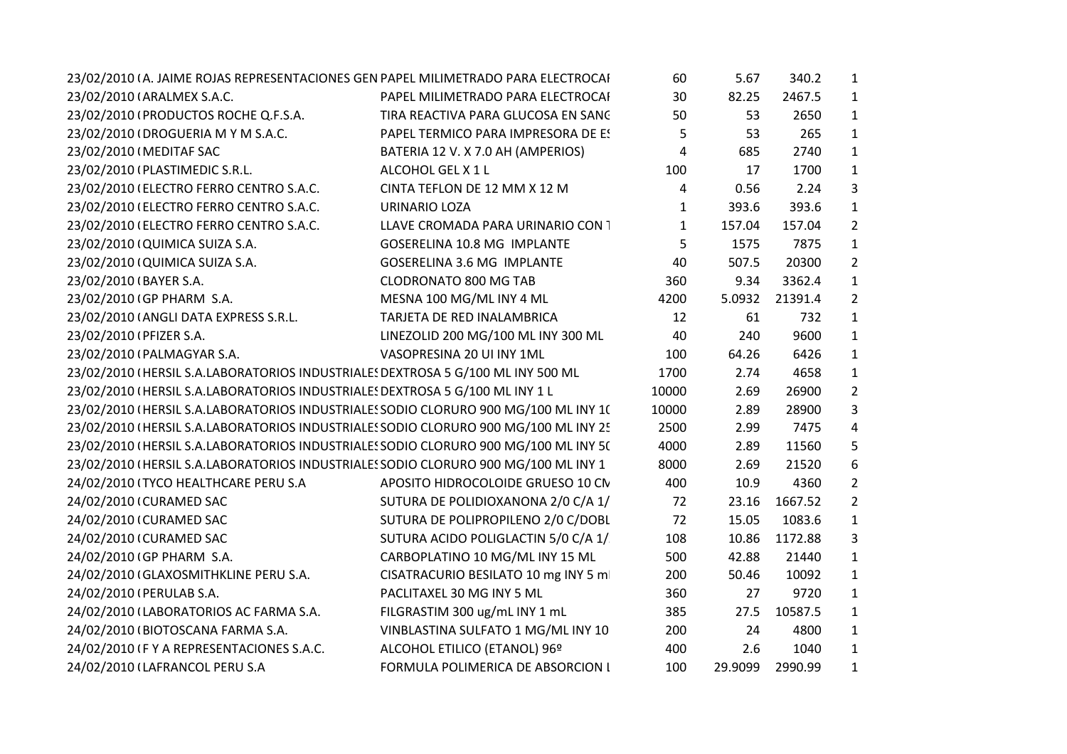| | | | | | | |
|---|---|---|---|---|---|---|
| 23/02/2010 ( | A. JAIME ROJAS REPRESENTACIONES GEN | PAPEL MILIMETRADO PARA ELECTROCAI | 60 | 5.67 | 340.2 | 1 |
| 23/02/2010 ( | ARALMEX S.A.C. | PAPEL MILIMETRADO PARA ELECTROCAI | 30 | 82.25 | 2467.5 | 1 |
| 23/02/2010 ( | PRODUCTOS ROCHE Q.F.S.A. | TIRA REACTIVA PARA GLUCOSA EN SANG | 50 | 53 | 2650 | 1 |
| 23/02/2010 ( | DROGUERIA M Y M S.A.C. | PAPEL TERMICO PARA IMPRESORA DE ES | 5 | 53 | 265 | 1 |
| 23/02/2010 ( | MEDITAF SAC | BATERIA 12 V. X 7.0 AH (AMPERIOS) | 4 | 685 | 2740 | 1 |
| 23/02/2010 ( | PLASTIMEDIC S.R.L. | ALCOHOL GEL X 1 L | 100 | 17 | 1700 | 1 |
| 23/02/2010 ( | ELECTRO FERRO CENTRO S.A.C. | CINTA TEFLON DE 12 MM X 12 M | 4 | 0.56 | 2.24 | 3 |
| 23/02/2010 ( | ELECTRO FERRO CENTRO S.A.C. | URINARIO LOZA | 1 | 393.6 | 393.6 | 1 |
| 23/02/2010 ( | ELECTRO FERRO CENTRO S.A.C. | LLAVE CROMADA PARA URINARIO CON T | 1 | 157.04 | 157.04 | 2 |
| 23/02/2010 ( | QUIMICA SUIZA S.A. | GOSERELINA 10.8 MG IMPLANTE | 5 | 1575 | 7875 | 1 |
| 23/02/2010 ( | QUIMICA SUIZA S.A. | GOSERELINA 3.6 MG IMPLANTE | 40 | 507.5 | 20300 | 2 |
| 23/02/2010 ( | BAYER S.A. | CLODRONATO 800 MG TAB | 360 | 9.34 | 3362.4 | 1 |
| 23/02/2010 ( | GP PHARM S.A. | MESNA 100 MG/ML INY 4 ML | 4200 | 5.0932 | 21391.4 | 2 |
| 23/02/2010 ( | ANGLI DATA EXPRESS S.R.L. | TARJETA DE RED INALAMBRICA | 12 | 61 | 732 | 1 |
| 23/02/2010 ( | PFIZER S.A. | LINEZOLID 200 MG/100 ML INY 300 ML | 40 | 240 | 9600 | 1 |
| 23/02/2010 ( | PALMAGYAR S.A. | VASOPRESINA 20 UI INY 1ML | 100 | 64.26 | 6426 | 1 |
| 23/02/2010 ( | HERSIL S.A.LABORATORIOS INDUSTRIALES | DEXTROSA 5 G/100 ML INY 500 ML | 1700 | 2.74 | 4658 | 1 |
| 23/02/2010 ( | HERSIL S.A.LABORATORIOS INDUSTRIALES | DEXTROSA 5 G/100 ML INY 1 L | 10000 | 2.69 | 26900 | 2 |
| 23/02/2010 ( | HERSIL S.A.LABORATORIOS INDUSTRIALES | SODIO CLORURO 900 MG/100 ML INY 10 | 10000 | 2.89 | 28900 | 3 |
| 23/02/2010 ( | HERSIL S.A.LABORATORIOS INDUSTRIALES | SODIO CLORURO 900 MG/100 ML INY 25 | 2500 | 2.99 | 7475 | 4 |
| 23/02/2010 ( | HERSIL S.A.LABORATORIOS INDUSTRIALES | SODIO CLORURO 900 MG/100 ML INY 50 | 4000 | 2.89 | 11560 | 5 |
| 23/02/2010 ( | HERSIL S.A.LABORATORIOS INDUSTRIALES | SODIO CLORURO 900 MG/100 ML INY 1 | 8000 | 2.69 | 21520 | 6 |
| 24/02/2010 ( | TYCO HEALTHCARE PERU S.A | APOSITO HIDROCOLOIDE GRUESO 10 CM | 400 | 10.9 | 4360 | 2 |
| 24/02/2010 ( | CURAMED SAC | SUTURA DE POLIDIOXANONA 2/0 C/A 1/ | 72 | 23.16 | 1667.52 | 2 |
| 24/02/2010 ( | CURAMED SAC | SUTURA DE POLIPROPILENO 2/0 C/DOBL | 72 | 15.05 | 1083.6 | 1 |
| 24/02/2010 ( | CURAMED SAC | SUTURA ACIDO POLIGLACTIN 5/0 C/A 1/ | 108 | 10.86 | 1172.88 | 3 |
| 24/02/2010 ( | GP PHARM S.A. | CARBOPLATINO 10 MG/ML INY 15 ML | 500 | 42.88 | 21440 | 1 |
| 24/02/2010 ( | GLAXOSMITHKLINE PERU S.A. | CISATRACURIO BESILATO 10 mg INY 5 ml | 200 | 50.46 | 10092 | 1 |
| 24/02/2010 ( | PERULAB S.A. | PACLITAXEL 30 MG INY 5 ML | 360 | 27 | 9720 | 1 |
| 24/02/2010 ( | LABORATORIOS AC FARMA S.A. | FILGRASTIM 300 ug/mL INY 1 mL | 385 | 27.5 | 10587.5 | 1 |
| 24/02/2010 ( | BIOTOSCANA FARMA S.A. | VINBLASTINA SULFATO 1 MG/ML INY 10 | 200 | 24 | 4800 | 1 |
| 24/02/2010 ( | F Y A REPRESENTACIONES S.A.C. | ALCOHOL ETILICO (ETANOL) 96º | 400 | 2.6 | 1040 | 1 |
| 24/02/2010 ( | LAFRANCOL PERU S.A | FORMULA POLIMERICA DE ABSORCION L | 100 | 29.9099 | 2990.99 | 1 |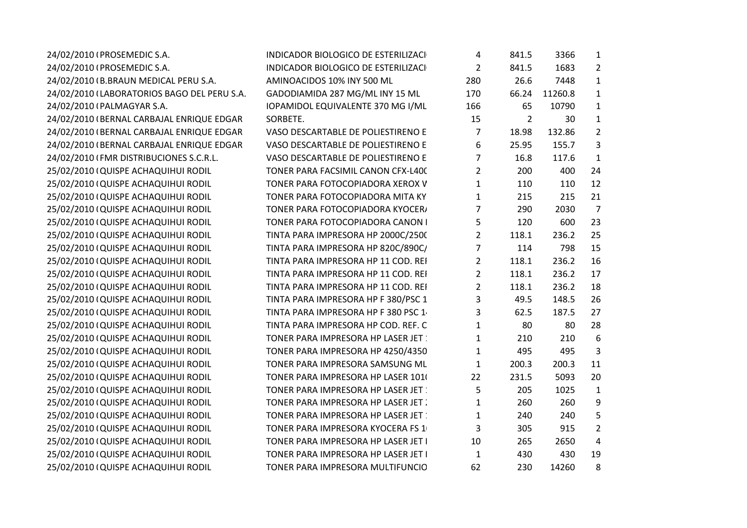| | | | | | | |
|---|---|---|---|---|---|---|
| 24/02/2010 ( | PROSEMEDIC S.A. | INDICADOR BIOLOGICO DE ESTERILIZACI | 4 | 841.5 | 3366 | 1 |
| 24/02/2010 ( | PROSEMEDIC S.A. | INDICADOR BIOLOGICO DE ESTERILIZACI | 2 | 841.5 | 1683 | 2 |
| 24/02/2010 ( | B.BRAUN MEDICAL PERU S.A. | AMINOACIDOS 10% INY 500 ML | 280 | 26.6 | 7448 | 1 |
| 24/02/2010 ( | LABORATORIOS BAGO DEL PERU S.A. | GADODIAMIDA 287 MG/ML INY 15 ML | 170 | 66.24 | 11260.8 | 1 |
| 24/02/2010 ( | PALMAGYAR S.A. | IOPAMIDOL EQUIVALENTE 370 MG I/ML | 166 | 65 | 10790 | 1 |
| 24/02/2010 ( | BERNAL CARBAJAL ENRIQUE EDGAR | SORBETE. | 15 | 2 | 30 | 1 |
| 24/02/2010 ( | BERNAL CARBAJAL ENRIQUE EDGAR | VASO DESCARTABLE DE POLIESTIRENO E | 7 | 18.98 | 132.86 | 2 |
| 24/02/2010 ( | BERNAL CARBAJAL ENRIQUE EDGAR | VASO DESCARTABLE DE POLIESTIRENO E | 6 | 25.95 | 155.7 | 3 |
| 24/02/2010 ( | FMR DISTRIBUCIONES S.C.R.L. | VASO DESCARTABLE DE POLIESTIRENO E | 7 | 16.8 | 117.6 | 1 |
| 25/02/2010 ( | QUISPE ACHAQUIHUI RODIL | TONER PARA FACSIMIL CANON CFX-L40( | 2 | 200 | 400 | 24 |
| 25/02/2010 ( | QUISPE ACHAQUIHUI RODIL | TONER PARA FOTOCOPIADORA XEROX V | 1 | 110 | 110 | 12 |
| 25/02/2010 ( | QUISPE ACHAQUIHUI RODIL | TONER PARA FOTOCOPIADORA MITA KY | 1 | 215 | 215 | 21 |
| 25/02/2010 ( | QUISPE ACHAQUIHUI RODIL | TONER PARA FOTOCOPIADORA KYOCER/ | 7 | 290 | 2030 | 7 |
| 25/02/2010 ( | QUISPE ACHAQUIHUI RODIL | TONER PARA FOTOCOPIADORA CANON I | 5 | 120 | 600 | 23 |
| 25/02/2010 ( | QUISPE ACHAQUIHUI RODIL | TINTA PARA IMPRESORA HP 2000C/250( | 2 | 118.1 | 236.2 | 25 |
| 25/02/2010 ( | QUISPE ACHAQUIHUI RODIL | TINTA PARA IMPRESORA HP 820C/890C/ | 7 | 114 | 798 | 15 |
| 25/02/2010 ( | QUISPE ACHAQUIHUI RODIL | TINTA PARA IMPRESORA HP 11 COD. REI | 2 | 118.1 | 236.2 | 16 |
| 25/02/2010 ( | QUISPE ACHAQUIHUI RODIL | TINTA PARA IMPRESORA HP 11 COD. REI | 2 | 118.1 | 236.2 | 17 |
| 25/02/2010 ( | QUISPE ACHAQUIHUI RODIL | TINTA PARA IMPRESORA HP 11 COD. REI | 2 | 118.1 | 236.2 | 18 |
| 25/02/2010 ( | QUISPE ACHAQUIHUI RODIL | TINTA PARA IMPRESORA HP F 380/PSC 1 | 3 | 49.5 | 148.5 | 26 |
| 25/02/2010 ( | QUISPE ACHAQUIHUI RODIL | TINTA PARA IMPRESORA HP F 380 PSC 1 | 3 | 62.5 | 187.5 | 27 |
| 25/02/2010 ( | QUISPE ACHAQUIHUI RODIL | TINTA PARA IMPRESORA HP COD. REF. C | 1 | 80 | 80 | 28 |
| 25/02/2010 ( | QUISPE ACHAQUIHUI RODIL | TONER PARA IMPRESORA HP LASER JET 1 | 1 | 210 | 210 | 6 |
| 25/02/2010 ( | QUISPE ACHAQUIHUI RODIL | TONER PARA IMPRESORA HP 4250/4350 | 1 | 495 | 495 | 3 |
| 25/02/2010 ( | QUISPE ACHAQUIHUI RODIL | TONER PARA IMPRESORA SAMSUNG ML | 1 | 200.3 | 200.3 | 11 |
| 25/02/2010 ( | QUISPE ACHAQUIHUI RODIL | TONER PARA IMPRESORA HP LASER 101( | 22 | 231.5 | 5093 | 20 |
| 25/02/2010 ( | QUISPE ACHAQUIHUI RODIL | TONER PARA IMPRESORA HP LASER JET 1 | 5 | 205 | 1025 | 1 |
| 25/02/2010 ( | QUISPE ACHAQUIHUI RODIL | TONER PARA IMPRESORA HP LASER JET 2 | 1 | 260 | 260 | 9 |
| 25/02/2010 ( | QUISPE ACHAQUIHUI RODIL | TONER PARA IMPRESORA HP LASER JET 1 | 1 | 240 | 240 | 5 |
| 25/02/2010 ( | QUISPE ACHAQUIHUI RODIL | TONER PARA IMPRESORA KYOCERA FS 1 | 3 | 305 | 915 | 2 |
| 25/02/2010 ( | QUISPE ACHAQUIHUI RODIL | TONER PARA IMPRESORA HP LASER JET I | 10 | 265 | 2650 | 4 |
| 25/02/2010 ( | QUISPE ACHAQUIHUI RODIL | TONER PARA IMPRESORA HP LASER JET I | 1 | 430 | 430 | 19 |
| 25/02/2010 ( | QUISPE ACHAQUIHUI RODIL | TONER PARA IMPRESORA MULTIFUNCIO | 62 | 230 | 14260 | 8 |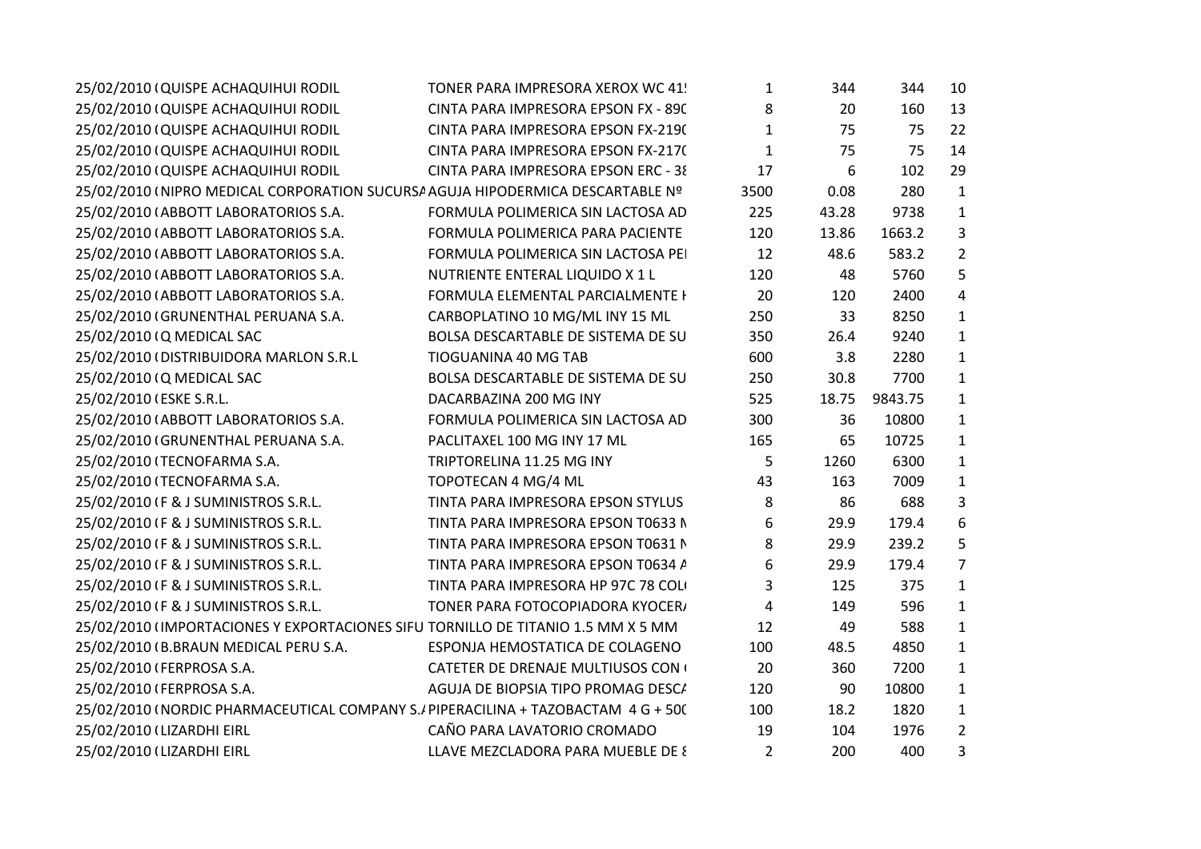| | | | | | | |
|---|---|---|---|---|---|---|
| 25/02/2010 ( | QUISPE ACHAQUIHUI RODIL | TONER PARA IMPRESORA XEROX WC 41! | 1 | 344 | 344 | 10 |
| 25/02/2010 ( | QUISPE ACHAQUIHUI RODIL | CINTA PARA IMPRESORA EPSON FX - 89( | 8 | 20 | 160 | 13 |
| 25/02/2010 ( | QUISPE ACHAQUIHUI RODIL | CINTA PARA IMPRESORA EPSON FX-219( | 1 | 75 | 75 | 22 |
| 25/02/2010 ( | QUISPE ACHAQUIHUI RODIL | CINTA PARA IMPRESORA EPSON FX-217( | 1 | 75 | 75 | 14 |
| 25/02/2010 ( | QUISPE ACHAQUIHUI RODIL | CINTA PARA IMPRESORA EPSON ERC - 3{ | 17 | 6 | 102 | 29 |
| 25/02/2010 ( | NIPRO MEDICAL CORPORATION SUCURSA | AGUJA HIPODERMICA DESCARTABLE Nº | 3500 | 0.08 | 280 | 1 |
| 25/02/2010 ( | ABBOTT LABORATORIOS S.A. | FORMULA POLIMERICA SIN LACTOSA AD | 225 | 43.28 | 9738 | 1 |
| 25/02/2010 ( | ABBOTT LABORATORIOS S.A. | FORMULA POLIMERICA PARA PACIENTE | 120 | 13.86 | 1663.2 | 3 |
| 25/02/2010 ( | ABBOTT LABORATORIOS S.A. | FORMULA POLIMERICA SIN LACTOSA PEI | 12 | 48.6 | 583.2 | 2 |
| 25/02/2010 ( | ABBOTT LABORATORIOS S.A. | NUTRIENTE ENTERAL LIQUIDO X 1 L | 120 | 48 | 5760 | 5 |
| 25/02/2010 ( | ABBOTT LABORATORIOS S.A. | FORMULA ELEMENTAL PARCIALMENTE H | 20 | 120 | 2400 | 4 |
| 25/02/2010 ( | GRUNENTHAL PERUANA S.A. | CARBOPLATINO 10 MG/ML INY 15 ML | 250 | 33 | 8250 | 1 |
| 25/02/2010 ( | Q MEDICAL SAC | BOLSA DESCARTABLE DE SISTEMA DE SU | 350 | 26.4 | 9240 | 1 |
| 25/02/2010 ( | DISTRIBUIDORA MARLON S.R.L | TIOGUANINA 40 MG TAB | 600 | 3.8 | 2280 | 1 |
| 25/02/2010 ( | Q MEDICAL SAC | BOLSA DESCARTABLE DE SISTEMA DE SU | 250 | 30.8 | 7700 | 1 |
| 25/02/2010 ( | ESKE S.R.L. | DACARBAZINA 200 MG INY | 525 | 18.75 | 9843.75 | 1 |
| 25/02/2010 ( | ABBOTT LABORATORIOS S.A. | FORMULA POLIMERICA SIN LACTOSA AD | 300 | 36 | 10800 | 1 |
| 25/02/2010 ( | GRUNENTHAL PERUANA S.A. | PACLITAXEL 100 MG INY 17 ML | 165 | 65 | 10725 | 1 |
| 25/02/2010 ( | TECNOFARMA S.A. | TRIPTORELINA 11.25 MG INY | 5 | 1260 | 6300 | 1 |
| 25/02/2010 ( | TECNOFARMA S.A. | TOPOTECAN 4 MG/4 ML | 43 | 163 | 7009 | 1 |
| 25/02/2010 ( | F & J SUMINISTROS S.R.L. | TINTA PARA IMPRESORA EPSON STYLUS | 8 | 86 | 688 | 3 |
| 25/02/2010 ( | F & J SUMINISTROS S.R.L. | TINTA PARA IMPRESORA EPSON T0633 N | 6 | 29.9 | 179.4 | 6 |
| 25/02/2010 ( | F & J SUMINISTROS S.R.L. | TINTA PARA IMPRESORA EPSON T0631 N | 8 | 29.9 | 239.2 | 5 |
| 25/02/2010 ( | F & J SUMINISTROS S.R.L. | TINTA PARA IMPRESORA EPSON T0634 A | 6 | 29.9 | 179.4 | 7 |
| 25/02/2010 ( | F & J SUMINISTROS S.R.L. | TINTA PARA IMPRESORA HP 97C 78 COL( | 3 | 125 | 375 | 1 |
| 25/02/2010 ( | F & J SUMINISTROS S.R.L. | TONER PARA FOTOCOPIADORA KYOCER/ | 4 | 149 | 596 | 1 |
| 25/02/2010 ( | IMPORTACIONES Y EXPORTACIONES SIFU | TORNILLO DE TITANIO 1.5 MM X 5 MM | 12 | 49 | 588 | 1 |
| 25/02/2010 ( | B.BRAUN MEDICAL PERU S.A. | ESPONJA HEMOSTATICA DE COLAGENO | 100 | 48.5 | 4850 | 1 |
| 25/02/2010 ( | FERPROSA S.A. | CATETER DE DRENAJE MULTIUSOS CON ( | 20 | 360 | 7200 | 1 |
| 25/02/2010 ( | FERPROSA S.A. | AGUJA DE BIOPSIA TIPO PROMAG DESC/ | 120 | 90 | 10800 | 1 |
| 25/02/2010 ( | NORDIC PHARMACEUTICAL COMPANY S./ | PIPERACILINA + TAZOBACTAM 4 G + 50( | 100 | 18.2 | 1820 | 1 |
| 25/02/2010 ( | LIZARDHI EIRL | CAÑO PARA LAVATORIO CROMADO | 19 | 104 | 1976 | 2 |
| 25/02/2010 ( | LIZARDHI EIRL | LLAVE MEZCLADORA PARA MUEBLE DE { | 2 | 200 | 400 | 3 |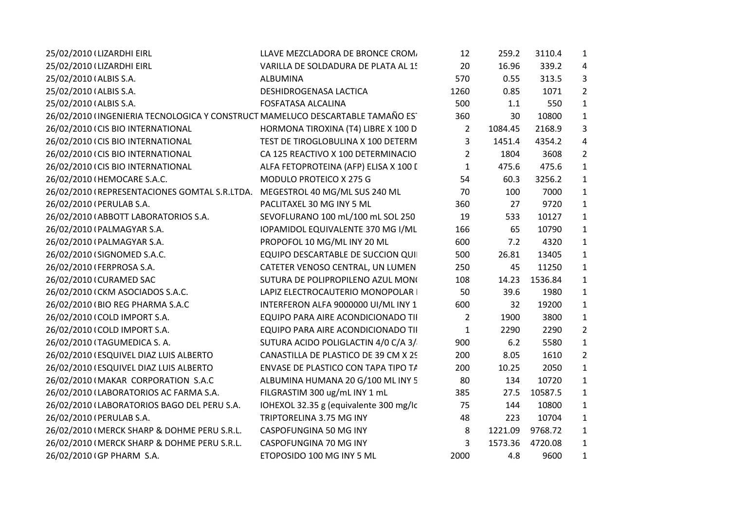| | | | | | |
|---|---|---|---|---|---|
| 25/02/2010 ( LIZARDHI EIRL | LLAVE MEZCLADORA DE BRONCE CROM/ | 12 | 259.2 | 3110.4 | 1 |
| 25/02/2010 ( LIZARDHI EIRL | VARILLA DE SOLDADURA DE PLATA AL 15 | 20 | 16.96 | 339.2 | 4 |
| 25/02/2010 ( ALBIS S.A. | ALBUMINA | 570 | 0.55 | 313.5 | 3 |
| 25/02/2010 ( ALBIS S.A. | DESHIDROGENASA LACTICA | 1260 | 0.85 | 1071 | 2 |
| 25/02/2010 ( ALBIS S.A. | FOSFATASA ALCALINA | 500 | 1.1 | 550 | 1 |
| 26/02/2010 ( INGENIERIA TECNOLOGICA Y CONSTRUCT | MAMELUCO DESCARTABLE TAMAÑO EST | 360 | 30 | 10800 | 1 |
| 26/02/2010 ( CIS BIO INTERNATIONAL | HORMONA TIROXINA (T4) LIBRE X 100 D | 2 | 1084.45 | 2168.9 | 3 |
| 26/02/2010 ( CIS BIO INTERNATIONAL | TEST DE TIROGLOBULINA X 100 DETERM | 3 | 1451.4 | 4354.2 | 4 |
| 26/02/2010 ( CIS BIO INTERNATIONAL | CA 125 REACTIVO X 100 DETERMINACIO | 2 | 1804 | 3608 | 2 |
| 26/02/2010 ( CIS BIO INTERNATIONAL | ALFA FETOPROTEINA (AFP) ELISA X 100 D | 1 | 475.6 | 475.6 | 1 |
| 26/02/2010 ( HEMOCARE S.A.C. | MODULO PROTEICO X 275 G | 54 | 60.3 | 3256.2 | 1 |
| 26/02/2010 ( REPRESENTACIONES GOMTAL S.R.LTDA. | MEGESTROL 40 MG/ML SUS 240 ML | 70 | 100 | 7000 | 1 |
| 26/02/2010 ( PERULAB S.A. | PACLITAXEL 30 MG INY 5 ML | 360 | 27 | 9720 | 1 |
| 26/02/2010 ( ABBOTT LABORATORIOS S.A. | SEVOFLURANO 100 mL/100 mL SOL 250 | 19 | 533 | 10127 | 1 |
| 26/02/2010 ( PALMAGYAR S.A. | IOPAMIDOL EQUIVALENTE 370 MG I/ML | 166 | 65 | 10790 | 1 |
| 26/02/2010 ( PALMAGYAR S.A. | PROPOFOL 10 MG/ML INY 20 ML | 600 | 7.2 | 4320 | 1 |
| 26/02/2010 ( SIGNOMED S.A.C. | EQUIPO DESCARTABLE DE SUCCION QUI | 500 | 26.81 | 13405 | 1 |
| 26/02/2010 ( FERPROSA S.A. | CATETER VENOSO CENTRAL, UN LUMEN | 250 | 45 | 11250 | 1 |
| 26/02/2010 ( CURAMED SAC | SUTURA DE POLIPROPILENO AZUL MON( | 108 | 14.23 | 1536.84 | 1 |
| 26/02/2010 ( CKM ASOCIADOS S.A.C. | LAPIZ ELECTROCAUTERIO MONOPOLAR I | 50 | 39.6 | 1980 | 1 |
| 26/02/2010 ( BIO REG PHARMA S.A.C | INTERFERON ALFA 9000000 UI/ML INY 1 | 600 | 32 | 19200 | 1 |
| 26/02/2010 ( COLD IMPORT S.A. | EQUIPO PARA AIRE ACONDICIONADO TII | 2 | 1900 | 3800 | 1 |
| 26/02/2010 ( COLD IMPORT S.A. | EQUIPO PARA AIRE ACONDICIONADO TII | 1 | 2290 | 2290 | 2 |
| 26/02/2010 ( TAGUMEDICA S. A. | SUTURA ACIDO POLIGLACTIN 4/0 C/A 3/ | 900 | 6.2 | 5580 | 1 |
| 26/02/2010 ( ESQUIVEL DIAZ LUIS ALBERTO | CANASTILLA DE PLASTICO DE 39 CM X 29 | 200 | 8.05 | 1610 | 2 |
| 26/02/2010 ( ESQUIVEL DIAZ LUIS ALBERTO | ENVASE DE PLASTICO CON TAPA TIPO TA | 200 | 10.25 | 2050 | 1 |
| 26/02/2010 ( MAKAR CORPORATION S.A.C | ALBUMINA HUMANA 20 G/100 ML INY 5 | 80 | 134 | 10720 | 1 |
| 26/02/2010 ( LABORATORIOS AC FARMA S.A. | FILGRASTIM 300 ug/mL INY 1 mL | 385 | 27.5 | 10587.5 | 1 |
| 26/02/2010 ( LABORATORIOS BAGO DEL PERU S.A. | IOHEXOL 32.35 g (equivalente 300 mg/Io | 75 | 144 | 10800 | 1 |
| 26/02/2010 ( PERULAB S.A. | TRIPTORELINA 3.75 MG INY | 48 | 223 | 10704 | 1 |
| 26/02/2010 ( MERCK SHARP & DOHME PERU S.R.L. | CASPOFUNGINA 50 MG INY | 8 | 1221.09 | 9768.72 | 1 |
| 26/02/2010 ( MERCK SHARP & DOHME PERU S.R.L. | CASPOFUNGINA 70 MG INY | 3 | 1573.36 | 4720.08 | 1 |
| 26/02/2010 ( GP PHARM S.A. | ETOPOSIDO 100 MG INY 5 ML | 2000 | 4.8 | 9600 | 1 |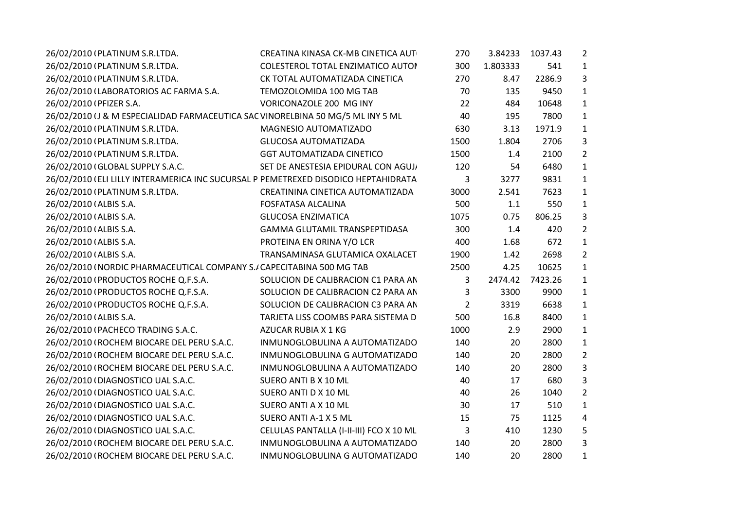| | | | | | | |
|---|---|---|---|---|---|---|
| 26/02/2010 ( | PLATINUM S.R.LTDA. | CREATINA KINASA CK-MB CINETICA AUT | 270 | 3.84233 | 1037.43 | 2 |
| 26/02/2010 ( | PLATINUM S.R.LTDA. | COLESTEROL TOTAL ENZIMATICO AUTON | 300 | 1.803333 | 541 | 1 |
| 26/02/2010 ( | PLATINUM S.R.LTDA. | CK TOTAL AUTOMATIZADA CINETICA | 270 | 8.47 | 2286.9 | 3 |
| 26/02/2010 ( | LABORATORIOS AC FARMA S.A. | TEMOZOLOMIDA 100 MG TAB | 70 | 135 | 9450 | 1 |
| 26/02/2010 ( | PFIZER S.A. | VORICONAZOLE 200 MG INY | 22 | 484 | 10648 | 1 |
| 26/02/2010 ( | J & M ESPECIALIDAD FARMACEUTICA SAC | VINORELBINA 50 MG/5 ML INY 5 ML | 40 | 195 | 7800 | 1 |
| 26/02/2010 ( | PLATINUM S.R.LTDA. | MAGNESIO AUTOMATIZADO | 630 | 3.13 | 1971.9 | 1 |
| 26/02/2010 ( | PLATINUM S.R.LTDA. | GLUCOSA AUTOMATIZADA | 1500 | 1.804 | 2706 | 3 |
| 26/02/2010 ( | PLATINUM S.R.LTDA. | GGT AUTOMATIZADA CINETICO | 1500 | 1.4 | 2100 | 2 |
| 26/02/2010 ( | GLOBAL SUPPLY S.A.C. | SET DE ANESTESIA EPIDURAL CON AGUJ | 120 | 54 | 6480 | 1 |
| 26/02/2010 ( | ELI LILLY INTERAMERICA INC SUCURSAL P | PEMETREXED DISODICO HEPTAHIDRATA | 3 | 3277 | 9831 | 1 |
| 26/02/2010 ( | PLATINUM S.R.LTDA. | CREATININA CINETICA AUTOMATIZADA | 3000 | 2.541 | 7623 | 1 |
| 26/02/2010 ( | ALBIS S.A. | FOSFATASA ALCALINA | 500 | 1.1 | 550 | 1 |
| 26/02/2010 ( | ALBIS S.A. | GLUCOSA ENZIMATICA | 1075 | 0.75 | 806.25 | 3 |
| 26/02/2010 ( | ALBIS S.A. | GAMMA GLUTAMIL TRANSPEPTIDASA | 300 | 1.4 | 420 | 2 |
| 26/02/2010 ( | ALBIS S.A. | PROTEINA EN ORINA Y/O LCR | 400 | 1.68 | 672 | 1 |
| 26/02/2010 ( | ALBIS S.A. | TRANSAMINASA GLUTAMICA OXALACET | 1900 | 1.42 | 2698 | 2 |
| 26/02/2010 ( | NORDIC PHARMACEUTICAL COMPANY S./ | CAPECITABINA 500 MG TAB | 2500 | 4.25 | 10625 | 1 |
| 26/02/2010 ( | PRODUCTOS ROCHE Q.F.S.A. | SOLUCION DE CALIBRACION C1 PARA AN | 3 | 2474.42 | 7423.26 | 1 |
| 26/02/2010 ( | PRODUCTOS ROCHE Q.F.S.A. | SOLUCION DE CALIBRACION C2 PARA AN | 3 | 3300 | 9900 | 1 |
| 26/02/2010 ( | PRODUCTOS ROCHE Q.F.S.A. | SOLUCION DE CALIBRACION C3 PARA AN | 2 | 3319 | 6638 | 1 |
| 26/02/2010 ( | ALBIS S.A. | TARJETA LISS COOMBS PARA SISTEMA D | 500 | 16.8 | 8400 | 1 |
| 26/02/2010 ( | PACHECO TRADING S.A.C. | AZUCAR RUBIA X 1 KG | 1000 | 2.9 | 2900 | 1 |
| 26/02/2010 ( | ROCHEM BIOCARE DEL PERU S.A.C. | INMUNOGLOBULINA A AUTOMATIZADO | 140 | 20 | 2800 | 1 |
| 26/02/2010 ( | ROCHEM BIOCARE DEL PERU S.A.C. | INMUNOGLOBULINA G AUTOMATIZADO | 140 | 20 | 2800 | 2 |
| 26/02/2010 ( | ROCHEM BIOCARE DEL PERU S.A.C. | INMUNOGLOBULINA A AUTOMATIZADO | 140 | 20 | 2800 | 3 |
| 26/02/2010 ( | DIAGNOSTICO UAL S.A.C. | SUERO ANTI B X 10 ML | 40 | 17 | 680 | 3 |
| 26/02/2010 ( | DIAGNOSTICO UAL S.A.C. | SUERO ANTI D X 10 ML | 40 | 26 | 1040 | 2 |
| 26/02/2010 ( | DIAGNOSTICO UAL S.A.C. | SUERO ANTI A X 10 ML | 30 | 17 | 510 | 1 |
| 26/02/2010 ( | DIAGNOSTICO UAL S.A.C. | SUERO ANTI A-1 X 5 ML | 15 | 75 | 1125 | 4 |
| 26/02/2010 ( | DIAGNOSTICO UAL S.A.C. | CELULAS PANTALLA (I-II-III) FCO X 10 ML | 3 | 410 | 1230 | 5 |
| 26/02/2010 ( | ROCHEM BIOCARE DEL PERU S.A.C. | INMUNOGLOBULINA A AUTOMATIZADO | 140 | 20 | 2800 | 3 |
| 26/02/2010 ( | ROCHEM BIOCARE DEL PERU S.A.C. | INMUNOGLOBULINA G AUTOMATIZADO | 140 | 20 | 2800 | 1 |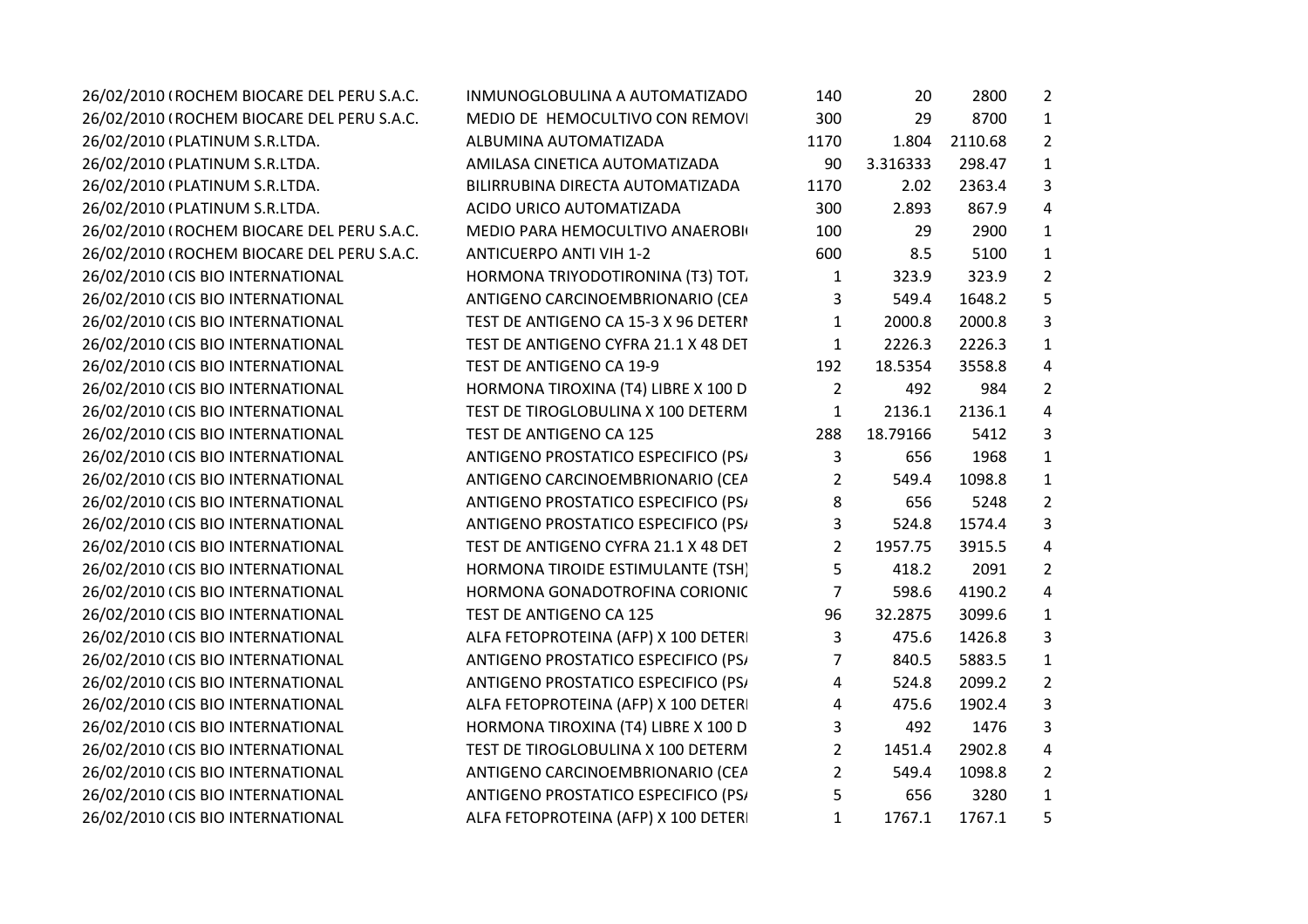| | | | | | | |
|---|---|---|---|---|---|---|
| 26/02/2010 ( | ROCHEM BIOCARE DEL PERU S.A.C. | INMUNOGLOBULINA A AUTOMATIZADO | 140 | 20 | 2800 | 2 |
| 26/02/2010 ( | ROCHEM BIOCARE DEL PERU S.A.C. | MEDIO DE HEMOCULTIVO CON REMOVI | 300 | 29 | 8700 | 1 |
| 26/02/2010 ( | PLATINUM S.R.LTDA. | ALBUMINA AUTOMATIZADA | 1170 | 1.804 | 2110.68 | 2 |
| 26/02/2010 ( | PLATINUM S.R.LTDA. | AMILASA CINETICA AUTOMATIZADA | 90 | 3.316333 | 298.47 | 1 |
| 26/02/2010 ( | PLATINUM S.R.LTDA. | BILIRRUBINA DIRECTA AUTOMATIZADA | 1170 | 2.02 | 2363.4 | 3 |
| 26/02/2010 ( | PLATINUM S.R.LTDA. | ACIDO URICO AUTOMATIZADA | 300 | 2.893 | 867.9 | 4 |
| 26/02/2010 ( | ROCHEM BIOCARE DEL PERU S.A.C. | MEDIO PARA HEMOCULTIVO ANAEROBI | 100 | 29 | 2900 | 1 |
| 26/02/2010 ( | ROCHEM BIOCARE DEL PERU S.A.C. | ANTICUERPO ANTI VIH 1-2 | 600 | 8.5 | 5100 | 1 |
| 26/02/2010 ( | CIS BIO INTERNATIONAL | HORMONA TRIYODOTIRONINA (T3) TOT | 1 | 323.9 | 323.9 | 2 |
| 26/02/2010 ( | CIS BIO INTERNATIONAL | ANTIGENO CARCINOEMBRIONARIO (CEA | 3 | 549.4 | 1648.2 | 5 |
| 26/02/2010 ( | CIS BIO INTERNATIONAL | TEST DE ANTIGENO CA 15-3 X 96 DETERI | 1 | 2000.8 | 2000.8 | 3 |
| 26/02/2010 ( | CIS BIO INTERNATIONAL | TEST DE ANTIGENO CYFRA 21.1 X 48 DET | 1 | 2226.3 | 2226.3 | 1 |
| 26/02/2010 ( | CIS BIO INTERNATIONAL | TEST DE ANTIGENO CA 19-9 | 192 | 18.5354 | 3558.8 | 4 |
| 26/02/2010 ( | CIS BIO INTERNATIONAL | HORMONA TIROXINA (T4) LIBRE X 100 D | 2 | 492 | 984 | 2 |
| 26/02/2010 ( | CIS BIO INTERNATIONAL | TEST DE TIROGLOBULINA X 100 DETERM | 1 | 2136.1 | 2136.1 | 4 |
| 26/02/2010 ( | CIS BIO INTERNATIONAL | TEST DE ANTIGENO CA 125 | 288 | 18.79166 | 5412 | 3 |
| 26/02/2010 ( | CIS BIO INTERNATIONAL | ANTIGENO PROSTATICO ESPECIFICO (PS | 3 | 656 | 1968 | 1 |
| 26/02/2010 ( | CIS BIO INTERNATIONAL | ANTIGENO CARCINOEMBRIONARIO (CEA | 2 | 549.4 | 1098.8 | 1 |
| 26/02/2010 ( | CIS BIO INTERNATIONAL | ANTIGENO PROSTATICO ESPECIFICO (PS | 8 | 656 | 5248 | 2 |
| 26/02/2010 ( | CIS BIO INTERNATIONAL | ANTIGENO PROSTATICO ESPECIFICO (PS | 3 | 524.8 | 1574.4 | 3 |
| 26/02/2010 ( | CIS BIO INTERNATIONAL | TEST DE ANTIGENO CYFRA 21.1 X 48 DET | 2 | 1957.75 | 3915.5 | 4 |
| 26/02/2010 ( | CIS BIO INTERNATIONAL | HORMONA TIROIDE ESTIMULANTE (TSH) | 5 | 418.2 | 2091 | 2 |
| 26/02/2010 ( | CIS BIO INTERNATIONAL | HORMONA GONADOTROFINA CORIONIC | 7 | 598.6 | 4190.2 | 4 |
| 26/02/2010 ( | CIS BIO INTERNATIONAL | TEST DE ANTIGENO CA 125 | 96 | 32.2875 | 3099.6 | 1 |
| 26/02/2010 ( | CIS BIO INTERNATIONAL | ALFA FETOPROTEINA (AFP) X 100 DETER | 3 | 475.6 | 1426.8 | 3 |
| 26/02/2010 ( | CIS BIO INTERNATIONAL | ANTIGENO PROSTATICO ESPECIFICO (PS | 7 | 840.5 | 5883.5 | 1 |
| 26/02/2010 ( | CIS BIO INTERNATIONAL | ANTIGENO PROSTATICO ESPECIFICO (PS | 4 | 524.8 | 2099.2 | 2 |
| 26/02/2010 ( | CIS BIO INTERNATIONAL | ALFA FETOPROTEINA (AFP) X 100 DETER | 4 | 475.6 | 1902.4 | 3 |
| 26/02/2010 ( | CIS BIO INTERNATIONAL | HORMONA TIROXINA (T4) LIBRE X 100 D | 3 | 492 | 1476 | 3 |
| 26/02/2010 ( | CIS BIO INTERNATIONAL | TEST DE TIROGLOBULINA X 100 DETERM | 2 | 1451.4 | 2902.8 | 4 |
| 26/02/2010 ( | CIS BIO INTERNATIONAL | ANTIGENO CARCINOEMBRIONARIO (CEA | 2 | 549.4 | 1098.8 | 2 |
| 26/02/2010 ( | CIS BIO INTERNATIONAL | ANTIGENO PROSTATICO ESPECIFICO (PS | 5 | 656 | 3280 | 1 |
| 26/02/2010 ( | CIS BIO INTERNATIONAL | ALFA FETOPROTEINA (AFP) X 100 DETER | 1 | 1767.1 | 1767.1 | 5 |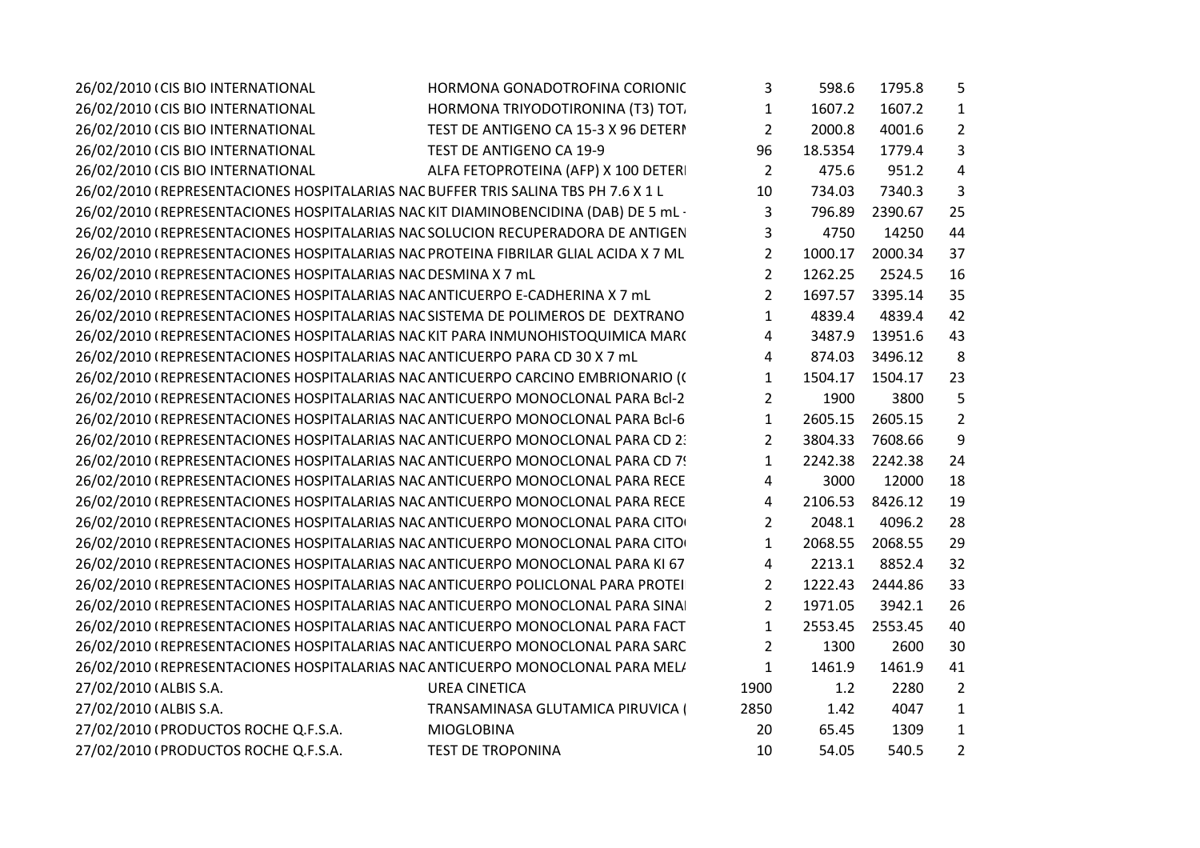| | | | | | | |
|---|---|---|---|---|---|---|
| 26/02/2010 ( | CIS BIO INTERNATIONAL | HORMONA GONADOTROFINA CORIONIC | 3 | 598.6 | 1795.8 | 5 |
| 26/02/2010 ( | CIS BIO INTERNATIONAL | HORMONA TRIYODOTIRONINA (T3) TOT. | 1 | 1607.2 | 1607.2 | 1 |
| 26/02/2010 ( | CIS BIO INTERNATIONAL | TEST DE ANTIGENO CA 15-3 X 96 DETERI | 2 | 2000.8 | 4001.6 | 2 |
| 26/02/2010 ( | CIS BIO INTERNATIONAL | TEST DE ANTIGENO CA 19-9 | 96 | 18.5354 | 1779.4 | 3 |
| 26/02/2010 ( | CIS BIO INTERNATIONAL | ALFA FETOPROTEINA (AFP) X 100 DETERI | 2 | 475.6 | 951.2 | 4 |
| 26/02/2010 ( | REPRESENTACIONES HOSPITALARIAS NAC | BUFFER TRIS SALINA TBS PH 7.6 X 1 L | 10 | 734.03 | 7340.3 | 3 |
| 26/02/2010 ( | REPRESENTACIONES HOSPITALARIAS NAC | KIT DIAMINOBENCIDINA (DAB) DE 5 mL - | 3 | 796.89 | 2390.67 | 25 |
| 26/02/2010 ( | REPRESENTACIONES HOSPITALARIAS NAC | SOLUCION RECUPERADORA DE ANTIGEN | 3 | 4750 | 14250 | 44 |
| 26/02/2010 ( | REPRESENTACIONES HOSPITALARIAS NAC | PROTEINA FIBRILAR GLIAL ACIDA X 7 ML | 2 | 1000.17 | 2000.34 | 37 |
| 26/02/2010 ( | REPRESENTACIONES HOSPITALARIAS NAC | DESMINA X 7 mL | 2 | 1262.25 | 2524.5 | 16 |
| 26/02/2010 ( | REPRESENTACIONES HOSPITALARIAS NAC | ANTICUERPO E-CADHERINA X 7 mL | 2 | 1697.57 | 3395.14 | 35 |
| 26/02/2010 ( | REPRESENTACIONES HOSPITALARIAS NAC | SISTEMA DE POLIMEROS DE DEXTRANO | 1 | 4839.4 | 4839.4 | 42 |
| 26/02/2010 ( | REPRESENTACIONES HOSPITALARIAS NAC | KIT PARA INMUNOHISTOQUIMICA MAR( | 4 | 3487.9 | 13951.6 | 43 |
| 26/02/2010 ( | REPRESENTACIONES HOSPITALARIAS NAC | ANTICUERPO PARA CD 30 X 7 mL | 4 | 874.03 | 3496.12 | 8 |
| 26/02/2010 ( | REPRESENTACIONES HOSPITALARIAS NAC | ANTICUERPO CARCINO EMBRIONARIO (( | 1 | 1504.17 | 1504.17 | 23 |
| 26/02/2010 ( | REPRESENTACIONES HOSPITALARIAS NAC | ANTICUERPO MONOCLONAL PARA Bcl-2 | 2 | 1900 | 3800 | 5 |
| 26/02/2010 ( | REPRESENTACIONES HOSPITALARIAS NAC | ANTICUERPO MONOCLONAL PARA Bcl-6 | 1 | 2605.15 | 2605.15 | 2 |
| 26/02/2010 ( | REPRESENTACIONES HOSPITALARIAS NAC | ANTICUERPO MONOCLONAL PARA CD 2: | 2 | 3804.33 | 7608.66 | 9 |
| 26/02/2010 ( | REPRESENTACIONES HOSPITALARIAS NAC | ANTICUERPO MONOCLONAL PARA CD 7! | 1 | 2242.38 | 2242.38 | 24 |
| 26/02/2010 ( | REPRESENTACIONES HOSPITALARIAS NAC | ANTICUERPO MONOCLONAL PARA RECE | 4 | 3000 | 12000 | 18 |
| 26/02/2010 ( | REPRESENTACIONES HOSPITALARIAS NAC | ANTICUERPO MONOCLONAL PARA RECE | 4 | 2106.53 | 8426.12 | 19 |
| 26/02/2010 ( | REPRESENTACIONES HOSPITALARIAS NAC | ANTICUERPO MONOCLONAL PARA CITO( | 2 | 2048.1 | 4096.2 | 28 |
| 26/02/2010 ( | REPRESENTACIONES HOSPITALARIAS NAC | ANTICUERPO MONOCLONAL PARA CITO( | 1 | 2068.55 | 2068.55 | 29 |
| 26/02/2010 ( | REPRESENTACIONES HOSPITALARIAS NAC | ANTICUERPO MONOCLONAL PARA KI 67 | 4 | 2213.1 | 8852.4 | 32 |
| 26/02/2010 ( | REPRESENTACIONES HOSPITALARIAS NAC | ANTICUERPO POLICLONAL PARA PROTEI | 2 | 1222.43 | 2444.86 | 33 |
| 26/02/2010 ( | REPRESENTACIONES HOSPITALARIAS NAC | ANTICUERPO MONOCLONAL PARA SINAI | 2 | 1971.05 | 3942.1 | 26 |
| 26/02/2010 ( | REPRESENTACIONES HOSPITALARIAS NAC | ANTICUERPO MONOCLONAL PARA FACT | 1 | 2553.45 | 2553.45 | 40 |
| 26/02/2010 ( | REPRESENTACIONES HOSPITALARIAS NAC | ANTICUERPO MONOCLONAL PARA SARC | 2 | 1300 | 2600 | 30 |
| 26/02/2010 ( | REPRESENTACIONES HOSPITALARIAS NAC | ANTICUERPO MONOCLONAL PARA MEL/ | 1 | 1461.9 | 1461.9 | 41 |
| 27/02/2010 ( | ALBIS S.A. | UREA CINETICA | 1900 | 1.2 | 2280 | 2 |
| 27/02/2010 ( | ALBIS S.A. | TRANSAMINASA GLUTAMICA PIRUVICA ( | 2850 | 1.42 | 4047 | 1 |
| 27/02/2010 ( | PRODUCTOS ROCHE Q.F.S.A. | MIOGLOBINA | 20 | 65.45 | 1309 | 1 |
| 27/02/2010 ( | PRODUCTOS ROCHE Q.F.S.A. | TEST DE TROPONINA | 10 | 54.05 | 540.5 | 2 |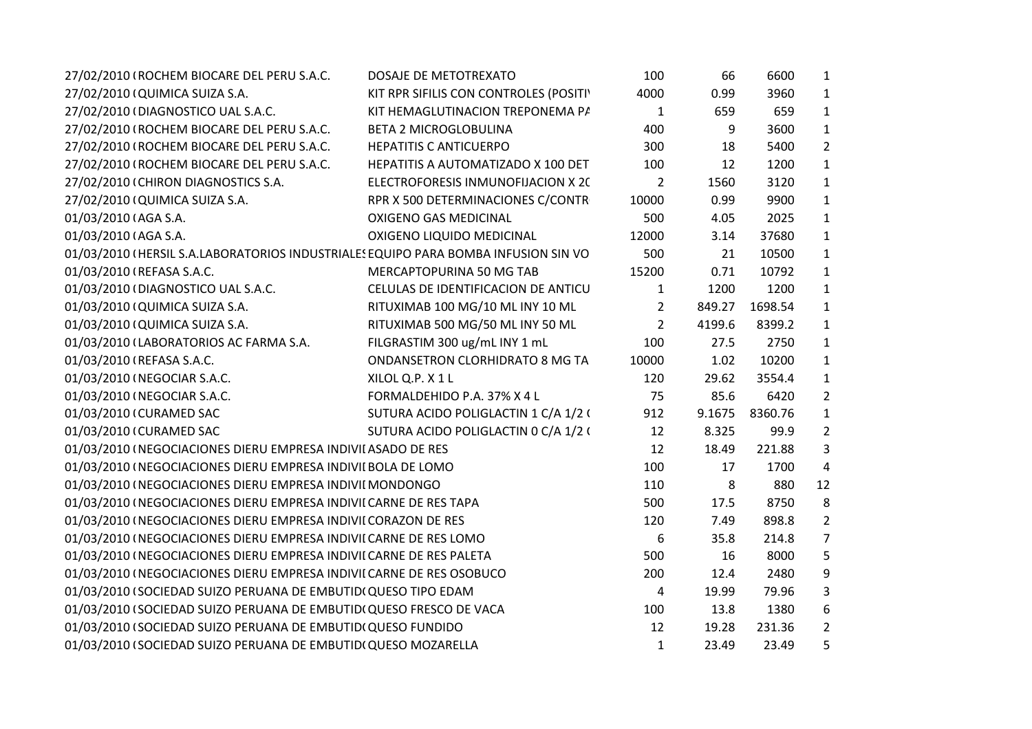| | | | | | | |
|---|---|---|---|---|---|---|
| 27/02/2010 ( | ROCHEM BIOCARE DEL PERU S.A.C. | DOSAJE DE METOTREXATO | 100 | 66 | 6600 | 1 |
| 27/02/2010 ( | QUIMICA SUIZA S.A. | KIT RPR SIFILIS CON CONTROLES (POSITI' | 4000 | 0.99 | 3960 | 1 |
| 27/02/2010 ( | DIAGNOSTICO UAL S.A.C. | KIT HEMAGLUTINACION TREPONEMA PA | 1 | 659 | 659 | 1 |
| 27/02/2010 ( | ROCHEM BIOCARE DEL PERU S.A.C. | BETA 2 MICROGLOBULINA | 400 | 9 | 3600 | 1 |
| 27/02/2010 ( | ROCHEM BIOCARE DEL PERU S.A.C. | HEPATITIS C ANTICUERPO | 300 | 18 | 5400 | 2 |
| 27/02/2010 ( | ROCHEM BIOCARE DEL PERU S.A.C. | HEPATITIS A AUTOMATIZADO X 100 DET | 100 | 12 | 1200 | 1 |
| 27/02/2010 ( | CHIRON DIAGNOSTICS S.A. | ELECTROFORESIS INMUNOFIJACION X 2( | 2 | 1560 | 3120 | 1 |
| 27/02/2010 ( | QUIMICA SUIZA S.A. | RPR X 500 DETERMINACIONES C/CONTR | 10000 | 0.99 | 9900 | 1 |
| 01/03/2010 ( | AGA S.A. | OXIGENO GAS MEDICINAL | 500 | 4.05 | 2025 | 1 |
| 01/03/2010 ( | AGA S.A. | OXIGENO LIQUIDO MEDICINAL | 12000 | 3.14 | 37680 | 1 |
| 01/03/2010 ( | HERSIL S.A.LABORATORIOS INDUSTRIALES | EQUIPO PARA BOMBA INFUSION SIN VO | 500 | 21 | 10500 | 1 |
| 01/03/2010 ( | REFASA S.A.C. | MERCAPTOPURINA 50 MG TAB | 15200 | 0.71 | 10792 | 1 |
| 01/03/2010 ( | DIAGNOSTICO UAL S.A.C. | CELULAS DE IDENTIFICACION DE ANTICU | 1 | 1200 | 1200 | 1 |
| 01/03/2010 ( | QUIMICA SUIZA S.A. | RITUXIMAB 100 MG/10 ML INY 10 ML | 2 | 849.27 | 1698.54 | 1 |
| 01/03/2010 ( | QUIMICA SUIZA S.A. | RITUXIMAB 500 MG/50 ML INY 50 ML | 2 | 4199.6 | 8399.2 | 1 |
| 01/03/2010 ( | LABORATORIOS AC FARMA S.A. | FILGRASTIM 300 ug/mL INY 1 mL | 100 | 27.5 | 2750 | 1 |
| 01/03/2010 ( | REFASA S.A.C. | ONDANSETRON CLORHIDRATO 8 MG TA | 10000 | 1.02 | 10200 | 1 |
| 01/03/2010 ( | NEGOCIAR S.A.C. | XILOL Q.P. X 1 L | 120 | 29.62 | 3554.4 | 1 |
| 01/03/2010 ( | NEGOCIAR S.A.C. | FORMALDEHIDO P.A. 37% X 4 L | 75 | 85.6 | 6420 | 2 |
| 01/03/2010 ( | CURAMED SAC | SUTURA ACIDO POLIGLACTIN 1 C/A 1/2 ( | 912 | 9.1675 | 8360.76 | 1 |
| 01/03/2010 ( | CURAMED SAC | SUTURA ACIDO POLIGLACTIN 0 C/A 1/2 ( | 12 | 8.325 | 99.9 | 2 |
| 01/03/2010 ( | NEGOCIACIONES DIERU EMPRESA INDIVI( | ASADO DE RES | 12 | 18.49 | 221.88 | 3 |
| 01/03/2010 ( | NEGOCIACIONES DIERU EMPRESA INDIVI( | BOLA DE LOMO | 100 | 17 | 1700 | 4 |
| 01/03/2010 ( | NEGOCIACIONES DIERU EMPRESA INDIVI( | MONDONGO | 110 | 8 | 880 | 12 |
| 01/03/2010 ( | NEGOCIACIONES DIERU EMPRESA INDIVI( | CARNE DE RES TAPA | 500 | 17.5 | 8750 | 8 |
| 01/03/2010 ( | NEGOCIACIONES DIERU EMPRESA INDIVI( | CORAZON DE RES | 120 | 7.49 | 898.8 | 2 |
| 01/03/2010 ( | NEGOCIACIONES DIERU EMPRESA INDIVI( | CARNE DE RES LOMO | 6 | 35.8 | 214.8 | 7 |
| 01/03/2010 ( | NEGOCIACIONES DIERU EMPRESA INDIVI( | CARNE DE RES PALETA | 500 | 16 | 8000 | 5 |
| 01/03/2010 ( | NEGOCIACIONES DIERU EMPRESA INDIVI( | CARNE DE RES OSOBUCO | 200 | 12.4 | 2480 | 9 |
| 01/03/2010 ( | SOCIEDAD SUIZO PERUANA DE EMBUTID( | QUESO TIPO EDAM | 4 | 19.99 | 79.96 | 3 |
| 01/03/2010 ( | SOCIEDAD SUIZO PERUANA DE EMBUTID( | QUESO FRESCO DE VACA | 100 | 13.8 | 1380 | 6 |
| 01/03/2010 ( | SOCIEDAD SUIZO PERUANA DE EMBUTID( | QUESO FUNDIDO | 12 | 19.28 | 231.36 | 2 |
| 01/03/2010 ( | SOCIEDAD SUIZO PERUANA DE EMBUTID( | QUESO MOZARELLA | 1 | 23.49 | 23.49 | 5 |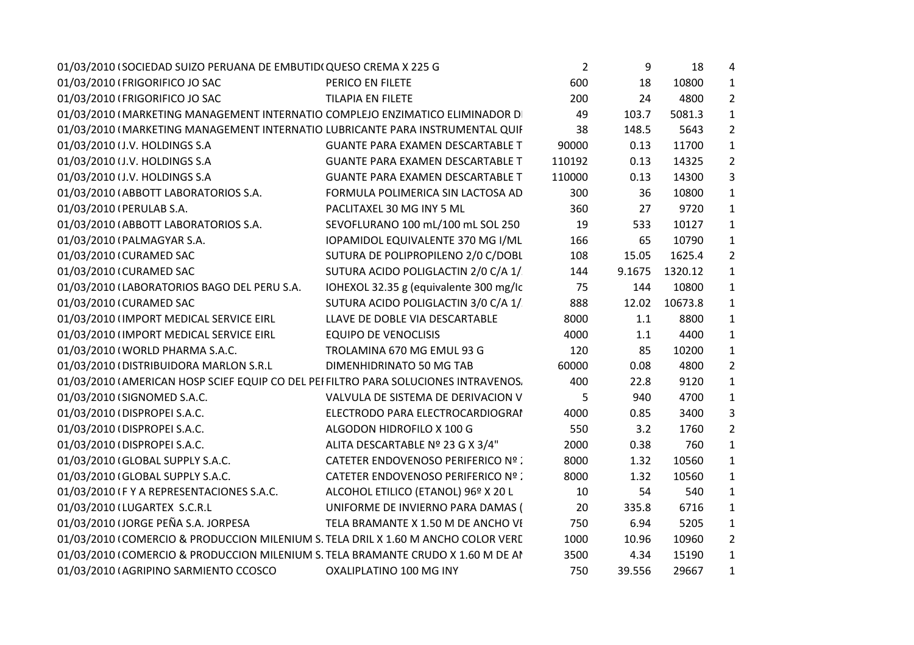| | | | | | |
|---|---|---|---|---|---|
| 01/03/2010 (SOCIEDAD SUIZO PERUANA DE EMBUTID( | QUESO CREMA X 225 G | 2 | 9 | 18 | 4 |
| 01/03/2010 (FRIGORIFICO JO SAC | PERICO EN FILETE | 600 | 18 | 10800 | 1 |
| 01/03/2010 (FRIGORIFICO JO SAC | TILAPIA EN FILETE | 200 | 24 | 4800 | 2 |
| 01/03/2010 (MARKETING MANAGEMENT INTERNATIO | COMPLEJO ENZIMATICO ELIMINADOR DI | 49 | 103.7 | 5081.3 | 1 |
| 01/03/2010 (MARKETING MANAGEMENT INTERNATIO | LUBRICANTE PARA INSTRUMENTAL QUIF | 38 | 148.5 | 5643 | 2 |
| 01/03/2010 (J.V. HOLDINGS S.A | GUANTE PARA EXAMEN DESCARTABLE T | 90000 | 0.13 | 11700 | 1 |
| 01/03/2010 (J.V. HOLDINGS S.A | GUANTE PARA EXAMEN DESCARTABLE T | 110192 | 0.13 | 14325 | 2 |
| 01/03/2010 (J.V. HOLDINGS S.A | GUANTE PARA EXAMEN DESCARTABLE T | 110000 | 0.13 | 14300 | 3 |
| 01/03/2010 (ABBOTT LABORATORIOS S.A. | FORMULA POLIMERICA SIN LACTOSA AD | 300 | 36 | 10800 | 1 |
| 01/03/2010 (PERULAB S.A. | PACLITAXEL 30 MG INY 5 ML | 360 | 27 | 9720 | 1 |
| 01/03/2010 (ABBOTT LABORATORIOS S.A. | SEVOFLURANO 100 mL/100 mL SOL 250 | 19 | 533 | 10127 | 1 |
| 01/03/2010 (PALMAGYAR S.A. | IOPAMIDOL EQUIVALENTE 370 MG I/ML | 166 | 65 | 10790 | 1 |
| 01/03/2010 (CURAMED SAC | SUTURA DE POLIPROPILENO 2/0 C/DOBL | 108 | 15.05 | 1625.4 | 2 |
| 01/03/2010 (CURAMED SAC | SUTURA ACIDO POLIGLACTIN 2/0 C/A 1/ | 144 | 9.1675 | 1320.12 | 1 |
| 01/03/2010 (LABORATORIOS BAGO DEL PERU S.A. | IOHEXOL 32.35 g (equivalente 300 mg/Ic | 75 | 144 | 10800 | 1 |
| 01/03/2010 (CURAMED SAC | SUTURA ACIDO POLIGLACTIN 3/0 C/A 1/ | 888 | 12.02 | 10673.8 | 1 |
| 01/03/2010 (IMPORT MEDICAL SERVICE EIRL | LLAVE DE DOBLE VIA DESCARTABLE | 8000 | 1.1 | 8800 | 1 |
| 01/03/2010 (IMPORT MEDICAL SERVICE EIRL | EQUIPO DE VENOCLISIS | 4000 | 1.1 | 4400 | 1 |
| 01/03/2010 (WORLD PHARMA S.A.C. | TROLAMINA 670 MG EMUL 93 G | 120 | 85 | 10200 | 1 |
| 01/03/2010 (DISTRIBUIDORA MARLON S.R.L | DIMENHIDRINATO 50 MG TAB | 60000 | 0.08 | 4800 | 2 |
| 01/03/2010 (AMERICAN HOSP SCIEF EQUIP CO DEL PEI | FILTRO PARA SOLUCIONES INTRAVENOS/ | 400 | 22.8 | 9120 | 1 |
| 01/03/2010 (SIGNOMED S.A.C. | VALVULA DE SISTEMA DE DERIVACION V | 5 | 940 | 4700 | 1 |
| 01/03/2010 (DISPROPEI S.A.C. | ELECTRODO PARA ELECTROCARDIOGRAI | 4000 | 0.85 | 3400 | 3 |
| 01/03/2010 (DISPROPEI S.A.C. | ALGODON HIDROFILO X 100 G | 550 | 3.2 | 1760 | 2 |
| 01/03/2010 (DISPROPEI S.A.C. | ALITA DESCARTABLE Nº 23 G X 3/4" | 2000 | 0.38 | 760 | 1 |
| 01/03/2010 (GLOBAL SUPPLY S.A.C. | CATETER ENDOVENOSO PERIFERICO Nº : | 8000 | 1.32 | 10560 | 1 |
| 01/03/2010 (GLOBAL SUPPLY S.A.C. | CATETER ENDOVENOSO PERIFERICO Nº : | 8000 | 1.32 | 10560 | 1 |
| 01/03/2010 (F Y A REPRESENTACIONES S.A.C. | ALCOHOL ETILICO (ETANOL) 96º X 20 L | 10 | 54 | 540 | 1 |
| 01/03/2010 (LUGARTEX S.C.R.L | UNIFORME DE INVIERNO PARA DAMAS ( | 20 | 335.8 | 6716 | 1 |
| 01/03/2010 (JORGE PEÑA S.A. JORPESA | TELA BRAMANTE X 1.50 M DE ANCHO VI | 750 | 6.94 | 5205 | 1 |
| 01/03/2010 (COMERCIO & PRODUCCION MILENIUM S. | TELA DRIL X 1.60 M ANCHO COLOR VERD | 1000 | 10.96 | 10960 | 2 |
| 01/03/2010 (COMERCIO & PRODUCCION MILENIUM S. | TELA BRAMANTE CRUDO X 1.60 M DE AI | 3500 | 4.34 | 15190 | 1 |
| 01/03/2010 (AGRIPINO SARMIENTO CCOSCO | OXALIPLATINO 100 MG INY | 750 | 39.556 | 29667 | 1 |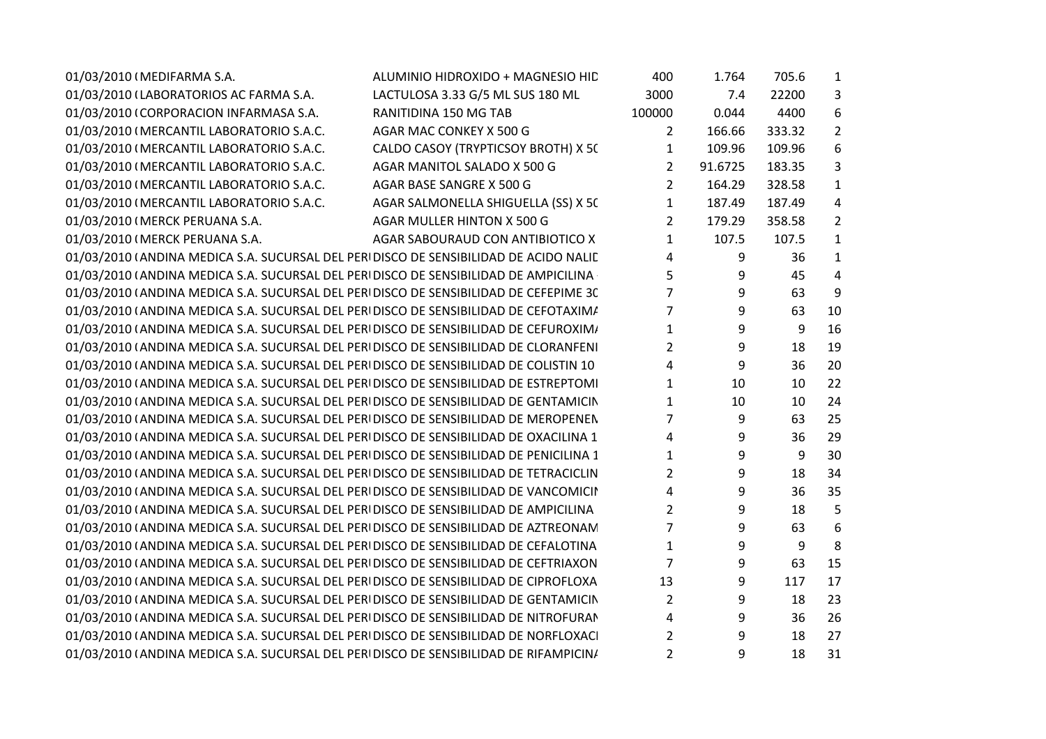| | | | | | | |
|---|---|---|---|---|---|---|
| 01/03/2010 ( | MEDIFARMA S.A. | ALUMINIO HIDROXIDO + MAGNESIO HID | 400 | 1.764 | 705.6 | 1 |
| 01/03/2010 ( | LABORATORIOS AC FARMA S.A. | LACTULOSA 3.33 G/5 ML SUS 180 ML | 3000 | 7.4 | 22200 | 3 |
| 01/03/2010 ( | CORPORACION INFARMASA S.A. | RANITIDINA 150 MG TAB | 100000 | 0.044 | 4400 | 6 |
| 01/03/2010 ( | MERCANTIL LABORATORIO S.A.C. | AGAR MAC CONKEY X 500 G | 2 | 166.66 | 333.32 | 2 |
| 01/03/2010 ( | MERCANTIL LABORATORIO S.A.C. | CALDO CASOY (TRYPTICSOY BROTH) X 5C | 1 | 109.96 | 109.96 | 6 |
| 01/03/2010 ( | MERCANTIL LABORATORIO S.A.C. | AGAR MANITOL SALADO X 500 G | 2 | 91.6725 | 183.35 | 3 |
| 01/03/2010 ( | MERCANTIL LABORATORIO S.A.C. | AGAR BASE SANGRE X 500 G | 2 | 164.29 | 328.58 | 1 |
| 01/03/2010 ( | MERCANTIL LABORATORIO S.A.C. | AGAR SALMONELLA SHIGUELLA (SS) X 5C | 1 | 187.49 | 187.49 | 4 |
| 01/03/2010 ( | MERCK PERUANA S.A. | AGAR MULLER HINTON X 500 G | 2 | 179.29 | 358.58 | 2 |
| 01/03/2010 ( | MERCK PERUANA S.A. | AGAR SABOURAUD CON ANTIBIOTICO X | 1 | 107.5 | 107.5 | 1 |
| 01/03/2010 ( | ANDINA MEDICA S.A. SUCURSAL DEL PERI | DISCO DE SENSIBILIDAD DE ACIDO NALIC | 4 | 9 | 36 | 1 |
| 01/03/2010 ( | ANDINA MEDICA S.A. SUCURSAL DEL PERI | DISCO DE SENSIBILIDAD DE AMPICILINA | 5 | 9 | 45 | 4 |
| 01/03/2010 ( | ANDINA MEDICA S.A. SUCURSAL DEL PERI | DISCO DE SENSIBILIDAD DE CEFEPIME 3C | 7 | 9 | 63 | 9 |
| 01/03/2010 ( | ANDINA MEDICA S.A. SUCURSAL DEL PERI | DISCO DE SENSIBILIDAD DE CEFOTAXIMA | 7 | 9 | 63 | 10 |
| 01/03/2010 ( | ANDINA MEDICA S.A. SUCURSAL DEL PERI | DISCO DE SENSIBILIDAD DE CEFUROXIMA | 1 | 9 | 9 | 16 |
| 01/03/2010 ( | ANDINA MEDICA S.A. SUCURSAL DEL PERI | DISCO DE SENSIBILIDAD DE CLORANFENI | 2 | 9 | 18 | 19 |
| 01/03/2010 ( | ANDINA MEDICA S.A. SUCURSAL DEL PERI | DISCO DE SENSIBILIDAD DE COLISTIN 10 | 4 | 9 | 36 | 20 |
| 01/03/2010 ( | ANDINA MEDICA S.A. SUCURSAL DEL PERI | DISCO DE SENSIBILIDAD DE ESTREPTOMI | 1 | 10 | 10 | 22 |
| 01/03/2010 ( | ANDINA MEDICA S.A. SUCURSAL DEL PERI | DISCO DE SENSIBILIDAD DE GENTAMICIN | 1 | 10 | 10 | 24 |
| 01/03/2010 ( | ANDINA MEDICA S.A. SUCURSAL DEL PERI | DISCO DE SENSIBILIDAD DE MEROPENEN | 7 | 9 | 63 | 25 |
| 01/03/2010 ( | ANDINA MEDICA S.A. SUCURSAL DEL PERI | DISCO DE SENSIBILIDAD DE OXACILINA 1 | 4 | 9 | 36 | 29 |
| 01/03/2010 ( | ANDINA MEDICA S.A. SUCURSAL DEL PERI | DISCO DE SENSIBILIDAD DE PENICILINA 1 | 1 | 9 | 9 | 30 |
| 01/03/2010 ( | ANDINA MEDICA S.A. SUCURSAL DEL PERI | DISCO DE SENSIBILIDAD DE TETRACICLIN | 2 | 9 | 18 | 34 |
| 01/03/2010 ( | ANDINA MEDICA S.A. SUCURSAL DEL PERI | DISCO DE SENSIBILIDAD DE VANCOMICIN | 4 | 9 | 36 | 35 |
| 01/03/2010 ( | ANDINA MEDICA S.A. SUCURSAL DEL PERI | DISCO DE SENSIBILIDAD DE AMPICILINA | 2 | 9 | 18 | 5 |
| 01/03/2010 ( | ANDINA MEDICA S.A. SUCURSAL DEL PERI | DISCO DE SENSIBILIDAD DE AZTREONAM | 7 | 9 | 63 | 6 |
| 01/03/2010 ( | ANDINA MEDICA S.A. SUCURSAL DEL PERI | DISCO DE SENSIBILIDAD DE CEFALOTINA | 1 | 9 | 9 | 8 |
| 01/03/2010 ( | ANDINA MEDICA S.A. SUCURSAL DEL PERI | DISCO DE SENSIBILIDAD DE CEFTRIAXON | 7 | 9 | 63 | 15 |
| 01/03/2010 ( | ANDINA MEDICA S.A. SUCURSAL DEL PERI | DISCO DE SENSIBILIDAD DE CIPROFLOXA | 13 | 9 | 117 | 17 |
| 01/03/2010 ( | ANDINA MEDICA S.A. SUCURSAL DEL PERI | DISCO DE SENSIBILIDAD DE GENTAMICIN | 2 | 9 | 18 | 23 |
| 01/03/2010 ( | ANDINA MEDICA S.A. SUCURSAL DEL PERI | DISCO DE SENSIBILIDAD DE NITROFURAN | 4 | 9 | 36 | 26 |
| 01/03/2010 ( | ANDINA MEDICA S.A. SUCURSAL DEL PERI | DISCO DE SENSIBILIDAD DE NORFLOXACI | 2 | 9 | 18 | 27 |
| 01/03/2010 ( | ANDINA MEDICA S.A. SUCURSAL DEL PERI | DISCO DE SENSIBILIDAD DE RIFAMPICINA | 2 | 9 | 18 | 31 |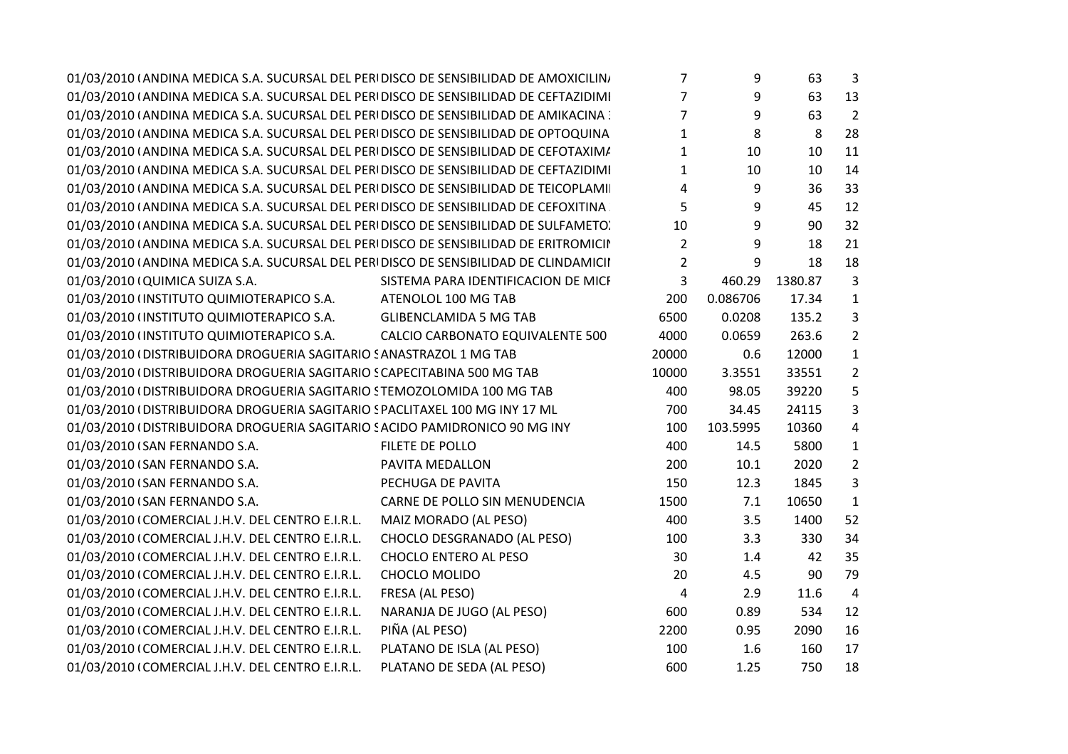| | | | | | | |
|---|---|---|---|---|---|---|
| 01/03/2010 ( | ANDINA MEDICA S.A. SUCURSAL DEL PERI | DISCO DE SENSIBILIDAD DE AMOXICILIN/ | 7 | 9 | 63 | 3 |
| 01/03/2010 ( | ANDINA MEDICA S.A. SUCURSAL DEL PERI | DISCO DE SENSIBILIDAD DE CEFTAZIDIMI | 7 | 9 | 63 | 13 |
| 01/03/2010 ( | ANDINA MEDICA S.A. SUCURSAL DEL PERI | DISCO DE SENSIBILIDAD DE AMIKACINA : | 7 | 9 | 63 | 2 |
| 01/03/2010 ( | ANDINA MEDICA S.A. SUCURSAL DEL PERI | DISCO DE SENSIBILIDAD DE OPTOQUINA | 1 | 8 | 8 | 28 |
| 01/03/2010 ( | ANDINA MEDICA S.A. SUCURSAL DEL PERI | DISCO DE SENSIBILIDAD DE CEFOTAXIM/ | 1 | 10 | 10 | 11 |
| 01/03/2010 ( | ANDINA MEDICA S.A. SUCURSAL DEL PERI | DISCO DE SENSIBILIDAD DE CEFTAZIDIMI | 1 | 10 | 10 | 14 |
| 01/03/2010 ( | ANDINA MEDICA S.A. SUCURSAL DEL PERI | DISCO DE SENSIBILIDAD DE TEICOPLAMII | 4 | 9 | 36 | 33 |
| 01/03/2010 ( | ANDINA MEDICA S.A. SUCURSAL DEL PERI | DISCO DE SENSIBILIDAD DE CEFOXITINA : | 5 | 9 | 45 | 12 |
| 01/03/2010 ( | ANDINA MEDICA S.A. SUCURSAL DEL PERI | DISCO DE SENSIBILIDAD DE SULFAMETO) | 10 | 9 | 90 | 32 |
| 01/03/2010 ( | ANDINA MEDICA S.A. SUCURSAL DEL PERI | DISCO DE SENSIBILIDAD DE ERITROMICIN | 2 | 9 | 18 | 21 |
| 01/03/2010 ( | ANDINA MEDICA S.A. SUCURSAL DEL PERI | DISCO DE SENSIBILIDAD DE CLINDAMICII | 2 | 9 | 18 | 18 |
| 01/03/2010 ( | QUIMICA SUIZA S.A. | SISTEMA PARA IDENTIFICACION DE MICF | 3 | 460.29 | 1380.87 | 3 |
| 01/03/2010 ( | INSTITUTO QUIMIOTERAPICO S.A. | ATENOLOL 100 MG TAB | 200 | 0.086706 | 17.34 | 1 |
| 01/03/2010 ( | INSTITUTO QUIMIOTERAPICO S.A. | GLIBENCLAMIDA 5 MG TAB | 6500 | 0.0208 | 135.2 | 3 |
| 01/03/2010 ( | INSTITUTO QUIMIOTERAPICO S.A. | CALCIO CARBONATO EQUIVALENTE 500 | 4000 | 0.0659 | 263.6 | 2 |
| 01/03/2010 ( | DISTRIBUIDORA DROGUERIA SAGITARIO S | ANASTRAZOL 1 MG TAB | 20000 | 0.6 | 12000 | 1 |
| 01/03/2010 ( | DISTRIBUIDORA DROGUERIA SAGITARIO S | CAPECITABINA 500 MG TAB | 10000 | 3.3551 | 33551 | 2 |
| 01/03/2010 ( | DISTRIBUIDORA DROGUERIA SAGITARIO S | TEMOZOLOMIDA 100 MG TAB | 400 | 98.05 | 39220 | 5 |
| 01/03/2010 ( | DISTRIBUIDORA DROGUERIA SAGITARIO S | PACLITAXEL 100 MG INY 17 ML | 700 | 34.45 | 24115 | 3 |
| 01/03/2010 ( | DISTRIBUIDORA DROGUERIA SAGITARIO S | ACIDO PAMIDRONICO 90 MG INY | 100 | 103.5995 | 10360 | 4 |
| 01/03/2010 ( | SAN FERNANDO S.A. | FILETE DE POLLO | 400 | 14.5 | 5800 | 1 |
| 01/03/2010 ( | SAN FERNANDO S.A. | PAVITA MEDALLON | 200 | 10.1 | 2020 | 2 |
| 01/03/2010 ( | SAN FERNANDO S.A. | PECHUGA DE PAVITA | 150 | 12.3 | 1845 | 3 |
| 01/03/2010 ( | SAN FERNANDO S.A. | CARNE DE POLLO SIN MENUDENCIA | 1500 | 7.1 | 10650 | 1 |
| 01/03/2010 ( | COMERCIAL J.H.V. DEL CENTRO E.I.R.L. | MAIZ MORADO (AL PESO) | 400 | 3.5 | 1400 | 52 |
| 01/03/2010 ( | COMERCIAL J.H.V. DEL CENTRO E.I.R.L. | CHOCLO DESGRANADO (AL PESO) | 100 | 3.3 | 330 | 34 |
| 01/03/2010 ( | COMERCIAL J.H.V. DEL CENTRO E.I.R.L. | CHOCLO ENTERO AL PESO | 30 | 1.4 | 42 | 35 |
| 01/03/2010 ( | COMERCIAL J.H.V. DEL CENTRO E.I.R.L. | CHOCLO MOLIDO | 20 | 4.5 | 90 | 79 |
| 01/03/2010 ( | COMERCIAL J.H.V. DEL CENTRO E.I.R.L. | FRESA (AL PESO) | 4 | 2.9 | 11.6 | 4 |
| 01/03/2010 ( | COMERCIAL J.H.V. DEL CENTRO E.I.R.L. | NARANJA DE JUGO (AL PESO) | 600 | 0.89 | 534 | 12 |
| 01/03/2010 ( | COMERCIAL J.H.V. DEL CENTRO E.I.R.L. | PIÑA (AL PESO) | 2200 | 0.95 | 2090 | 16 |
| 01/03/2010 ( | COMERCIAL J.H.V. DEL CENTRO E.I.R.L. | PLATANO DE ISLA (AL PESO) | 100 | 1.6 | 160 | 17 |
| 01/03/2010 ( | COMERCIAL J.H.V. DEL CENTRO E.I.R.L. | PLATANO DE SEDA (AL PESO) | 600 | 1.25 | 750 | 18 |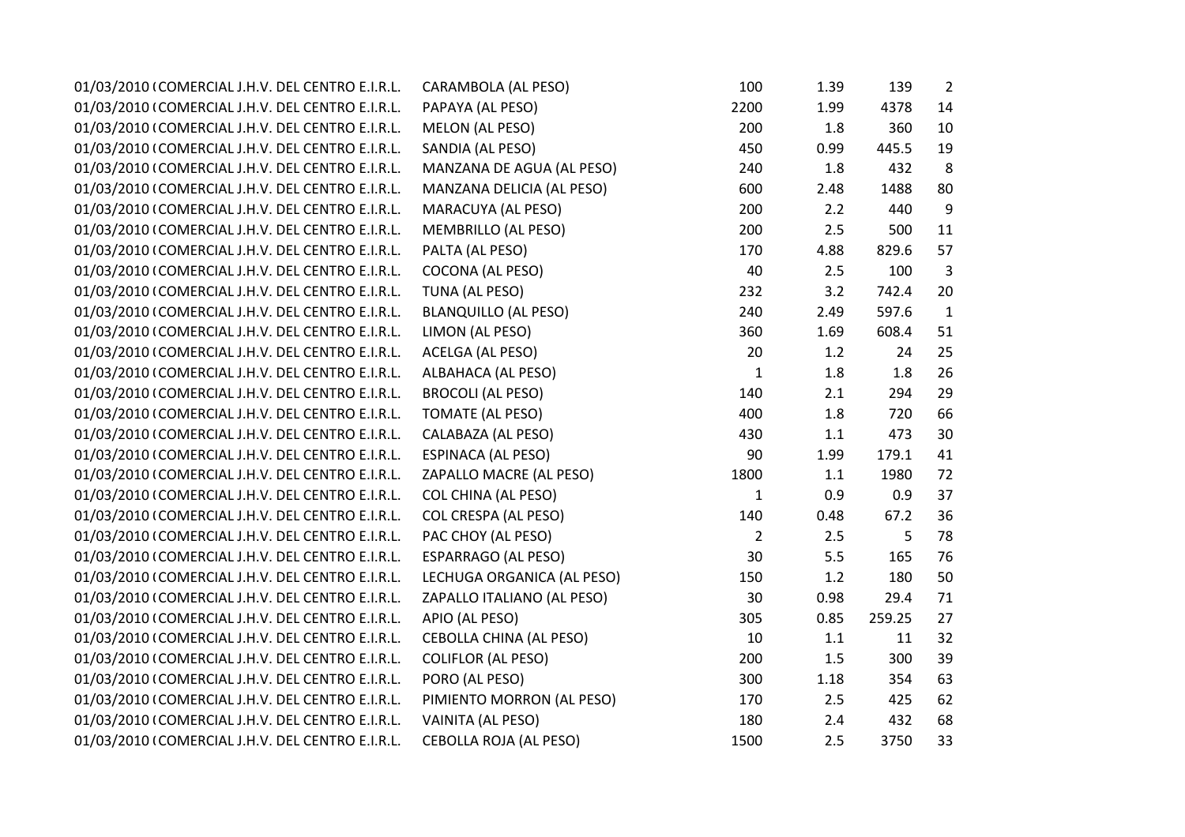| | | | | | | |
|---|---|---|---|---|---|---|
| 01/03/2010 ( | COMERCIAL J.H.V. DEL CENTRO E.I.R.L. | CARAMBOLA (AL PESO) | 100 | 1.39 | 139 | 2 |
| 01/03/2010 ( | COMERCIAL J.H.V. DEL CENTRO E.I.R.L. | PAPAYA (AL PESO) | 2200 | 1.99 | 4378 | 14 |
| 01/03/2010 ( | COMERCIAL J.H.V. DEL CENTRO E.I.R.L. | MELON (AL PESO) | 200 | 1.8 | 360 | 10 |
| 01/03/2010 ( | COMERCIAL J.H.V. DEL CENTRO E.I.R.L. | SANDIA (AL PESO) | 450 | 0.99 | 445.5 | 19 |
| 01/03/2010 ( | COMERCIAL J.H.V. DEL CENTRO E.I.R.L. | MANZANA DE AGUA (AL PESO) | 240 | 1.8 | 432 | 8 |
| 01/03/2010 ( | COMERCIAL J.H.V. DEL CENTRO E.I.R.L. | MANZANA DELICIA (AL PESO) | 600 | 2.48 | 1488 | 80 |
| 01/03/2010 ( | COMERCIAL J.H.V. DEL CENTRO E.I.R.L. | MARACUYA (AL PESO) | 200 | 2.2 | 440 | 9 |
| 01/03/2010 ( | COMERCIAL J.H.V. DEL CENTRO E.I.R.L. | MEMBRILLO (AL PESO) | 200 | 2.5 | 500 | 11 |
| 01/03/2010 ( | COMERCIAL J.H.V. DEL CENTRO E.I.R.L. | PALTA (AL PESO) | 170 | 4.88 | 829.6 | 57 |
| 01/03/2010 ( | COMERCIAL J.H.V. DEL CENTRO E.I.R.L. | COCONA (AL PESO) | 40 | 2.5 | 100 | 3 |
| 01/03/2010 ( | COMERCIAL J.H.V. DEL CENTRO E.I.R.L. | TUNA (AL PESO) | 232 | 3.2 | 742.4 | 20 |
| 01/03/2010 ( | COMERCIAL J.H.V. DEL CENTRO E.I.R.L. | BLANQUILLO (AL PESO) | 240 | 2.49 | 597.6 | 1 |
| 01/03/2010 ( | COMERCIAL J.H.V. DEL CENTRO E.I.R.L. | LIMON (AL PESO) | 360 | 1.69 | 608.4 | 51 |
| 01/03/2010 ( | COMERCIAL J.H.V. DEL CENTRO E.I.R.L. | ACELGA (AL PESO) | 20 | 1.2 | 24 | 25 |
| 01/03/2010 ( | COMERCIAL J.H.V. DEL CENTRO E.I.R.L. | ALBAHACA (AL PESO) | 1 | 1.8 | 1.8 | 26 |
| 01/03/2010 ( | COMERCIAL J.H.V. DEL CENTRO E.I.R.L. | BROCOLI (AL PESO) | 140 | 2.1 | 294 | 29 |
| 01/03/2010 ( | COMERCIAL J.H.V. DEL CENTRO E.I.R.L. | TOMATE (AL PESO) | 400 | 1.8 | 720 | 66 |
| 01/03/2010 ( | COMERCIAL J.H.V. DEL CENTRO E.I.R.L. | CALABAZA (AL PESO) | 430 | 1.1 | 473 | 30 |
| 01/03/2010 ( | COMERCIAL J.H.V. DEL CENTRO E.I.R.L. | ESPINACA (AL PESO) | 90 | 1.99 | 179.1 | 41 |
| 01/03/2010 ( | COMERCIAL J.H.V. DEL CENTRO E.I.R.L. | ZAPALLO MACRE (AL PESO) | 1800 | 1.1 | 1980 | 72 |
| 01/03/2010 ( | COMERCIAL J.H.V. DEL CENTRO E.I.R.L. | COL CHINA (AL PESO) | 1 | 0.9 | 0.9 | 37 |
| 01/03/2010 ( | COMERCIAL J.H.V. DEL CENTRO E.I.R.L. | COL CRESPA (AL PESO) | 140 | 0.48 | 67.2 | 36 |
| 01/03/2010 ( | COMERCIAL J.H.V. DEL CENTRO E.I.R.L. | PAC CHOY (AL PESO) | 2 | 2.5 | 5 | 78 |
| 01/03/2010 ( | COMERCIAL J.H.V. DEL CENTRO E.I.R.L. | ESPARRAGO (AL PESO) | 30 | 5.5 | 165 | 76 |
| 01/03/2010 ( | COMERCIAL J.H.V. DEL CENTRO E.I.R.L. | LECHUGA ORGANICA (AL PESO) | 150 | 1.2 | 180 | 50 |
| 01/03/2010 ( | COMERCIAL J.H.V. DEL CENTRO E.I.R.L. | ZAPALLO ITALIANO (AL PESO) | 30 | 0.98 | 29.4 | 71 |
| 01/03/2010 ( | COMERCIAL J.H.V. DEL CENTRO E.I.R.L. | APIO (AL PESO) | 305 | 0.85 | 259.25 | 27 |
| 01/03/2010 ( | COMERCIAL J.H.V. DEL CENTRO E.I.R.L. | CEBOLLA CHINA (AL PESO) | 10 | 1.1 | 11 | 32 |
| 01/03/2010 ( | COMERCIAL J.H.V. DEL CENTRO E.I.R.L. | COLIFLOR (AL PESO) | 200 | 1.5 | 300 | 39 |
| 01/03/2010 ( | COMERCIAL J.H.V. DEL CENTRO E.I.R.L. | PORO (AL PESO) | 300 | 1.18 | 354 | 63 |
| 01/03/2010 ( | COMERCIAL J.H.V. DEL CENTRO E.I.R.L. | PIMIENTO MORRON (AL PESO) | 170 | 2.5 | 425 | 62 |
| 01/03/2010 ( | COMERCIAL J.H.V. DEL CENTRO E.I.R.L. | VAINITA (AL PESO) | 180 | 2.4 | 432 | 68 |
| 01/03/2010 ( | COMERCIAL J.H.V. DEL CENTRO E.I.R.L. | CEBOLLA ROJA (AL PESO) | 1500 | 2.5 | 3750 | 33 |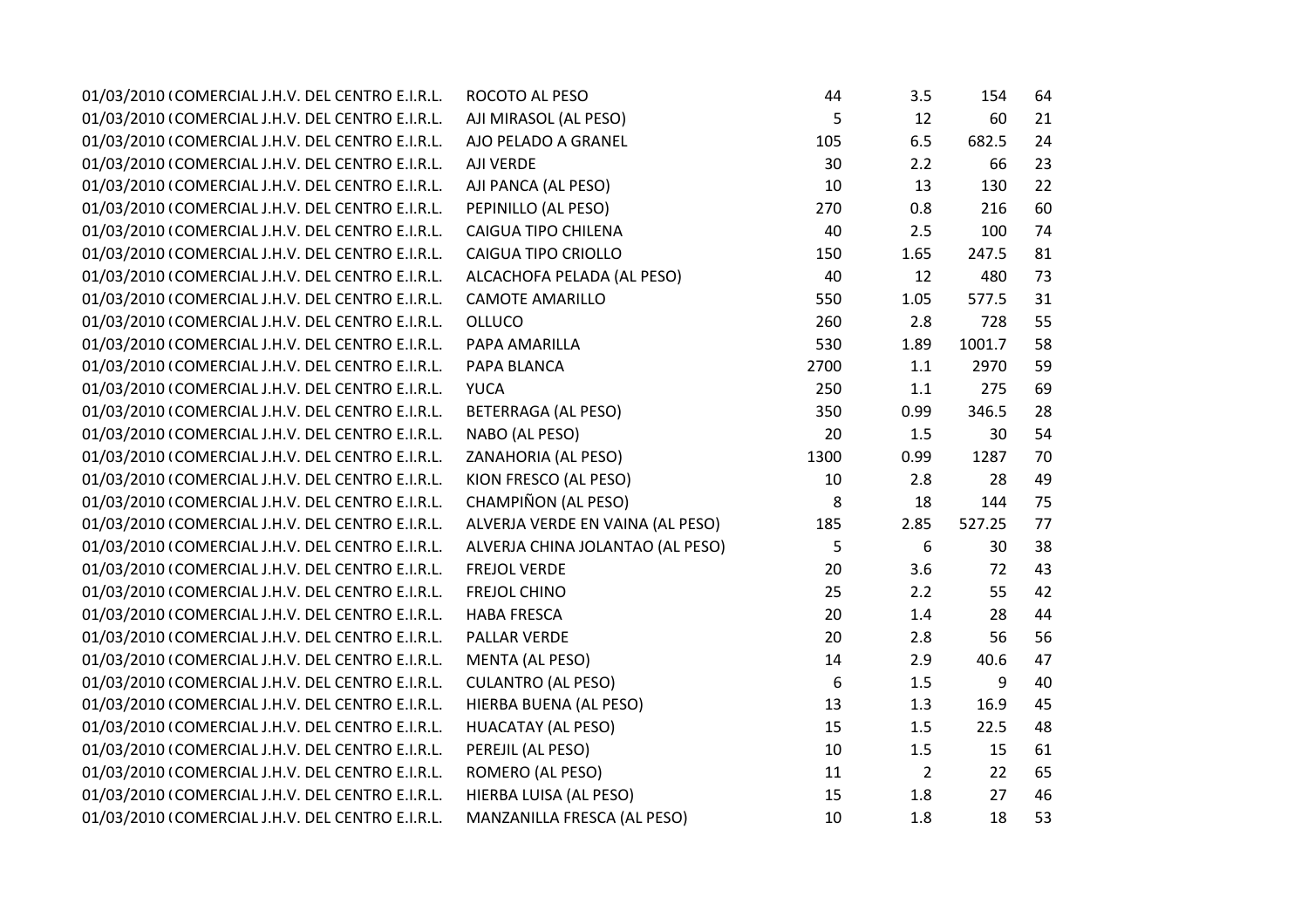| | | | | | | |
|---|---|---|---|---|---|---|
| 01/03/2010 ( | COMERCIAL J.H.V. DEL CENTRO E.I.R.L. | ROCOTO AL PESO | 44 | 3.5 | 154 | 64 |
| 01/03/2010 ( | COMERCIAL J.H.V. DEL CENTRO E.I.R.L. | AJI MIRASOL (AL PESO) | 5 | 12 | 60 | 21 |
| 01/03/2010 ( | COMERCIAL J.H.V. DEL CENTRO E.I.R.L. | AJO PELADO A GRANEL | 105 | 6.5 | 682.5 | 24 |
| 01/03/2010 ( | COMERCIAL J.H.V. DEL CENTRO E.I.R.L. | AJI VERDE | 30 | 2.2 | 66 | 23 |
| 01/03/2010 ( | COMERCIAL J.H.V. DEL CENTRO E.I.R.L. | AJI PANCA (AL PESO) | 10 | 13 | 130 | 22 |
| 01/03/2010 ( | COMERCIAL J.H.V. DEL CENTRO E.I.R.L. | PEPINILLO (AL PESO) | 270 | 0.8 | 216 | 60 |
| 01/03/2010 ( | COMERCIAL J.H.V. DEL CENTRO E.I.R.L. | CAIGUA TIPO CHILENA | 40 | 2.5 | 100 | 74 |
| 01/03/2010 ( | COMERCIAL J.H.V. DEL CENTRO E.I.R.L. | CAIGUA TIPO CRIOLLO | 150 | 1.65 | 247.5 | 81 |
| 01/03/2010 ( | COMERCIAL J.H.V. DEL CENTRO E.I.R.L. | ALCACHOFA PELADA (AL PESO) | 40 | 12 | 480 | 73 |
| 01/03/2010 ( | COMERCIAL J.H.V. DEL CENTRO E.I.R.L. | CAMOTE AMARILLO | 550 | 1.05 | 577.5 | 31 |
| 01/03/2010 ( | COMERCIAL J.H.V. DEL CENTRO E.I.R.L. | OLLUCO | 260 | 2.8 | 728 | 55 |
| 01/03/2010 ( | COMERCIAL J.H.V. DEL CENTRO E.I.R.L. | PAPA AMARILLA | 530 | 1.89 | 1001.7 | 58 |
| 01/03/2010 ( | COMERCIAL J.H.V. DEL CENTRO E.I.R.L. | PAPA BLANCA | 2700 | 1.1 | 2970 | 59 |
| 01/03/2010 ( | COMERCIAL J.H.V. DEL CENTRO E.I.R.L. | YUCA | 250 | 1.1 | 275 | 69 |
| 01/03/2010 ( | COMERCIAL J.H.V. DEL CENTRO E.I.R.L. | BETERRAGA (AL PESO) | 350 | 0.99 | 346.5 | 28 |
| 01/03/2010 ( | COMERCIAL J.H.V. DEL CENTRO E.I.R.L. | NABO (AL PESO) | 20 | 1.5 | 30 | 54 |
| 01/03/2010 ( | COMERCIAL J.H.V. DEL CENTRO E.I.R.L. | ZANAHORIA (AL PESO) | 1300 | 0.99 | 1287 | 70 |
| 01/03/2010 ( | COMERCIAL J.H.V. DEL CENTRO E.I.R.L. | KION FRESCO (AL PESO) | 10 | 2.8 | 28 | 49 |
| 01/03/2010 ( | COMERCIAL J.H.V. DEL CENTRO E.I.R.L. | CHAMPIÑON (AL PESO) | 8 | 18 | 144 | 75 |
| 01/03/2010 ( | COMERCIAL J.H.V. DEL CENTRO E.I.R.L. | ALVERJA VERDE EN VAINA (AL PESO) | 185 | 2.85 | 527.25 | 77 |
| 01/03/2010 ( | COMERCIAL J.H.V. DEL CENTRO E.I.R.L. | ALVERJA CHINA JOLANTAO (AL PESO) | 5 | 6 | 30 | 38 |
| 01/03/2010 ( | COMERCIAL J.H.V. DEL CENTRO E.I.R.L. | FREJOL VERDE | 20 | 3.6 | 72 | 43 |
| 01/03/2010 ( | COMERCIAL J.H.V. DEL CENTRO E.I.R.L. | FREJOL CHINO | 25 | 2.2 | 55 | 42 |
| 01/03/2010 ( | COMERCIAL J.H.V. DEL CENTRO E.I.R.L. | HABA FRESCA | 20 | 1.4 | 28 | 44 |
| 01/03/2010 ( | COMERCIAL J.H.V. DEL CENTRO E.I.R.L. | PALLAR VERDE | 20 | 2.8 | 56 | 56 |
| 01/03/2010 ( | COMERCIAL J.H.V. DEL CENTRO E.I.R.L. | MENTA (AL PESO) | 14 | 2.9 | 40.6 | 47 |
| 01/03/2010 ( | COMERCIAL J.H.V. DEL CENTRO E.I.R.L. | CULANTRO (AL PESO) | 6 | 1.5 | 9 | 40 |
| 01/03/2010 ( | COMERCIAL J.H.V. DEL CENTRO E.I.R.L. | HIERBA BUENA (AL PESO) | 13 | 1.3 | 16.9 | 45 |
| 01/03/2010 ( | COMERCIAL J.H.V. DEL CENTRO E.I.R.L. | HUACATAY (AL PESO) | 15 | 1.5 | 22.5 | 48 |
| 01/03/2010 ( | COMERCIAL J.H.V. DEL CENTRO E.I.R.L. | PEREJIL (AL PESO) | 10 | 1.5 | 15 | 61 |
| 01/03/2010 ( | COMERCIAL J.H.V. DEL CENTRO E.I.R.L. | ROMERO (AL PESO) | 11 | 2 | 22 | 65 |
| 01/03/2010 ( | COMERCIAL J.H.V. DEL CENTRO E.I.R.L. | HIERBA LUISA (AL PESO) | 15 | 1.8 | 27 | 46 |
| 01/03/2010 ( | COMERCIAL J.H.V. DEL CENTRO E.I.R.L. | MANZANILLA FRESCA (AL PESO) | 10 | 1.8 | 18 | 53 |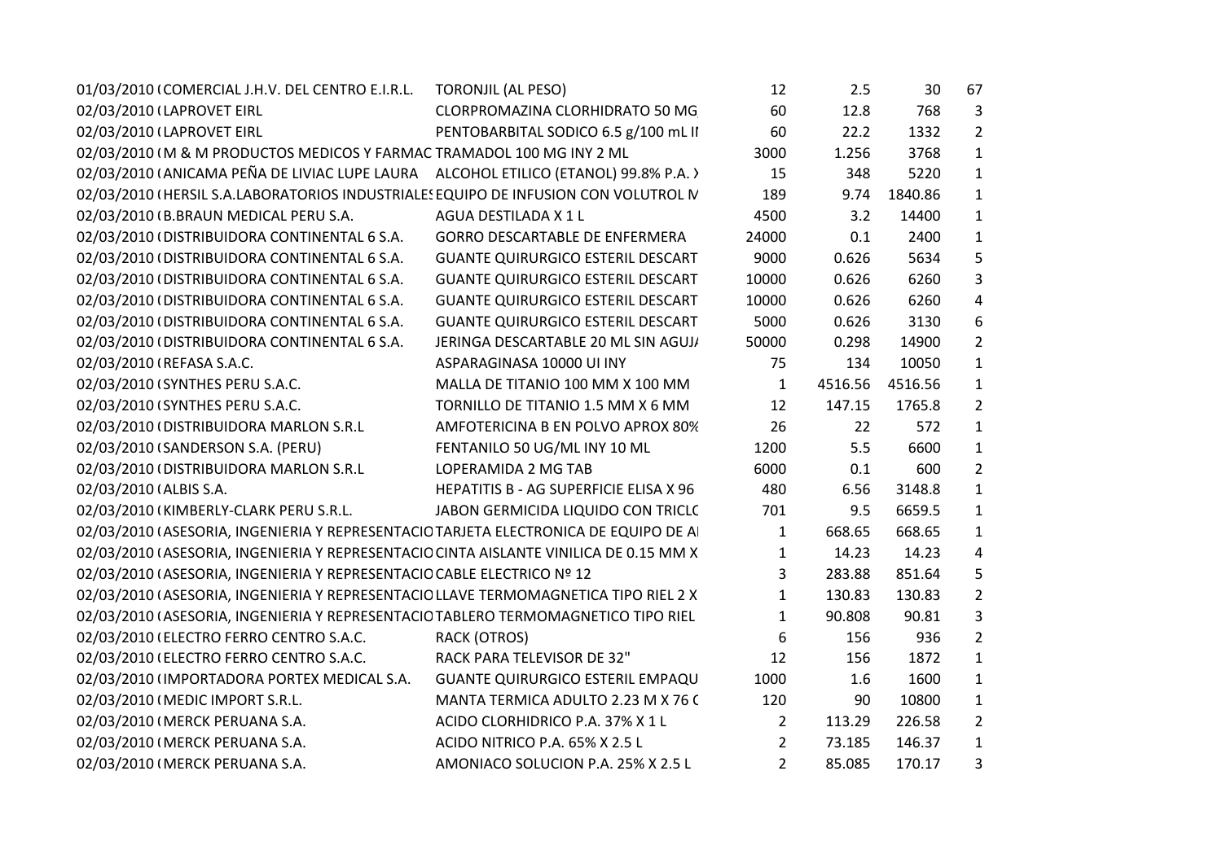|  |  |  |  |  |  |  |
|---|---|---|---|---|---|---|
| 01/03/2010 ( | COMERCIAL J.H.V. DEL CENTRO E.I.R.L. | TORONJIL (AL PESO) | 12 | 2.5 | 30 | 67 |
| 02/03/2010 ( | LAPROVET EIRL | CLORPROMAZINA CLORHIDRATO 50 MG | 60 | 12.8 | 768 | 3 |
| 02/03/2010 ( | LAPROVET EIRL | PENTOBARBITAL SODICO 6.5 g/100 mL II | 60 | 22.2 | 1332 | 2 |
| 02/03/2010 ( | M & M PRODUCTOS MEDICOS Y FARMAC | TRAMADOL 100 MG INY 2 ML | 3000 | 1.256 | 3768 | 1 |
| 02/03/2010 ( | ANICAMA PEÑA DE LIVIAC LUPE LAURA | ALCOHOL ETILICO (ETANOL) 99.8% P.A. X | 15 | 348 | 5220 | 1 |
| 02/03/2010 ( | HERSIL S.A.LABORATORIOS INDUSTRIALES | EQUIPO DE INFUSION CON VOLUTROL N | 189 | 9.74 | 1840.86 | 1 |
| 02/03/2010 ( | B.BRAUN MEDICAL PERU S.A. | AGUA DESTILADA X 1 L | 4500 | 3.2 | 14400 | 1 |
| 02/03/2010 ( | DISTRIBUIDORA CONTINENTAL 6 S.A. | GORRO DESCARTABLE DE ENFERMERA | 24000 | 0.1 | 2400 | 1 |
| 02/03/2010 ( | DISTRIBUIDORA CONTINENTAL 6 S.A. | GUANTE QUIRURGICO ESTERIL DESCART | 9000 | 0.626 | 5634 | 5 |
| 02/03/2010 ( | DISTRIBUIDORA CONTINENTAL 6 S.A. | GUANTE QUIRURGICO ESTERIL DESCART | 10000 | 0.626 | 6260 | 3 |
| 02/03/2010 ( | DISTRIBUIDORA CONTINENTAL 6 S.A. | GUANTE QUIRURGICO ESTERIL DESCART | 10000 | 0.626 | 6260 | 4 |
| 02/03/2010 ( | DISTRIBUIDORA CONTINENTAL 6 S.A. | GUANTE QUIRURGICO ESTERIL DESCART | 5000 | 0.626 | 3130 | 6 |
| 02/03/2010 ( | DISTRIBUIDORA CONTINENTAL 6 S.A. | JERINGA DESCARTABLE 20 ML SIN AGUJA | 50000 | 0.298 | 14900 | 2 |
| 02/03/2010 ( | REFASA S.A.C. | ASPARAGINASA 10000 UI INY | 75 | 134 | 10050 | 1 |
| 02/03/2010 ( | SYNTHES PERU S.A.C. | MALLA DE TITANIO 100 MM X 100 MM | 1 | 4516.56 | 4516.56 | 1 |
| 02/03/2010 ( | SYNTHES PERU S.A.C. | TORNILLO DE TITANIO 1.5 MM X 6 MM | 12 | 147.15 | 1765.8 | 2 |
| 02/03/2010 ( | DISTRIBUIDORA MARLON S.R.L | AMFOTERICINA B EN POLVO APROX 80% | 26 | 22 | 572 | 1 |
| 02/03/2010 ( | SANDERSON S.A. (PERU) | FENTANILO 50 UG/ML INY 10 ML | 1200 | 5.5 | 6600 | 1 |
| 02/03/2010 ( | DISTRIBUIDORA MARLON S.R.L | LOPERAMIDA 2 MG TAB | 6000 | 0.1 | 600 | 2 |
| 02/03/2010 ( | ALBIS S.A. | HEPATITIS B - AG SUPERFICIE ELISA X 96 | 480 | 6.56 | 3148.8 | 1 |
| 02/03/2010 ( | KIMBERLY-CLARK PERU S.R.L. | JABON GERMICIDA LIQUIDO CON TRICLO | 701 | 9.5 | 6659.5 | 1 |
| 02/03/2010 ( | ASESORIA, INGENIERIA Y REPRESENTACIO | TARJETA ELECTRONICA DE EQUIPO DE AI | 1 | 668.65 | 668.65 | 1 |
| 02/03/2010 ( | ASESORIA, INGENIERIA Y REPRESENTACIO | CINTA AISLANTE VINILICA DE 0.15 MM X | 1 | 14.23 | 14.23 | 4 |
| 02/03/2010 ( | ASESORIA, INGENIERIA Y REPRESENTACIO | CABLE ELECTRICO Nº 12 | 3 | 283.88 | 851.64 | 5 |
| 02/03/2010 ( | ASESORIA, INGENIERIA Y REPRESENTACIO | LLAVE TERMOMAGNETICA TIPO RIEL 2 X | 1 | 130.83 | 130.83 | 2 |
| 02/03/2010 ( | ASESORIA, INGENIERIA Y REPRESENTACIO | TABLERO TERMOMAGNETICO TIPO RIEL | 1 | 90.808 | 90.81 | 3 |
| 02/03/2010 ( | ELECTRO FERRO CENTRO S.A.C. | RACK (OTROS) | 6 | 156 | 936 | 2 |
| 02/03/2010 ( | ELECTRO FERRO CENTRO S.A.C. | RACK PARA TELEVISOR DE 32" | 12 | 156 | 1872 | 1 |
| 02/03/2010 ( | IMPORTADORA PORTEX MEDICAL S.A. | GUANTE QUIRURGICO ESTERIL EMPAQU | 1000 | 1.6 | 1600 | 1 |
| 02/03/2010 ( | MEDIC IMPORT S.R.L. | MANTA TERMICA ADULTO 2.23 M X 76 C | 120 | 90 | 10800 | 1 |
| 02/03/2010 ( | MERCK PERUANA S.A. | ACIDO CLORHIDRICO P.A. 37% X 1 L | 2 | 113.29 | 226.58 | 2 |
| 02/03/2010 ( | MERCK PERUANA S.A. | ACIDO NITRICO P.A. 65% X 2.5 L | 2 | 73.185 | 146.37 | 1 |
| 02/03/2010 ( | MERCK PERUANA S.A. | AMONIACO SOLUCION P.A. 25% X 2.5 L | 2 | 85.085 | 170.17 | 3 |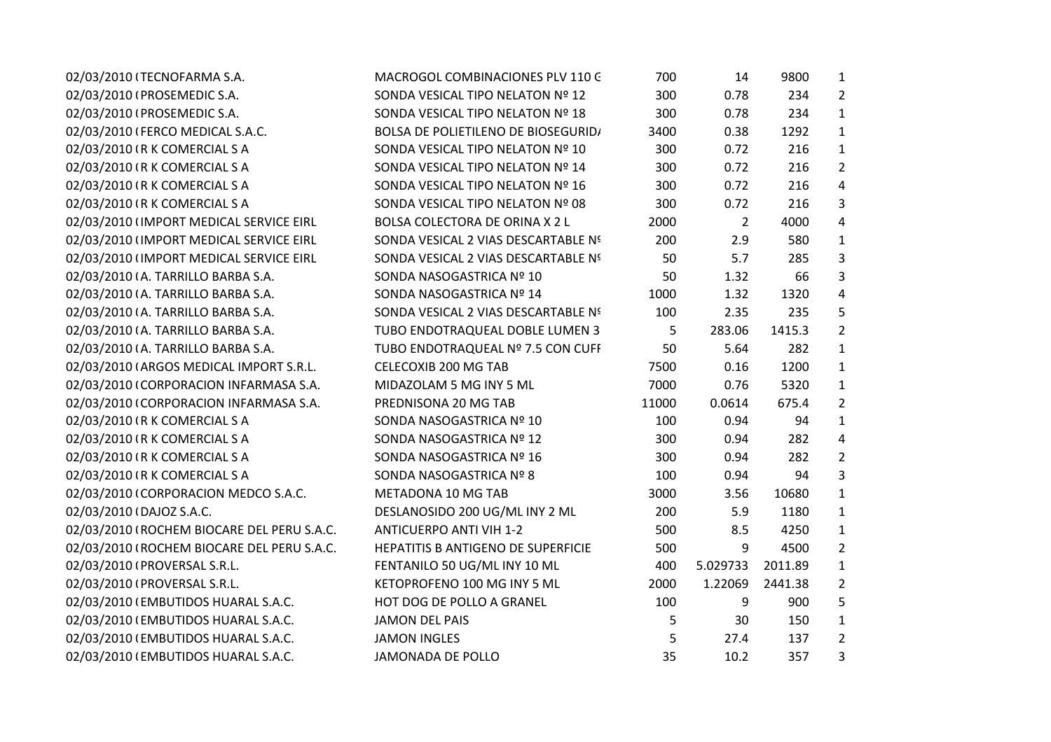| | | | | | | |
|---|---|---|---|---|---|---|
| 02/03/2010 ( | TECNOFARMA S.A. | MACROGOL COMBINACIONES PLV 110 G | 700 | 14 | 9800 | 1 |
| 02/03/2010 ( | PROSEMEDIC S.A. | SONDA VESICAL TIPO NELATON Nº 12 | 300 | 0.78 | 234 | 2 |
| 02/03/2010 ( | PROSEMEDIC S.A. | SONDA VESICAL TIPO NELATON Nº 18 | 300 | 0.78 | 234 | 1 |
| 02/03/2010 ( | FERCO MEDICAL S.A.C. | BOLSA DE POLIETILENO DE BIOSEGURID/ | 3400 | 0.38 | 1292 | 1 |
| 02/03/2010 ( | R K COMERCIAL S A | SONDA VESICAL TIPO NELATON Nº 10 | 300 | 0.72 | 216 | 1 |
| 02/03/2010 ( | R K COMERCIAL S A | SONDA VESICAL TIPO NELATON Nº 14 | 300 | 0.72 | 216 | 2 |
| 02/03/2010 ( | R K COMERCIAL S A | SONDA VESICAL TIPO NELATON Nº 16 | 300 | 0.72 | 216 | 4 |
| 02/03/2010 ( | R K COMERCIAL S A | SONDA VESICAL TIPO NELATON Nº 08 | 300 | 0.72 | 216 | 3 |
| 02/03/2010 ( | IMPORT MEDICAL SERVICE EIRL | BOLSA COLECTORA DE ORINA X 2 L | 2000 | 2 | 4000 | 4 |
| 02/03/2010 ( | IMPORT MEDICAL SERVICE EIRL | SONDA VESICAL 2 VIAS DESCARTABLE Nº | 200 | 2.9 | 580 | 1 |
| 02/03/2010 ( | IMPORT MEDICAL SERVICE EIRL | SONDA VESICAL 2 VIAS DESCARTABLE Nº | 50 | 5.7 | 285 | 3 |
| 02/03/2010 ( | A. TARRILLO BARBA S.A. | SONDA NASOGASTRICA Nº 10 | 50 | 1.32 | 66 | 3 |
| 02/03/2010 ( | A. TARRILLO BARBA S.A. | SONDA NASOGASTRICA Nº 14 | 1000 | 1.32 | 1320 | 4 |
| 02/03/2010 ( | A. TARRILLO BARBA S.A. | SONDA VESICAL 2 VIAS DESCARTABLE Nº | 100 | 2.35 | 235 | 5 |
| 02/03/2010 ( | A. TARRILLO BARBA S.A. | TUBO ENDOTRAQUEAL DOBLE LUMEN 3 | 5 | 283.06 | 1415.3 | 2 |
| 02/03/2010 ( | A. TARRILLO BARBA S.A. | TUBO ENDOTRAQUEAL Nº 7.5 CON CUFF | 50 | 5.64 | 282 | 1 |
| 02/03/2010 ( | ARGOS MEDICAL IMPORT S.R.L. | CELECOXIB 200 MG TAB | 7500 | 0.16 | 1200 | 1 |
| 02/03/2010 ( | CORPORACION INFARMASA S.A. | MIDAZOLAM 5 MG INY 5 ML | 7000 | 0.76 | 5320 | 1 |
| 02/03/2010 ( | CORPORACION INFARMASA S.A. | PREDNISONA 20 MG TAB | 11000 | 0.0614 | 675.4 | 2 |
| 02/03/2010 ( | R K COMERCIAL S A | SONDA NASOGASTRICA Nº 10 | 100 | 0.94 | 94 | 1 |
| 02/03/2010 ( | R K COMERCIAL S A | SONDA NASOGASTRICA Nº 12 | 300 | 0.94 | 282 | 4 |
| 02/03/2010 ( | R K COMERCIAL S A | SONDA NASOGASTRICA Nº 16 | 300 | 0.94 | 282 | 2 |
| 02/03/2010 ( | R K COMERCIAL S A | SONDA NASOGASTRICA Nº 8 | 100 | 0.94 | 94 | 3 |
| 02/03/2010 ( | CORPORACION MEDCO S.A.C. | METADONA 10 MG TAB | 3000 | 3.56 | 10680 | 1 |
| 02/03/2010 ( | DAJOZ S.A.C. | DESLANOSIDO 200 UG/ML INY 2 ML | 200 | 5.9 | 1180 | 1 |
| 02/03/2010 ( | ROCHEM BIOCARE DEL PERU S.A.C. | ANTICUERPO ANTI VIH 1-2 | 500 | 8.5 | 4250 | 1 |
| 02/03/2010 ( | ROCHEM BIOCARE DEL PERU S.A.C. | HEPATITIS B ANTIGENO DE SUPERFICIE | 500 | 9 | 4500 | 2 |
| 02/03/2010 ( | PROVERSAL S.R.L. | FENTANILO 50 UG/ML INY 10 ML | 400 | 5.029733 | 2011.89 | 1 |
| 02/03/2010 ( | PROVERSAL S.R.L. | KETOPROFENO 100 MG INY 5 ML | 2000 | 1.22069 | 2441.38 | 2 |
| 02/03/2010 ( | EMBUTIDOS HUARAL S.A.C. | HOT DOG DE POLLO A GRANEL | 100 | 9 | 900 | 5 |
| 02/03/2010 ( | EMBUTIDOS HUARAL S.A.C. | JAMON DEL PAIS | 5 | 30 | 150 | 1 |
| 02/03/2010 ( | EMBUTIDOS HUARAL S.A.C. | JAMON INGLES | 5 | 27.4 | 137 | 2 |
| 02/03/2010 ( | EMBUTIDOS HUARAL S.A.C. | JAMONADA DE POLLO | 35 | 10.2 | 357 | 3 |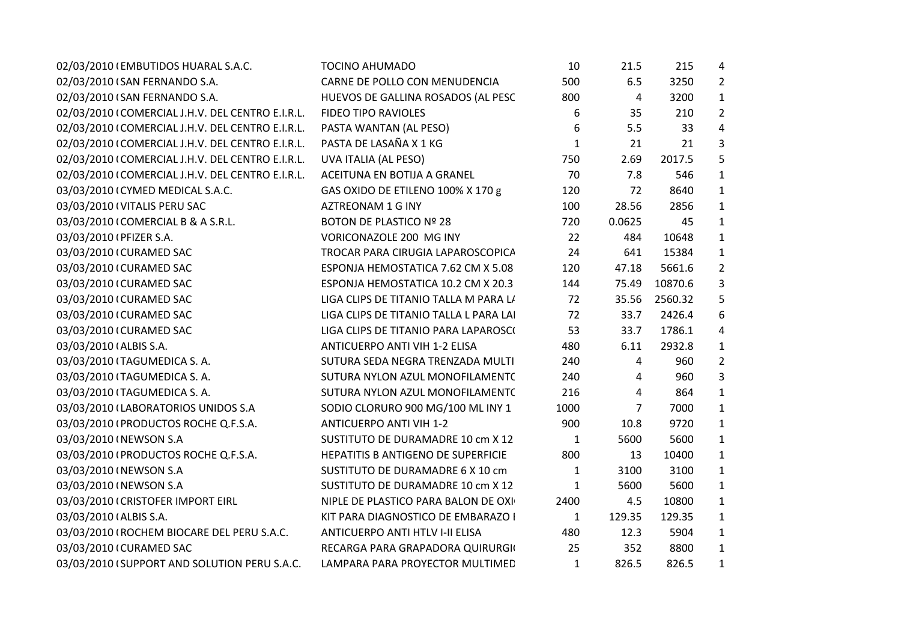| | | | | | | |
|---|---|---|---|---|---|---|
| 02/03/2010 ( | EMBUTIDOS HUARAL S.A.C. | TOCINO AHUMADO | 10 | 21.5 | 215 | 4 |
| 02/03/2010 ( | SAN FERNANDO S.A. | CARNE DE POLLO CON MENUDENCIA | 500 | 6.5 | 3250 | 2 |
| 02/03/2010 ( | SAN FERNANDO S.A. | HUEVOS DE GALLINA ROSADOS (AL PESC | 800 | 4 | 3200 | 1 |
| 02/03/2010 ( | COMERCIAL J.H.V. DEL CENTRO E.I.R.L. | FIDEO TIPO RAVIOLES | 6 | 35 | 210 | 2 |
| 02/03/2010 ( | COMERCIAL J.H.V. DEL CENTRO E.I.R.L. | PASTA WANTAN (AL PESO) | 6 | 5.5 | 33 | 4 |
| 02/03/2010 ( | COMERCIAL J.H.V. DEL CENTRO E.I.R.L. | PASTA DE LASAÑA X 1 KG | 1 | 21 | 21 | 3 |
| 02/03/2010 ( | COMERCIAL J.H.V. DEL CENTRO E.I.R.L. | UVA ITALIA (AL PESO) | 750 | 2.69 | 2017.5 | 5 |
| 02/03/2010 ( | COMERCIAL J.H.V. DEL CENTRO E.I.R.L. | ACEITUNA EN BOTIJA A GRANEL | 70 | 7.8 | 546 | 1 |
| 03/03/2010 ( | CYMED MEDICAL S.A.C. | GAS OXIDO DE ETILENO 100% X 170 g | 120 | 72 | 8640 | 1 |
| 03/03/2010 ( | VITALIS PERU SAC | AZTREONAM 1 G INY | 100 | 28.56 | 2856 | 1 |
| 03/03/2010 ( | COMERCIAL B & A S.R.L. | BOTON DE PLASTICO Nº 28 | 720 | 0.0625 | 45 | 1 |
| 03/03/2010 ( | PFIZER S.A. | VORICONAZOLE 200 MG INY | 22 | 484 | 10648 | 1 |
| 03/03/2010 ( | CURAMED SAC | TROCAR PARA CIRUGIA LAPAROSCOPICA | 24 | 641 | 15384 | 1 |
| 03/03/2010 ( | CURAMED SAC | ESPONJA HEMOSTATICA 7.62 CM X 5.08 | 120 | 47.18 | 5661.6 | 2 |
| 03/03/2010 ( | CURAMED SAC | ESPONJA HEMOSTATICA 10.2 CM X 20.3 | 144 | 75.49 | 10870.6 | 3 |
| 03/03/2010 ( | CURAMED SAC | LIGA CLIPS DE TITANIO TALLA M PARA LA | 72 | 35.56 | 2560.32 | 5 |
| 03/03/2010 ( | CURAMED SAC | LIGA CLIPS DE TITANIO TALLA L PARA LAI | 72 | 33.7 | 2426.4 | 6 |
| 03/03/2010 ( | CURAMED SAC | LIGA CLIPS DE TITANIO PARA LAPAROSC( | 53 | 33.7 | 1786.1 | 4 |
| 03/03/2010 ( | ALBIS S.A. | ANTICUERPO ANTI VIH 1-2 ELISA | 480 | 6.11 | 2932.8 | 1 |
| 03/03/2010 ( | TAGUMEDICA S. A. | SUTURA SEDA NEGRA TRENZADA MULTI | 240 | 4 | 960 | 2 |
| 03/03/2010 ( | TAGUMEDICA S. A. | SUTURA NYLON AZUL MONOFILAMENTC | 240 | 4 | 960 | 3 |
| 03/03/2010 ( | TAGUMEDICA S. A. | SUTURA NYLON AZUL MONOFILAMENTC | 216 | 4 | 864 | 1 |
| 03/03/2010 ( | LABORATORIOS UNIDOS S.A | SODIO CLORURO 900 MG/100 ML INY 1 | 1000 | 7 | 7000 | 1 |
| 03/03/2010 ( | PRODUCTOS ROCHE Q.F.S.A. | ANTICUERPO ANTI VIH 1-2 | 900 | 10.8 | 9720 | 1 |
| 03/03/2010 ( | NEWSON S.A | SUSTITUTO DE DURAMADRE 10 cm X 12 | 1 | 5600 | 5600 | 1 |
| 03/03/2010 ( | PRODUCTOS ROCHE Q.F.S.A. | HEPATITIS B ANTIGENO DE SUPERFICIE | 800 | 13 | 10400 | 1 |
| 03/03/2010 ( | NEWSON S.A | SUSTITUTO DE DURAMADRE 6 X 10 cm | 1 | 3100 | 3100 | 1 |
| 03/03/2010 ( | NEWSON S.A | SUSTITUTO DE DURAMADRE 10 cm X 12 | 1 | 5600 | 5600 | 1 |
| 03/03/2010 ( | CRISTOFER IMPORT EIRL | NIPLE DE PLASTICO PARA BALON DE OXI | 2400 | 4.5 | 10800 | 1 |
| 03/03/2010 ( | ALBIS S.A. | KIT PARA DIAGNOSTICO DE EMBARAZO I | 1 | 129.35 | 129.35 | 1 |
| 03/03/2010 ( | ROCHEM BIOCARE DEL PERU S.A.C. | ANTICUERPO ANTI HTLV I-II ELISA | 480 | 12.3 | 5904 | 1 |
| 03/03/2010 ( | CURAMED SAC | RECARGA PARA GRAPADORA QUIRURGI( | 25 | 352 | 8800 | 1 |
| 03/03/2010 ( | SUPPORT AND SOLUTION PERU S.A.C. | LAMPARA PARA PROYECTOR MULTIMED | 1 | 826.5 | 826.5 | 1 |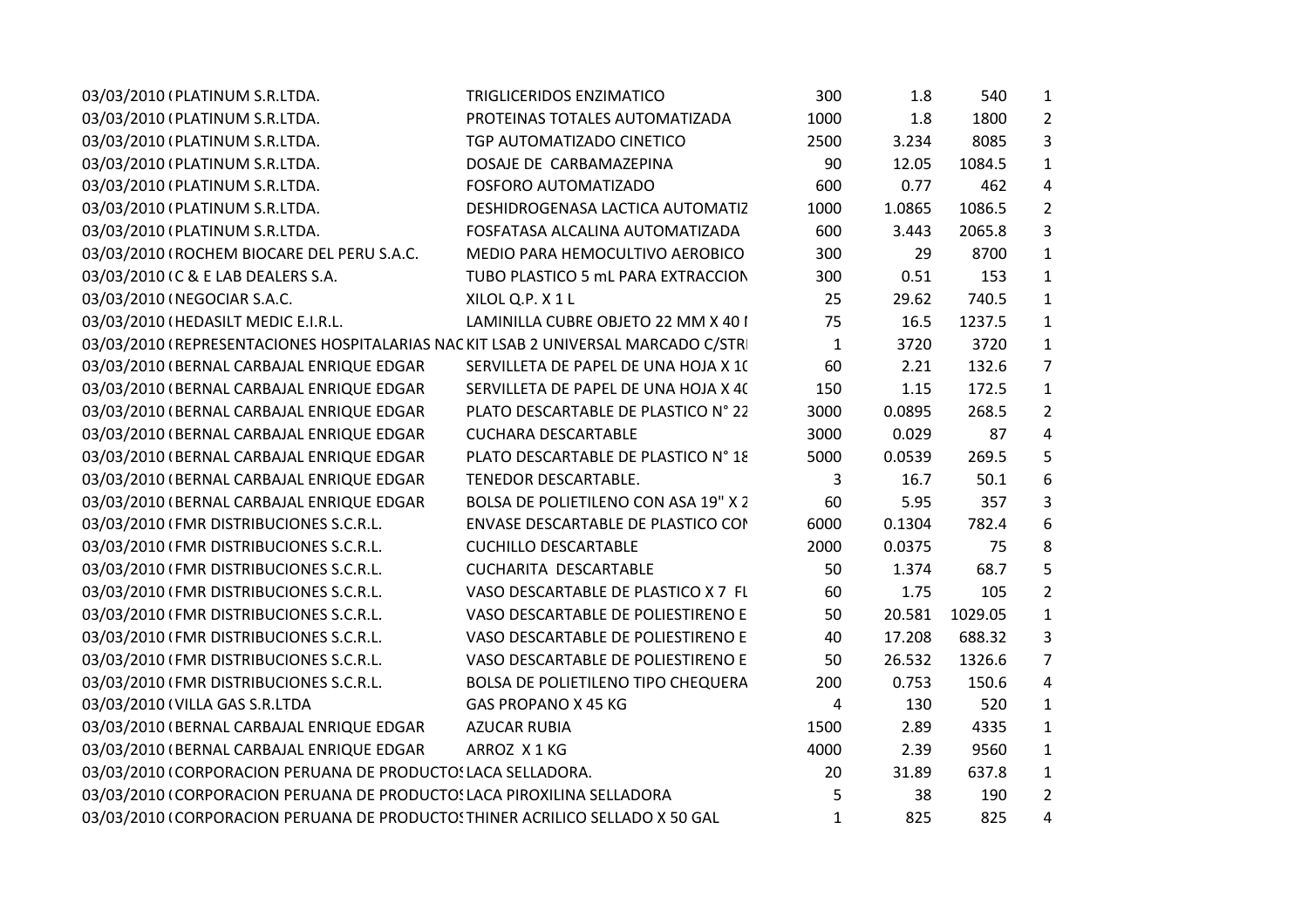| | | | | | | |
|---|---|---|---|---|---|---|
| 03/03/2010 ( | PLATINUM S.R.LTDA. | TRIGLICERIDOS ENZIMATICO | 300 | 1.8 | 540 | 1 |
| 03/03/2010 ( | PLATINUM S.R.LTDA. | PROTEINAS TOTALES AUTOMATIZADA | 1000 | 1.8 | 1800 | 2 |
| 03/03/2010 ( | PLATINUM S.R.LTDA. | TGP AUTOMATIZADO CINETICO | 2500 | 3.234 | 8085 | 3 |
| 03/03/2010 ( | PLATINUM S.R.LTDA. | DOSAJE DE CARBAMAZEPINA | 90 | 12.05 | 1084.5 | 1 |
| 03/03/2010 ( | PLATINUM S.R.LTDA. | FOSFORO AUTOMATIZADO | 600 | 0.77 | 462 | 4 |
| 03/03/2010 ( | PLATINUM S.R.LTDA. | DESHIDROGENASA LACTICA AUTOMATIZ | 1000 | 1.0865 | 1086.5 | 2 |
| 03/03/2010 ( | PLATINUM S.R.LTDA. | FOSFATASA ALCALINA AUTOMATIZADA | 600 | 3.443 | 2065.8 | 3 |
| 03/03/2010 ( | ROCHEM BIOCARE DEL PERU S.A.C. | MEDIO PARA HEMOCULTIVO AEROBICO | 300 | 29 | 8700 | 1 |
| 03/03/2010 ( | C & E LAB DEALERS S.A. | TUBO PLASTICO 5 mL PARA EXTRACCION | 300 | 0.51 | 153 | 1 |
| 03/03/2010 ( | NEGOCIAR S.A.C. | XILOL Q.P. X 1 L | 25 | 29.62 | 740.5 | 1 |
| 03/03/2010 ( | HEDASILT MEDIC E.I.R.L. | LAMINILLA CUBRE OBJETO 22 MM X 40 I | 75 | 16.5 | 1237.5 | 1 |
| 03/03/2010 ( | REPRESENTACIONES HOSPITALARIAS NAC | KIT LSAB 2 UNIVERSAL MARCADO C/STRI | 1 | 3720 | 3720 | 1 |
| 03/03/2010 ( | BERNAL CARBAJAL ENRIQUE EDGAR | SERVILLETA DE PAPEL DE UNA HOJA X 1( | 60 | 2.21 | 132.6 | 7 |
| 03/03/2010 ( | BERNAL CARBAJAL ENRIQUE EDGAR | SERVILLETA DE PAPEL DE UNA HOJA X 4( | 150 | 1.15 | 172.5 | 1 |
| 03/03/2010 ( | BERNAL CARBAJAL ENRIQUE EDGAR | PLATO DESCARTABLE DE PLASTICO N° 22 | 3000 | 0.0895 | 268.5 | 2 |
| 03/03/2010 ( | BERNAL CARBAJAL ENRIQUE EDGAR | CUCHARA DESCARTABLE | 3000 | 0.029 | 87 | 4 |
| 03/03/2010 ( | BERNAL CARBAJAL ENRIQUE EDGAR | PLATO DESCARTABLE DE PLASTICO N° 18 | 5000 | 0.0539 | 269.5 | 5 |
| 03/03/2010 ( | BERNAL CARBAJAL ENRIQUE EDGAR | TENEDOR DESCARTABLE. | 3 | 16.7 | 50.1 | 6 |
| 03/03/2010 ( | BERNAL CARBAJAL ENRIQUE EDGAR | BOLSA DE POLIETILENO CON ASA 19" X 2 | 60 | 5.95 | 357 | 3 |
| 03/03/2010 ( | FMR DISTRIBUCIONES S.C.R.L. | ENVASE DESCARTABLE DE PLASTICO CON | 6000 | 0.1304 | 782.4 | 6 |
| 03/03/2010 ( | FMR DISTRIBUCIONES S.C.R.L. | CUCHILLO DESCARTABLE | 2000 | 0.0375 | 75 | 8 |
| 03/03/2010 ( | FMR DISTRIBUCIONES S.C.R.L. | CUCHARITA DESCARTABLE | 50 | 1.374 | 68.7 | 5 |
| 03/03/2010 ( | FMR DISTRIBUCIONES S.C.R.L. | VASO DESCARTABLE DE PLASTICO X 7 FL | 60 | 1.75 | 105 | 2 |
| 03/03/2010 ( | FMR DISTRIBUCIONES S.C.R.L. | VASO DESCARTABLE DE POLIESTIRENO E | 50 | 20.581 | 1029.05 | 1 |
| 03/03/2010 ( | FMR DISTRIBUCIONES S.C.R.L. | VASO DESCARTABLE DE POLIESTIRENO E | 40 | 17.208 | 688.32 | 3 |
| 03/03/2010 ( | FMR DISTRIBUCIONES S.C.R.L. | VASO DESCARTABLE DE POLIESTIRENO E | 50 | 26.532 | 1326.6 | 7 |
| 03/03/2010 ( | FMR DISTRIBUCIONES S.C.R.L. | BOLSA DE POLIETILENO TIPO CHEQUERA | 200 | 0.753 | 150.6 | 4 |
| 03/03/2010 ( | VILLA GAS S.R.LTDA | GAS PROPANO X 45 KG | 4 | 130 | 520 | 1 |
| 03/03/2010 ( | BERNAL CARBAJAL ENRIQUE EDGAR | AZUCAR RUBIA | 1500 | 2.89 | 4335 | 1 |
| 03/03/2010 ( | BERNAL CARBAJAL ENRIQUE EDGAR | ARROZ X 1 KG | 4000 | 2.39 | 9560 | 1 |
| 03/03/2010 ( | CORPORACION PERUANA DE PRODUCTOS | LACA SELLADORA. | 20 | 31.89 | 637.8 | 1 |
| 03/03/2010 ( | CORPORACION PERUANA DE PRODUCTOS | LACA PIROXILINA SELLADORA | 5 | 38 | 190 | 2 |
| 03/03/2010 ( | CORPORACION PERUANA DE PRODUCTOS | THINER ACRILICO SELLADO X 50 GAL | 1 | 825 | 825 | 4 |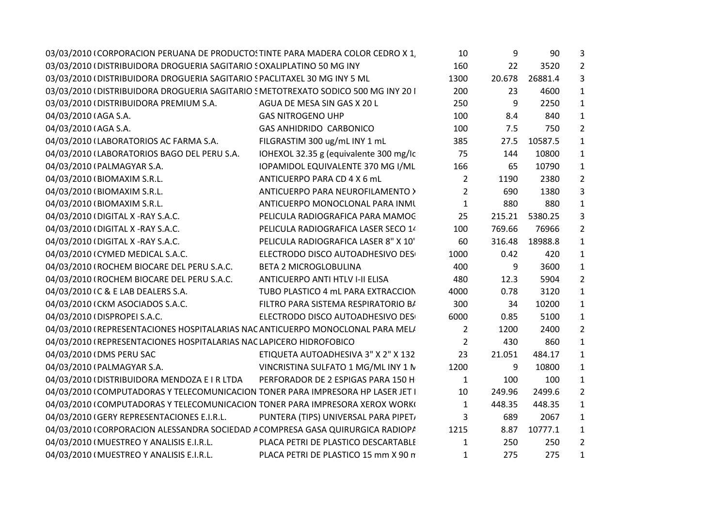| | | | | | | |
|---|---|---|---|---|---|---|
| 03/03/2010 ( | CORPORACION PERUANA DE PRODUCTOS | TINTE PARA MADERA COLOR CEDRO X 1, | 10 | 9 | 90 | 3 |
| 03/03/2010 ( | DISTRIBUIDORA DROGUERIA SAGITARIO S | OXALIPLATINO 50 MG INY | 160 | 22 | 3520 | 2 |
| 03/03/2010 ( | DISTRIBUIDORA DROGUERIA SAGITARIO S | PACLITAXEL 30 MG INY 5 ML | 1300 | 20.678 | 26881.4 | 3 |
| 03/03/2010 ( | DISTRIBUIDORA DROGUERIA SAGITARIO S | METOTREXATO SODICO 500 MG INY 20 I | 200 | 23 | 4600 | 1 |
| 03/03/2010 ( | DISTRIBUIDORA PREMIUM S.A. | AGUA DE MESA SIN GAS X 20 L | 250 | 9 | 2250 | 1 |
| 04/03/2010 ( | AGA S.A. | GAS NITROGENO UHP | 100 | 8.4 | 840 | 1 |
| 04/03/2010 ( | AGA S.A. | GAS ANHIDRIDO CARBONICO | 100 | 7.5 | 750 | 2 |
| 04/03/2010 ( | LABORATORIOS AC FARMA S.A. | FILGRASTIM 300 ug/mL INY 1 mL | 385 | 27.5 | 10587.5 | 1 |
| 04/03/2010 ( | LABORATORIOS BAGO DEL PERU S.A. | IOHEXOL 32.35 g (equivalente 300 mg/Ic | 75 | 144 | 10800 | 1 |
| 04/03/2010 ( | PALMAGYAR S.A. | IOPAMIDOL EQUIVALENTE 370 MG I/ML | 166 | 65 | 10790 | 1 |
| 04/03/2010 ( | BIOMAXIM S.R.L. | ANTICUERPO PARA CD 4 X 6 mL | 2 | 1190 | 2380 | 2 |
| 04/03/2010 ( | BIOMAXIM S.R.L. | ANTICUERPO PARA NEUROFILAMENTO X | 2 | 690 | 1380 | 3 |
| 04/03/2010 ( | BIOMAXIM S.R.L. | ANTICUERPO MONOCLONAL PARA INMU | 1 | 880 | 880 | 1 |
| 04/03/2010 ( | DIGITAL X -RAY S.A.C. | PELICULA RADIOGRAFICA PARA MAMOG | 25 | 215.21 | 5380.25 | 3 |
| 04/03/2010 ( | DIGITAL X -RAY S.A.C. | PELICULA RADIOGRAFICA LASER SECO 14 | 100 | 769.66 | 76966 | 2 |
| 04/03/2010 ( | DIGITAL X -RAY S.A.C. | PELICULA RADIOGRAFICA LASER 8" X 10' | 60 | 316.48 | 18988.8 | 1 |
| 04/03/2010 ( | CYMED MEDICAL S.A.C. | ELECTRODO DISCO AUTOADHESIVO DES | 1000 | 0.42 | 420 | 1 |
| 04/03/2010 ( | ROCHEM BIOCARE DEL PERU S.A.C. | BETA 2 MICROGLOBULINA | 400 | 9 | 3600 | 1 |
| 04/03/2010 ( | ROCHEM BIOCARE DEL PERU S.A.C. | ANTICUERPO ANTI HTLV I-II ELISA | 480 | 12.3 | 5904 | 2 |
| 04/03/2010 ( | C & E LAB DEALERS S.A. | TUBO PLASTICO 4 mL PARA EXTRACCION | 4000 | 0.78 | 3120 | 1 |
| 04/03/2010 ( | CKM ASOCIADOS S.A.C. | FILTRO PARA SISTEMA RESPIRATORIO BA | 300 | 34 | 10200 | 1 |
| 04/03/2010 ( | DISPROPEI S.A.C. | ELECTRODO DISCO AUTOADHESIVO DES | 6000 | 0.85 | 5100 | 1 |
| 04/03/2010 ( | REPRESENTACIONES HOSPITALARIAS NAC | ANTICUERPO MONOCLONAL PARA MELA | 2 | 1200 | 2400 | 2 |
| 04/03/2010 ( | REPRESENTACIONES HOSPITALARIAS NAC | LAPICERO HIDROFOBICO | 2 | 430 | 860 | 1 |
| 04/03/2010 ( | DMS PERU SAC | ETIQUETA AUTOADHESIVA 3" X 2" X 132 | 23 | 21.051 | 484.17 | 1 |
| 04/03/2010 ( | PALMAGYAR S.A. | VINCRISTINA SULFATO 1 MG/ML INY 1 M | 1200 | 9 | 10800 | 1 |
| 04/03/2010 ( | DISTRIBUIDORA MENDOZA E I R LTDA | PERFORADOR DE 2 ESPIGAS PARA 150 H | 1 | 100 | 100 | 1 |
| 04/03/2010 ( | COMPUTADORAS Y TELECOMUNICACION | TONER PARA IMPRESORA HP LASER JET I | 10 | 249.96 | 2499.6 | 2 |
| 04/03/2010 ( | COMPUTADORAS Y TELECOMUNICACION | TONER PARA IMPRESORA XEROX WORK( | 1 | 448.35 | 448.35 | 1 |
| 04/03/2010 ( | GERY REPRESENTACIONES E.I.R.L. | PUNTERA (TIPS) UNIVERSAL PARA PIPET/ | 3 | 689 | 2067 | 1 |
| 04/03/2010 ( | CORPORACION ALESSANDRA SOCIEDAD A | COMPRESA GASA QUIRURGICA RADIOPA | 1215 | 8.87 | 10777.1 | 1 |
| 04/03/2010 ( | MUESTREO Y ANALISIS E.I.R.L. | PLACA PETRI DE PLASTICO DESCARTABLE | 1 | 250 | 250 | 2 |
| 04/03/2010 ( | MUESTREO Y ANALISIS E.I.R.L. | PLACA PETRI DE PLASTICO 15 mm X 90 m | 1 | 275 | 275 | 1 |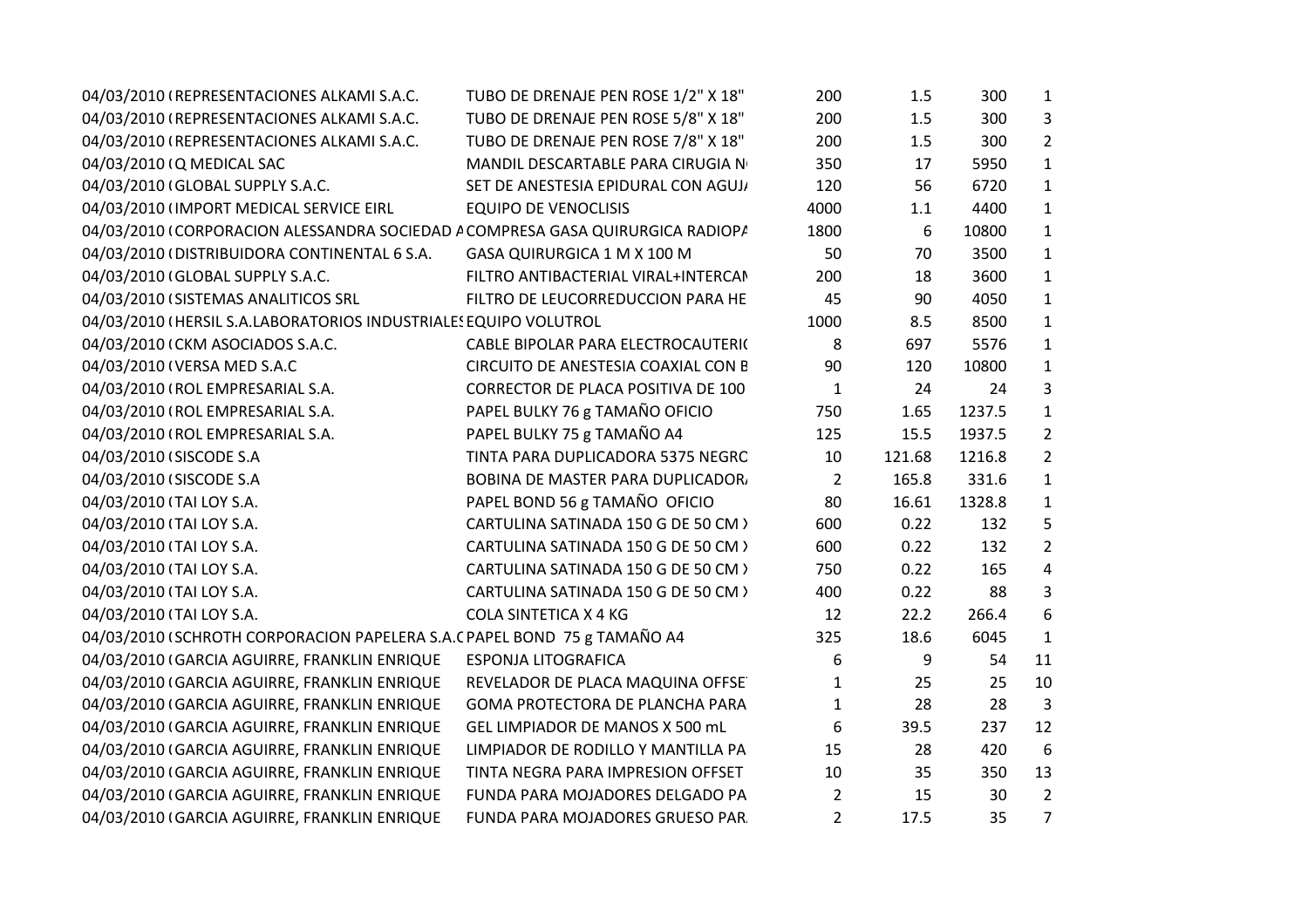| | | | | | | |
|---|---|---|---|---|---|---|
| 04/03/2010 ( | REPRESENTACIONES ALKAMI S.A.C. | TUBO DE DRENAJE PEN ROSE 1/2" X 18" | 200 | 1.5 | 300 | 1 |
| 04/03/2010 ( | REPRESENTACIONES ALKAMI S.A.C. | TUBO DE DRENAJE PEN ROSE 5/8" X 18" | 200 | 1.5 | 300 | 3 |
| 04/03/2010 ( | REPRESENTACIONES ALKAMI S.A.C. | TUBO DE DRENAJE PEN ROSE 7/8" X 18" | 200 | 1.5 | 300 | 2 |
| 04/03/2010 ( | Q MEDICAL SAC | MANDIL DESCARTABLE PARA CIRUGIA N | 350 | 17 | 5950 | 1 |
| 04/03/2010 ( | GLOBAL SUPPLY S.A.C. | SET DE ANESTESIA EPIDURAL CON AGUJ | 120 | 56 | 6720 | 1 |
| 04/03/2010 ( | IMPORT MEDICAL SERVICE EIRL | EQUIPO DE VENOCLISIS | 4000 | 1.1 | 4400 | 1 |
| 04/03/2010 ( | CORPORACION ALESSANDRA SOCIEDAD A | COMPRESA GASA QUIRURGICA RADIOPA | 1800 | 6 | 10800 | 1 |
| 04/03/2010 ( | DISTRIBUIDORA CONTINENTAL 6 S.A. | GASA QUIRURGICA 1 M X 100 M | 50 | 70 | 3500 | 1 |
| 04/03/2010 ( | GLOBAL SUPPLY S.A.C. | FILTRO ANTIBACTERIAL VIRAL+INTERCAN | 200 | 18 | 3600 | 1 |
| 04/03/2010 ( | SISTEMAS ANALITICOS SRL | FILTRO DE LEUCORREDUCCION PARA HE | 45 | 90 | 4050 | 1 |
| 04/03/2010 ( | HERSIL S.A.LABORATORIOS INDUSTRIALES | EQUIPO VOLUTROL | 1000 | 8.5 | 8500 | 1 |
| 04/03/2010 ( | CKM ASOCIADOS S.A.C. | CABLE BIPOLAR PARA ELECTROCAUTERI( | 8 | 697 | 5576 | 1 |
| 04/03/2010 ( | VERSA MED S.A.C | CIRCUITO DE ANESTESIA COAXIAL CON B | 90 | 120 | 10800 | 1 |
| 04/03/2010 ( | ROL EMPRESARIAL S.A. | CORRECTOR DE PLACA POSITIVA DE 100 | 1 | 24 | 24 | 3 |
| 04/03/2010 ( | ROL EMPRESARIAL S.A. | PAPEL BULKY 76 g TAMAÑO OFICIO | 750 | 1.65 | 1237.5 | 1 |
| 04/03/2010 ( | ROL EMPRESARIAL S.A. | PAPEL BULKY 75 g TAMAÑO A4 | 125 | 15.5 | 1937.5 | 2 |
| 04/03/2010 ( | SISCODE S.A | TINTA PARA DUPLICADORA 5375 NEGRO | 10 | 121.68 | 1216.8 | 2 |
| 04/03/2010 ( | SISCODE S.A | BOBINA DE MASTER PARA DUPLICADOR | 2 | 165.8 | 331.6 | 1 |
| 04/03/2010 ( | TAI LOY S.A. | PAPEL BOND 56 g TAMAÑO OFICIO | 80 | 16.61 | 1328.8 | 1 |
| 04/03/2010 ( | TAI LOY S.A. | CARTULINA SATINADA 150 G DE 50 CM X | 600 | 0.22 | 132 | 5 |
| 04/03/2010 ( | TAI LOY S.A. | CARTULINA SATINADA 150 G DE 50 CM X | 600 | 0.22 | 132 | 2 |
| 04/03/2010 ( | TAI LOY S.A. | CARTULINA SATINADA 150 G DE 50 CM X | 750 | 0.22 | 165 | 4 |
| 04/03/2010 ( | TAI LOY S.A. | CARTULINA SATINADA 150 G DE 50 CM X | 400 | 0.22 | 88 | 3 |
| 04/03/2010 ( | TAI LOY S.A. | COLA SINTETICA X 4 KG | 12 | 22.2 | 266.4 | 6 |
| 04/03/2010 ( | SCHROTH CORPORACION PAPELERA S.A.C | PAPEL BOND 75 g TAMAÑO A4 | 325 | 18.6 | 6045 | 1 |
| 04/03/2010 ( | GARCIA AGUIRRE, FRANKLIN ENRIQUE | ESPONJA LITOGRAFICA | 6 | 9 | 54 | 11 |
| 04/03/2010 ( | GARCIA AGUIRRE, FRANKLIN ENRIQUE | REVELADOR DE PLACA MAQUINA OFFSE | 1 | 25 | 25 | 10 |
| 04/03/2010 ( | GARCIA AGUIRRE, FRANKLIN ENRIQUE | GOMA PROTECTORA DE PLANCHA PARA | 1 | 28 | 28 | 3 |
| 04/03/2010 ( | GARCIA AGUIRRE, FRANKLIN ENRIQUE | GEL LIMPIADOR DE MANOS X 500 mL | 6 | 39.5 | 237 | 12 |
| 04/03/2010 ( | GARCIA AGUIRRE, FRANKLIN ENRIQUE | LIMPIADOR DE RODILLO Y MANTILLA PA | 15 | 28 | 420 | 6 |
| 04/03/2010 ( | GARCIA AGUIRRE, FRANKLIN ENRIQUE | TINTA NEGRA PARA IMPRESION OFFSET | 10 | 35 | 350 | 13 |
| 04/03/2010 ( | GARCIA AGUIRRE, FRANKLIN ENRIQUE | FUNDA PARA MOJADORES DELGADO PA | 2 | 15 | 30 | 2 |
| 04/03/2010 ( | GARCIA AGUIRRE, FRANKLIN ENRIQUE | FUNDA PARA MOJADORES GRUESO PAR | 2 | 17.5 | 35 | 7 |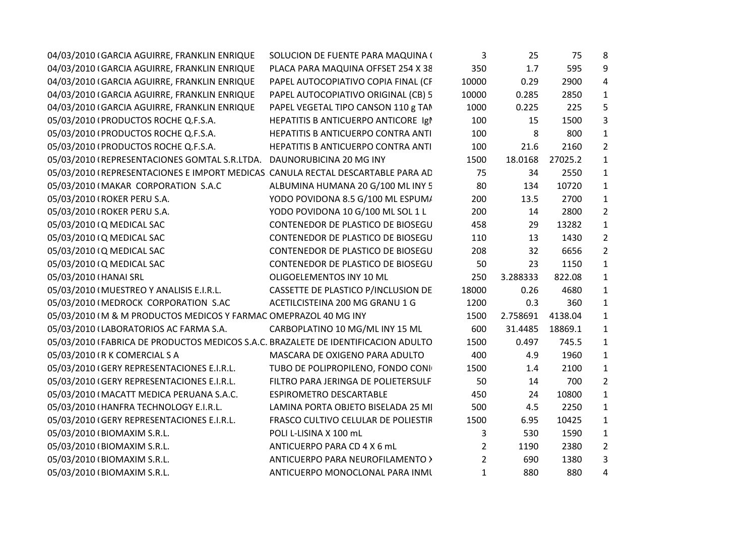| | | | | | | |
|---|---|---|---|---|---|---|
| 04/03/2010 ( | GARCIA AGUIRRE, FRANKLIN ENRIQUE | SOLUCION DE FUENTE PARA MAQUINA ( | 3 | 25 | 75 | 8 |
| 04/03/2010 ( | GARCIA AGUIRRE, FRANKLIN ENRIQUE | PLACA PARA MAQUINA OFFSET 254 X 38 | 350 | 1.7 | 595 | 9 |
| 04/03/2010 ( | GARCIA AGUIRRE, FRANKLIN ENRIQUE | PAPEL AUTOCOPIATIVO COPIA FINAL (CF | 10000 | 0.29 | 2900 | 4 |
| 04/03/2010 ( | GARCIA AGUIRRE, FRANKLIN ENRIQUE | PAPEL AUTOCOPIATIVO ORIGINAL (CB) 5 | 10000 | 0.285 | 2850 | 1 |
| 04/03/2010 ( | GARCIA AGUIRRE, FRANKLIN ENRIQUE | PAPEL VEGETAL TIPO CANSON 110 g TAN | 1000 | 0.225 | 225 | 5 |
| 05/03/2010 ( | PRODUCTOS ROCHE Q.F.S.A. | HEPATITIS B ANTICUERPO ANTICORE IgN | 100 | 15 | 1500 | 3 |
| 05/03/2010 ( | PRODUCTOS ROCHE Q.F.S.A. | HEPATITIS B ANTICUERPO CONTRA ANTI | 100 | 8 | 800 | 1 |
| 05/03/2010 ( | PRODUCTOS ROCHE Q.F.S.A. | HEPATITIS B ANTICUERPO CONTRA ANTI | 100 | 21.6 | 2160 | 2 |
| 05/03/2010 ( | REPRESENTACIONES GOMTAL S.R.LTDA. | DAUNORUBICINA 20 MG INY | 1500 | 18.0168 | 27025.2 | 1 |
| 05/03/2010 ( | REPRESENTACIONES E IMPORT MEDICAS | CANULA RECTAL DESCARTABLE PARA AD | 75 | 34 | 2550 | 1 |
| 05/03/2010 ( | MAKAR CORPORATION S.A.C | ALBUMINA HUMANA 20 G/100 ML INY 5 | 80 | 134 | 10720 | 1 |
| 05/03/2010 ( | ROKER PERU S.A. | YODO POVIDONA 8.5 G/100 ML ESPUMA | 200 | 13.5 | 2700 | 1 |
| 05/03/2010 ( | ROKER PERU S.A. | YODO POVIDONA 10 G/100 ML SOL 1 L | 200 | 14 | 2800 | 2 |
| 05/03/2010 ( | Q MEDICAL SAC | CONTENEDOR DE PLASTICO DE BIOSEGU | 458 | 29 | 13282 | 1 |
| 05/03/2010 ( | Q MEDICAL SAC | CONTENEDOR DE PLASTICO DE BIOSEGU | 110 | 13 | 1430 | 2 |
| 05/03/2010 ( | Q MEDICAL SAC | CONTENEDOR DE PLASTICO DE BIOSEGU | 208 | 32 | 6656 | 2 |
| 05/03/2010 ( | Q MEDICAL SAC | CONTENEDOR DE PLASTICO DE BIOSEGU | 50 | 23 | 1150 | 1 |
| 05/03/2010 ( | HANAI SRL | OLIGOELEMENTOS INY 10 ML | 250 | 3.288333 | 822.08 | 1 |
| 05/03/2010 ( | MUESTREO Y ANALISIS E.I.R.L. | CASSETTE DE PLASTICO P/INCLUSION DE | 18000 | 0.26 | 4680 | 1 |
| 05/03/2010 ( | MEDROCK CORPORATION S.AC | ACETILCISTEINA 200 MG GRANU 1 G | 1200 | 0.3 | 360 | 1 |
| 05/03/2010 ( | M & M PRODUCTOS MEDICOS Y FARMAC | OMEPRAZOL 40 MG INY | 1500 | 2.758691 | 4138.04 | 1 |
| 05/03/2010 ( | LABORATORIOS AC FARMA S.A. | CARBOPLATINO 10 MG/ML INY 15 ML | 600 | 31.4485 | 18869.1 | 1 |
| 05/03/2010 ( | FABRICA DE PRODUCTOS MEDICOS S.A.C. | BRAZALETE DE IDENTIFICACION ADULTO | 1500 | 0.497 | 745.5 | 1 |
| 05/03/2010 ( | R K COMERCIAL S A | MASCARA DE OXIGENO PARA ADULTO | 400 | 4.9 | 1960 | 1 |
| 05/03/2010 ( | GERY REPRESENTACIONES E.I.R.L. | TUBO DE POLIPROPILENO, FONDO CONI | 1500 | 1.4 | 2100 | 1 |
| 05/03/2010 ( | GERY REPRESENTACIONES E.I.R.L. | FILTRO PARA JERINGA DE POLIETERSULF | 50 | 14 | 700 | 2 |
| 05/03/2010 ( | MACATT MEDICA PERUANA S.A.C. | ESPIROMETRO DESCARTABLE | 450 | 24 | 10800 | 1 |
| 05/03/2010 ( | HANFRA TECHNOLOGY E.I.R.L. | LAMINA PORTA OBJETO BISELADA 25 MI | 500 | 4.5 | 2250 | 1 |
| 05/03/2010 ( | GERY REPRESENTACIONES E.I.R.L. | FRASCO CULTIVO CELULAR DE POLIESTIR | 1500 | 6.95 | 10425 | 1 |
| 05/03/2010 ( | BIOMAXIM S.R.L. | POLI L-LISINA X 100 mL | 3 | 530 | 1590 | 1 |
| 05/03/2010 ( | BIOMAXIM S.R.L. | ANTICUERPO PARA CD 4 X 6 mL | 2 | 1190 | 2380 | 2 |
| 05/03/2010 ( | BIOMAXIM S.R.L. | ANTICUERPO PARA NEUROFILAMENTO X | 2 | 690 | 1380 | 3 |
| 05/03/2010 ( | BIOMAXIM S.R.L. | ANTICUERPO MONOCLONAL PARA INMU | 1 | 880 | 880 | 4 |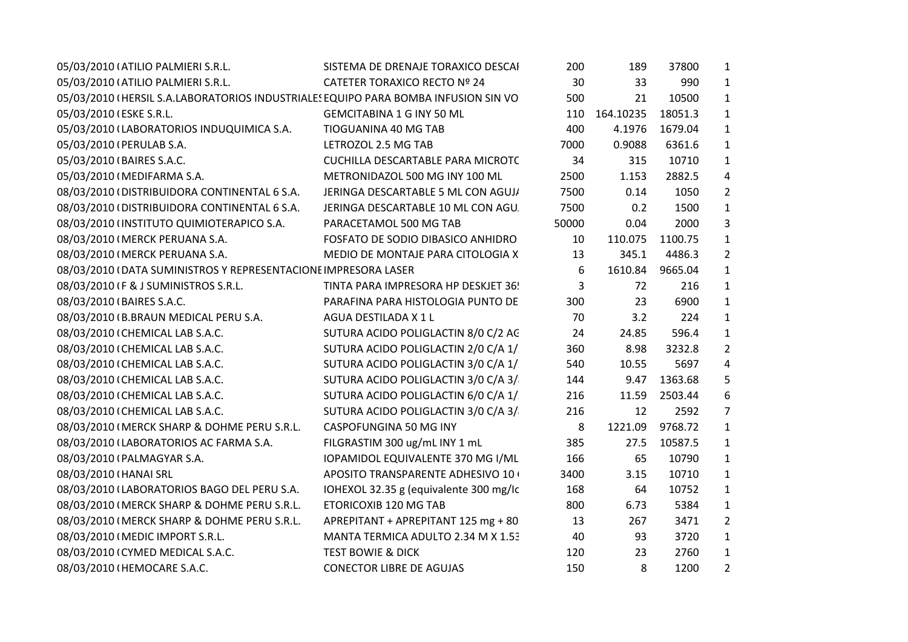| | | | | | | |
|---|---|---|---|---|---|---|
| 05/03/2010 ( | ATILIO PALMIERI S.R.L. | SISTEMA DE DRENAJE TORAXICO DESCAI | 200 | 189 | 37800 | 1 |
| 05/03/2010 ( | ATILIO PALMIERI S.R.L. | CATETER TORAXICO RECTO Nº 24 | 30 | 33 | 990 | 1 |
| 05/03/2010 ( | HERSIL S.A.LABORATORIOS INDUSTRIALES | EQUIPO PARA BOMBA INFUSION SIN VO | 500 | 21 | 10500 | 1 |
| 05/03/2010 ( | ESKE S.R.L. | GEMCITABINA 1 G INY 50 ML | 110 | 164.10235 | 18051.3 | 1 |
| 05/03/2010 ( | LABORATORIOS INDUQUIMICA S.A. | TIOGUANINA 40 MG TAB | 400 | 4.1976 | 1679.04 | 1 |
| 05/03/2010 ( | PERULAB S.A. | LETROZOL 2.5 MG TAB | 7000 | 0.9088 | 6361.6 | 1 |
| 05/03/2010 ( | BAIRES S.A.C. | CUCHILLA DESCARTABLE PARA MICROTC | 34 | 315 | 10710 | 1 |
| 05/03/2010 ( | MEDIFARMA S.A. | METRONIDAZOL 500 MG INY 100 ML | 2500 | 1.153 | 2882.5 | 4 |
| 08/03/2010 ( | DISTRIBUIDORA CONTINENTAL 6 S.A. | JERINGA DESCARTABLE 5 ML CON AGUJ/ | 7500 | 0.14 | 1050 | 2 |
| 08/03/2010 ( | DISTRIBUIDORA CONTINENTAL 6 S.A. | JERINGA DESCARTABLE 10 ML CON AGU. | 7500 | 0.2 | 1500 | 1 |
| 08/03/2010 ( | INSTITUTO QUIMIOTERAPICO S.A. | PARACETAMOL 500 MG TAB | 50000 | 0.04 | 2000 | 3 |
| 08/03/2010 ( | MERCK PERUANA S.A. | FOSFATO DE SODIO DIBASICO ANHIDRO | 10 | 110.075 | 1100.75 | 1 |
| 08/03/2010 ( | MERCK PERUANA S.A. | MEDIO DE MONTAJE PARA CITOLOGIA X | 13 | 345.1 | 4486.3 | 2 |
| 08/03/2010 ( | DATA SUMINISTROS Y REPRESENTACIONE | IMPRESORA LASER | 6 | 1610.84 | 9665.04 | 1 |
| 08/03/2010 ( | F & J SUMINISTROS S.R.L. | TINTA PARA IMPRESORA HP DESKJET 36! | 3 | 72 | 216 | 1 |
| 08/03/2010 ( | BAIRES S.A.C. | PARAFINA PARA HISTOLOGIA PUNTO DE | 300 | 23 | 6900 | 1 |
| 08/03/2010 ( | B.BRAUN MEDICAL PERU S.A. | AGUA DESTILADA X 1 L | 70 | 3.2 | 224 | 1 |
| 08/03/2010 ( | CHEMICAL LAB S.A.C. | SUTURA ACIDO POLIGLACTIN 8/0 C/2 AG | 24 | 24.85 | 596.4 | 1 |
| 08/03/2010 ( | CHEMICAL LAB S.A.C. | SUTURA ACIDO POLIGLACTIN 2/0 C/A 1/. | 360 | 8.98 | 3232.8 | 2 |
| 08/03/2010 ( | CHEMICAL LAB S.A.C. | SUTURA ACIDO POLIGLACTIN 3/0 C/A 1/. | 540 | 10.55 | 5697 | 4 |
| 08/03/2010 ( | CHEMICAL LAB S.A.C. | SUTURA ACIDO POLIGLACTIN 3/0 C/A 3/. | 144 | 9.47 | 1363.68 | 5 |
| 08/03/2010 ( | CHEMICAL LAB S.A.C. | SUTURA ACIDO POLIGLACTIN 6/0 C/A 1/. | 216 | 11.59 | 2503.44 | 6 |
| 08/03/2010 ( | CHEMICAL LAB S.A.C. | SUTURA ACIDO POLIGLACTIN 3/0 C/A 3/. | 216 | 12 | 2592 | 7 |
| 08/03/2010 ( | MERCK SHARP & DOHME PERU S.R.L. | CASPOFUNGINA 50 MG INY | 8 | 1221.09 | 9768.72 | 1 |
| 08/03/2010 ( | LABORATORIOS AC FARMA S.A. | FILGRASTIM 300 ug/mL INY 1 mL | 385 | 27.5 | 10587.5 | 1 |
| 08/03/2010 ( | PALMAGYAR S.A. | IOPAMIDOL EQUIVALENTE 370 MG I/ML | 166 | 65 | 10790 | 1 |
| 08/03/2010 ( | HANAI SRL | APOSITO TRANSPARENTE ADHESIVO 10 ( | 3400 | 3.15 | 10710 | 1 |
| 08/03/2010 ( | LABORATORIOS BAGO DEL PERU S.A. | IOHEXOL 32.35 g (equivalente 300 mg/Ic | 168 | 64 | 10752 | 1 |
| 08/03/2010 ( | MERCK SHARP & DOHME PERU S.R.L. | ETORICOXIB 120 MG TAB | 800 | 6.73 | 5384 | 1 |
| 08/03/2010 ( | MERCK SHARP & DOHME PERU S.R.L. | APREPITANT + APREPITANT 125 mg + 80 | 13 | 267 | 3471 | 2 |
| 08/03/2010 ( | MEDIC IMPORT S.R.L. | MANTA TERMICA ADULTO 2.34 M X 1.53 | 40 | 93 | 3720 | 1 |
| 08/03/2010 ( | CYMED MEDICAL S.A.C. | TEST BOWIE & DICK | 120 | 23 | 2760 | 1 |
| 08/03/2010 ( | HEMOCARE S.A.C. | CONECTOR LIBRE DE AGUJAS | 150 | 8 | 1200 | 2 |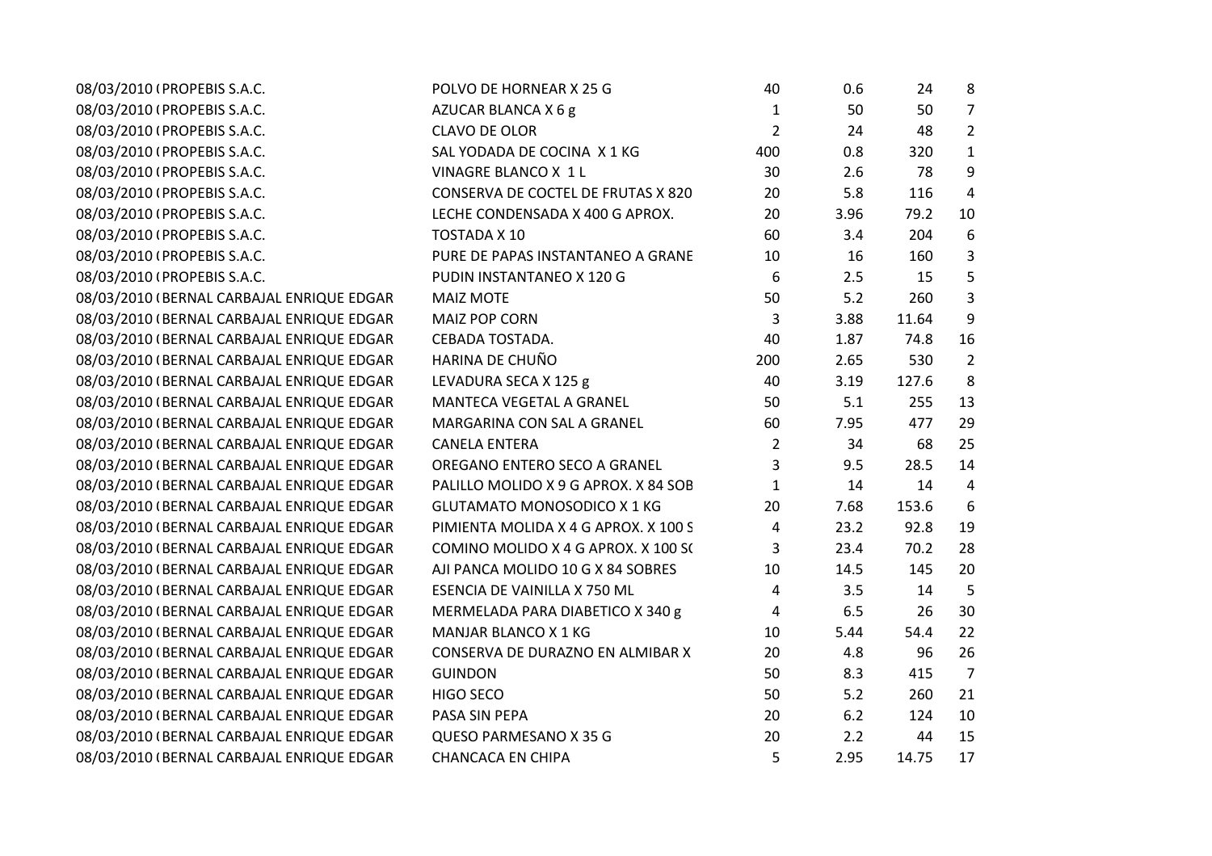| | | | | | | |
|---|---|---|---|---|---|---|
| 08/03/2010 ( | PROPEBIS S.A.C. | POLVO DE HORNEAR X 25 G | 40 | 0.6 | 24 | 8 |
| 08/03/2010 ( | PROPEBIS S.A.C. | AZUCAR BLANCA X 6 g | 1 | 50 | 50 | 7 |
| 08/03/2010 ( | PROPEBIS S.A.C. | CLAVO DE OLOR | 2 | 24 | 48 | 2 |
| 08/03/2010 ( | PROPEBIS S.A.C. | SAL YODADA DE COCINA X 1 KG | 400 | 0.8 | 320 | 1 |
| 08/03/2010 ( | PROPEBIS S.A.C. | VINAGRE BLANCO X 1 L | 30 | 2.6 | 78 | 9 |
| 08/03/2010 ( | PROPEBIS S.A.C. | CONSERVA DE COCTEL DE FRUTAS X 820 | 20 | 5.8 | 116 | 4 |
| 08/03/2010 ( | PROPEBIS S.A.C. | LECHE CONDENSADA X 400 G APROX. | 20 | 3.96 | 79.2 | 10 |
| 08/03/2010 ( | PROPEBIS S.A.C. | TOSTADA X 10 | 60 | 3.4 | 204 | 6 |
| 08/03/2010 ( | PROPEBIS S.A.C. | PURE DE PAPAS INSTANTANEO A GRANE | 10 | 16 | 160 | 3 |
| 08/03/2010 ( | PROPEBIS S.A.C. | PUDIN INSTANTANEO X 120 G | 6 | 2.5 | 15 | 5 |
| 08/03/2010 ( | BERNAL CARBAJAL ENRIQUE EDGAR | MAIZ MOTE | 50 | 5.2 | 260 | 3 |
| 08/03/2010 ( | BERNAL CARBAJAL ENRIQUE EDGAR | MAIZ POP CORN | 3 | 3.88 | 11.64 | 9 |
| 08/03/2010 ( | BERNAL CARBAJAL ENRIQUE EDGAR | CEBADA TOSTADA. | 40 | 1.87 | 74.8 | 16 |
| 08/03/2010 ( | BERNAL CARBAJAL ENRIQUE EDGAR | HARINA DE CHUÑO | 200 | 2.65 | 530 | 2 |
| 08/03/2010 ( | BERNAL CARBAJAL ENRIQUE EDGAR | LEVADURA SECA X 125 g | 40 | 3.19 | 127.6 | 8 |
| 08/03/2010 ( | BERNAL CARBAJAL ENRIQUE EDGAR | MANTECA VEGETAL A GRANEL | 50 | 5.1 | 255 | 13 |
| 08/03/2010 ( | BERNAL CARBAJAL ENRIQUE EDGAR | MARGARINA CON SAL A GRANEL | 60 | 7.95 | 477 | 29 |
| 08/03/2010 ( | BERNAL CARBAJAL ENRIQUE EDGAR | CANELA ENTERA | 2 | 34 | 68 | 25 |
| 08/03/2010 ( | BERNAL CARBAJAL ENRIQUE EDGAR | OREGANO ENTERO SECO A GRANEL | 3 | 9.5 | 28.5 | 14 |
| 08/03/2010 ( | BERNAL CARBAJAL ENRIQUE EDGAR | PALILLO MOLIDO X 9 G APROX. X 84 SOB | 1 | 14 | 14 | 4 |
| 08/03/2010 ( | BERNAL CARBAJAL ENRIQUE EDGAR | GLUTAMATO MONOSODICO X 1 KG | 20 | 7.68 | 153.6 | 6 |
| 08/03/2010 ( | BERNAL CARBAJAL ENRIQUE EDGAR | PIMIENTA MOLIDA X 4 G APROX. X 100 S | 4 | 23.2 | 92.8 | 19 |
| 08/03/2010 ( | BERNAL CARBAJAL ENRIQUE EDGAR | COMINO MOLIDO X 4 G APROX. X 100 S( | 3 | 23.4 | 70.2 | 28 |
| 08/03/2010 ( | BERNAL CARBAJAL ENRIQUE EDGAR | AJI PANCA MOLIDO 10 G X 84 SOBRES | 10 | 14.5 | 145 | 20 |
| 08/03/2010 ( | BERNAL CARBAJAL ENRIQUE EDGAR | ESENCIA DE VAINILLA X 750 ML | 4 | 3.5 | 14 | 5 |
| 08/03/2010 ( | BERNAL CARBAJAL ENRIQUE EDGAR | MERMELADA PARA DIABETICO X 340 g | 4 | 6.5 | 26 | 30 |
| 08/03/2010 ( | BERNAL CARBAJAL ENRIQUE EDGAR | MANJAR BLANCO X 1 KG | 10 | 5.44 | 54.4 | 22 |
| 08/03/2010 ( | BERNAL CARBAJAL ENRIQUE EDGAR | CONSERVA DE DURAZNO EN ALMIBAR X | 20 | 4.8 | 96 | 26 |
| 08/03/2010 ( | BERNAL CARBAJAL ENRIQUE EDGAR | GUINDON | 50 | 8.3 | 415 | 7 |
| 08/03/2010 ( | BERNAL CARBAJAL ENRIQUE EDGAR | HIGO SECO | 50 | 5.2 | 260 | 21 |
| 08/03/2010 ( | BERNAL CARBAJAL ENRIQUE EDGAR | PASA SIN PEPA | 20 | 6.2 | 124 | 10 |
| 08/03/2010 ( | BERNAL CARBAJAL ENRIQUE EDGAR | QUESO PARMESANO X 35 G | 20 | 2.2 | 44 | 15 |
| 08/03/2010 ( | BERNAL CARBAJAL ENRIQUE EDGAR | CHANCACA EN CHIPA | 5 | 2.95 | 14.75 | 17 |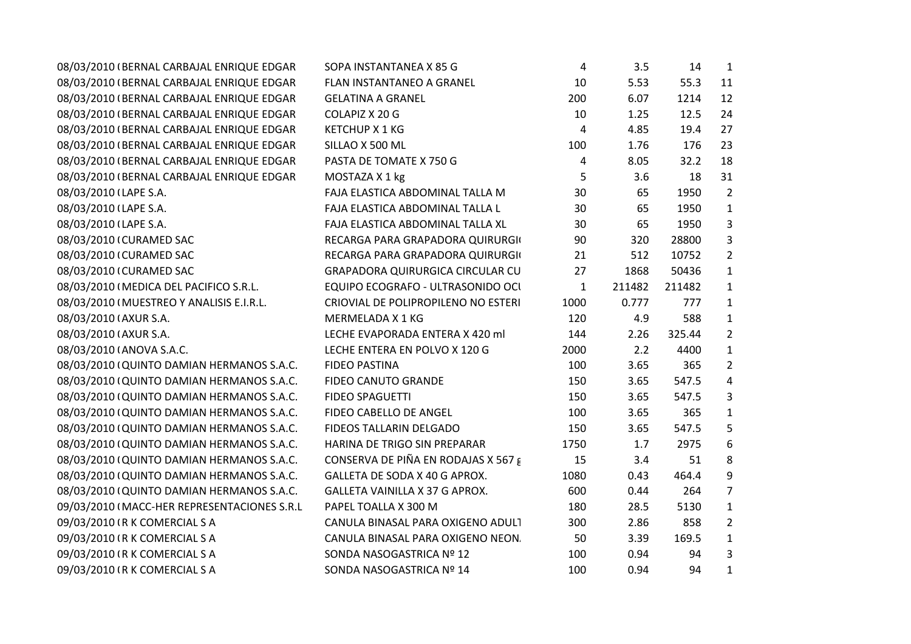| | | | | | | |
|---|---|---|---|---|---|---|
| 08/03/2010 ( | BERNAL CARBAJAL ENRIQUE EDGAR | SOPA INSTANTANEA X 85 G | 4 | 3.5 | 14 | 1 |
| 08/03/2010 ( | BERNAL CARBAJAL ENRIQUE EDGAR | FLAN INSTANTANEO A GRANEL | 10 | 5.53 | 55.3 | 11 |
| 08/03/2010 ( | BERNAL CARBAJAL ENRIQUE EDGAR | GELATINA A GRANEL | 200 | 6.07 | 1214 | 12 |
| 08/03/2010 ( | BERNAL CARBAJAL ENRIQUE EDGAR | COLAPIZ X 20 G | 10 | 1.25 | 12.5 | 24 |
| 08/03/2010 ( | BERNAL CARBAJAL ENRIQUE EDGAR | KETCHUP X 1 KG | 4 | 4.85 | 19.4 | 27 |
| 08/03/2010 ( | BERNAL CARBAJAL ENRIQUE EDGAR | SILLAO X 500 ML | 100 | 1.76 | 176 | 23 |
| 08/03/2010 ( | BERNAL CARBAJAL ENRIQUE EDGAR | PASTA DE TOMATE X 750 G | 4 | 8.05 | 32.2 | 18 |
| 08/03/2010 ( | BERNAL CARBAJAL ENRIQUE EDGAR | MOSTAZA X 1 kg | 5 | 3.6 | 18 | 31 |
| 08/03/2010 ( | LAPE S.A. | FAJA ELASTICA ABDOMINAL TALLA M | 30 | 65 | 1950 | 2 |
| 08/03/2010 ( | LAPE S.A. | FAJA ELASTICA ABDOMINAL TALLA L | 30 | 65 | 1950 | 1 |
| 08/03/2010 ( | LAPE S.A. | FAJA ELASTICA ABDOMINAL TALLA XL | 30 | 65 | 1950 | 3 |
| 08/03/2010 ( | CURAMED SAC | RECARGA PARA GRAPADORA QUIRURGI( | 90 | 320 | 28800 | 3 |
| 08/03/2010 ( | CURAMED SAC | RECARGA PARA GRAPADORA QUIRURGI( | 21 | 512 | 10752 | 2 |
| 08/03/2010 ( | CURAMED SAC | GRAPADORA QUIRURGICA CIRCULAR CU | 27 | 1868 | 50436 | 1 |
| 08/03/2010 ( | MEDICA DEL PACIFICO S.R.L. | EQUIPO ECOGRAFO - ULTRASONIDO OCI | 1 | 211482 | 211482 | 1 |
| 08/03/2010 ( | MUESTREO Y ANALISIS E.I.R.L. | CRIOVIAL DE POLIPROPILENO NO ESTERI | 1000 | 0.777 | 777 | 1 |
| 08/03/2010 ( | AXUR S.A. | MERMELADA X 1 KG | 120 | 4.9 | 588 | 1 |
| 08/03/2010 ( | AXUR S.A. | LECHE EVAPORADA ENTERA X 420 ml | 144 | 2.26 | 325.44 | 2 |
| 08/03/2010 ( | ANOVA S.A.C. | LECHE ENTERA EN POLVO X 120 G | 2000 | 2.2 | 4400 | 1 |
| 08/03/2010 ( | QUINTO DAMIAN HERMANOS S.A.C. | FIDEO PASTINA | 100 | 3.65 | 365 | 2 |
| 08/03/2010 ( | QUINTO DAMIAN HERMANOS S.A.C. | FIDEO CANUTO GRANDE | 150 | 3.65 | 547.5 | 4 |
| 08/03/2010 ( | QUINTO DAMIAN HERMANOS S.A.C. | FIDEO SPAGUETTI | 150 | 3.65 | 547.5 | 3 |
| 08/03/2010 ( | QUINTO DAMIAN HERMANOS S.A.C. | FIDEO CABELLO DE ANGEL | 100 | 3.65 | 365 | 1 |
| 08/03/2010 ( | QUINTO DAMIAN HERMANOS S.A.C. | FIDEOS TALLARIN DELGADO | 150 | 3.65 | 547.5 | 5 |
| 08/03/2010 ( | QUINTO DAMIAN HERMANOS S.A.C. | HARINA DE TRIGO SIN PREPARAR | 1750 | 1.7 | 2975 | 6 |
| 08/03/2010 ( | QUINTO DAMIAN HERMANOS S.A.C. | CONSERVA DE PIÑA EN RODAJAS X 567 g | 15 | 3.4 | 51 | 8 |
| 08/03/2010 ( | QUINTO DAMIAN HERMANOS S.A.C. | GALLETA DE SODA X 40 G APROX. | 1080 | 0.43 | 464.4 | 9 |
| 08/03/2010 ( | QUINTO DAMIAN HERMANOS S.A.C. | GALLETA VAINILLA X 37 G APROX. | 600 | 0.44 | 264 | 7 |
| 09/03/2010 ( | MACC-HER REPRESENTACIONES S.R.L | PAPEL TOALLA X 300 M | 180 | 28.5 | 5130 | 1 |
| 09/03/2010 ( | R K COMERCIAL S A | CANULA BINASAL PARA OXIGENO ADULT | 300 | 2.86 | 858 | 2 |
| 09/03/2010 ( | R K COMERCIAL S A | CANULA BINASAL PARA OXIGENO NEON. | 50 | 3.39 | 169.5 | 1 |
| 09/03/2010 ( | R K COMERCIAL S A | SONDA NASOGASTRICA Nº 12 | 100 | 0.94 | 94 | 3 |
| 09/03/2010 ( | R K COMERCIAL S A | SONDA NASOGASTRICA Nº 14 | 100 | 0.94 | 94 | 1 |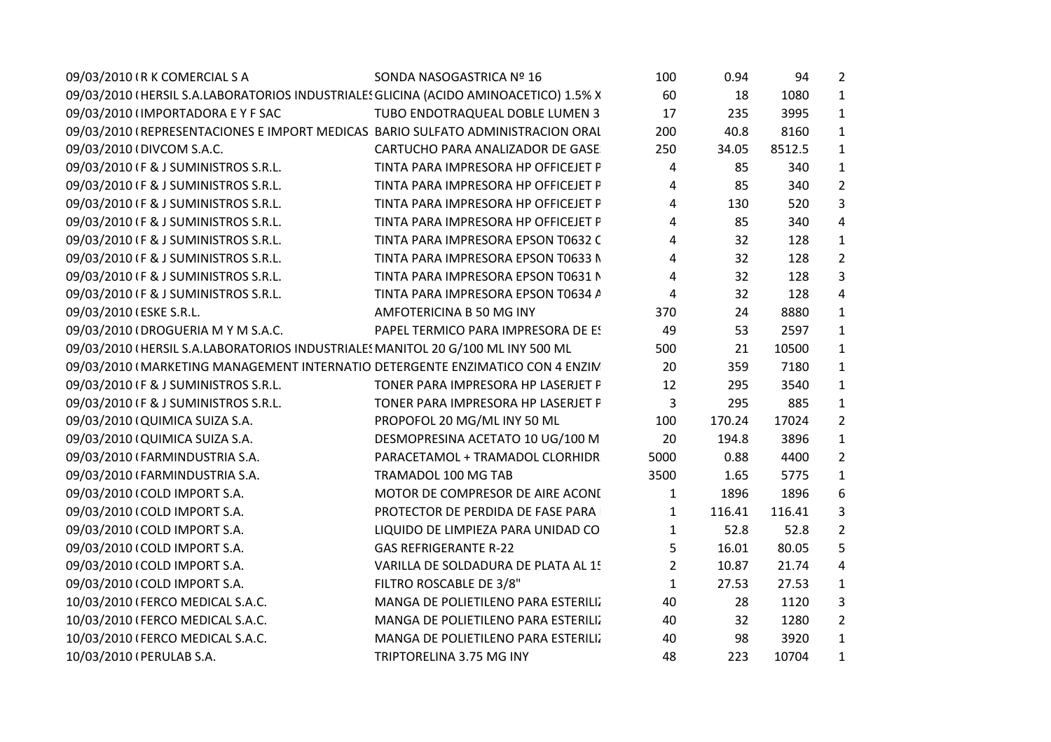| | | | | | | |
|---|---|---|---|---|---|---|
| 09/03/2010 ( | R K COMERCIAL S A | SONDA NASOGASTRICA Nº 16 | 100 | 0.94 | 94 | 2 |
| 09/03/2010 ( | HERSIL S.A.LABORATORIOS INDUSTRIALES | GLICINA (ACIDO AMINOACETICO) 1.5% X | 60 | 18 | 1080 | 1 |
| 09/03/2010 ( | IMPORTADORA E Y F SAC | TUBO ENDOTRAQUEAL DOBLE LUMEN 3 | 17 | 235 | 3995 | 1 |
| 09/03/2010 ( | REPRESENTACIONES E IMPORT MEDICAS | BARIO SULFATO ADMINISTRACION ORAL | 200 | 40.8 | 8160 | 1 |
| 09/03/2010 ( | DIVCOM S.A.C. | CARTUCHO PARA ANALIZADOR DE GASE | 250 | 34.05 | 8512.5 | 1 |
| 09/03/2010 ( | F & J SUMINISTROS S.R.L. | TINTA PARA IMPRESORA HP OFFICEJET P | 4 | 85 | 340 | 1 |
| 09/03/2010 ( | F & J SUMINISTROS S.R.L. | TINTA PARA IMPRESORA HP OFFICEJET P | 4 | 85 | 340 | 2 |
| 09/03/2010 ( | F & J SUMINISTROS S.R.L. | TINTA PARA IMPRESORA HP OFFICEJET P | 4 | 130 | 520 | 3 |
| 09/03/2010 ( | F & J SUMINISTROS S.R.L. | TINTA PARA IMPRESORA HP OFFICEJET P | 4 | 85 | 340 | 4 |
| 09/03/2010 ( | F & J SUMINISTROS S.R.L. | TINTA PARA IMPRESORA EPSON T0632 C | 4 | 32 | 128 | 1 |
| 09/03/2010 ( | F & J SUMINISTROS S.R.L. | TINTA PARA IMPRESORA EPSON T0633 N | 4 | 32 | 128 | 2 |
| 09/03/2010 ( | F & J SUMINISTROS S.R.L. | TINTA PARA IMPRESORA EPSON T0631 N | 4 | 32 | 128 | 3 |
| 09/03/2010 ( | F & J SUMINISTROS S.R.L. | TINTA PARA IMPRESORA EPSON T0634 A | 4 | 32 | 128 | 4 |
| 09/03/2010 ( | ESKE S.R.L. | AMFOTERICINA B 50 MG INY | 370 | 24 | 8880 | 1 |
| 09/03/2010 ( | DROGUERIA M Y M S.A.C. | PAPEL TERMICO PARA IMPRESORA DE ES | 49 | 53 | 2597 | 1 |
| 09/03/2010 ( | HERSIL S.A.LABORATORIOS INDUSTRIALES | MANITOL 20 G/100 ML INY 500 ML | 500 | 21 | 10500 | 1 |
| 09/03/2010 ( | MARKETING MANAGEMENT INTERNATIO | DETERGENTE ENZIMATICO CON 4 ENZIM | 20 | 359 | 7180 | 1 |
| 09/03/2010 ( | F & J SUMINISTROS S.R.L. | TONER PARA IMPRESORA HP LASERJET P | 12 | 295 | 3540 | 1 |
| 09/03/2010 ( | F & J SUMINISTROS S.R.L. | TONER PARA IMPRESORA HP LASERJET P | 3 | 295 | 885 | 1 |
| 09/03/2010 ( | QUIMICA SUIZA S.A. | PROPOFOL 20 MG/ML INY 50 ML | 100 | 170.24 | 17024 | 2 |
| 09/03/2010 ( | QUIMICA SUIZA S.A. | DESMOPRESINA ACETATO 10 UG/100 M | 20 | 194.8 | 3896 | 1 |
| 09/03/2010 ( | FARMINDUSTRIA S.A. | PARACETAMOL + TRAMADOL CLORHIDR | 5000 | 0.88 | 4400 | 2 |
| 09/03/2010 ( | FARMINDUSTRIA S.A. | TRAMADOL 100 MG TAB | 3500 | 1.65 | 5775 | 1 |
| 09/03/2010 ( | COLD IMPORT S.A. | MOTOR DE COMPRESOR DE AIRE ACOND | 1 | 1896 | 1896 | 6 |
| 09/03/2010 ( | COLD IMPORT S.A. | PROTECTOR DE PERDIDA DE FASE PARA | 1 | 116.41 | 116.41 | 3 |
| 09/03/2010 ( | COLD IMPORT S.A. | LIQUIDO DE LIMPIEZA PARA UNIDAD CO | 1 | 52.8 | 52.8 | 2 |
| 09/03/2010 ( | COLD IMPORT S.A. | GAS REFRIGERANTE R-22 | 5 | 16.01 | 80.05 | 5 |
| 09/03/2010 ( | COLD IMPORT S.A. | VARILLA DE SOLDADURA DE PLATA AL 15 | 2 | 10.87 | 21.74 | 4 |
| 09/03/2010 ( | COLD IMPORT S.A. | FILTRO ROSCABLE DE 3/8" | 1 | 27.53 | 27.53 | 1 |
| 10/03/2010 ( | FERCO MEDICAL S.A.C. | MANGA DE POLIETILENO PARA ESTERILIZ | 40 | 28 | 1120 | 3 |
| 10/03/2010 ( | FERCO MEDICAL S.A.C. | MANGA DE POLIETILENO PARA ESTERILIZ | 40 | 32 | 1280 | 2 |
| 10/03/2010 ( | FERCO MEDICAL S.A.C. | MANGA DE POLIETILENO PARA ESTERILIZ | 40 | 98 | 3920 | 1 |
| 10/03/2010 ( | PERULAB S.A. | TRIPTORELINA 3.75 MG INY | 48 | 223 | 10704 | 1 |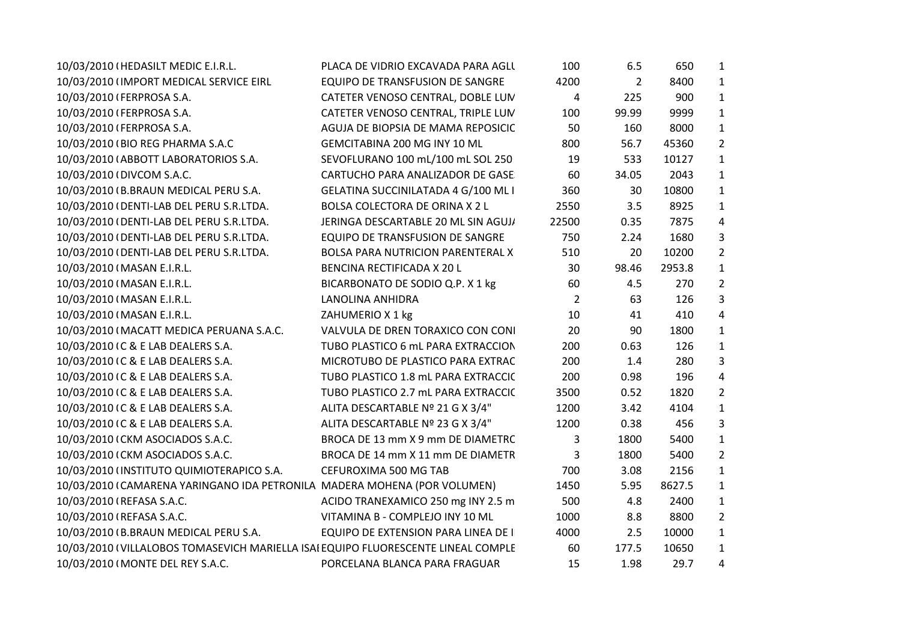| | | | | | |
|---|---|---|---|---|---|
| 10/03/2010 ( HEDASILT MEDIC E.I.R.L. | PLACA DE VIDRIO EXCAVADA PARA AGLU | 100 | 6.5 | 650 | 1 |
| 10/03/2010 ( IMPORT MEDICAL SERVICE EIRL | EQUIPO DE TRANSFUSION DE SANGRE | 4200 | 2 | 8400 | 1 |
| 10/03/2010 ( FERPROSA S.A. | CATETER VENOSO CENTRAL, DOBLE LUM | 4 | 225 | 900 | 1 |
| 10/03/2010 ( FERPROSA S.A. | CATETER VENOSO CENTRAL, TRIPLE LUM | 100 | 99.99 | 9999 | 1 |
| 10/03/2010 ( FERPROSA S.A. | AGUJA DE BIOPSIA DE MAMA REPOSICIC | 50 | 160 | 8000 | 1 |
| 10/03/2010 ( BIO REG PHARMA S.A.C | GEMCITABINA 200 MG INY 10 ML | 800 | 56.7 | 45360 | 2 |
| 10/03/2010 ( ABBOTT LABORATORIOS S.A. | SEVOFLURANO 100 mL/100 mL SOL 250 | 19 | 533 | 10127 | 1 |
| 10/03/2010 ( DIVCOM S.A.C. | CARTUCHO PARA ANALIZADOR DE GASE | 60 | 34.05 | 2043 | 1 |
| 10/03/2010 ( B.BRAUN MEDICAL PERU S.A. | GELATINA SUCCINILATADA 4 G/100 ML I | 360 | 30 | 10800 | 1 |
| 10/03/2010 ( DENTI-LAB DEL PERU S.R.LTDA. | BOLSA COLECTORA DE ORINA X 2 L | 2550 | 3.5 | 8925 | 1 |
| 10/03/2010 ( DENTI-LAB DEL PERU S.R.LTDA. | JERINGA DESCARTABLE 20 ML SIN AGUJA | 22500 | 0.35 | 7875 | 4 |
| 10/03/2010 ( DENTI-LAB DEL PERU S.R.LTDA. | EQUIPO DE TRANSFUSION DE SANGRE | 750 | 2.24 | 1680 | 3 |
| 10/03/2010 ( DENTI-LAB DEL PERU S.R.LTDA. | BOLSA PARA NUTRICION PARENTERAL X | 510 | 20 | 10200 | 2 |
| 10/03/2010 ( MASAN E.I.R.L. | BENCINA RECTIFICADA X 20 L | 30 | 98.46 | 2953.8 | 1 |
| 10/03/2010 ( MASAN E.I.R.L. | BICARBONATO DE SODIO Q.P. X 1 kg | 60 | 4.5 | 270 | 2 |
| 10/03/2010 ( MASAN E.I.R.L. | LANOLINA ANHIDRA | 2 | 63 | 126 | 3 |
| 10/03/2010 ( MASAN E.I.R.L. | ZAHUMERIO X 1 kg | 10 | 41 | 410 | 4 |
| 10/03/2010 ( MACATT MEDICA PERUANA S.A.C. | VALVULA DE DREN TORAXICO CON CONI | 20 | 90 | 1800 | 1 |
| 10/03/2010 ( C & E LAB DEALERS S.A. | TUBO PLASTICO 6 mL PARA EXTRACCION | 200 | 0.63 | 126 | 1 |
| 10/03/2010 ( C & E LAB DEALERS S.A. | MICROTUBO DE PLASTICO PARA EXTRAC | 200 | 1.4 | 280 | 3 |
| 10/03/2010 ( C & E LAB DEALERS S.A. | TUBO PLASTICO 1.8 mL PARA EXTRACCIC | 200 | 0.98 | 196 | 4 |
| 10/03/2010 ( C & E LAB DEALERS S.A. | TUBO PLASTICO 2.7 mL PARA EXTRACCIC | 3500 | 0.52 | 1820 | 2 |
| 10/03/2010 ( C & E LAB DEALERS S.A. | ALITA DESCARTABLE Nº 21 G X 3/4" | 1200 | 3.42 | 4104 | 1 |
| 10/03/2010 ( C & E LAB DEALERS S.A. | ALITA DESCARTABLE Nº 23 G X 3/4" | 1200 | 0.38 | 456 | 3 |
| 10/03/2010 ( CKM ASOCIADOS S.A.C. | BROCA DE 13 mm X 9 mm DE DIAMETRC | 3 | 1800 | 5400 | 1 |
| 10/03/2010 ( CKM ASOCIADOS S.A.C. | BROCA DE 14 mm X 11 mm DE DIAMETR | 3 | 1800 | 5400 | 2 |
| 10/03/2010 ( INSTITUTO QUIMIOTERAPICO S.A. | CEFUROXIMA 500 MG TAB | 700 | 3.08 | 2156 | 1 |
| 10/03/2010 ( CAMARENA YARINGANO IDA PETRONILA | MADERA MOHENA (POR VOLUMEN) | 1450 | 5.95 | 8627.5 | 1 |
| 10/03/2010 ( REFASA S.A.C. | ACIDO TRANEXAMICO 250 mg INY 2.5 m | 500 | 4.8 | 2400 | 1 |
| 10/03/2010 ( REFASA S.A.C. | VITAMINA B - COMPLEJO INY 10 ML | 1000 | 8.8 | 8800 | 2 |
| 10/03/2010 ( B.BRAUN MEDICAL PERU S.A. | EQUIPO DE EXTENSION PARA LINEA DE I | 4000 | 2.5 | 10000 | 1 |
| 10/03/2010 ( VILLALOBOS TOMASEVICH MARIELLA ISAI | EQUIPO FLUORESCENTE LINEAL COMPLE | 60 | 177.5 | 10650 | 1 |
| 10/03/2010 ( MONTE DEL REY S.A.C. | PORCELANA BLANCA PARA FRAGUAR | 15 | 1.98 | 29.7 | 4 |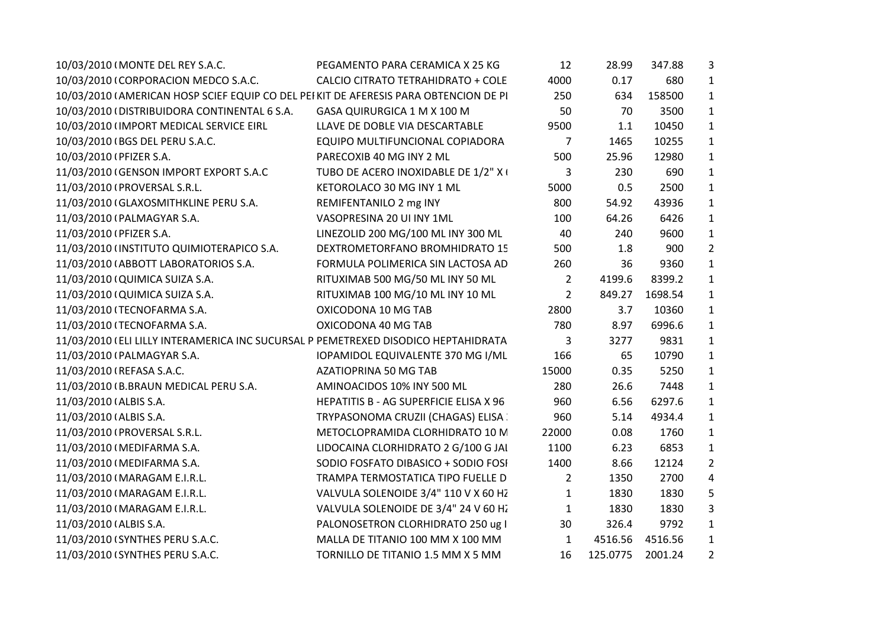| | | | | | | |
|---|---|---|---|---|---|---|
| 10/03/2010 ( | MONTE DEL REY S.A.C. | PEGAMENTO PARA CERAMICA X 25 KG | 12 | 28.99 | 347.88 | 3 |
| 10/03/2010 ( | CORPORACION MEDCO S.A.C. | CALCIO CITRATO TETRAHIDRATO + COLE | 4000 | 0.17 | 680 | 1 |
| 10/03/2010 ( | AMERICAN HOSP SCIEF EQUIP CO DEL PEI | KIT DE AFERESIS PARA OBTENCION DE PI | 250 | 634 | 158500 | 1 |
| 10/03/2010 ( | DISTRIBUIDORA CONTINENTAL 6 S.A. | GASA QUIRURGICA 1 M X 100 M | 50 | 70 | 3500 | 1 |
| 10/03/2010 ( | IMPORT MEDICAL SERVICE EIRL | LLAVE DE DOBLE VIA DESCARTABLE | 9500 | 1.1 | 10450 | 1 |
| 10/03/2010 ( | BGS DEL PERU S.A.C. | EQUIPO MULTIFUNCIONAL COPIADORA | 7 | 1465 | 10255 | 1 |
| 10/03/2010 ( | PFIZER S.A. | PARECOXIB 40 MG INY 2 ML | 500 | 25.96 | 12980 | 1 |
| 11/03/2010 ( | GENSON IMPORT EXPORT S.A.C | TUBO DE ACERO INOXIDABLE DE 1/2" X ( | 3 | 230 | 690 | 1 |
| 11/03/2010 ( | PROVERSAL S.R.L. | KETOROLACO 30 MG INY 1 ML | 5000 | 0.5 | 2500 | 1 |
| 11/03/2010 ( | GLAXOSMITHKLINE PERU S.A. | REMIFENTANILO 2 mg INY | 800 | 54.92 | 43936 | 1 |
| 11/03/2010 ( | PALMAGYAR S.A. | VASOPRESINA 20 UI INY 1ML | 100 | 64.26 | 6426 | 1 |
| 11/03/2010 ( | PFIZER S.A. | LINEZOLID 200 MG/100 ML INY 300 ML | 40 | 240 | 9600 | 1 |
| 11/03/2010 ( | INSTITUTO QUIMIOTERAPICO S.A. | DEXTROMETORFANO BROMHIDRATO 15 | 500 | 1.8 | 900 | 2 |
| 11/03/2010 ( | ABBOTT LABORATORIOS S.A. | FORMULA POLIMERICA SIN LACTOSA AD | 260 | 36 | 9360 | 1 |
| 11/03/2010 ( | QUIMICA SUIZA S.A. | RITUXIMAB 500 MG/50 ML INY 50 ML | 2 | 4199.6 | 8399.2 | 1 |
| 11/03/2010 ( | QUIMICA SUIZA S.A. | RITUXIMAB 100 MG/10 ML INY 10 ML | 2 | 849.27 | 1698.54 | 1 |
| 11/03/2010 ( | TECNOFARMA S.A. | OXICODONA 10 MG TAB | 2800 | 3.7 | 10360 | 1 |
| 11/03/2010 ( | TECNOFARMA S.A. | OXICODONA 40 MG TAB | 780 | 8.97 | 6996.6 | 1 |
| 11/03/2010 ( | ELI LILLY INTERAMERICA INC SUCURSAL P | PEMETREXED DISODICO HEPTAHIDRATA | 3 | 3277 | 9831 | 1 |
| 11/03/2010 ( | PALMAGYAR S.A. | IOPAMIDOL EQUIVALENTE 370 MG I/ML | 166 | 65 | 10790 | 1 |
| 11/03/2010 ( | REFASA S.A.C. | AZATIOPRINA 50 MG TAB | 15000 | 0.35 | 5250 | 1 |
| 11/03/2010 ( | B.BRAUN MEDICAL PERU S.A. | AMINOACIDOS 10% INY 500 ML | 280 | 26.6 | 7448 | 1 |
| 11/03/2010 ( | ALBIS S.A. | HEPATITIS B - AG SUPERFICIE ELISA X 96 | 960 | 6.56 | 6297.6 | 1 |
| 11/03/2010 ( | ALBIS S.A. | TRYPASONOMA CRUZII (CHAGAS) ELISA : | 960 | 5.14 | 4934.4 | 1 |
| 11/03/2010 ( | PROVERSAL S.R.L. | METOCLOPRAMIDA CLORHIDRATO 10 M | 22000 | 0.08 | 1760 | 1 |
| 11/03/2010 ( | MEDIFARMA S.A. | LIDOCAINA CLORHIDRATO 2 G/100 G JAI | 1100 | 6.23 | 6853 | 1 |
| 11/03/2010 ( | MEDIFARMA S.A. | SODIO FOSFATO DIBASICO + SODIO FOSI | 1400 | 8.66 | 12124 | 2 |
| 11/03/2010 ( | MARAGAM E.I.R.L. | TRAMPA TERMOSTATICA TIPO FUELLE D | 2 | 1350 | 2700 | 4 |
| 11/03/2010 ( | MARAGAM E.I.R.L. | VALVULA SOLENOIDE 3/4" 110 V X 60 HZ | 1 | 1830 | 1830 | 5 |
| 11/03/2010 ( | MARAGAM E.I.R.L. | VALVULA SOLENOIDE DE 3/4" 24 V 60 HZ | 1 | 1830 | 1830 | 3 |
| 11/03/2010 ( | ALBIS S.A. | PALONOSETRON CLORHIDRATO 250 ug I | 30 | 326.4 | 9792 | 1 |
| 11/03/2010 ( | SYNTHES PERU S.A.C. | MALLA DE TITANIO 100 MM X 100 MM | 1 | 4516.56 | 4516.56 | 1 |
| 11/03/2010 ( | SYNTHES PERU S.A.C. | TORNILLO DE TITANIO 1.5 MM X 5 MM | 16 | 125.0775 | 2001.24 | 2 |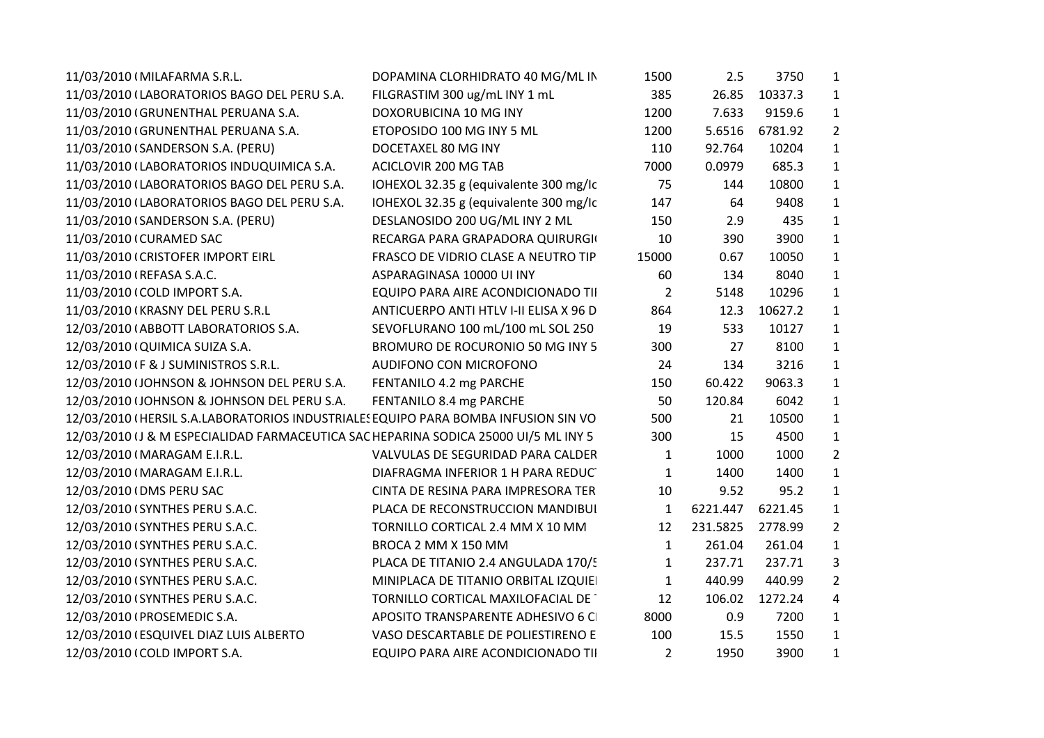| | | | | | | |
|---|---|---|---|---|---|---|
| 11/03/2010 ( | MILAFARMA S.R.L. | DOPAMINA CLORHIDRATO 40 MG/ML IN | 1500 | 2.5 | 3750 | 1 |
| 11/03/2010 ( | LABORATORIOS BAGO DEL PERU S.A. | FILGRASTIM 300 ug/mL INY 1 mL | 385 | 26.85 | 10337.3 | 1 |
| 11/03/2010 ( | GRUNENTHAL PERUANA S.A. | DOXORUBICINA 10 MG INY | 1200 | 7.633 | 9159.6 | 1 |
| 11/03/2010 ( | GRUNENTHAL PERUANA S.A. | ETOPOSIDO 100 MG INY 5 ML | 1200 | 5.6516 | 6781.92 | 2 |
| 11/03/2010 ( | SANDERSON S.A. (PERU) | DOCETAXEL 80 MG INY | 110 | 92.764 | 10204 | 1 |
| 11/03/2010 ( | LABORATORIOS INDUQUIMICA S.A. | ACICLOVIR 200 MG TAB | 7000 | 0.0979 | 685.3 | 1 |
| 11/03/2010 ( | LABORATORIOS BAGO DEL PERU S.A. | IOHEXOL 32.35 g (equivalente 300 mg/Io | 75 | 144 | 10800 | 1 |
| 11/03/2010 ( | LABORATORIOS BAGO DEL PERU S.A. | IOHEXOL 32.35 g (equivalente 300 mg/Io | 147 | 64 | 9408 | 1 |
| 11/03/2010 ( | SANDERSON S.A. (PERU) | DESLANOSIDO 200 UG/ML INY 2 ML | 150 | 2.9 | 435 | 1 |
| 11/03/2010 ( | CURAMED SAC | RECARGA PARA GRAPADORA QUIRURGI( | 10 | 390 | 3900 | 1 |
| 11/03/2010 ( | CRISTOFER IMPORT EIRL | FRASCO DE VIDRIO CLASE A NEUTRO TIP | 15000 | 0.67 | 10050 | 1 |
| 11/03/2010 ( | REFASA S.A.C. | ASPARAGINASA 10000 UI INY | 60 | 134 | 8040 | 1 |
| 11/03/2010 ( | COLD IMPORT S.A. | EQUIPO PARA AIRE ACONDICIONADO TII | 2 | 5148 | 10296 | 1 |
| 11/03/2010 ( | KRASNY DEL PERU S.R.L | ANTICUERPO ANTI HTLV I-II ELISA X 96 D | 864 | 12.3 | 10627.2 | 1 |
| 12/03/2010 ( | ABBOTT LABORATORIOS S.A. | SEVOFLURANO 100 mL/100 mL SOL 250 | 19 | 533 | 10127 | 1 |
| 12/03/2010 ( | QUIMICA SUIZA S.A. | BROMURO DE ROCURONIO 50 MG INY 5 | 300 | 27 | 8100 | 1 |
| 12/03/2010 ( | F & J SUMINISTROS S.R.L. | AUDIFONO CON MICROFONO | 24 | 134 | 3216 | 1 |
| 12/03/2010 ( | JOHNSON & JOHNSON DEL PERU S.A. | FENTANILO 4.2 mg PARCHE | 150 | 60.422 | 9063.3 | 1 |
| 12/03/2010 ( | JOHNSON & JOHNSON DEL PERU S.A. | FENTANILO 8.4 mg PARCHE | 50 | 120.84 | 6042 | 1 |
| 12/03/2010 ( | HERSIL S.A.LABORATORIOS INDUSTRIALES | EQUIPO PARA BOMBA INFUSION SIN VO | 500 | 21 | 10500 | 1 |
| 12/03/2010 ( | J & M ESPECIALIDAD FARMACEUTICA SAC | HEPARINA SODICA 25000 UI/5 ML INY 5 | 300 | 15 | 4500 | 1 |
| 12/03/2010 ( | MARAGAM E.I.R.L. | VALVULAS DE SEGURIDAD PARA CALDER | 1 | 1000 | 1000 | 2 |
| 12/03/2010 ( | MARAGAM E.I.R.L. | DIAFRAGMA INFERIOR 1 H PARA REDUCT | 1 | 1400 | 1400 | 1 |
| 12/03/2010 ( | DMS PERU SAC | CINTA DE RESINA PARA IMPRESORA TER | 10 | 9.52 | 95.2 | 1 |
| 12/03/2010 ( | SYNTHES PERU S.A.C. | PLACA DE RECONSTRUCCION MANDIBUI | 1 | 6221.447 | 6221.45 | 1 |
| 12/03/2010 ( | SYNTHES PERU S.A.C. | TORNILLO CORTICAL 2.4 MM X 10 MM | 12 | 231.5825 | 2778.99 | 2 |
| 12/03/2010 ( | SYNTHES PERU S.A.C. | BROCA 2 MM X 150 MM | 1 | 261.04 | 261.04 | 1 |
| 12/03/2010 ( | SYNTHES PERU S.A.C. | PLACA DE TITANIO 2.4 ANGULADA 170/5 | 1 | 237.71 | 237.71 | 3 |
| 12/03/2010 ( | SYNTHES PERU S.A.C. | MINIPLACA DE TITANIO ORBITAL IZQUIEI | 1 | 440.99 | 440.99 | 2 |
| 12/03/2010 ( | SYNTHES PERU S.A.C. | TORNILLO CORTICAL MAXILOFACIAL DE 1 | 12 | 106.02 | 1272.24 | 4 |
| 12/03/2010 ( | PROSEMEDIC S.A. | APOSITO TRANSPARENTE ADHESIVO 6 CI | 8000 | 0.9 | 7200 | 1 |
| 12/03/2010 ( | ESQUIVEL DIAZ LUIS ALBERTO | VASO DESCARTABLE DE POLIESTIRENO E | 100 | 15.5 | 1550 | 1 |
| 12/03/2010 ( | COLD IMPORT S.A. | EQUIPO PARA AIRE ACONDICIONADO TII | 2 | 1950 | 3900 | 1 |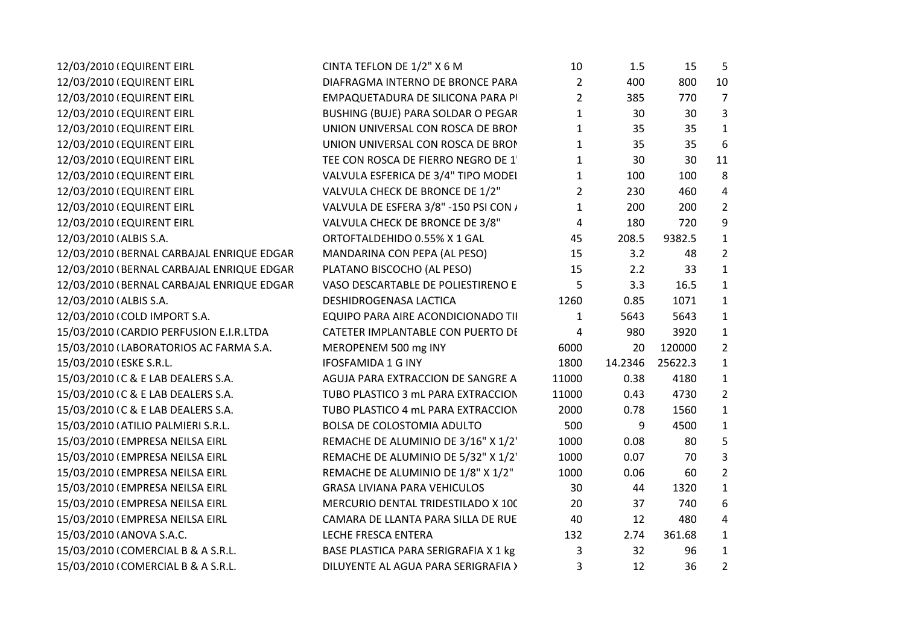| | | | | | | |
|---|---|---|---|---|---|---|
| 12/03/2010 ( | EQUIRENT EIRL | CINTA TEFLON DE 1/2" X 6 M | 10 | 1.5 | 15 | 5 |
| 12/03/2010 ( | EQUIRENT EIRL | DIAFRAGMA INTERNO DE BRONCE PARA | 2 | 400 | 800 | 10 |
| 12/03/2010 ( | EQUIRENT EIRL | EMPAQUETADURA DE SILICONA PARA PU | 2 | 385 | 770 | 7 |
| 12/03/2010 ( | EQUIRENT EIRL | BUSHING (BUJE) PARA SOLDAR O PEGAR | 1 | 30 | 30 | 3 |
| 12/03/2010 ( | EQUIRENT EIRL | UNION UNIVERSAL CON ROSCA DE BRON | 1 | 35 | 35 | 1 |
| 12/03/2010 ( | EQUIRENT EIRL | UNION UNIVERSAL CON ROSCA DE BRON | 1 | 35 | 35 | 6 |
| 12/03/2010 ( | EQUIRENT EIRL | TEE CON ROSCA DE FIERRO NEGRO DE 1' | 1 | 30 | 30 | 11 |
| 12/03/2010 ( | EQUIRENT EIRL | VALVULA ESFERICA DE 3/4" TIPO MODEL | 1 | 100 | 100 | 8 |
| 12/03/2010 ( | EQUIRENT EIRL | VALVULA CHECK DE BRONCE DE 1/2" | 2 | 230 | 460 | 4 |
| 12/03/2010 ( | EQUIRENT EIRL | VALVULA DE ESFERA 3/8" -150 PSI CON / | 1 | 200 | 200 | 2 |
| 12/03/2010 ( | EQUIRENT EIRL | VALVULA CHECK DE BRONCE DE 3/8" | 4 | 180 | 720 | 9 |
| 12/03/2010 ( | ALBIS S.A. | ORTOFTALDEHIDO 0.55% X 1 GAL | 45 | 208.5 | 9382.5 | 1 |
| 12/03/2010 ( | BERNAL CARBAJAL ENRIQUE EDGAR | MANDARINA CON PEPA (AL PESO) | 15 | 3.2 | 48 | 2 |
| 12/03/2010 ( | BERNAL CARBAJAL ENRIQUE EDGAR | PLATANO BISCOCHO (AL PESO) | 15 | 2.2 | 33 | 1 |
| 12/03/2010 ( | BERNAL CARBAJAL ENRIQUE EDGAR | VASO DESCARTABLE DE POLIESTIRENO E | 5 | 3.3 | 16.5 | 1 |
| 12/03/2010 ( | ALBIS S.A. | DESHIDROGENASA LACTICA | 1260 | 0.85 | 1071 | 1 |
| 12/03/2010 ( | COLD IMPORT S.A. | EQUIPO PARA AIRE ACONDICIONADO TII | 1 | 5643 | 5643 | 1 |
| 15/03/2010 ( | CARDIO PERFUSION E.I.R.LTDA | CATETER IMPLANTABLE CON PUERTO DE | 4 | 980 | 3920 | 1 |
| 15/03/2010 ( | LABORATORIOS AC FARMA S.A. | MEROPENEM 500 mg INY | 6000 | 20 | 120000 | 2 |
| 15/03/2010 ( | ESKE S.R.L. | IFOSFAMIDA 1 G INY | 1800 | 14.2346 | 25622.3 | 1 |
| 15/03/2010 ( | C & E LAB DEALERS S.A. | AGUJA PARA EXTRACCION DE SANGRE A | 11000 | 0.38 | 4180 | 1 |
| 15/03/2010 ( | C & E LAB DEALERS S.A. | TUBO PLASTICO 3 mL PARA EXTRACCION | 11000 | 0.43 | 4730 | 2 |
| 15/03/2010 ( | C & E LAB DEALERS S.A. | TUBO PLASTICO 4 mL PARA EXTRACCION | 2000 | 0.78 | 1560 | 1 |
| 15/03/2010 ( | ATILIO PALMIERI S.R.L. | BOLSA DE COLOSTOMIA ADULTO | 500 | 9 | 4500 | 1 |
| 15/03/2010 ( | EMPRESA NEILSA EIRL | REMACHE DE ALUMINIO DE 3/16" X 1/2' | 1000 | 0.08 | 80 | 5 |
| 15/03/2010 ( | EMPRESA NEILSA EIRL | REMACHE DE ALUMINIO DE 5/32" X 1/2' | 1000 | 0.07 | 70 | 3 |
| 15/03/2010 ( | EMPRESA NEILSA EIRL | REMACHE DE ALUMINIO DE 1/8" X 1/2" | 1000 | 0.06 | 60 | 2 |
| 15/03/2010 ( | EMPRESA NEILSA EIRL | GRASA LIVIANA PARA VEHICULOS | 30 | 44 | 1320 | 1 |
| 15/03/2010 ( | EMPRESA NEILSA EIRL | MERCURIO DENTAL TRIDESTILADO X 10( | 20 | 37 | 740 | 6 |
| 15/03/2010 ( | EMPRESA NEILSA EIRL | CAMARA DE LLANTA PARA SILLA DE RUE | 40 | 12 | 480 | 4 |
| 15/03/2010 ( | ANOVA S.A.C. | LECHE FRESCA ENTERA | 132 | 2.74 | 361.68 | 1 |
| 15/03/2010 ( | COMERCIAL B & A S.R.L. | BASE PLASTICA PARA SERIGRAFIA X 1 kg | 3 | 32 | 96 | 1 |
| 15/03/2010 ( | COMERCIAL B & A S.R.L. | DILUYENTE AL AGUA PARA SERIGRAFIA X | 3 | 12 | 36 | 2 |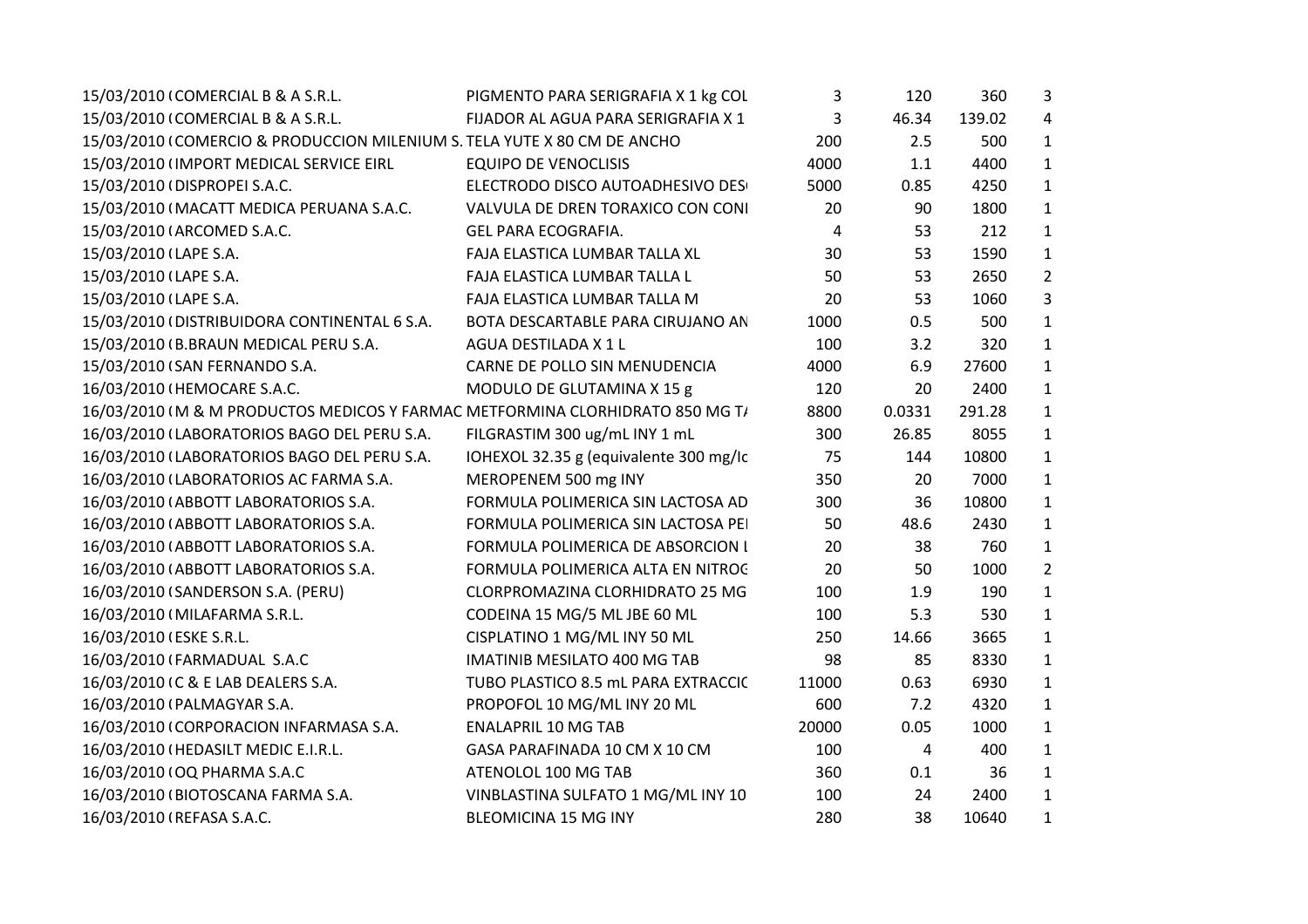| | | | | | | |
|---|---|---|---|---|---|---|
| 15/03/2010 ( | COMERCIAL B & A S.R.L. | PIGMENTO PARA SERIGRAFIA X 1 kg COL | 3 | 120 | 360 | 3 |
| 15/03/2010 ( | COMERCIAL B & A S.R.L. | FIJADOR AL AGUA PARA SERIGRAFIA X 1 | 3 | 46.34 | 139.02 | 4 |
| 15/03/2010 ( | COMERCIO & PRODUCCION MILENIUM S. | TELA YUTE X 80 CM DE ANCHO | 200 | 2.5 | 500 | 1 |
| 15/03/2010 ( | IMPORT MEDICAL SERVICE EIRL | EQUIPO DE VENOCLISIS | 4000 | 1.1 | 4400 | 1 |
| 15/03/2010 ( | DISPROPEI S.A.C. | ELECTRODO DISCO AUTOADHESIVO DES | 5000 | 0.85 | 4250 | 1 |
| 15/03/2010 ( | MACATT MEDICA PERUANA S.A.C. | VALVULA DE DREN TORAXICO CON CONI | 20 | 90 | 1800 | 1 |
| 15/03/2010 ( | ARCOMED S.A.C. | GEL PARA ECOGRAFIA. | 4 | 53 | 212 | 1 |
| 15/03/2010 ( | LAPE S.A. | FAJA ELASTICA LUMBAR TALLA XL | 30 | 53 | 1590 | 1 |
| 15/03/2010 ( | LAPE S.A. | FAJA ELASTICA LUMBAR TALLA L | 50 | 53 | 2650 | 2 |
| 15/03/2010 ( | LAPE S.A. | FAJA ELASTICA LUMBAR TALLA M | 20 | 53 | 1060 | 3 |
| 15/03/2010 ( | DISTRIBUIDORA CONTINENTAL 6 S.A. | BOTA DESCARTABLE PARA CIRUJANO AN | 1000 | 0.5 | 500 | 1 |
| 15/03/2010 ( | B.BRAUN MEDICAL PERU S.A. | AGUA DESTILADA X 1 L | 100 | 3.2 | 320 | 1 |
| 15/03/2010 ( | SAN FERNANDO S.A. | CARNE DE POLLO SIN MENUDENCIA | 4000 | 6.9 | 27600 | 1 |
| 16/03/2010 ( | HEMOCARE S.A.C. | MODULO DE GLUTAMINA X 15 g | 120 | 20 | 2400 | 1 |
| 16/03/2010 ( | M & M PRODUCTOS MEDICOS Y FARMAC | METFORMINA CLORHIDRATO 850 MG T/ | 8800 | 0.0331 | 291.28 | 1 |
| 16/03/2010 ( | LABORATORIOS BAGO DEL PERU S.A. | FILGRASTIM 300 ug/mL INY 1 mL | 300 | 26.85 | 8055 | 1 |
| 16/03/2010 ( | LABORATORIOS BAGO DEL PERU S.A. | IOHEXOL 32.35 g (equivalente 300 mg/Ic | 75 | 144 | 10800 | 1 |
| 16/03/2010 ( | LABORATORIOS AC FARMA S.A. | MEROPENEM 500 mg INY | 350 | 20 | 7000 | 1 |
| 16/03/2010 ( | ABBOTT LABORATORIOS S.A. | FORMULA POLIMERICA SIN LACTOSA AD | 300 | 36 | 10800 | 1 |
| 16/03/2010 ( | ABBOTT LABORATORIOS S.A. | FORMULA POLIMERICA SIN LACTOSA PEI | 50 | 48.6 | 2430 | 1 |
| 16/03/2010 ( | ABBOTT LABORATORIOS S.A. | FORMULA POLIMERICA DE ABSORCION L | 20 | 38 | 760 | 1 |
| 16/03/2010 ( | ABBOTT LABORATORIOS S.A. | FORMULA POLIMERICA ALTA EN NITROG | 20 | 50 | 1000 | 2 |
| 16/03/2010 ( | SANDERSON S.A. (PERU) | CLORPROMAZINA CLORHIDRATO 25 MG | 100 | 1.9 | 190 | 1 |
| 16/03/2010 ( | MILAFARMA S.R.L. | CODEINA 15 MG/5 ML JBE 60 ML | 100 | 5.3 | 530 | 1 |
| 16/03/2010 ( | ESKE S.R.L. | CISPLATINO 1 MG/ML INY 50 ML | 250 | 14.66 | 3665 | 1 |
| 16/03/2010 ( | FARMADUAL S.A.C | IMATINIB MESILATO 400 MG TAB | 98 | 85 | 8330 | 1 |
| 16/03/2010 ( | C & E LAB DEALERS S.A. | TUBO PLASTICO 8.5 mL PARA EXTRACCIC | 11000 | 0.63 | 6930 | 1 |
| 16/03/2010 ( | PALMAGYAR S.A. | PROPOFOL 10 MG/ML INY 20 ML | 600 | 7.2 | 4320 | 1 |
| 16/03/2010 ( | CORPORACION INFARMASA S.A. | ENALAPRIL 10 MG TAB | 20000 | 0.05 | 1000 | 1 |
| 16/03/2010 ( | HEDASILT MEDIC E.I.R.L. | GASA PARAFINADA 10 CM X 10 CM | 100 | 4 | 400 | 1 |
| 16/03/2010 ( | OQ PHARMA S.A.C | ATENOLOL 100 MG TAB | 360 | 0.1 | 36 | 1 |
| 16/03/2010 ( | BIOTOSCANA FARMA S.A. | VINBLASTINA SULFATO 1 MG/ML INY 10 | 100 | 24 | 2400 | 1 |
| 16/03/2010 ( | REFASA S.A.C. | BLEOMICINA 15 MG INY | 280 | 38 | 10640 | 1 |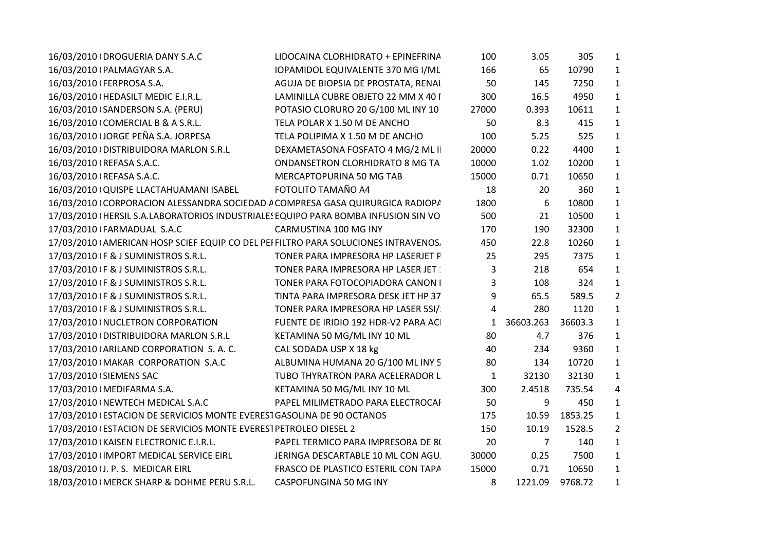| | | | | | | |
|---|---|---|---|---|---|---|
| 16/03/2010 ( | DROGUERIA DANY S.A.C | LIDOCAINA CLORHIDRATO + EPINEFRINA | 100 | 3.05 | 305 | 1 |
| 16/03/2010 ( | PALMAGYAR S.A. | IOPAMIDOL EQUIVALENTE 370 MG I/ML | 166 | 65 | 10790 | 1 |
| 16/03/2010 ( | FERPROSA S.A. | AGUJA DE BIOPSIA DE PROSTATA, RENAL | 50 | 145 | 7250 | 1 |
| 16/03/2010 ( | HEDASILT MEDIC E.I.R.L. | LAMINILLA CUBRE OBJETO 22 MM X 40 I | 300 | 16.5 | 4950 | 1 |
| 16/03/2010 ( | SANDERSON S.A. (PERU) | POTASIO CLORURO 20 G/100 ML INY 10 | 27000 | 0.393 | 10611 | 1 |
| 16/03/2010 ( | COMERCIAL B & A S.R.L. | TELA POLAR X 1.50 M DE ANCHO | 50 | 8.3 | 415 | 1 |
| 16/03/2010 ( | JORGE PEÑA S.A. JORPESA | TELA POLIPIMA X 1.50 M DE ANCHO | 100 | 5.25 | 525 | 1 |
| 16/03/2010 ( | DISTRIBUIDORA MARLON S.R.L | DEXAMETASONA FOSFATO 4 MG/2 ML II | 20000 | 0.22 | 4400 | 1 |
| 16/03/2010 ( | REFASA S.A.C. | ONDANSETRON CLORHIDRATO 8 MG TA | 10000 | 1.02 | 10200 | 1 |
| 16/03/2010 ( | REFASA S.A.C. | MERCAPTOPURINA 50 MG TAB | 15000 | 0.71 | 10650 | 1 |
| 16/03/2010 ( | QUISPE LLACTAHUAMANI ISABEL | FOTOLITO TAMAÑO A4 | 18 | 20 | 360 | 1 |
| 16/03/2010 ( | CORPORACION ALESSANDRA SOCIEDAD A | COMPRESA GASA QUIRURGICA RADIOPA | 1800 | 6 | 10800 | 1 |
| 17/03/2010 ( | HERSIL S.A.LABORATORIOS INDUSTRIALES | EQUIPO PARA BOMBA INFUSION SIN VO | 500 | 21 | 10500 | 1 |
| 17/03/2010 ( | FARMADUAL S.A.C | CARMUSTINA 100 MG INY | 170 | 190 | 32300 | 1 |
| 17/03/2010 ( | AMERICAN HOSP SCIEF EQUIP CO DEL PE | FILTRO PARA SOLUCIONES INTRAVENOS. | 450 | 22.8 | 10260 | 1 |
| 17/03/2010 ( | F & J SUMINISTROS S.R.L. | TONER PARA IMPRESORA HP LASERJET P | 25 | 295 | 7375 | 1 |
| 17/03/2010 ( | F & J SUMINISTROS S.R.L. | TONER PARA IMPRESORA HP LASER JET 1 | 3 | 218 | 654 | 1 |
| 17/03/2010 ( | F & J SUMINISTROS S.R.L. | TONER PARA FOTOCOPIADORA CANON I | 3 | 108 | 324 | 1 |
| 17/03/2010 ( | F & J SUMINISTROS S.R.L. | TINTA PARA IMPRESORA DESK JET HP 37 | 9 | 65.5 | 589.5 | 2 |
| 17/03/2010 ( | F & J SUMINISTROS S.R.L. | TONER PARA IMPRESORA HP LASER 5SI/ | 4 | 280 | 1120 | 1 |
| 17/03/2010 ( | NUCLETRON CORPORATION | FUENTE DE IRIDIO 192 HDR-V2 PARA ACI | 1 | 36603.263 | 36603.3 | 1 |
| 17/03/2010 ( | DISTRIBUIDORA MARLON S.R.L | KETAMINA 50 MG/ML INY 10 ML | 80 | 4.7 | 376 | 1 |
| 17/03/2010 ( | ARILAND CORPORATION S. A. C. | CAL SODADA USP X 18 kg | 40 | 234 | 9360 | 1 |
| 17/03/2010 ( | MAKAR CORPORATION S.A.C | ALBUMINA HUMANA 20 G/100 ML INY 5 | 80 | 134 | 10720 | 1 |
| 17/03/2010 ( | SIEMENS SAC | TUBO THYRATRON PARA ACELERADOR L | 1 | 32130 | 32130 | 1 |
| 17/03/2010 ( | MEDIFARMA S.A. | KETAMINA 50 MG/ML INY 10 ML | 300 | 2.4518 | 735.54 | 4 |
| 17/03/2010 ( | NEWTECH MEDICAL S.A.C | PAPEL MILIMETRADO PARA ELECTROCAI | 50 | 9 | 450 | 1 |
| 17/03/2010 ( | ESTACION DE SERVICIOS MONTE EVEREST | GASOLINA DE 90 OCTANOS | 175 | 10.59 | 1853.25 | 1 |
| 17/03/2010 ( | ESTACION DE SERVICIOS MONTE EVEREST | PETROLEO DIESEL 2 | 150 | 10.19 | 1528.5 | 2 |
| 17/03/2010 ( | KAISEN ELECTRONIC E.I.R.L. | PAPEL TERMICO PARA IMPRESORA DE 8( | 20 | 7 | 140 | 1 |
| 17/03/2010 ( | IMPORT MEDICAL SERVICE EIRL | JERINGA DESCARTABLE 10 ML CON AGU. | 30000 | 0.25 | 7500 | 1 |
| 18/03/2010 ( | J. P. S. MEDICAR EIRL | FRASCO DE PLASTICO ESTERIL CON TAPA | 15000 | 0.71 | 10650 | 1 |
| 18/03/2010 ( | MERCK SHARP & DOHME PERU S.R.L. | CASPOFUNGINA 50 MG INY | 8 | 1221.09 | 9768.72 | 1 |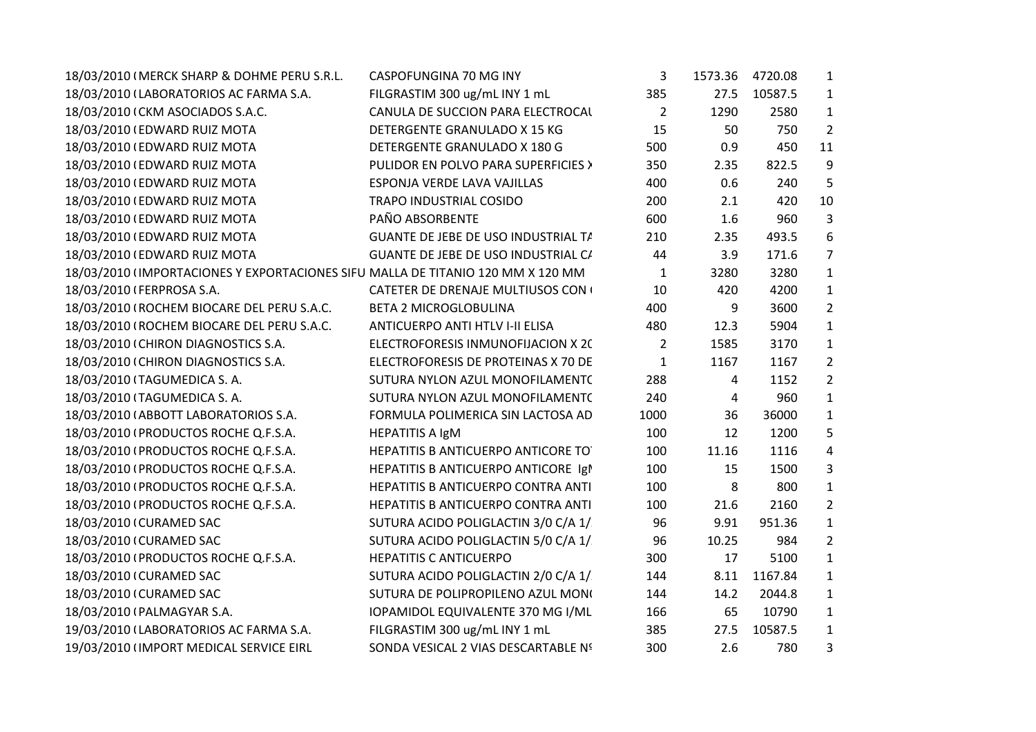| | | | | | | |
|---|---|---|---|---|---|---|
| 18/03/2010 ( | MERCK SHARP & DOHME PERU S.R.L. | CASPOFUNGINA 70 MG INY | 3 | 1573.36 | 4720.08 | 1 |
| 18/03/2010 ( | LABORATORIOS AC FARMA S.A. | FILGRASTIM 300 ug/mL INY 1 mL | 385 | 27.5 | 10587.5 | 1 |
| 18/03/2010 ( | CKM ASOCIADOS S.A.C. | CANULA DE SUCCION PARA ELECTROCAU | 2 | 1290 | 2580 | 1 |
| 18/03/2010 ( | EDWARD RUIZ MOTA | DETERGENTE GRANULADO X 15 KG | 15 | 50 | 750 | 2 |
| 18/03/2010 ( | EDWARD RUIZ MOTA | DETERGENTE GRANULADO X 180 G | 500 | 0.9 | 450 | 11 |
| 18/03/2010 ( | EDWARD RUIZ MOTA | PULIDOR EN POLVO PARA SUPERFICIES X | 350 | 2.35 | 822.5 | 9 |
| 18/03/2010 ( | EDWARD RUIZ MOTA | ESPONJA VERDE LAVA VAJILLAS | 400 | 0.6 | 240 | 5 |
| 18/03/2010 ( | EDWARD RUIZ MOTA | TRAPO INDUSTRIAL COSIDO | 200 | 2.1 | 420 | 10 |
| 18/03/2010 ( | EDWARD RUIZ MOTA | PAÑO ABSORBENTE | 600 | 1.6 | 960 | 3 |
| 18/03/2010 ( | EDWARD RUIZ MOTA | GUANTE DE JEBE DE USO INDUSTRIAL TA | 210 | 2.35 | 493.5 | 6 |
| 18/03/2010 ( | EDWARD RUIZ MOTA | GUANTE DE JEBE DE USO INDUSTRIAL CA | 44 | 3.9 | 171.6 | 7 |
| 18/03/2010 ( | IMPORTACIONES Y EXPORTACIONES SIFU | MALLA DE TITANIO 120 MM X 120 MM | 1 | 3280 | 3280 | 1 |
| 18/03/2010 ( | FERPROSA S.A. | CATETER DE DRENAJE MULTIUSOS CON ( | 10 | 420 | 4200 | 1 |
| 18/03/2010 ( | ROCHEM BIOCARE DEL PERU S.A.C. | BETA 2 MICROGLOBULINA | 400 | 9 | 3600 | 2 |
| 18/03/2010 ( | ROCHEM BIOCARE DEL PERU S.A.C. | ANTICUERPO ANTI HTLV I-II ELISA | 480 | 12.3 | 5904 | 1 |
| 18/03/2010 ( | CHIRON DIAGNOSTICS S.A. | ELECTROFORESIS INMUNOFIJACION X 20 | 2 | 1585 | 3170 | 1 |
| 18/03/2010 ( | CHIRON DIAGNOSTICS S.A. | ELECTROFORESIS DE PROTEINAS X 70 DE | 1 | 1167 | 1167 | 2 |
| 18/03/2010 ( | TAGUMEDICA S. A. | SUTURA NYLON AZUL MONOFILAMENTO | 288 | 4 | 1152 | 2 |
| 18/03/2010 ( | TAGUMEDICA S. A. | SUTURA NYLON AZUL MONOFILAMENTO | 240 | 4 | 960 | 1 |
| 18/03/2010 ( | ABBOTT LABORATORIOS S.A. | FORMULA POLIMERICA SIN LACTOSA AD | 1000 | 36 | 36000 | 1 |
| 18/03/2010 ( | PRODUCTOS ROCHE Q.F.S.A. | HEPATITIS A IgM | 100 | 12 | 1200 | 5 |
| 18/03/2010 ( | PRODUCTOS ROCHE Q.F.S.A. | HEPATITIS B ANTICUERPO ANTICORE TO | 100 | 11.16 | 1116 | 4 |
| 18/03/2010 ( | PRODUCTOS ROCHE Q.F.S.A. | HEPATITIS B ANTICUERPO ANTICORE IgM | 100 | 15 | 1500 | 3 |
| 18/03/2010 ( | PRODUCTOS ROCHE Q.F.S.A. | HEPATITIS B ANTICUERPO CONTRA ANTI | 100 | 8 | 800 | 1 |
| 18/03/2010 ( | PRODUCTOS ROCHE Q.F.S.A. | HEPATITIS B ANTICUERPO CONTRA ANTI | 100 | 21.6 | 2160 | 2 |
| 18/03/2010 ( | CURAMED SAC | SUTURA ACIDO POLIGLACTIN 3/0 C/A 1/ | 96 | 9.91 | 951.36 | 1 |
| 18/03/2010 ( | CURAMED SAC | SUTURA ACIDO POLIGLACTIN 5/0 C/A 1/ | 96 | 10.25 | 984 | 2 |
| 18/03/2010 ( | PRODUCTOS ROCHE Q.F.S.A. | HEPATITIS C ANTICUERPO | 300 | 17 | 5100 | 1 |
| 18/03/2010 ( | CURAMED SAC | SUTURA ACIDO POLIGLACTIN 2/0 C/A 1/ | 144 | 8.11 | 1167.84 | 1 |
| 18/03/2010 ( | CURAMED SAC | SUTURA DE POLIPROPILENO AZUL MON( | 144 | 14.2 | 2044.8 | 1 |
| 18/03/2010 ( | PALMAGYAR S.A. | IOPAMIDOL EQUIVALENTE 370 MG I/ML | 166 | 65 | 10790 | 1 |
| 19/03/2010 ( | LABORATORIOS AC FARMA S.A. | FILGRASTIM 300 ug/mL INY 1 mL | 385 | 27.5 | 10587.5 | 1 |
| 19/03/2010 ( | IMPORT MEDICAL SERVICE EIRL | SONDA VESICAL 2 VIAS DESCARTABLE Nº | 300 | 2.6 | 780 | 3 |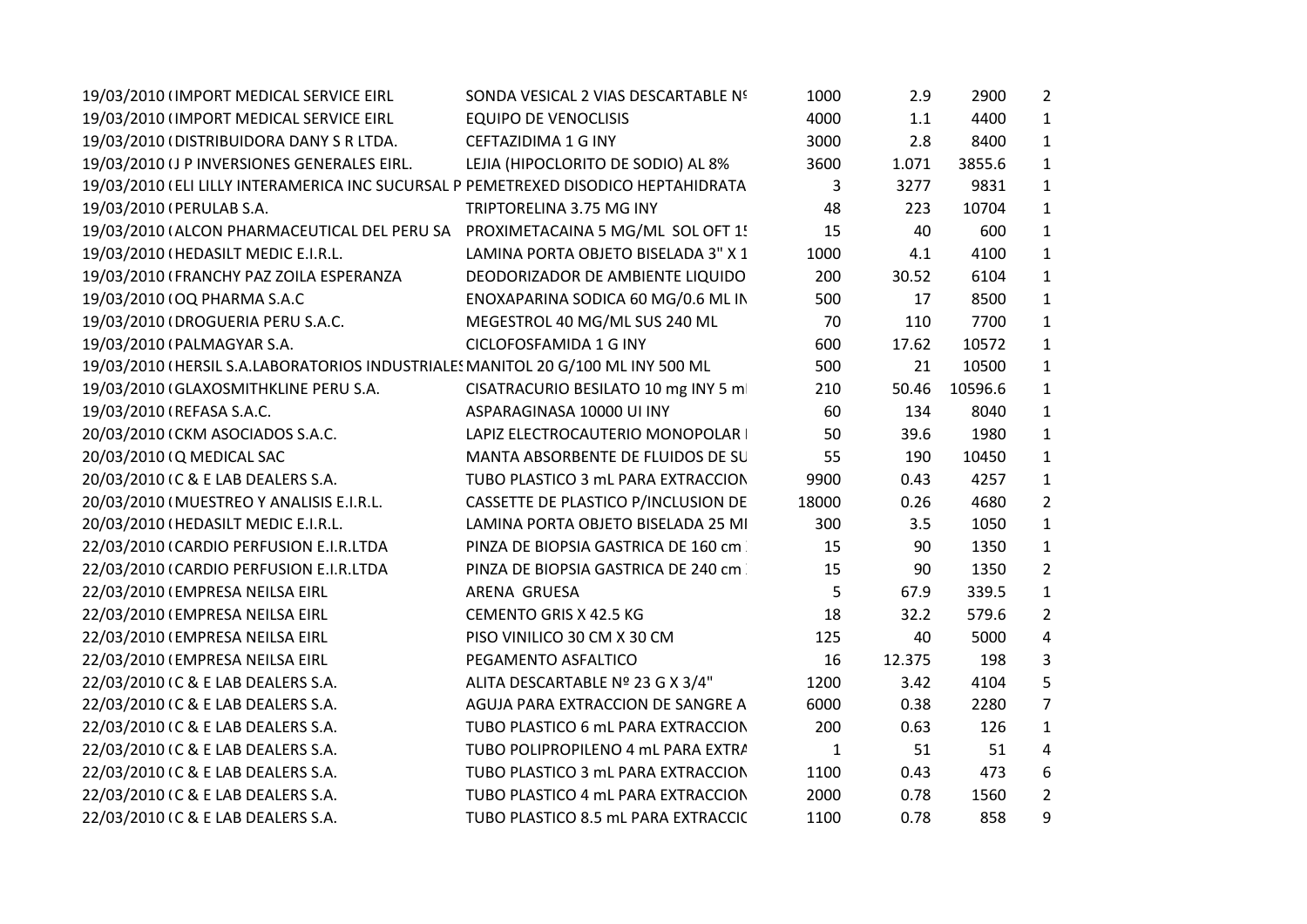| | | | | | | |
|---|---|---|---|---|---|---|
| 19/03/2010 ( | IMPORT MEDICAL SERVICE EIRL | SONDA VESICAL 2 VIAS DESCARTABLE Nº | 1000 | 2.9 | 2900 | 2 |
| 19/03/2010 ( | IMPORT MEDICAL SERVICE EIRL | EQUIPO DE VENOCLISIS | 4000 | 1.1 | 4400 | 1 |
| 19/03/2010 ( | DISTRIBUIDORA DANY S R LTDA. | CEFTAZIDIMA 1 G INY | 3000 | 2.8 | 8400 | 1 |
| 19/03/2010 ( | J P INVERSIONES GENERALES EIRL. | LEJIA (HIPOCLORITO DE SODIO) AL 8% | 3600 | 1.071 | 3855.6 | 1 |
| 19/03/2010 ( | ELI LILLY INTERAMERICA INC SUCURSAL P | PEMETREXED DISODICO HEPTAHIDRATA | 3 | 3277 | 9831 | 1 |
| 19/03/2010 ( | PERULAB S.A. | TRIPTORELINA 3.75 MG INY | 48 | 223 | 10704 | 1 |
| 19/03/2010 ( | ALCON PHARMACEUTICAL DEL PERU SA | PROXIMETACAINA 5 MG/ML SOL OFT 1! | 15 | 40 | 600 | 1 |
| 19/03/2010 ( | HEDASILT MEDIC E.I.R.L. | LAMINA PORTA OBJETO BISELADA 3" X 1 | 1000 | 4.1 | 4100 | 1 |
| 19/03/2010 ( | FRANCHY PAZ ZOILA ESPERANZA | DEODORIZADOR DE AMBIENTE LIQUIDO | 200 | 30.52 | 6104 | 1 |
| 19/03/2010 ( | OQ PHARMA S.A.C | ENOXAPARINA SODICA 60 MG/0.6 ML IN | 500 | 17 | 8500 | 1 |
| 19/03/2010 ( | DROGUERIA PERU S.A.C. | MEGESTROL 40 MG/ML SUS 240 ML | 70 | 110 | 7700 | 1 |
| 19/03/2010 ( | PALMAGYAR S.A. | CICLOFOSFAMIDA 1 G INY | 600 | 17.62 | 10572 | 1 |
| 19/03/2010 ( | HERSIL S.A.LABORATORIOS INDUSTRIALES | MANITOL 20 G/100 ML INY 500 ML | 500 | 21 | 10500 | 1 |
| 19/03/2010 ( | GLAXOSMITHKLINE PERU S.A. | CISATRACURIO BESILATO 10 mg INY 5 ml | 210 | 50.46 | 10596.6 | 1 |
| 19/03/2010 ( | REFASA S.A.C. | ASPARAGINASA 10000 UI INY | 60 | 134 | 8040 | 1 |
| 20/03/2010 ( | CKM ASOCIADOS S.A.C. | LAPIZ ELECTROCAUTERIO MONOPOLAR I | 50 | 39.6 | 1980 | 1 |
| 20/03/2010 ( | Q MEDICAL SAC | MANTA ABSORBENTE DE FLUIDOS DE SU | 55 | 190 | 10450 | 1 |
| 20/03/2010 ( | C & E LAB DEALERS S.A. | TUBO PLASTICO 3 mL PARA EXTRACCION | 9900 | 0.43 | 4257 | 1 |
| 20/03/2010 ( | MUESTREO Y ANALISIS E.I.R.L. | CASSETTE DE PLASTICO P/INCLUSION DE | 18000 | 0.26 | 4680 | 2 |
| 20/03/2010 ( | HEDASILT MEDIC E.I.R.L. | LAMINA PORTA OBJETO BISELADA 25 MI | 300 | 3.5 | 1050 | 1 |
| 22/03/2010 ( | CARDIO PERFUSION E.I.R.LTDA | PINZA DE BIOPSIA GASTRICA DE 160 cm | 15 | 90 | 1350 | 1 |
| 22/03/2010 ( | CARDIO PERFUSION E.I.R.LTDA | PINZA DE BIOPSIA GASTRICA DE 240 cm | 15 | 90 | 1350 | 2 |
| 22/03/2010 ( | EMPRESA NEILSA EIRL | ARENA GRUESA | 5 | 67.9 | 339.5 | 1 |
| 22/03/2010 ( | EMPRESA NEILSA EIRL | CEMENTO GRIS X 42.5 KG | 18 | 32.2 | 579.6 | 2 |
| 22/03/2010 ( | EMPRESA NEILSA EIRL | PISO VINILICO 30 CM X 30 CM | 125 | 40 | 5000 | 4 |
| 22/03/2010 ( | EMPRESA NEILSA EIRL | PEGAMENTO ASFALTICO | 16 | 12.375 | 198 | 3 |
| 22/03/2010 ( | C & E LAB DEALERS S.A. | ALITA DESCARTABLE Nº 23 G X 3/4" | 1200 | 3.42 | 4104 | 5 |
| 22/03/2010 ( | C & E LAB DEALERS S.A. | AGUJA PARA EXTRACCION DE SANGRE A | 6000 | 0.38 | 2280 | 7 |
| 22/03/2010 ( | C & E LAB DEALERS S.A. | TUBO PLASTICO 6 mL PARA EXTRACCION | 200 | 0.63 | 126 | 1 |
| 22/03/2010 ( | C & E LAB DEALERS S.A. | TUBO POLIPROPILENO 4 mL PARA EXTRA | 1 | 51 | 51 | 4 |
| 22/03/2010 ( | C & E LAB DEALERS S.A. | TUBO PLASTICO 3 mL PARA EXTRACCION | 1100 | 0.43 | 473 | 6 |
| 22/03/2010 ( | C & E LAB DEALERS S.A. | TUBO PLASTICO 4 mL PARA EXTRACCION | 2000 | 0.78 | 1560 | 2 |
| 22/03/2010 ( | C & E LAB DEALERS S.A. | TUBO PLASTICO 8.5 mL PARA EXTRACCIC | 1100 | 0.78 | 858 | 9 |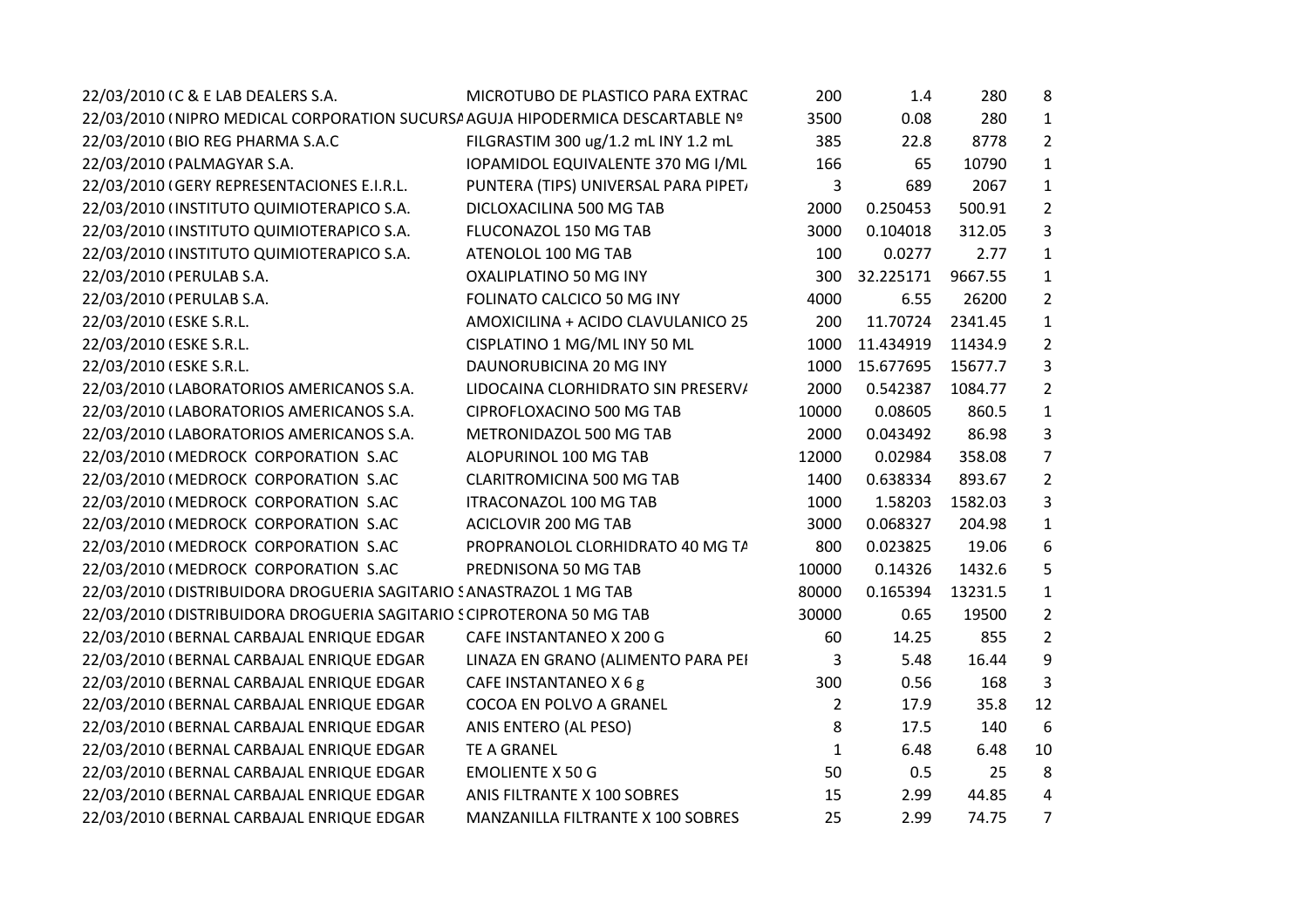| | | | | | | |
|---|---|---|---|---|---|---|
| 22/03/2010 ( | C & E LAB DEALERS S.A. | MICROTUBO DE PLASTICO PARA EXTRAC | 200 | 1.4 | 280 | 8 |
| 22/03/2010 ( | NIPRO MEDICAL CORPORATION SUCURSA | AGUJA HIPODERMICA DESCARTABLE Nº | 3500 | 0.08 | 280 | 1 |
| 22/03/2010 ( | BIO REG PHARMA S.A.C | FILGRASTIM 300 ug/1.2 mL INY 1.2 mL | 385 | 22.8 | 8778 | 2 |
| 22/03/2010 ( | PALMAGYAR S.A. | IOPAMIDOL EQUIVALENTE 370 MG I/ML | 166 | 65 | 10790 | 1 |
| 22/03/2010 ( | GERY REPRESENTACIONES E.I.R.L. | PUNTERA (TIPS) UNIVERSAL PARA PIPET/ | 3 | 689 | 2067 | 1 |
| 22/03/2010 ( | INSTITUTO QUIMIOTERAPICO S.A. | DICLOXACILINA 500 MG TAB | 2000 | 0.250453 | 500.91 | 2 |
| 22/03/2010 ( | INSTITUTO QUIMIOTERAPICO S.A. | FLUCONAZOL 150 MG TAB | 3000 | 0.104018 | 312.05 | 3 |
| 22/03/2010 ( | INSTITUTO QUIMIOTERAPICO S.A. | ATENOLOL 100 MG TAB | 100 | 0.0277 | 2.77 | 1 |
| 22/03/2010 ( | PERULAB S.A. | OXALIPLATINO 50 MG INY | 300 | 32.225171 | 9667.55 | 1 |
| 22/03/2010 ( | PERULAB S.A. | FOLINATO CALCICO 50 MG INY | 4000 | 6.55 | 26200 | 2 |
| 22/03/2010 ( | ESKE S.R.L. | AMOXICILINA + ACIDO CLAVULANICO 25 | 200 | 11.70724 | 2341.45 | 1 |
| 22/03/2010 ( | ESKE S.R.L. | CISPLATINO 1 MG/ML INY 50 ML | 1000 | 11.434919 | 11434.9 | 2 |
| 22/03/2010 ( | ESKE S.R.L. | DAUNORUBICINA 20 MG INY | 1000 | 15.677695 | 15677.7 | 3 |
| 22/03/2010 ( | LABORATORIOS AMERICANOS S.A. | LIDOCAINA CLORHIDRATO SIN PRESERV/ | 2000 | 0.542387 | 1084.77 | 2 |
| 22/03/2010 ( | LABORATORIOS AMERICANOS S.A. | CIPROFLOXACINO 500 MG TAB | 10000 | 0.08605 | 860.5 | 1 |
| 22/03/2010 ( | LABORATORIOS AMERICANOS S.A. | METRONIDAZOL 500 MG TAB | 2000 | 0.043492 | 86.98 | 3 |
| 22/03/2010 ( | MEDROCK CORPORATION S.AC | ALOPURINOL 100 MG TAB | 12000 | 0.02984 | 358.08 | 7 |
| 22/03/2010 ( | MEDROCK CORPORATION S.AC | CLARITROMICINA 500 MG TAB | 1400 | 0.638334 | 893.67 | 2 |
| 22/03/2010 ( | MEDROCK CORPORATION S.AC | ITRACONAZOL 100 MG TAB | 1000 | 1.58203 | 1582.03 | 3 |
| 22/03/2010 ( | MEDROCK CORPORATION S.AC | ACICLOVIR 200 MG TAB | 3000 | 0.068327 | 204.98 | 1 |
| 22/03/2010 ( | MEDROCK CORPORATION S.AC | PROPRANOLOL CLORHIDRATO 40 MG TA | 800 | 0.023825 | 19.06 | 6 |
| 22/03/2010 ( | MEDROCK CORPORATION S.AC | PREDNISONA 50 MG TAB | 10000 | 0.14326 | 1432.6 | 5 |
| 22/03/2010 ( | DISTRIBUIDORA DROGUERIA SAGITARIO S | ANASTRAZOL 1 MG TAB | 80000 | 0.165394 | 13231.5 | 1 |
| 22/03/2010 ( | DISTRIBUIDORA DROGUERIA SAGITARIO S | CIPROTERONA 50 MG TAB | 30000 | 0.65 | 19500 | 2 |
| 22/03/2010 ( | BERNAL CARBAJAL ENRIQUE EDGAR | CAFE INSTANTANEO X 200 G | 60 | 14.25 | 855 | 2 |
| 22/03/2010 ( | BERNAL CARBAJAL ENRIQUE EDGAR | LINAZA EN GRANO (ALIMENTO PARA PEI | 3 | 5.48 | 16.44 | 9 |
| 22/03/2010 ( | BERNAL CARBAJAL ENRIQUE EDGAR | CAFE INSTANTANEO X 6 g | 300 | 0.56 | 168 | 3 |
| 22/03/2010 ( | BERNAL CARBAJAL ENRIQUE EDGAR | COCOA EN POLVO A GRANEL | 2 | 17.9 | 35.8 | 12 |
| 22/03/2010 ( | BERNAL CARBAJAL ENRIQUE EDGAR | ANIS ENTERO (AL PESO) | 8 | 17.5 | 140 | 6 |
| 22/03/2010 ( | BERNAL CARBAJAL ENRIQUE EDGAR | TE A GRANEL | 1 | 6.48 | 6.48 | 10 |
| 22/03/2010 ( | BERNAL CARBAJAL ENRIQUE EDGAR | EMOLIENTE X 50 G | 50 | 0.5 | 25 | 8 |
| 22/03/2010 ( | BERNAL CARBAJAL ENRIQUE EDGAR | ANIS FILTRANTE X 100 SOBRES | 15 | 2.99 | 44.85 | 4 |
| 22/03/2010 ( | BERNAL CARBAJAL ENRIQUE EDGAR | MANZANILLA FILTRANTE X 100 SOBRES | 25 | 2.99 | 74.75 | 7 |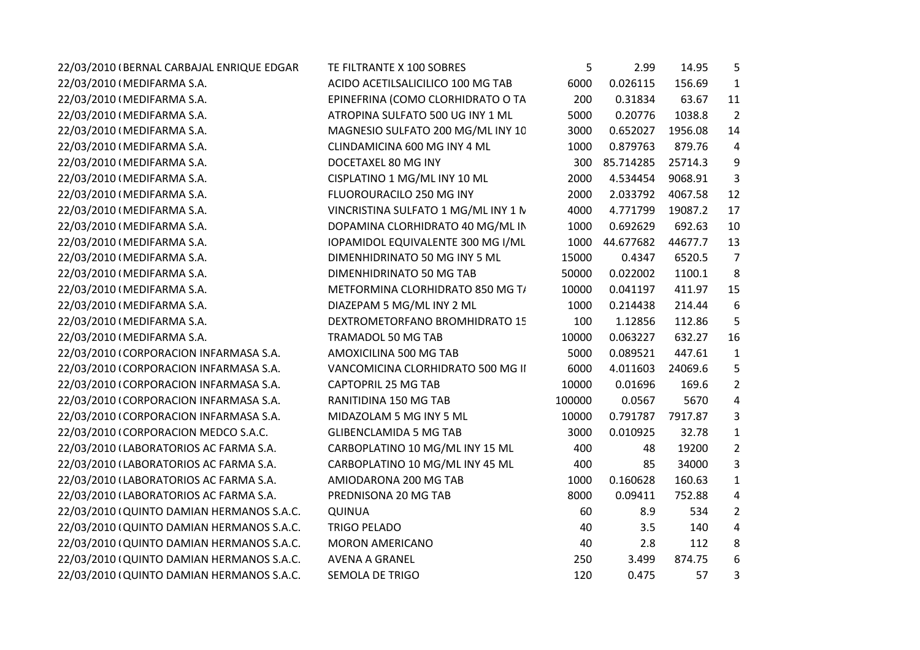| | | | | | | |
|---|---|---|---|---|---|---|
| 22/03/2010 ( | BERNAL CARBAJAL ENRIQUE EDGAR | TE FILTRANTE X 100 SOBRES | 5 | 2.99 | 14.95 | 5 |
| 22/03/2010 ( | MEDIFARMA S.A. | ACIDO ACETILSALICILICO 100 MG TAB | 6000 | 0.026115 | 156.69 | 1 |
| 22/03/2010 ( | MEDIFARMA S.A. | EPINEFRINA (COMO CLORHIDRATO O TA | 200 | 0.31834 | 63.67 | 11 |
| 22/03/2010 ( | MEDIFARMA S.A. | ATROPINA SULFATO 500 UG INY 1 ML | 5000 | 0.20776 | 1038.8 | 2 |
| 22/03/2010 ( | MEDIFARMA S.A. | MAGNESIO SULFATO 200 MG/ML INY 10 | 3000 | 0.652027 | 1956.08 | 14 |
| 22/03/2010 ( | MEDIFARMA S.A. | CLINDAMICINA 600 MG INY 4 ML | 1000 | 0.879763 | 879.76 | 4 |
| 22/03/2010 ( | MEDIFARMA S.A. | DOCETAXEL 80 MG INY | 300 | 85.714285 | 25714.3 | 9 |
| 22/03/2010 ( | MEDIFARMA S.A. | CISPLATINO 1 MG/ML INY 10 ML | 2000 | 4.534454 | 9068.91 | 3 |
| 22/03/2010 ( | MEDIFARMA S.A. | FLUOROURACILO 250 MG INY | 2000 | 2.033792 | 4067.58 | 12 |
| 22/03/2010 ( | MEDIFARMA S.A. | VINCRISTINA SULFATO 1 MG/ML INY 1 N | 4000 | 4.771799 | 19087.2 | 17 |
| 22/03/2010 ( | MEDIFARMA S.A. | DOPAMINA CLORHIDRATO 40 MG/ML IN | 1000 | 0.692629 | 692.63 | 10 |
| 22/03/2010 ( | MEDIFARMA S.A. | IOPAMIDOL EQUIVALENTE 300 MG I/ML | 1000 | 44.677682 | 44677.7 | 13 |
| 22/03/2010 ( | MEDIFARMA S.A. | DIMENHIDRINATO 50 MG INY 5 ML | 15000 | 0.4347 | 6520.5 | 7 |
| 22/03/2010 ( | MEDIFARMA S.A. | DIMENHIDRINATO 50 MG TAB | 50000 | 0.022002 | 1100.1 | 8 |
| 22/03/2010 ( | MEDIFARMA S.A. | METFORMINA CLORHIDRATO 850 MG T/ | 10000 | 0.041197 | 411.97 | 15 |
| 22/03/2010 ( | MEDIFARMA S.A. | DIAZEPAM 5 MG/ML INY 2 ML | 1000 | 0.214438 | 214.44 | 6 |
| 22/03/2010 ( | MEDIFARMA S.A. | DEXTROMETORFANO BROMHIDRATO 15 | 100 | 1.12856 | 112.86 | 5 |
| 22/03/2010 ( | MEDIFARMA S.A. | TRAMADOL 50 MG TAB | 10000 | 0.063227 | 632.27 | 16 |
| 22/03/2010 ( | CORPORACION INFARMASA S.A. | AMOXICILINA 500 MG TAB | 5000 | 0.089521 | 447.61 | 1 |
| 22/03/2010 ( | CORPORACION INFARMASA S.A. | VANCOMICINA CLORHIDRATO 500 MG II | 6000 | 4.011603 | 24069.6 | 5 |
| 22/03/2010 ( | CORPORACION INFARMASA S.A. | CAPTOPRIL 25 MG TAB | 10000 | 0.01696 | 169.6 | 2 |
| 22/03/2010 ( | CORPORACION INFARMASA S.A. | RANITIDINA 150 MG TAB | 100000 | 0.0567 | 5670 | 4 |
| 22/03/2010 ( | CORPORACION INFARMASA S.A. | MIDAZOLAM 5 MG INY 5 ML | 10000 | 0.791787 | 7917.87 | 3 |
| 22/03/2010 ( | CORPORACION MEDCO S.A.C. | GLIBENCLAMIDA 5 MG TAB | 3000 | 0.010925 | 32.78 | 1 |
| 22/03/2010 ( | LABORATORIOS AC FARMA S.A. | CARBOPLATINO 10 MG/ML INY 15 ML | 400 | 48 | 19200 | 2 |
| 22/03/2010 ( | LABORATORIOS AC FARMA S.A. | CARBOPLATINO 10 MG/ML INY 45 ML | 400 | 85 | 34000 | 3 |
| 22/03/2010 ( | LABORATORIOS AC FARMA S.A. | AMIODARONA 200 MG TAB | 1000 | 0.160628 | 160.63 | 1 |
| 22/03/2010 ( | LABORATORIOS AC FARMA S.A. | PREDNISONA 20 MG TAB | 8000 | 0.09411 | 752.88 | 4 |
| 22/03/2010 ( | QUINTO DAMIAN HERMANOS S.A.C. | QUINUA | 60 | 8.9 | 534 | 2 |
| 22/03/2010 ( | QUINTO DAMIAN HERMANOS S.A.C. | TRIGO PELADO | 40 | 3.5 | 140 | 4 |
| 22/03/2010 ( | QUINTO DAMIAN HERMANOS S.A.C. | MORON AMERICANO | 40 | 2.8 | 112 | 8 |
| 22/03/2010 ( | QUINTO DAMIAN HERMANOS S.A.C. | AVENA A GRANEL | 250 | 3.499 | 874.75 | 6 |
| 22/03/2010 ( | QUINTO DAMIAN HERMANOS S.A.C. | SEMOLA DE TRIGO | 120 | 0.475 | 57 | 3 |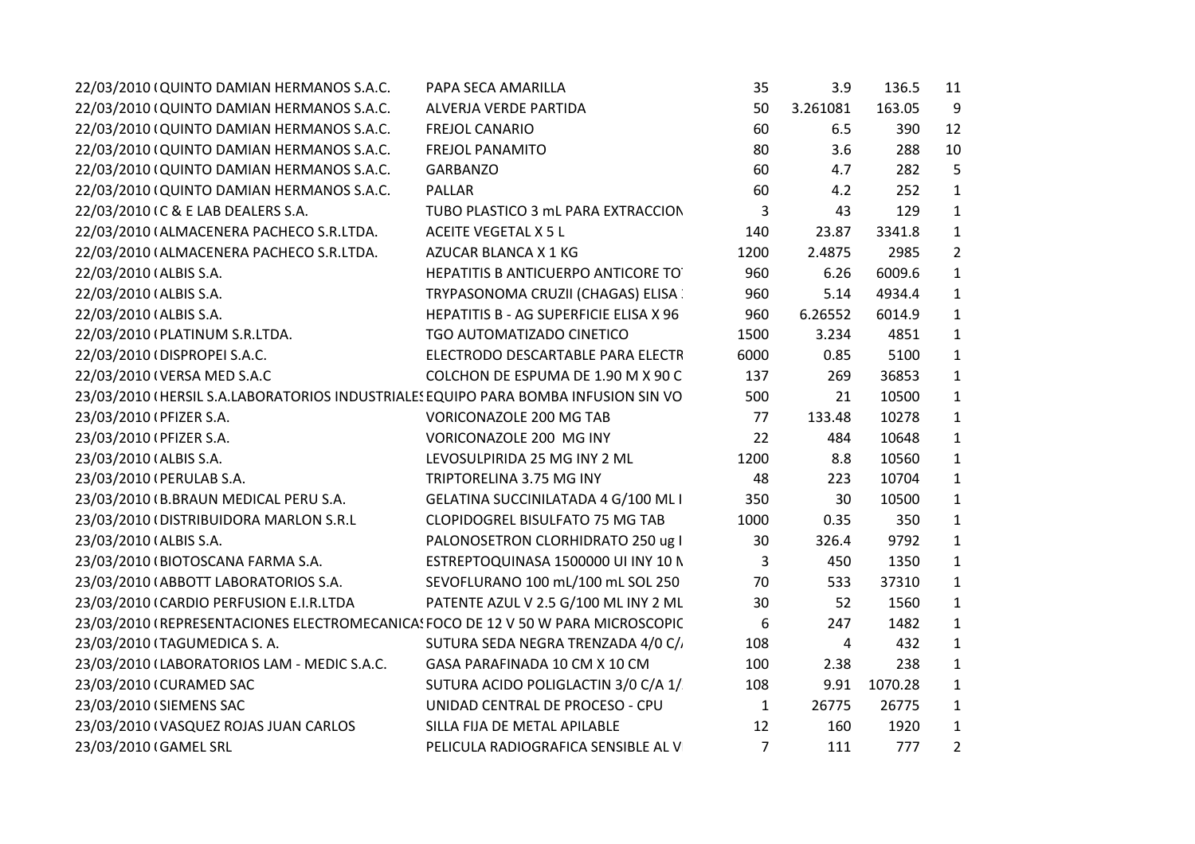| | | | | | | |
|---|---|---|---|---|---|---|
| 22/03/2010 ( | QUINTO DAMIAN HERMANOS S.A.C. | PAPA SECA AMARILLA | 35 | 3.9 | 136.5 | 11 |
| 22/03/2010 ( | QUINTO DAMIAN HERMANOS S.A.C. | ALVERJA VERDE PARTIDA | 50 | 3.261081 | 163.05 | 9 |
| 22/03/2010 ( | QUINTO DAMIAN HERMANOS S.A.C. | FREJOL CANARIO | 60 | 6.5 | 390 | 12 |
| 22/03/2010 ( | QUINTO DAMIAN HERMANOS S.A.C. | FREJOL PANAMITO | 80 | 3.6 | 288 | 10 |
| 22/03/2010 ( | QUINTO DAMIAN HERMANOS S.A.C. | GARBANZO | 60 | 4.7 | 282 | 5 |
| 22/03/2010 ( | QUINTO DAMIAN HERMANOS S.A.C. | PALLAR | 60 | 4.2 | 252 | 1 |
| 22/03/2010 ( | C & E LAB DEALERS S.A. | TUBO PLASTICO 3 mL PARA EXTRACCION | 3 | 43 | 129 | 1 |
| 22/03/2010 ( | ALMACENERA PACHECO S.R.LTDA. | ACEITE VEGETAL X 5 L | 140 | 23.87 | 3341.8 | 1 |
| 22/03/2010 ( | ALMACENERA PACHECO S.R.LTDA. | AZUCAR BLANCA X 1 KG | 1200 | 2.4875 | 2985 | 2 |
| 22/03/2010 ( | ALBIS S.A. | HEPATITIS B ANTICUERPO ANTICORE TO | 960 | 6.26 | 6009.6 | 1 |
| 22/03/2010 ( | ALBIS S.A. | TRYPASONOMA CRUZII (CHAGAS) ELISA | 960 | 5.14 | 4934.4 | 1 |
| 22/03/2010 ( | ALBIS S.A. | HEPATITIS B - AG SUPERFICIE ELISA X 96 | 960 | 6.26552 | 6014.9 | 1 |
| 22/03/2010 ( | PLATINUM S.R.LTDA. | TGO AUTOMATIZADO CINETICO | 1500 | 3.234 | 4851 | 1 |
| 22/03/2010 ( | DISPROPEI S.A.C. | ELECTRODO DESCARTABLE PARA ELECTR | 6000 | 0.85 | 5100 | 1 |
| 22/03/2010 ( | VERSA MED S.A.C | COLCHON DE ESPUMA DE 1.90 M X 90 C | 137 | 269 | 36853 | 1 |
| 23/03/2010 ( | HERSIL S.A.LABORATORIOS INDUSTRIALES | EQUIPO PARA BOMBA INFUSION SIN VO | 500 | 21 | 10500 | 1 |
| 23/03/2010 ( | PFIZER S.A. | VORICONAZOLE 200 MG TAB | 77 | 133.48 | 10278 | 1 |
| 23/03/2010 ( | PFIZER S.A. | VORICONAZOLE 200 MG INY | 22 | 484 | 10648 | 1 |
| 23/03/2010 ( | ALBIS S.A. | LEVOSULPIRIDA 25 MG INY 2 ML | 1200 | 8.8 | 10560 | 1 |
| 23/03/2010 ( | PERULAB S.A. | TRIPTORELINA 3.75 MG INY | 48 | 223 | 10704 | 1 |
| 23/03/2010 ( | B.BRAUN MEDICAL PERU S.A. | GELATINA SUCCINILATADA 4 G/100 ML I | 350 | 30 | 10500 | 1 |
| 23/03/2010 ( | DISTRIBUIDORA MARLON S.R.L | CLOPIDOGREL BISULFATO 75 MG TAB | 1000 | 0.35 | 350 | 1 |
| 23/03/2010 ( | ALBIS S.A. | PALONOSETRON CLORHIDRATO 250 ug I | 30 | 326.4 | 9792 | 1 |
| 23/03/2010 ( | BIOTOSCANA FARMA S.A. | ESTREPTOQUINASA 1500000 UI INY 10 N | 3 | 450 | 1350 | 1 |
| 23/03/2010 ( | ABBOTT LABORATORIOS S.A. | SEVOFLURANO 100 mL/100 mL SOL 250 | 70 | 533 | 37310 | 1 |
| 23/03/2010 ( | CARDIO PERFUSION E.I.R.LTDA | PATENTE AZUL V 2.5 G/100 ML INY 2 ML | 30 | 52 | 1560 | 1 |
| 23/03/2010 ( | REPRESENTACIONES ELECTROMECANICAS | FOCO DE 12 V 50 W PARA MICROSCOPIC | 6 | 247 | 1482 | 1 |
| 23/03/2010 ( | TAGUMEDICA S. A. | SUTURA SEDA NEGRA TRENZADA 4/0 C/ | 108 | 4 | 432 | 1 |
| 23/03/2010 ( | LABORATORIOS LAM - MEDIC S.A.C. | GASA PARAFINADA 10 CM X 10 CM | 100 | 2.38 | 238 | 1 |
| 23/03/2010 ( | CURAMED SAC | SUTURA ACIDO POLIGLACTIN 3/0 C/A 1/ | 108 | 9.91 | 1070.28 | 1 |
| 23/03/2010 ( | SIEMENS SAC | UNIDAD CENTRAL DE PROCESO - CPU | 1 | 26775 | 26775 | 1 |
| 23/03/2010 ( | VASQUEZ ROJAS JUAN CARLOS | SILLA FIJA DE METAL APILABLE | 12 | 160 | 1920 | 1 |
| 23/03/2010 ( | GAMEL SRL | PELICULA RADIOGRAFICA SENSIBLE AL V | 7 | 111 | 777 | 2 |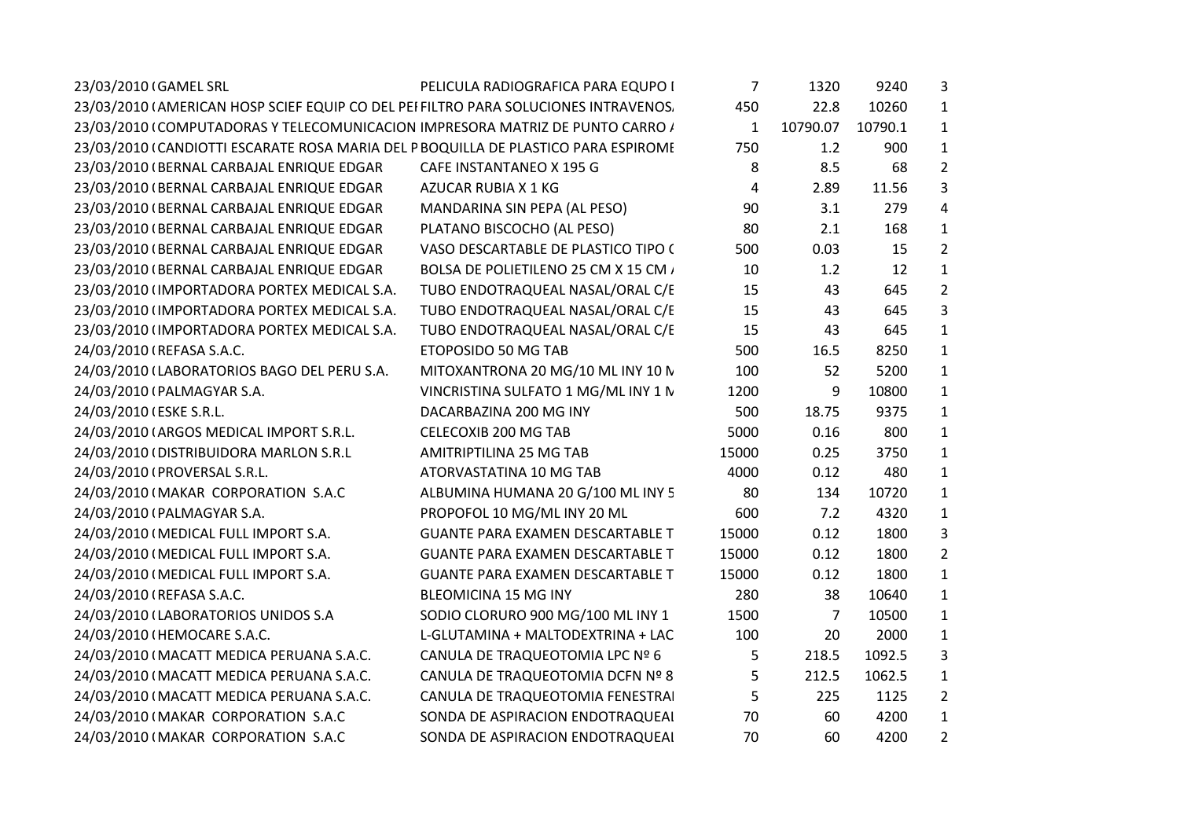| | | | | | | |
|---|---|---|---|---|---|---|
| 23/03/2010 ( | GAMEL SRL | PELICULA RADIOGRAFICA PARA EQUPO I | 7 | 1320 | 9240 | 3 |
| 23/03/2010 ( | AMERICAN HOSP SCIEF EQUIP CO DEL PEI | FILTRO PARA SOLUCIONES INTRAVENOS. | 450 | 22.8 | 10260 | 1 |
| 23/03/2010 ( | COMPUTADORAS Y TELECOMUNICACION | IMPRESORA MATRIZ DE PUNTO CARRO / | 1 | 10790.07 | 10790.1 | 1 |
| 23/03/2010 ( | CANDIOTTI ESCARATE ROSA MARIA DEL P | BOQUILLA DE PLASTICO PARA ESPIROME | 750 | 1.2 | 900 | 1 |
| 23/03/2010 ( | BERNAL CARBAJAL ENRIQUE EDGAR | CAFE INSTANTANEO X 195 G | 8 | 8.5 | 68 | 2 |
| 23/03/2010 ( | BERNAL CARBAJAL ENRIQUE EDGAR | AZUCAR RUBIA X 1 KG | 4 | 2.89 | 11.56 | 3 |
| 23/03/2010 ( | BERNAL CARBAJAL ENRIQUE EDGAR | MANDARINA SIN PEPA (AL PESO) | 90 | 3.1 | 279 | 4 |
| 23/03/2010 ( | BERNAL CARBAJAL ENRIQUE EDGAR | PLATANO BISCOCHO (AL PESO) | 80 | 2.1 | 168 | 1 |
| 23/03/2010 ( | BERNAL CARBAJAL ENRIQUE EDGAR | VASO DESCARTABLE DE PLASTICO TIPO ( | 500 | 0.03 | 15 | 2 |
| 23/03/2010 ( | BERNAL CARBAJAL ENRIQUE EDGAR | BOLSA DE POLIETILENO 25 CM X 15 CM / | 10 | 1.2 | 12 | 1 |
| 23/03/2010 ( | IMPORTADORA PORTEX MEDICAL S.A. | TUBO ENDOTRAQUEAL NASAL/ORAL C/E | 15 | 43 | 645 | 2 |
| 23/03/2010 ( | IMPORTADORA PORTEX MEDICAL S.A. | TUBO ENDOTRAQUEAL NASAL/ORAL C/E | 15 | 43 | 645 | 3 |
| 23/03/2010 ( | IMPORTADORA PORTEX MEDICAL S.A. | TUBO ENDOTRAQUEAL NASAL/ORAL C/E | 15 | 43 | 645 | 1 |
| 24/03/2010 ( | REFASA S.A.C. | ETOPOSIDO 50 MG TAB | 500 | 16.5 | 8250 | 1 |
| 24/03/2010 ( | LABORATORIOS BAGO DEL PERU S.A. | MITOXANTRONA 20 MG/10 ML INY 10 M | 100 | 52 | 5200 | 1 |
| 24/03/2010 ( | PALMAGYAR S.A. | VINCRISTINA SULFATO 1 MG/ML INY 1 M | 1200 | 9 | 10800 | 1 |
| 24/03/2010 ( | ESKE S.R.L. | DACARBAZINA 200 MG INY | 500 | 18.75 | 9375 | 1 |
| 24/03/2010 ( | ARGOS MEDICAL IMPORT S.R.L. | CELECOXIB 200 MG TAB | 5000 | 0.16 | 800 | 1 |
| 24/03/2010 ( | DISTRIBUIDORA MARLON S.R.L | AMITRIPTILINA 25 MG TAB | 15000 | 0.25 | 3750 | 1 |
| 24/03/2010 ( | PROVERSAL S.R.L. | ATORVASTATINA 10 MG TAB | 4000 | 0.12 | 480 | 1 |
| 24/03/2010 ( | MAKAR CORPORATION S.A.C | ALBUMINA HUMANA 20 G/100 ML INY 5 | 80 | 134 | 10720 | 1 |
| 24/03/2010 ( | PALMAGYAR S.A. | PROPOFOL 10 MG/ML INY 20 ML | 600 | 7.2 | 4320 | 1 |
| 24/03/2010 ( | MEDICAL FULL IMPORT S.A. | GUANTE PARA EXAMEN DESCARTABLE T | 15000 | 0.12 | 1800 | 3 |
| 24/03/2010 ( | MEDICAL FULL IMPORT S.A. | GUANTE PARA EXAMEN DESCARTABLE T | 15000 | 0.12 | 1800 | 2 |
| 24/03/2010 ( | MEDICAL FULL IMPORT S.A. | GUANTE PARA EXAMEN DESCARTABLE T | 15000 | 0.12 | 1800 | 1 |
| 24/03/2010 ( | REFASA S.A.C. | BLEOMICINA 15 MG INY | 280 | 38 | 10640 | 1 |
| 24/03/2010 ( | LABORATORIOS UNIDOS S.A | SODIO CLORURO 900 MG/100 ML INY 1 | 1500 | 7 | 10500 | 1 |
| 24/03/2010 ( | HEMOCARE S.A.C. | L-GLUTAMINA + MALTODEXTRINA + LAC | 100 | 20 | 2000 | 1 |
| 24/03/2010 ( | MACATT MEDICA PERUANA S.A.C. | CANULA DE TRAQUEOTOMIA LPC Nº 6 | 5 | 218.5 | 1092.5 | 3 |
| 24/03/2010 ( | MACATT MEDICA PERUANA S.A.C. | CANULA DE TRAQUEOTOMIA DCFN Nº 8 | 5 | 212.5 | 1062.5 | 1 |
| 24/03/2010 ( | MACATT MEDICA PERUANA S.A.C. | CANULA DE TRAQUEOTOMIA FENESTRAI | 5 | 225 | 1125 | 2 |
| 24/03/2010 ( | MAKAR CORPORATION S.A.C | SONDA DE ASPIRACION ENDOTRAQUEAI | 70 | 60 | 4200 | 1 |
| 24/03/2010 ( | MAKAR CORPORATION S.A.C | SONDA DE ASPIRACION ENDOTRAQUEAI | 70 | 60 | 4200 | 2 |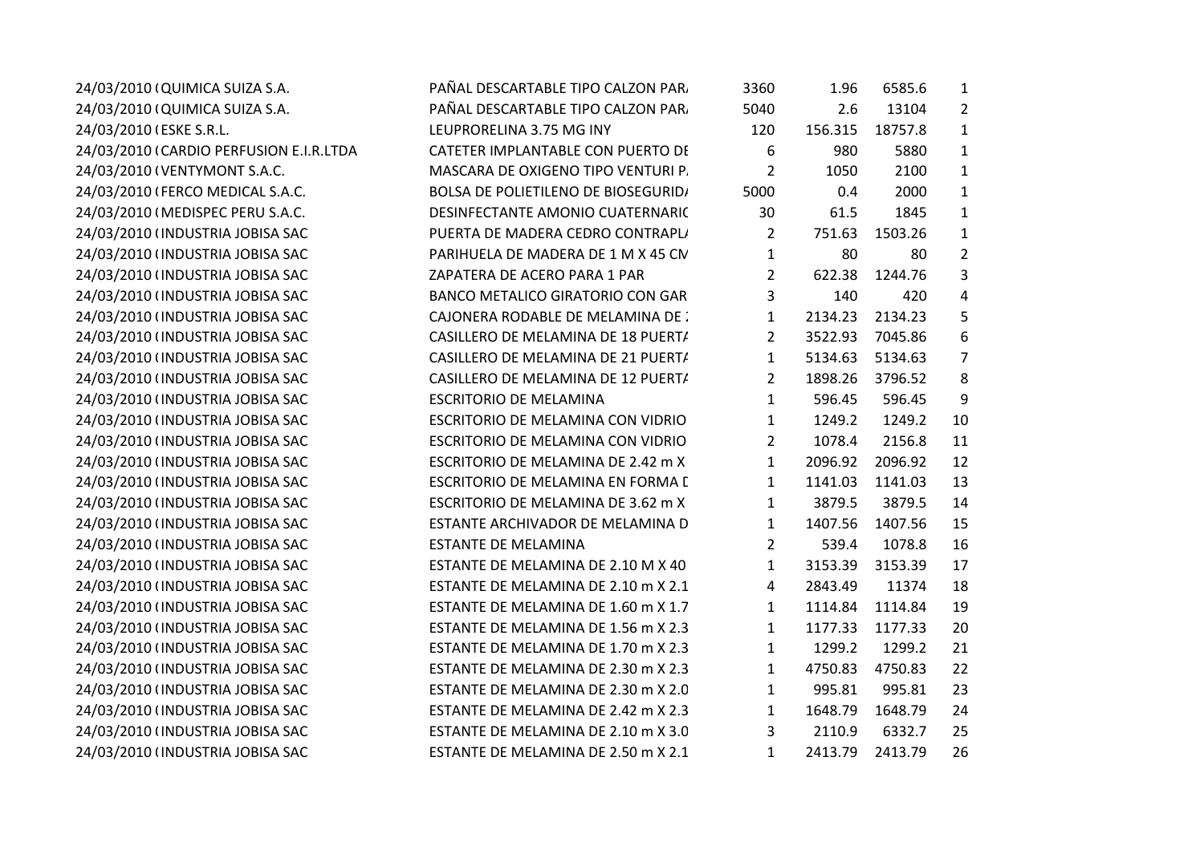| | | | | | | |
|---|---|---|---|---|---|---|
| 24/03/2010 ( | QUIMICA SUIZA S.A. | PAÑAL DESCARTABLE TIPO CALZON PAR/ | 3360 | 1.96 | 6585.6 | 1 |
| 24/03/2010 ( | QUIMICA SUIZA S.A. | PAÑAL DESCARTABLE TIPO CALZON PAR/ | 5040 | 2.6 | 13104 | 2 |
| 24/03/2010 ( | ESKE S.R.L. | LEUPRORELINA 3.75 MG INY | 120 | 156.315 | 18757.8 | 1 |
| 24/03/2010 ( | CARDIO PERFUSION E.I.R.LTDA | CATETER IMPLANTABLE CON PUERTO DE | 6 | 980 | 5880 | 1 |
| 24/03/2010 ( | VENTYMONT S.A.C. | MASCARA DE OXIGENO TIPO VENTURI P/ | 2 | 1050 | 2100 | 1 |
| 24/03/2010 ( | FERCO MEDICAL S.A.C. | BOLSA DE POLIETILENO DE BIOSEGURID/ | 5000 | 0.4 | 2000 | 1 |
| 24/03/2010 ( | MEDISPEC PERU S.A.C. | DESINFECTANTE AMONIO CUATERNARIC | 30 | 61.5 | 1845 | 1 |
| 24/03/2010 ( | INDUSTRIA JOBISA SAC | PUERTA DE MADERA CEDRO CONTRAPL/ | 2 | 751.63 | 1503.26 | 1 |
| 24/03/2010 ( | INDUSTRIA JOBISA SAC | PARIHUELA DE MADERA DE 1 M X 45 CM | 1 | 80 | 80 | 2 |
| 24/03/2010 ( | INDUSTRIA JOBISA SAC | ZAPATERA DE ACERO PARA 1 PAR | 2 | 622.38 | 1244.76 | 3 |
| 24/03/2010 ( | INDUSTRIA JOBISA SAC | BANCO METALICO GIRATORIO CON GAR | 3 | 140 | 420 | 4 |
| 24/03/2010 ( | INDUSTRIA JOBISA SAC | CAJONERA RODABLE DE MELAMINA DE : | 1 | 2134.23 | 2134.23 | 5 |
| 24/03/2010 ( | INDUSTRIA JOBISA SAC | CASILLERO DE MELAMINA DE 18 PUERT/ | 2 | 3522.93 | 7045.86 | 6 |
| 24/03/2010 ( | INDUSTRIA JOBISA SAC | CASILLERO DE MELAMINA DE 21 PUERT/ | 1 | 5134.63 | 5134.63 | 7 |
| 24/03/2010 ( | INDUSTRIA JOBISA SAC | CASILLERO DE MELAMINA DE 12 PUERT/ | 2 | 1898.26 | 3796.52 | 8 |
| 24/03/2010 ( | INDUSTRIA JOBISA SAC | ESCRITORIO DE MELAMINA | 1 | 596.45 | 596.45 | 9 |
| 24/03/2010 ( | INDUSTRIA JOBISA SAC | ESCRITORIO DE MELAMINA CON VIDRIO | 1 | 1249.2 | 1249.2 | 10 |
| 24/03/2010 ( | INDUSTRIA JOBISA SAC | ESCRITORIO DE MELAMINA CON VIDRIO | 2 | 1078.4 | 2156.8 | 11 |
| 24/03/2010 ( | INDUSTRIA JOBISA SAC | ESCRITORIO DE MELAMINA DE 2.42 m X | 1 | 2096.92 | 2096.92 | 12 |
| 24/03/2010 ( | INDUSTRIA JOBISA SAC | ESCRITORIO DE MELAMINA EN FORMA D | 1 | 1141.03 | 1141.03 | 13 |
| 24/03/2010 ( | INDUSTRIA JOBISA SAC | ESCRITORIO DE MELAMINA DE 3.62 m X | 1 | 3879.5 | 3879.5 | 14 |
| 24/03/2010 ( | INDUSTRIA JOBISA SAC | ESTANTE ARCHIVADOR DE MELAMINA D | 1 | 1407.56 | 1407.56 | 15 |
| 24/03/2010 ( | INDUSTRIA JOBISA SAC | ESTANTE DE MELAMINA | 2 | 539.4 | 1078.8 | 16 |
| 24/03/2010 ( | INDUSTRIA JOBISA SAC | ESTANTE DE MELAMINA DE 2.10 M X 40 | 1 | 3153.39 | 3153.39 | 17 |
| 24/03/2010 ( | INDUSTRIA JOBISA SAC | ESTANTE DE MELAMINA DE 2.10 m X 2.1 | 4 | 2843.49 | 11374 | 18 |
| 24/03/2010 ( | INDUSTRIA JOBISA SAC | ESTANTE DE MELAMINA DE 1.60 m X 1.7 | 1 | 1114.84 | 1114.84 | 19 |
| 24/03/2010 ( | INDUSTRIA JOBISA SAC | ESTANTE DE MELAMINA DE 1.56 m X 2.3 | 1 | 1177.33 | 1177.33 | 20 |
| 24/03/2010 ( | INDUSTRIA JOBISA SAC | ESTANTE DE MELAMINA DE 1.70 m X 2.3 | 1 | 1299.2 | 1299.2 | 21 |
| 24/03/2010 ( | INDUSTRIA JOBISA SAC | ESTANTE DE MELAMINA DE 2.30 m X 2.3 | 1 | 4750.83 | 4750.83 | 22 |
| 24/03/2010 ( | INDUSTRIA JOBISA SAC | ESTANTE DE MELAMINA DE 2.30 m X 2.0 | 1 | 995.81 | 995.81 | 23 |
| 24/03/2010 ( | INDUSTRIA JOBISA SAC | ESTANTE DE MELAMINA DE 2.42 m X 2.3 | 1 | 1648.79 | 1648.79 | 24 |
| 24/03/2010 ( | INDUSTRIA JOBISA SAC | ESTANTE DE MELAMINA DE 2.10 m X 3.0 | 3 | 2110.9 | 6332.7 | 25 |
| 24/03/2010 ( | INDUSTRIA JOBISA SAC | ESTANTE DE MELAMINA DE 2.50 m X 2.1 | 1 | 2413.79 | 2413.79 | 26 |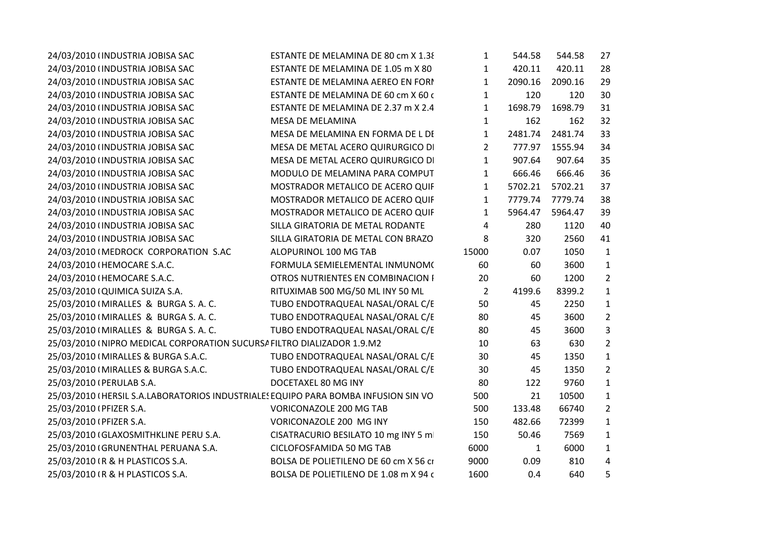| | | | | | | |
|---|---|---|---|---|---|---|
| 24/03/2010 ( | INDUSTRIA JOBISA SAC | ESTANTE DE MELAMINA DE 80 cm X 1.38 | 1 | 544.58 | 544.58 | 27 |
| 24/03/2010 ( | INDUSTRIA JOBISA SAC | ESTANTE DE MELAMINA DE 1.05 m X 80 | 1 | 420.11 | 420.11 | 28 |
| 24/03/2010 ( | INDUSTRIA JOBISA SAC | ESTANTE DE MELAMINA AEREO EN FORM | 1 | 2090.16 | 2090.16 | 29 |
| 24/03/2010 ( | INDUSTRIA JOBISA SAC | ESTANTE DE MELAMINA DE 60 cm X 60 c | 1 | 120 | 120 | 30 |
| 24/03/2010 ( | INDUSTRIA JOBISA SAC | ESTANTE DE MELAMINA DE 2.37 m X 2.4 | 1 | 1698.79 | 1698.79 | 31 |
| 24/03/2010 ( | INDUSTRIA JOBISA SAC | MESA DE MELAMINA | 1 | 162 | 162 | 32 |
| 24/03/2010 ( | INDUSTRIA JOBISA SAC | MESA DE MELAMINA EN FORMA DE L DE | 1 | 2481.74 | 2481.74 | 33 |
| 24/03/2010 ( | INDUSTRIA JOBISA SAC | MESA DE METAL ACERO QUIRURGICO DI | 2 | 777.97 | 1555.94 | 34 |
| 24/03/2010 ( | INDUSTRIA JOBISA SAC | MESA DE METAL ACERO QUIRURGICO DI | 1 | 907.64 | 907.64 | 35 |
| 24/03/2010 ( | INDUSTRIA JOBISA SAC | MODULO DE MELAMINA PARA COMPUT | 1 | 666.46 | 666.46 | 36 |
| 24/03/2010 ( | INDUSTRIA JOBISA SAC | MOSTRADOR METALICO DE ACERO QUIF | 1 | 5702.21 | 5702.21 | 37 |
| 24/03/2010 ( | INDUSTRIA JOBISA SAC | MOSTRADOR METALICO DE ACERO QUIF | 1 | 7779.74 | 7779.74 | 38 |
| 24/03/2010 ( | INDUSTRIA JOBISA SAC | MOSTRADOR METALICO DE ACERO QUIF | 1 | 5964.47 | 5964.47 | 39 |
| 24/03/2010 ( | INDUSTRIA JOBISA SAC | SILLA GIRATORIA DE METAL RODANTE | 4 | 280 | 1120 | 40 |
| 24/03/2010 ( | INDUSTRIA JOBISA SAC | SILLA GIRATORIA DE METAL CON BRAZO | 8 | 320 | 2560 | 41 |
| 24/03/2010 ( | MEDROCK CORPORATION S.AC | ALOPURINOL 100 MG TAB | 15000 | 0.07 | 1050 | 1 |
| 24/03/2010 ( | HEMOCARE S.A.C. | FORMULA SEMIELEMENTAL INMUNOM( | 60 | 60 | 3600 | 1 |
| 24/03/2010 ( | HEMOCARE S.A.C. | OTROS NUTRIENTES EN COMBINACION I | 20 | 60 | 1200 | 2 |
| 25/03/2010 ( | QUIMICA SUIZA S.A. | RITUXIMAB 500 MG/50 ML INY 50 ML | 2 | 4199.6 | 8399.2 | 1 |
| 25/03/2010 ( | MIRALLES & BURGA S. A. C. | TUBO ENDOTRAQUEAL NASAL/ORAL C/E | 50 | 45 | 2250 | 1 |
| 25/03/2010 ( | MIRALLES & BURGA S. A. C. | TUBO ENDOTRAQUEAL NASAL/ORAL C/E | 80 | 45 | 3600 | 2 |
| 25/03/2010 ( | MIRALLES & BURGA S. A. C. | TUBO ENDOTRAQUEAL NASAL/ORAL C/E | 80 | 45 | 3600 | 3 |
| 25/03/2010 ( | NIPRO MEDICAL CORPORATION SUCURSA | FILTRO DIALIZADOR 1.9.M2 | 10 | 63 | 630 | 2 |
| 25/03/2010 ( | MIRALLES & BURGA S.A.C. | TUBO ENDOTRAQUEAL NASAL/ORAL C/E | 30 | 45 | 1350 | 1 |
| 25/03/2010 ( | MIRALLES & BURGA S.A.C. | TUBO ENDOTRAQUEAL NASAL/ORAL C/E | 30 | 45 | 1350 | 2 |
| 25/03/2010 ( | PERULAB S.A. | DOCETAXEL 80 MG INY | 80 | 122 | 9760 | 1 |
| 25/03/2010 ( | HERSIL S.A.LABORATORIOS INDUSTRIALES | EQUIPO PARA BOMBA INFUSION SIN VO | 500 | 21 | 10500 | 1 |
| 25/03/2010 ( | PFIZER S.A. | VORICONAZOLE 200 MG TAB | 500 | 133.48 | 66740 | 2 |
| 25/03/2010 ( | PFIZER S.A. | VORICONAZOLE 200 MG INY | 150 | 482.66 | 72399 | 1 |
| 25/03/2010 ( | GLAXOSMITHKLINE PERU S.A. | CISATRACURIO BESILATO 10 mg INY 5 ml | 150 | 50.46 | 7569 | 1 |
| 25/03/2010 ( | GRUNENTHAL PERUANA S.A. | CICLOFOSFAMIDA 50 MG TAB | 6000 | 1 | 6000 | 1 |
| 25/03/2010 ( | R & H PLASTICOS S.A. | BOLSA DE POLIETILENO DE 60 cm X 56 cr | 9000 | 0.09 | 810 | 4 |
| 25/03/2010 ( | R & H PLASTICOS S.A. | BOLSA DE POLIETILENO DE 1.08 m X 94 c | 1600 | 0.4 | 640 | 5 |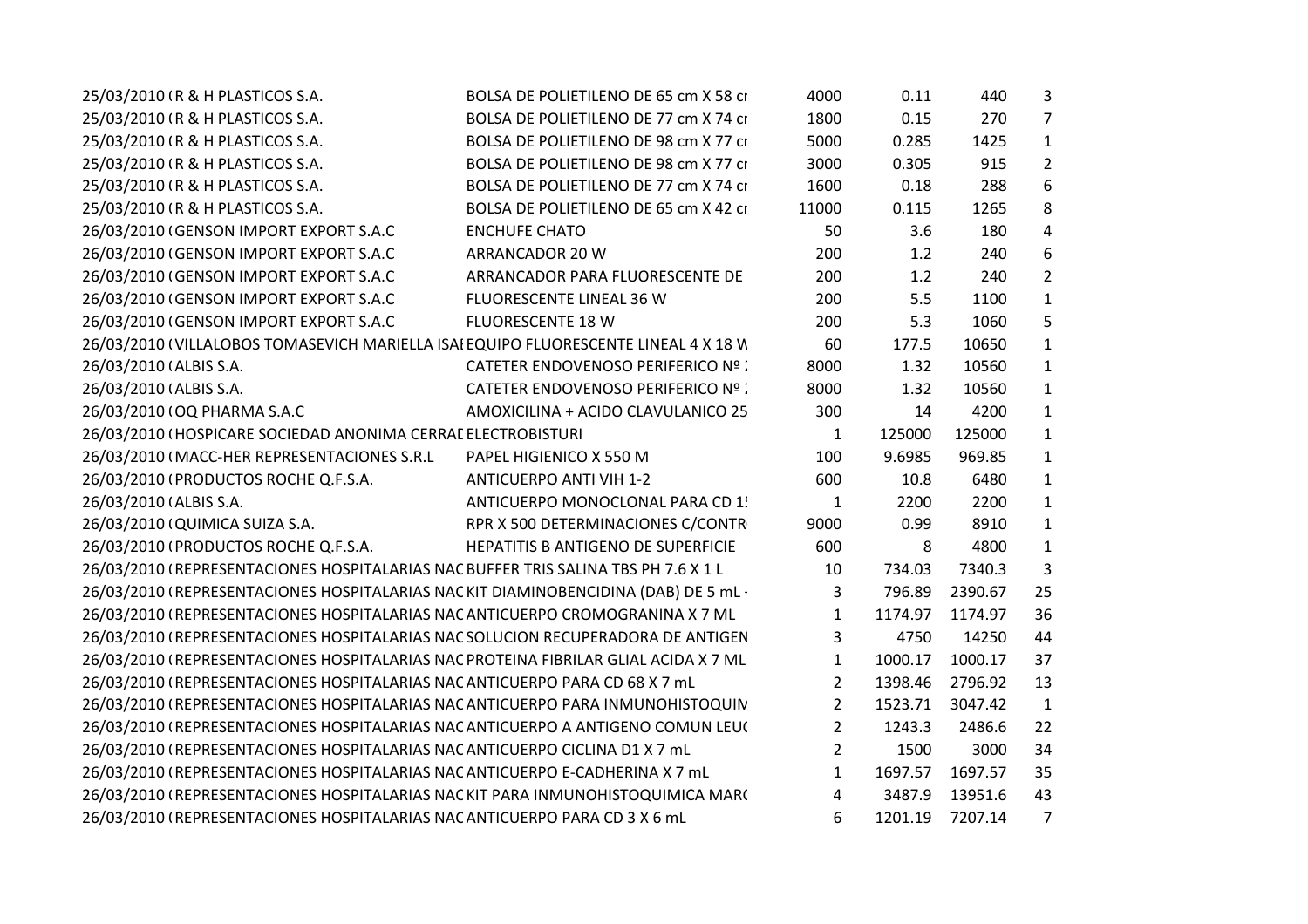| | | | | | | |
|---|---|---|---|---|---|---|
| 25/03/2010 ( | R & H PLASTICOS S.A. | BOLSA DE POLIETILENO DE 65 cm X 58 cı | 4000 | 0.11 | 440 | 3 |
| 25/03/2010 ( | R & H PLASTICOS S.A. | BOLSA DE POLIETILENO DE 77 cm X 74 cı | 1800 | 0.15 | 270 | 7 |
| 25/03/2010 ( | R & H PLASTICOS S.A. | BOLSA DE POLIETILENO DE 98 cm X 77 cı | 5000 | 0.285 | 1425 | 1 |
| 25/03/2010 ( | R & H PLASTICOS S.A. | BOLSA DE POLIETILENO DE 98 cm X 77 cı | 3000 | 0.305 | 915 | 2 |
| 25/03/2010 ( | R & H PLASTICOS S.A. | BOLSA DE POLIETILENO DE 77 cm X 74 cı | 1600 | 0.18 | 288 | 6 |
| 25/03/2010 ( | R & H PLASTICOS S.A. | BOLSA DE POLIETILENO DE 65 cm X 42 cı | 11000 | 0.115 | 1265 | 8 |
| 26/03/2010 ( | GENSON IMPORT EXPORT S.A.C | ENCHUFE CHATO | 50 | 3.6 | 180 | 4 |
| 26/03/2010 ( | GENSON IMPORT EXPORT S.A.C | ARRANCADOR 20 W | 200 | 1.2 | 240 | 6 |
| 26/03/2010 ( | GENSON IMPORT EXPORT S.A.C | ARRANCADOR PARA FLUORESCENTE DE | 200 | 1.2 | 240 | 2 |
| 26/03/2010 ( | GENSON IMPORT EXPORT S.A.C | FLUORESCENTE LINEAL 36 W | 200 | 5.5 | 1100 | 1 |
| 26/03/2010 ( | GENSON IMPORT EXPORT S.A.C | FLUORESCENTE 18 W | 200 | 5.3 | 1060 | 5 |
| 26/03/2010 ( | VILLALOBOS TOMASEVICH MARIELLA ISAI | EQUIPO FLUORESCENTE LINEAL 4 X 18 W | 60 | 177.5 | 10650 | 1 |
| 26/03/2010 ( | ALBIS S.A. | CATETER ENDOVENOSO PERIFERICO Nº 2 | 8000 | 1.32 | 10560 | 1 |
| 26/03/2010 ( | ALBIS S.A. | CATETER ENDOVENOSO PERIFERICO Nº 2 | 8000 | 1.32 | 10560 | 1 |
| 26/03/2010 ( | OQ PHARMA S.A.C | AMOXICILINA + ACIDO CLAVULANICO 25 | 300 | 14 | 4200 | 1 |
| 26/03/2010 ( | HOSPICARE SOCIEDAD ANONIMA CERRAD | ELECTROBISTURI | 1 | 125000 | 125000 | 1 |
| 26/03/2010 ( | MACC-HER REPRESENTACIONES S.R.L | PAPEL HIGIENICO X 550 M | 100 | 9.6985 | 969.85 | 1 |
| 26/03/2010 ( | PRODUCTOS ROCHE Q.F.S.A. | ANTICUERPO ANTI VIH 1-2 | 600 | 10.8 | 6480 | 1 |
| 26/03/2010 ( | ALBIS S.A. | ANTICUERPO MONOCLONAL PARA CD 1! | 1 | 2200 | 2200 | 1 |
| 26/03/2010 ( | QUIMICA SUIZA S.A. | RPR X 500 DETERMINACIONES C/CONTR | 9000 | 0.99 | 8910 | 1 |
| 26/03/2010 ( | PRODUCTOS ROCHE Q.F.S.A. | HEPATITIS B ANTIGENO DE SUPERFICIE | 600 | 8 | 4800 | 1 |
| 26/03/2010 ( | REPRESENTACIONES HOSPITALARIAS NAC | BUFFER TRIS SALINA TBS PH 7.6 X 1 L | 10 | 734.03 | 7340.3 | 3 |
| 26/03/2010 ( | REPRESENTACIONES HOSPITALARIAS NAC | KIT DIAMINOBENCIDINA (DAB) DE 5 mL - | 3 | 796.89 | 2390.67 | 25 |
| 26/03/2010 ( | REPRESENTACIONES HOSPITALARIAS NAC | ANTICUERPO CROMOGRANINA X 7 ML | 1 | 1174.97 | 1174.97 | 36 |
| 26/03/2010 ( | REPRESENTACIONES HOSPITALARIAS NAC | SOLUCION RECUPERADORA DE ANTIGEN | 3 | 4750 | 14250 | 44 |
| 26/03/2010 ( | REPRESENTACIONES HOSPITALARIAS NAC | PROTEINA FIBRILAR GLIAL ACIDA X 7 ML | 1 | 1000.17 | 1000.17 | 37 |
| 26/03/2010 ( | REPRESENTACIONES HOSPITALARIAS NAC | ANTICUERPO PARA CD 68 X 7 mL | 2 | 1398.46 | 2796.92 | 13 |
| 26/03/2010 ( | REPRESENTACIONES HOSPITALARIAS NAC | ANTICUERPO PARA INMUNOHISTOQUIM | 2 | 1523.71 | 3047.42 | 1 |
| 26/03/2010 ( | REPRESENTACIONES HOSPITALARIAS NAC | ANTICUERPO A ANTIGENO COMUN LEU( | 2 | 1243.3 | 2486.6 | 22 |
| 26/03/2010 ( | REPRESENTACIONES HOSPITALARIAS NAC | ANTICUERPO CICLINA D1 X 7 mL | 2 | 1500 | 3000 | 34 |
| 26/03/2010 ( | REPRESENTACIONES HOSPITALARIAS NAC | ANTICUERPO E-CADHERINA X 7 mL | 1 | 1697.57 | 1697.57 | 35 |
| 26/03/2010 ( | REPRESENTACIONES HOSPITALARIAS NAC | KIT PARA INMUNOHISTOQUIMICA MAR( | 4 | 3487.9 | 13951.6 | 43 |
| 26/03/2010 ( | REPRESENTACIONES HOSPITALARIAS NAC | ANTICUERPO PARA CD 3 X 6 mL | 6 | 1201.19 | 7207.14 | 7 |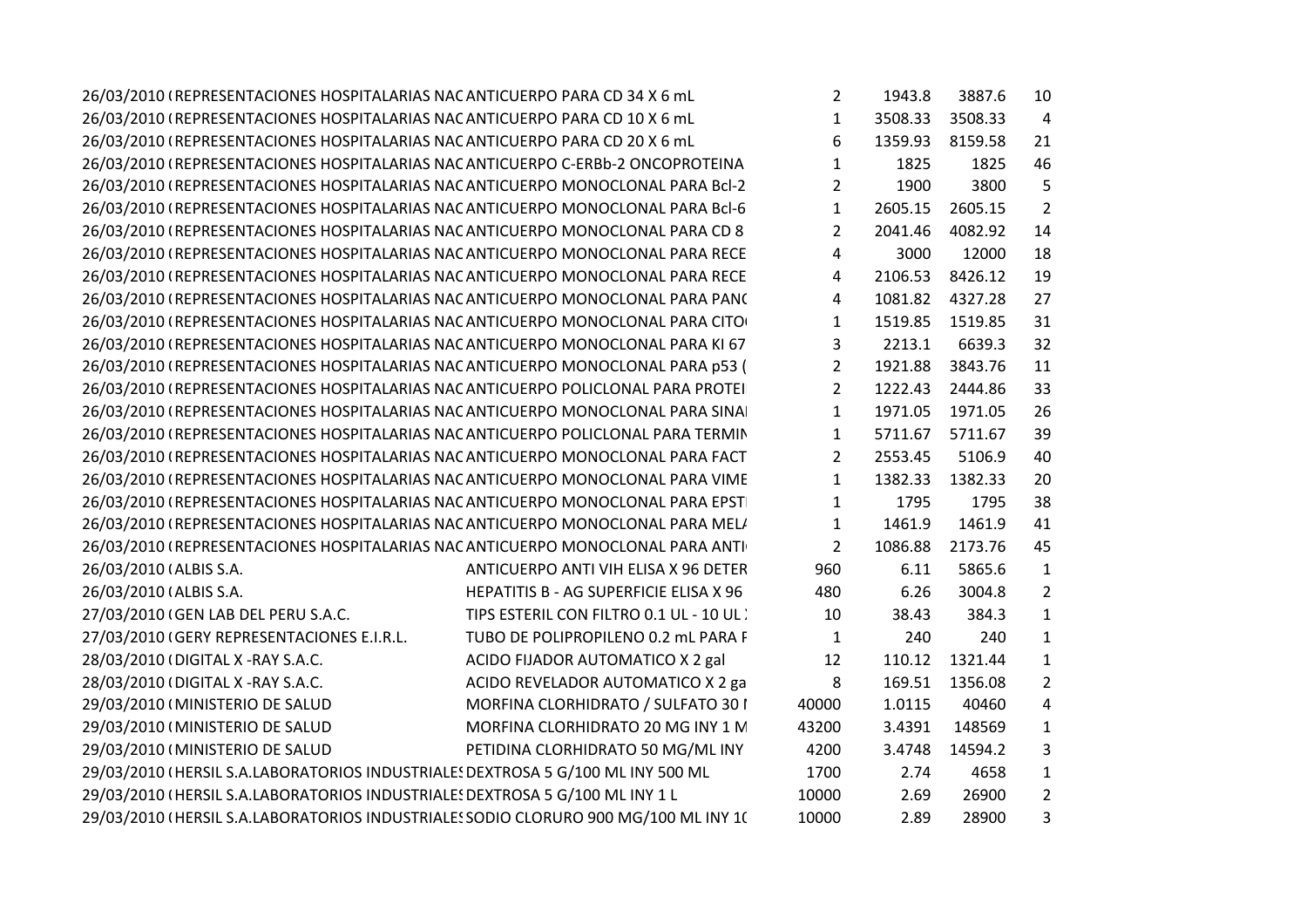| | | | | | | |
|---|---|---|---|---|---|---|
| 26/03/2010 ( | REPRESENTACIONES HOSPITALARIAS NAC | ANTICUERPO PARA CD 34 X 6 mL | 2 | 1943.8 | 3887.6 | 10 |
| 26/03/2010 ( | REPRESENTACIONES HOSPITALARIAS NAC | ANTICUERPO PARA CD 10 X 6 mL | 1 | 3508.33 | 3508.33 | 4 |
| 26/03/2010 ( | REPRESENTACIONES HOSPITALARIAS NAC | ANTICUERPO PARA CD 20 X 6 mL | 6 | 1359.93 | 8159.58 | 21 |
| 26/03/2010 ( | REPRESENTACIONES HOSPITALARIAS NAC | ANTICUERPO C-ERBb-2 ONCOPROTEINA | 1 | 1825 | 1825 | 46 |
| 26/03/2010 ( | REPRESENTACIONES HOSPITALARIAS NAC | ANTICUERPO MONOCLONAL PARA Bcl-2 | 2 | 1900 | 3800 | 5 |
| 26/03/2010 ( | REPRESENTACIONES HOSPITALARIAS NAC | ANTICUERPO MONOCLONAL PARA Bcl-6 | 1 | 2605.15 | 2605.15 | 2 |
| 26/03/2010 ( | REPRESENTACIONES HOSPITALARIAS NAC | ANTICUERPO MONOCLONAL PARA CD 8 | 2 | 2041.46 | 4082.92 | 14 |
| 26/03/2010 ( | REPRESENTACIONES HOSPITALARIAS NAC | ANTICUERPO MONOCLONAL PARA RECE | 4 | 3000 | 12000 | 18 |
| 26/03/2010 ( | REPRESENTACIONES HOSPITALARIAS NAC | ANTICUERPO MONOCLONAL PARA RECE | 4 | 2106.53 | 8426.12 | 19 |
| 26/03/2010 ( | REPRESENTACIONES HOSPITALARIAS NAC | ANTICUERPO MONOCLONAL PARA PAN( | 4 | 1081.82 | 4327.28 | 27 |
| 26/03/2010 ( | REPRESENTACIONES HOSPITALARIAS NAC | ANTICUERPO MONOCLONAL PARA CITO( | 1 | 1519.85 | 1519.85 | 31 |
| 26/03/2010 ( | REPRESENTACIONES HOSPITALARIAS NAC | ANTICUERPO MONOCLONAL PARA KI 67 | 3 | 2213.1 | 6639.3 | 32 |
| 26/03/2010 ( | REPRESENTACIONES HOSPITALARIAS NAC | ANTICUERPO MONOCLONAL PARA p53 ( | 2 | 1921.88 | 3843.76 | 11 |
| 26/03/2010 ( | REPRESENTACIONES HOSPITALARIAS NAC | ANTICUERPO POLICLONAL PARA PROTEI | 2 | 1222.43 | 2444.86 | 33 |
| 26/03/2010 ( | REPRESENTACIONES HOSPITALARIAS NAC | ANTICUERPO MONOCLONAL PARA SINAI | 1 | 1971.05 | 1971.05 | 26 |
| 26/03/2010 ( | REPRESENTACIONES HOSPITALARIAS NAC | ANTICUERPO POLICLONAL PARA TERMIN | 1 | 5711.67 | 5711.67 | 39 |
| 26/03/2010 ( | REPRESENTACIONES HOSPITALARIAS NAC | ANTICUERPO MONOCLONAL PARA FACT | 2 | 2553.45 | 5106.9 | 40 |
| 26/03/2010 ( | REPRESENTACIONES HOSPITALARIAS NAC | ANTICUERPO MONOCLONAL PARA VIME | 1 | 1382.33 | 1382.33 | 20 |
| 26/03/2010 ( | REPRESENTACIONES HOSPITALARIAS NAC | ANTICUERPO MONOCLONAL PARA EPSTI | 1 | 1795 | 1795 | 38 |
| 26/03/2010 ( | REPRESENTACIONES HOSPITALARIAS NAC | ANTICUERPO MONOCLONAL PARA MEL/ | 1 | 1461.9 | 1461.9 | 41 |
| 26/03/2010 ( | REPRESENTACIONES HOSPITALARIAS NAC | ANTICUERPO MONOCLONAL PARA ANTI( | 2 | 1086.88 | 2173.76 | 45 |
| 26/03/2010 ( | ALBIS S.A. | ANTICUERPO ANTI VIH ELISA X 96 DETER | 960 | 6.11 | 5865.6 | 1 |
| 26/03/2010 ( | ALBIS S.A. | HEPATITIS B - AG SUPERFICIE ELISA X 96 | 480 | 6.26 | 3004.8 | 2 |
| 27/03/2010 ( | GEN LAB DEL PERU S.A.C. | TIPS ESTERIL CON FILTRO 0.1 UL - 10 UL ) | 10 | 38.43 | 384.3 | 1 |
| 27/03/2010 ( | GERY REPRESENTACIONES E.I.R.L. | TUBO DE POLIPROPILENO 0.2 mL PARA F | 1 | 240 | 240 | 1 |
| 28/03/2010 ( | DIGITAL X -RAY S.A.C. | ACIDO FIJADOR AUTOMATICO X 2 gal | 12 | 110.12 | 1321.44 | 1 |
| 28/03/2010 ( | DIGITAL X -RAY S.A.C. | ACIDO REVELADOR AUTOMATICO X 2 ga | 8 | 169.51 | 1356.08 | 2 |
| 29/03/2010 ( | MINISTERIO DE SALUD | MORFINA CLORHIDRATO / SULFATO 30 I | 40000 | 1.0115 | 40460 | 4 |
| 29/03/2010 ( | MINISTERIO DE SALUD | MORFINA CLORHIDRATO 20 MG INY 1 M | 43200 | 3.4391 | 148569 | 1 |
| 29/03/2010 ( | MINISTERIO DE SALUD | PETIDINA CLORHIDRATO 50 MG/ML INY | 4200 | 3.4748 | 14594.2 | 3 |
| 29/03/2010 ( | HERSIL S.A.LABORATORIOS INDUSTRIALES | DEXTROSA 5 G/100 ML INY 500 ML | 1700 | 2.74 | 4658 | 1 |
| 29/03/2010 ( | HERSIL S.A.LABORATORIOS INDUSTRIALES | DEXTROSA 5 G/100 ML INY 1 L | 10000 | 2.69 | 26900 | 2 |
| 29/03/2010 ( | HERSIL S.A.LABORATORIOS INDUSTRIALES | SODIO CLORURO 900 MG/100 ML INY 1( | 10000 | 2.89 | 28900 | 3 |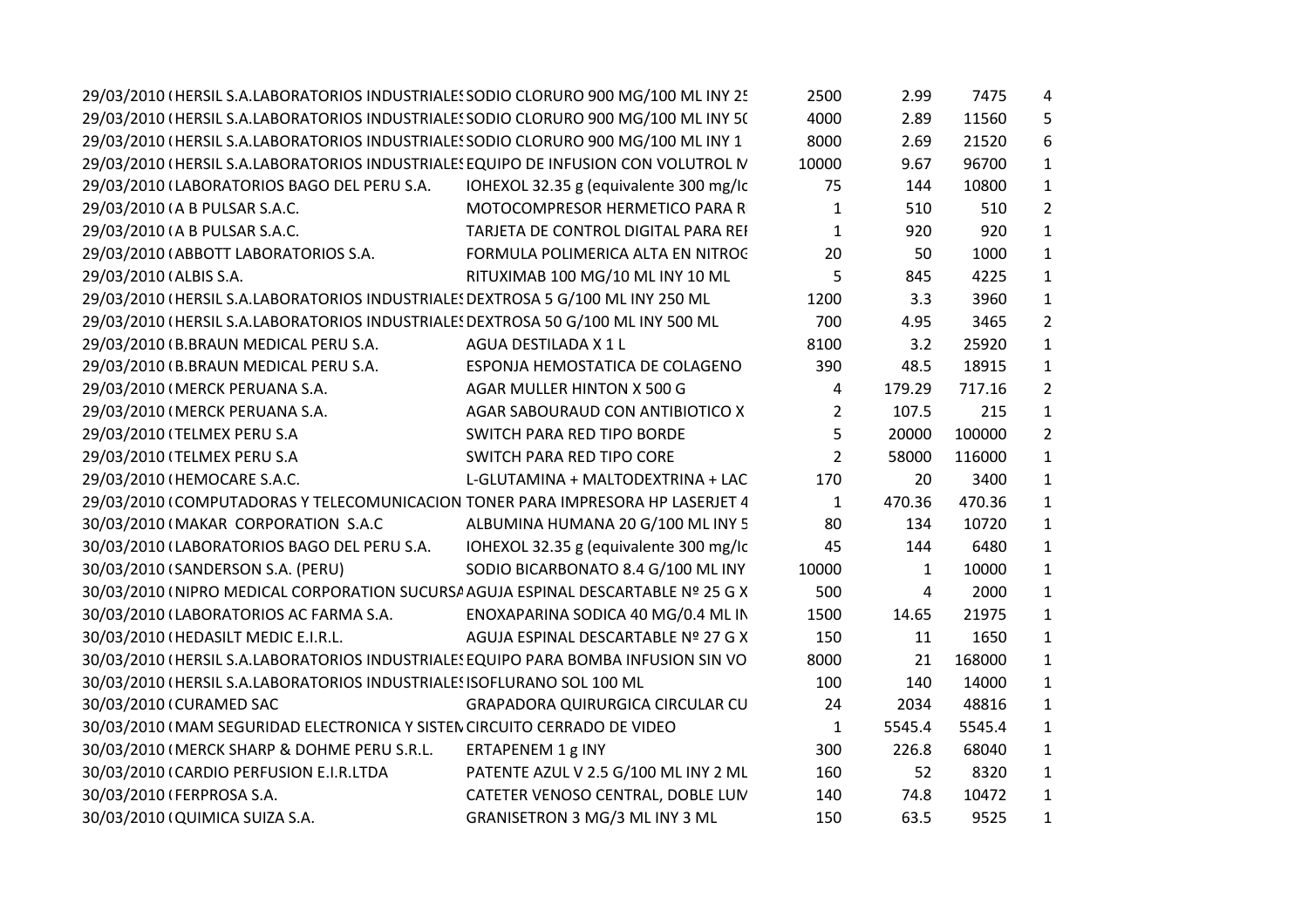| | | | | | | |
|---|---|---|---|---|---|---|
| 29/03/2010 ( | HERSIL S.A.LABORATORIOS INDUSTRIALES | SODIO CLORURO 900 MG/100 ML INY 25 | 2500 | 2.99 | 7475 | 4 |
| 29/03/2010 ( | HERSIL S.A.LABORATORIOS INDUSTRIALES | SODIO CLORURO 900 MG/100 ML INY 50 | 4000 | 2.89 | 11560 | 5 |
| 29/03/2010 ( | HERSIL S.A.LABORATORIOS INDUSTRIALES | SODIO CLORURO 900 MG/100 ML INY 1 | 8000 | 2.69 | 21520 | 6 |
| 29/03/2010 ( | HERSIL S.A.LABORATORIOS INDUSTRIALES | EQUIPO DE INFUSION CON VOLUTROL M | 10000 | 9.67 | 96700 | 1 |
| 29/03/2010 ( | LABORATORIOS BAGO DEL PERU S.A. | IOHEXOL 32.35 g (equivalente 300 mg/Io | 75 | 144 | 10800 | 1 |
| 29/03/2010 ( | A B PULSAR S.A.C. | MOTOCOMPRESOR HERMETICO PARA R | 1 | 510 | 510 | 2 |
| 29/03/2010 ( | A B PULSAR S.A.C. | TARJETA DE CONTROL DIGITAL PARA REF | 1 | 920 | 920 | 1 |
| 29/03/2010 ( | ABBOTT LABORATORIOS S.A. | FORMULA POLIMERICA ALTA EN NITROG | 20 | 50 | 1000 | 1 |
| 29/03/2010 ( | ALBIS S.A. | RITUXIMAB 100 MG/10 ML INY 10 ML | 5 | 845 | 4225 | 1 |
| 29/03/2010 ( | HERSIL S.A.LABORATORIOS INDUSTRIALES | DEXTROSA 5 G/100 ML INY 250 ML | 1200 | 3.3 | 3960 | 1 |
| 29/03/2010 ( | HERSIL S.A.LABORATORIOS INDUSTRIALES | DEXTROSA 50 G/100 ML INY 500 ML | 700 | 4.95 | 3465 | 2 |
| 29/03/2010 ( | B.BRAUN MEDICAL PERU S.A. | AGUA DESTILADA X 1 L | 8100 | 3.2 | 25920 | 1 |
| 29/03/2010 ( | B.BRAUN MEDICAL PERU S.A. | ESPONJA HEMOSTATICA DE COLAGENO | 390 | 48.5 | 18915 | 1 |
| 29/03/2010 ( | MERCK PERUANA S.A. | AGAR MULLER HINTON X 500 G | 4 | 179.29 | 717.16 | 2 |
| 29/03/2010 ( | MERCK PERUANA S.A. | AGAR SABOURAUD CON ANTIBIOTICO X | 2 | 107.5 | 215 | 1 |
| 29/03/2010 ( | TELMEX PERU S.A | SWITCH PARA RED TIPO BORDE | 5 | 20000 | 100000 | 2 |
| 29/03/2010 ( | TELMEX PERU S.A | SWITCH PARA RED TIPO CORE | 2 | 58000 | 116000 | 1 |
| 29/03/2010 ( | HEMOCARE S.A.C. | L-GLUTAMINA + MALTODEXTRINA + LAC | 170 | 20 | 3400 | 1 |
| 29/03/2010 ( | COMPUTADORAS Y TELECOMUNICACION | TONER PARA IMPRESORA HP LASERJET 4 | 1 | 470.36 | 470.36 | 1 |
| 30/03/2010 ( | MAKAR CORPORATION S.A.C | ALBUMINA HUMANA 20 G/100 ML INY 5 | 80 | 134 | 10720 | 1 |
| 30/03/2010 ( | LABORATORIOS BAGO DEL PERU S.A. | IOHEXOL 32.35 g (equivalente 300 mg/Io | 45 | 144 | 6480 | 1 |
| 30/03/2010 ( | SANDERSON S.A. (PERU) | SODIO BICARBONATO 8.4 G/100 ML INY | 10000 | 1 | 10000 | 1 |
| 30/03/2010 ( | NIPRO MEDICAL CORPORATION SUCURSA | AGUJA ESPINAL DESCARTABLE Nº 25 G X | 500 | 4 | 2000 | 1 |
| 30/03/2010 ( | LABORATORIOS AC FARMA S.A. | ENOXAPARINA SODICA 40 MG/0.4 ML IN | 1500 | 14.65 | 21975 | 1 |
| 30/03/2010 ( | HEDASILT MEDIC E.I.R.L. | AGUJA ESPINAL DESCARTABLE Nº 27 G X | 150 | 11 | 1650 | 1 |
| 30/03/2010 ( | HERSIL S.A.LABORATORIOS INDUSTRIALES | EQUIPO PARA BOMBA INFUSION SIN VO | 8000 | 21 | 168000 | 1 |
| 30/03/2010 ( | HERSIL S.A.LABORATORIOS INDUSTRIALES | ISOFLURANO SOL 100 ML | 100 | 140 | 14000 | 1 |
| 30/03/2010 ( | CURAMED SAC | GRAPADORA QUIRURGICA CIRCULAR CU | 24 | 2034 | 48816 | 1 |
| 30/03/2010 ( | MAM SEGURIDAD ELECTRONICA Y SISTEM | CIRCUITO CERRADO DE VIDEO | 1 | 5545.4 | 5545.4 | 1 |
| 30/03/2010 ( | MERCK SHARP & DOHME PERU S.R.L. | ERTAPENEM 1 g INY | 300 | 226.8 | 68040 | 1 |
| 30/03/2010 ( | CARDIO PERFUSION E.I.R.LTDA | PATENTE AZUL V 2.5 G/100 ML INY 2 ML | 160 | 52 | 8320 | 1 |
| 30/03/2010 ( | FERPROSA S.A. | CATETER VENOSO CENTRAL, DOBLE LUM | 140 | 74.8 | 10472 | 1 |
| 30/03/2010 ( | QUIMICA SUIZA S.A. | GRANISETRON 3 MG/3 ML INY 3 ML | 150 | 63.5 | 9525 | 1 |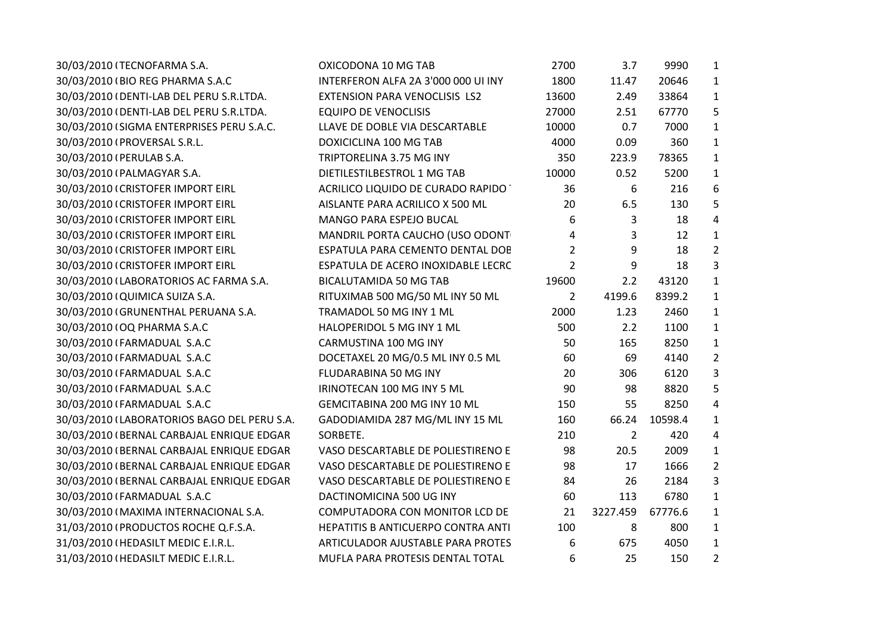| | | | | | | |
|---|---|---|---|---|---|---|
| 30/03/2010 ( | TECNOFARMA S.A. | OXICODONA 10 MG TAB | 2700 | 3.7 | 9990 | 1 |
| 30/03/2010 ( | BIO REG PHARMA S.A.C | INTERFERON ALFA 2A 3'000 000 UI INY | 1800 | 11.47 | 20646 | 1 |
| 30/03/2010 ( | DENTI-LAB DEL PERU S.R.LTDA. | EXTENSION PARA VENOCLISIS LS2 | 13600 | 2.49 | 33864 | 1 |
| 30/03/2010 ( | DENTI-LAB DEL PERU S.R.LTDA. | EQUIPO DE VENOCLISIS | 27000 | 2.51 | 67770 | 5 |
| 30/03/2010 ( | SIGMA ENTERPRISES PERU S.A.C. | LLAVE DE DOBLE VIA DESCARTABLE | 10000 | 0.7 | 7000 | 1 |
| 30/03/2010 ( | PROVERSAL S.R.L. | DOXICICLINA 100 MG TAB | 4000 | 0.09 | 360 | 1 |
| 30/03/2010 ( | PERULAB S.A. | TRIPTORELINA 3.75 MG INY | 350 | 223.9 | 78365 | 1 |
| 30/03/2010 ( | PALMAGYAR S.A. | DIETILESTILBESTROL 1 MG TAB | 10000 | 0.52 | 5200 | 1 |
| 30/03/2010 ( | CRISTOFER IMPORT EIRL | ACRILICO LIQUIDO DE CURADO RAPIDO | 36 | 6 | 216 | 6 |
| 30/03/2010 ( | CRISTOFER IMPORT EIRL | AISLANTE PARA ACRILICO X 500 ML | 20 | 6.5 | 130 | 5 |
| 30/03/2010 ( | CRISTOFER IMPORT EIRL | MANGO PARA ESPEJO BUCAL | 6 | 3 | 18 | 4 |
| 30/03/2010 ( | CRISTOFER IMPORT EIRL | MANDRIL PORTA CAUCHO (USO ODONT | 4 | 3 | 12 | 1 |
| 30/03/2010 ( | CRISTOFER IMPORT EIRL | ESPATULA PARA CEMENTO DENTAL DOB | 2 | 9 | 18 | 2 |
| 30/03/2010 ( | CRISTOFER IMPORT EIRL | ESPATULA DE ACERO INOXIDABLE LECRC | 2 | 9 | 18 | 3 |
| 30/03/2010 ( | LABORATORIOS AC FARMA S.A. | BICALUTAMIDA 50 MG TAB | 19600 | 2.2 | 43120 | 1 |
| 30/03/2010 ( | QUIMICA SUIZA S.A. | RITUXIMAB 500 MG/50 ML INY 50 ML | 2 | 4199.6 | 8399.2 | 1 |
| 30/03/2010 ( | GRUNENTHAL PERUANA S.A. | TRAMADOL 50 MG INY 1 ML | 2000 | 1.23 | 2460 | 1 |
| 30/03/2010 ( | OQ PHARMA S.A.C | HALOPERIDOL 5 MG INY 1 ML | 500 | 2.2 | 1100 | 1 |
| 30/03/2010 ( | FARMADUAL S.A.C | CARMUSTINA 100 MG INY | 50 | 165 | 8250 | 1 |
| 30/03/2010 ( | FARMADUAL S.A.C | DOCETAXEL 20 MG/0.5 ML INY 0.5 ML | 60 | 69 | 4140 | 2 |
| 30/03/2010 ( | FARMADUAL S.A.C | FLUDARABINA 50 MG INY | 20 | 306 | 6120 | 3 |
| 30/03/2010 ( | FARMADUAL S.A.C | IRINOTECAN 100 MG INY 5 ML | 90 | 98 | 8820 | 5 |
| 30/03/2010 ( | FARMADUAL S.A.C | GEMCITABINA 200 MG INY 10 ML | 150 | 55 | 8250 | 4 |
| 30/03/2010 ( | LABORATORIOS BAGO DEL PERU S.A. | GADODIAMIDA 287 MG/ML INY 15 ML | 160 | 66.24 | 10598.4 | 1 |
| 30/03/2010 ( | BERNAL CARBAJAL ENRIQUE EDGAR | SORBETE. | 210 | 2 | 420 | 4 |
| 30/03/2010 ( | BERNAL CARBAJAL ENRIQUE EDGAR | VASO DESCARTABLE DE POLIESTIRENO E | 98 | 20.5 | 2009 | 1 |
| 30/03/2010 ( | BERNAL CARBAJAL ENRIQUE EDGAR | VASO DESCARTABLE DE POLIESTIRENO E | 98 | 17 | 1666 | 2 |
| 30/03/2010 ( | BERNAL CARBAJAL ENRIQUE EDGAR | VASO DESCARTABLE DE POLIESTIRENO E | 84 | 26 | 2184 | 3 |
| 30/03/2010 ( | FARMADUAL S.A.C | DACTINOMICINA 500 UG INY | 60 | 113 | 6780 | 1 |
| 30/03/2010 ( | MAXIMA INTERNACIONAL S.A. | COMPUTADORA CON MONITOR LCD DE | 21 | 3227.459 | 67776.6 | 1 |
| 31/03/2010 ( | PRODUCTOS ROCHE Q.F.S.A. | HEPATITIS B ANTICUERPO CONTRA ANTI | 100 | 8 | 800 | 1 |
| 31/03/2010 ( | HEDASILT MEDIC E.I.R.L. | ARTICULADOR AJUSTABLE PARA PROTES | 6 | 675 | 4050 | 1 |
| 31/03/2010 ( | HEDASILT MEDIC E.I.R.L. | MUFLA PARA PROTESIS DENTAL TOTAL | 6 | 25 | 150 | 2 |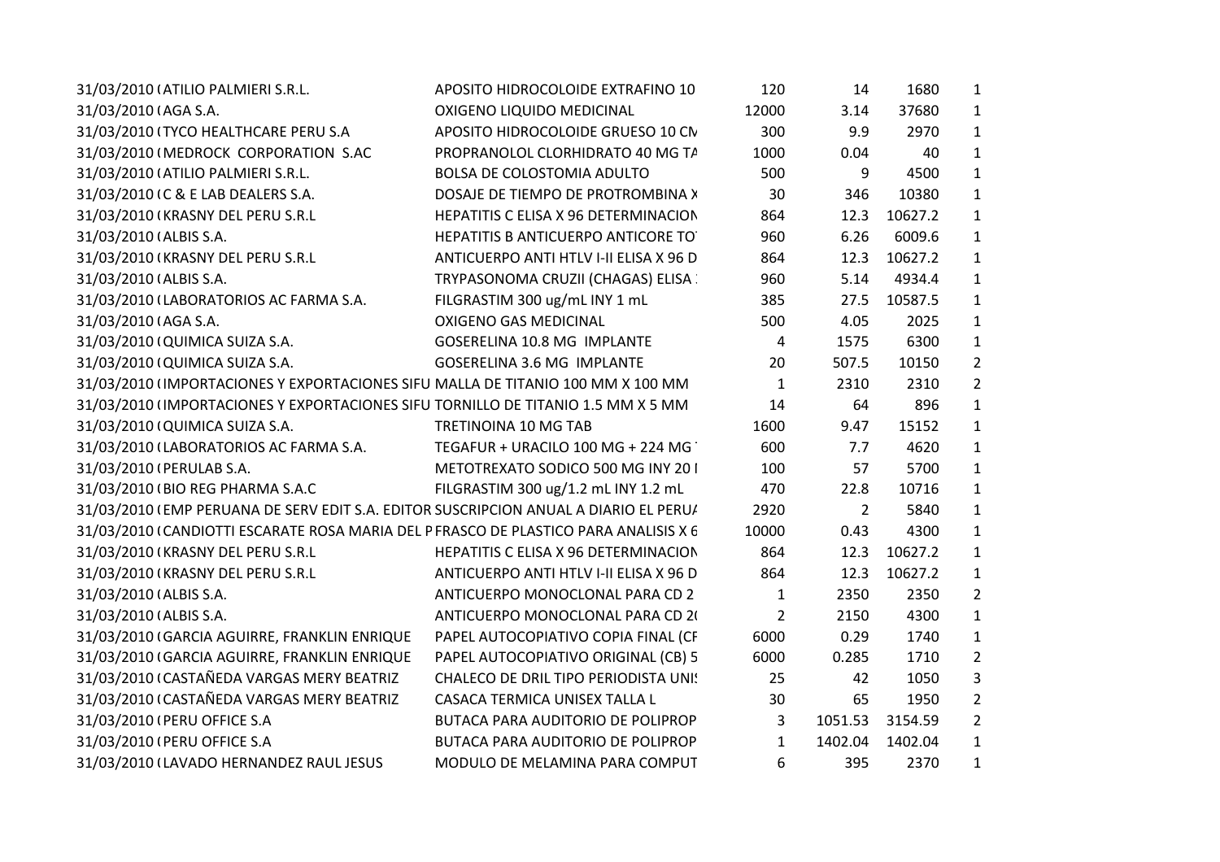| | | | | | | |
|---|---|---|---|---|---|---|
| 31/03/2010 ( | ATILIO PALMIERI S.R.L. | APOSITO HIDROCOLOIDE EXTRAFINO 10 | 120 | 14 | 1680 | 1 |
| 31/03/2010 ( | AGA S.A. | OXIGENO LIQUIDO MEDICINAL | 12000 | 3.14 | 37680 | 1 |
| 31/03/2010 ( | TYCO HEALTHCARE PERU S.A | APOSITO HIDROCOLOIDE GRUESO 10 CM | 300 | 9.9 | 2970 | 1 |
| 31/03/2010 ( | MEDROCK CORPORATION S.AC | PROPRANOLOL CLORHIDRATO 40 MG TA | 1000 | 0.04 | 40 | 1 |
| 31/03/2010 ( | ATILIO PALMIERI S.R.L. | BOLSA DE COLOSTOMIA ADULTO | 500 | 9 | 4500 | 1 |
| 31/03/2010 ( | C & E LAB DEALERS S.A. | DOSAJE DE TIEMPO DE PROTROMBINA X | 30 | 346 | 10380 | 1 |
| 31/03/2010 ( | KRASNY DEL PERU S.R.L | HEPATITIS C ELISA X 96 DETERMINACION | 864 | 12.3 | 10627.2 | 1 |
| 31/03/2010 ( | ALBIS S.A. | HEPATITIS B ANTICUERPO ANTICORE TO | 960 | 6.26 | 6009.6 | 1 |
| 31/03/2010 ( | KRASNY DEL PERU S.R.L | ANTICUERPO ANTI HTLV I-II ELISA X 96 D | 864 | 12.3 | 10627.2 | 1 |
| 31/03/2010 ( | ALBIS S.A. | TRYPASONOMA CRUZII (CHAGAS) ELISA | 960 | 5.14 | 4934.4 | 1 |
| 31/03/2010 ( | LABORATORIOS AC FARMA S.A. | FILGRASTIM 300 ug/mL INY 1 mL | 385 | 27.5 | 10587.5 | 1 |
| 31/03/2010 ( | AGA S.A. | OXIGENO GAS MEDICINAL | 500 | 4.05 | 2025 | 1 |
| 31/03/2010 ( | QUIMICA SUIZA S.A. | GOSERELINA 10.8 MG IMPLANTE | 4 | 1575 | 6300 | 1 |
| 31/03/2010 ( | QUIMICA SUIZA S.A. | GOSERELINA 3.6 MG IMPLANTE | 20 | 507.5 | 10150 | 2 |
| 31/03/2010 ( | IMPORTACIONES Y EXPORTACIONES SIFU | MALLA DE TITANIO 100 MM X 100 MM | 1 | 2310 | 2310 | 2 |
| 31/03/2010 ( | IMPORTACIONES Y EXPORTACIONES SIFU | TORNILLO DE TITANIO 1.5 MM X 5 MM | 14 | 64 | 896 | 1 |
| 31/03/2010 ( | QUIMICA SUIZA S.A. | TRETINOINA 10 MG TAB | 1600 | 9.47 | 15152 | 1 |
| 31/03/2010 ( | LABORATORIOS AC FARMA S.A. | TEGAFUR + URACILO 100 MG + 224 MG | 600 | 7.7 | 4620 | 1 |
| 31/03/2010 ( | PERULAB S.A. | METOTREXATO SODICO 500 MG INY 20 I | 100 | 57 | 5700 | 1 |
| 31/03/2010 ( | BIO REG PHARMA S.A.C | FILGRASTIM 300 ug/1.2 mL INY 1.2 mL | 470 | 22.8 | 10716 | 1 |
| 31/03/2010 ( | EMP PERUANA DE SERV EDIT S.A. EDITOR | SUSCRIPCION ANUAL A DIARIO EL PERUA | 2920 | 2 | 5840 | 1 |
| 31/03/2010 ( | CANDIOTTI ESCARATE ROSA MARIA DEL P | FRASCO DE PLASTICO PARA ANALISIS X 6 | 10000 | 0.43 | 4300 | 1 |
| 31/03/2010 ( | KRASNY DEL PERU S.R.L | HEPATITIS C ELISA X 96 DETERMINACION | 864 | 12.3 | 10627.2 | 1 |
| 31/03/2010 ( | KRASNY DEL PERU S.R.L | ANTICUERPO ANTI HTLV I-II ELISA X 96 D | 864 | 12.3 | 10627.2 | 1 |
| 31/03/2010 ( | ALBIS S.A. | ANTICUERPO MONOCLONAL PARA CD 2 | 1 | 2350 | 2350 | 2 |
| 31/03/2010 ( | ALBIS S.A. | ANTICUERPO MONOCLONAL PARA CD 2( | 2 | 2150 | 4300 | 1 |
| 31/03/2010 ( | GARCIA AGUIRRE, FRANKLIN ENRIQUE | PAPEL AUTOCOPIATIVO COPIA FINAL (CF | 6000 | 0.29 | 1740 | 1 |
| 31/03/2010 ( | GARCIA AGUIRRE, FRANKLIN ENRIQUE | PAPEL AUTOCOPIATIVO ORIGINAL (CB) 5 | 6000 | 0.285 | 1710 | 2 |
| 31/03/2010 ( | CASTAÑEDA VARGAS MERY BEATRIZ | CHALECO DE DRIL TIPO PERIODISTA UNIS | 25 | 42 | 1050 | 3 |
| 31/03/2010 ( | CASTAÑEDA VARGAS MERY BEATRIZ | CASACA TERMICA UNISEX TALLA L | 30 | 65 | 1950 | 2 |
| 31/03/2010 ( | PERU OFFICE S.A | BUTACA PARA AUDITORIO DE POLIPROP | 3 | 1051.53 | 3154.59 | 2 |
| 31/03/2010 ( | PERU OFFICE S.A | BUTACA PARA AUDITORIO DE POLIPROP | 1 | 1402.04 | 1402.04 | 1 |
| 31/03/2010 ( | LAVADO HERNANDEZ RAUL JESUS | MODULO DE MELAMINA PARA COMPUT | 6 | 395 | 2370 | 1 |